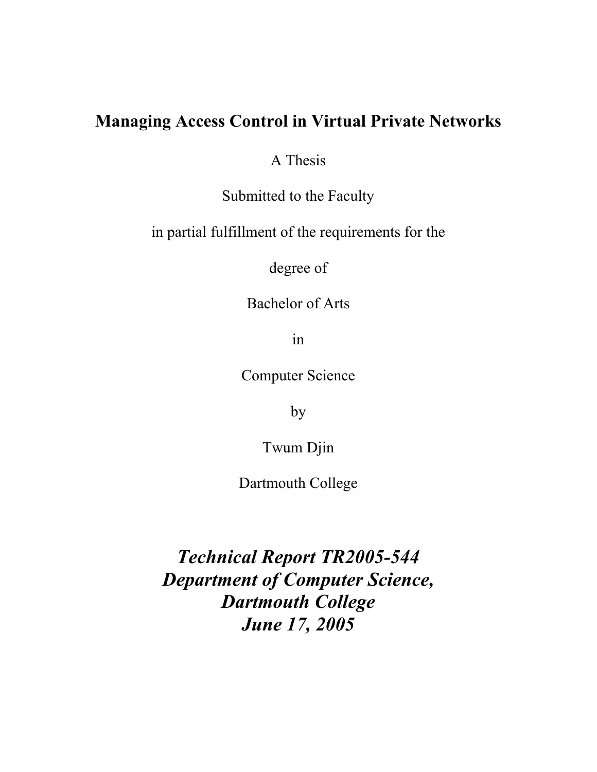# Managing Access Control in Virtual Private Networks

A Thesis

Submitted to the Faculty

in partial fulfillment of the requirements for the

degree of

Bachelor of Arts

in

Computer Science

by

Twum Djin

Dartmouth College

***Technical Report TR2005-544***
***Department of Computer Science,***
***Dartmouth College***
***June 17, 2005***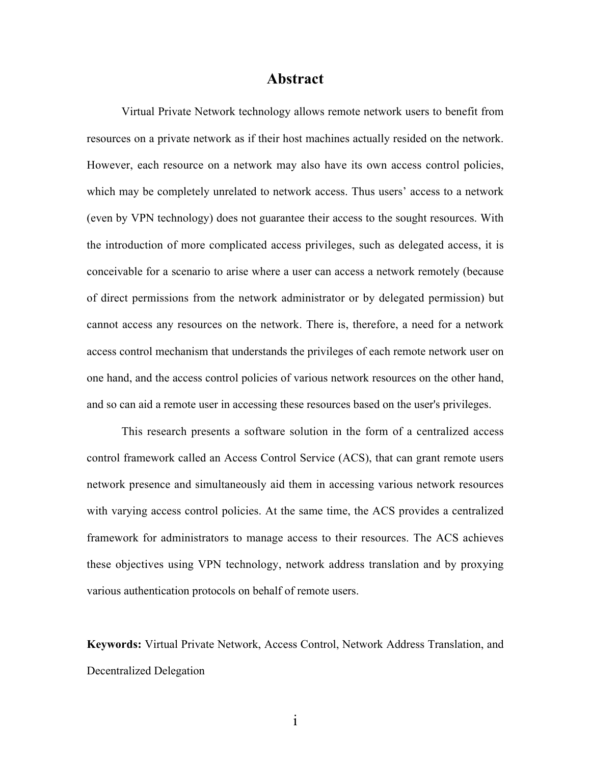# Abstract

Virtual Private Network technology allows remote network users to benefit from resources on a private network as if their host machines actually resided on the network. However, each resource on a network may also have its own access control policies, which may be completely unrelated to network access. Thus users' access to a network (even by VPN technology) does not guarantee their access to the sought resources. With the introduction of more complicated access privileges, such as delegated access, it is conceivable for a scenario to arise where a user can access a network remotely (because of direct permissions from the network administrator or by delegated permission) but cannot access any resources on the network. There is, therefore, a need for a network access control mechanism that understands the privileges of each remote network user on one hand, and the access control policies of various network resources on the other hand, and so can aid a remote user in accessing these resources based on the user's privileges.

This research presents a software solution in the form of a centralized access control framework called an Access Control Service (ACS), that can grant remote users network presence and simultaneously aid them in accessing various network resources with varying access control policies. At the same time, the ACS provides a centralized framework for administrators to manage access to their resources. The ACS achieves these objectives using VPN technology, network address translation and by proxying various authentication protocols on behalf of remote users.

**Keywords:** Virtual Private Network, Access Control, Network Address Translation, and Decentralized Delegation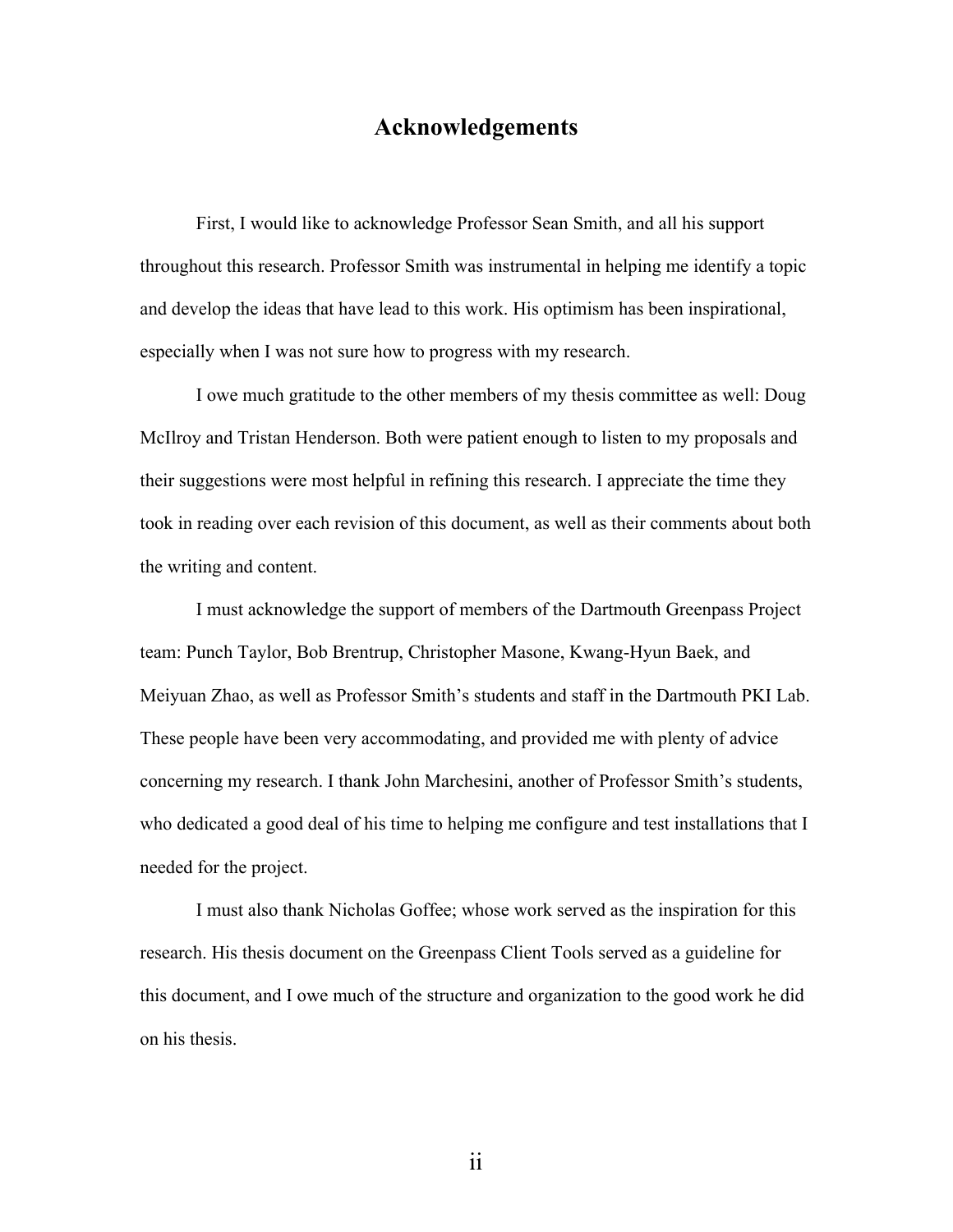# Acknowledgements

First, I would like to acknowledge Professor Sean Smith, and all his support throughout this research. Professor Smith was instrumental in helping me identify a topic and develop the ideas that have lead to this work. His optimism has been inspirational, especially when I was not sure how to progress with my research.

I owe much gratitude to the other members of my thesis committee as well: Doug McIlroy and Tristan Henderson. Both were patient enough to listen to my proposals and their suggestions were most helpful in refining this research. I appreciate the time they took in reading over each revision of this document, as well as their comments about both the writing and content.

I must acknowledge the support of members of the Dartmouth Greenpass Project team: Punch Taylor, Bob Brentrup, Christopher Masone, Kwang-Hyun Baek, and Meiyuan Zhao, as well as Professor Smith's students and staff in the Dartmouth PKI Lab. These people have been very accommodating, and provided me with plenty of advice concerning my research. I thank John Marchesini, another of Professor Smith's students, who dedicated a good deal of his time to helping me configure and test installations that I needed for the project.

I must also thank Nicholas Goffee; whose work served as the inspiration for this research. His thesis document on the Greenpass Client Tools served as a guideline for this document, and I owe much of the structure and organization to the good work he did on his thesis.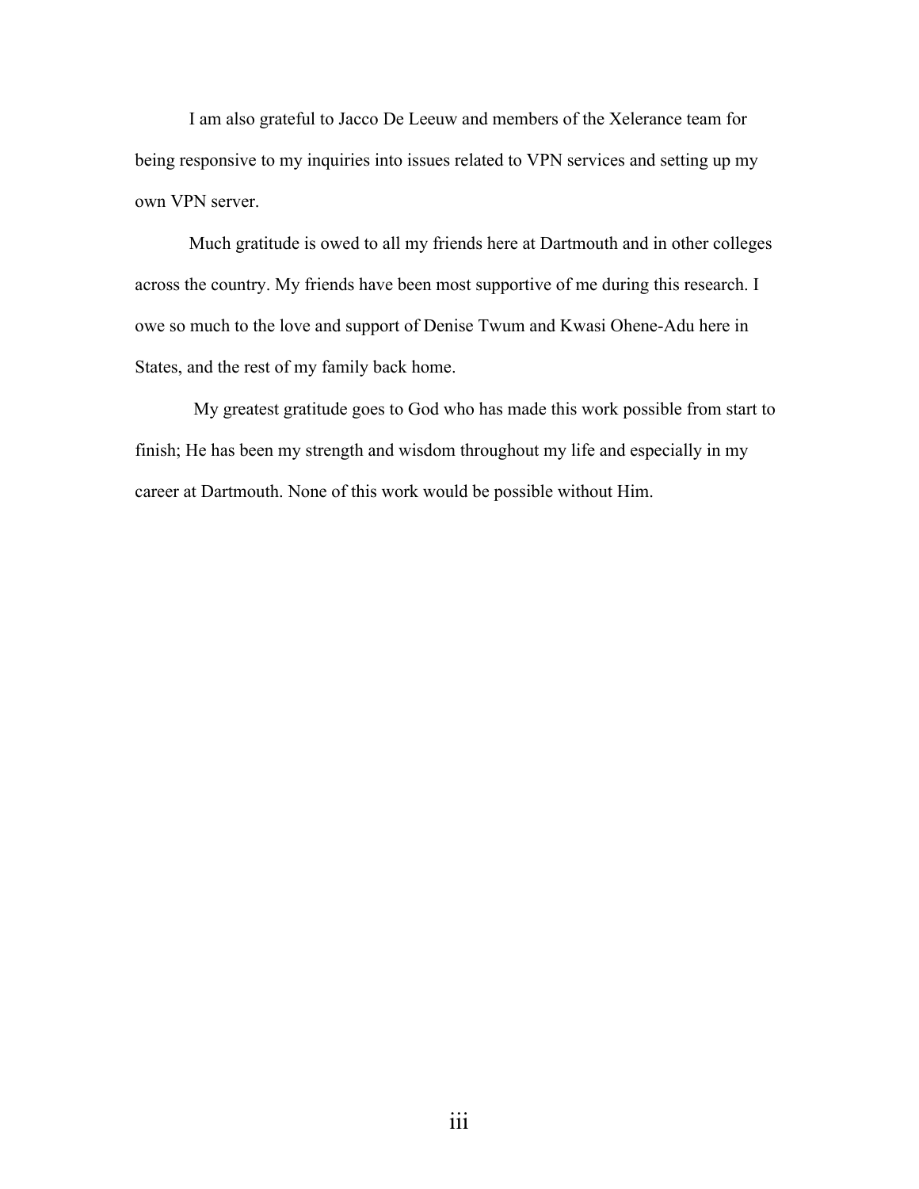I am also grateful to Jacco De Leeuw and members of the Xelerance team for being responsive to my inquiries into issues related to VPN services and setting up my own VPN server.

Much gratitude is owed to all my friends here at Dartmouth and in other colleges across the country. My friends have been most supportive of me during this research. I owe so much to the love and support of Denise Twum and Kwasi Ohene-Adu here in States, and the rest of my family back home.

My greatest gratitude goes to God who has made this work possible from start to finish; He has been my strength and wisdom throughout my life and especially in my career at Dartmouth. None of this work would be possible without Him.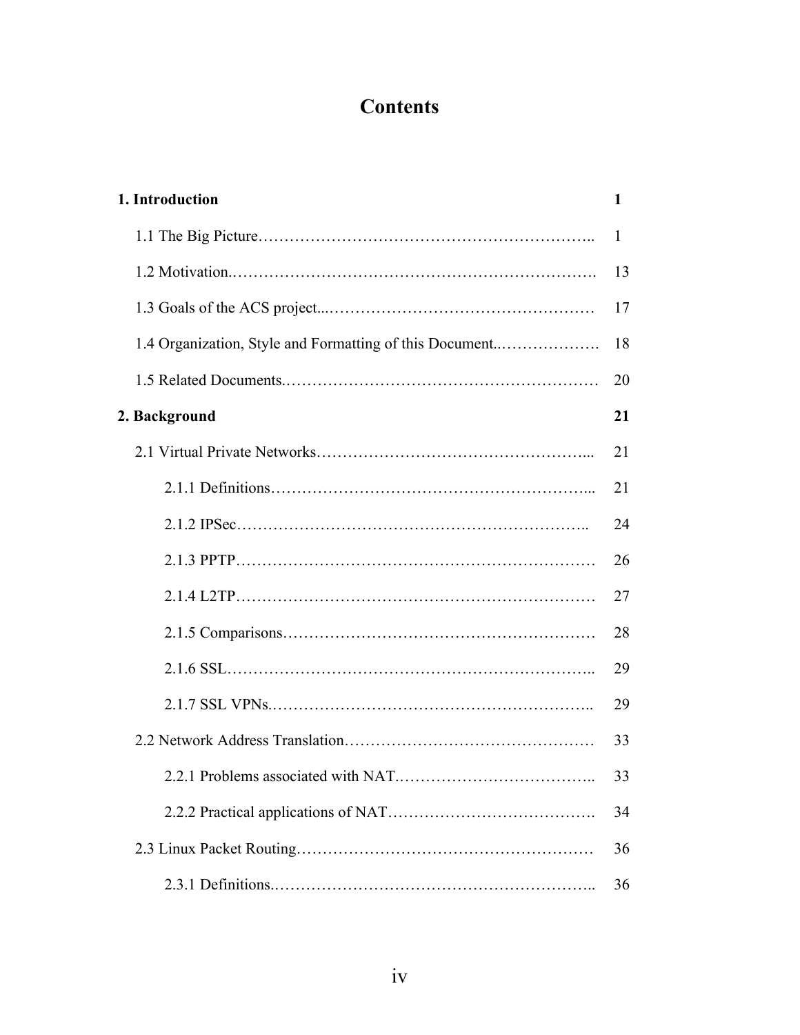# Contents

| | |
|---|---|
| **1. Introduction** | **1** |
| 1.1 The Big Picture | 1 |
| 1.2 Motivation | 13 |
| 1.3 Goals of the ACS project | 17 |
| 1.4 Organization, Style and Formatting of this Document | 18 |
| 1.5 Related Documents | 20 |
| **2. Background** | **21** |
| 2.1 Virtual Private Networks | 21 |
| 2.1.1 Definitions | 21 |
| 2.1.2 IPSec | 24 |
| 2.1.3 PPTP | 26 |
| 2.1.4 L2TP | 27 |
| 2.1.5 Comparisons | 28 |
| 2.1.6 SSL | 29 |
| 2.1.7 SSL VPNs | 29 |
| 2.2 Network Address Translation | 33 |
| 2.2.1 Problems associated with NAT | 33 |
| 2.2.2 Practical applications of NAT | 34 |
| 2.3 Linux Packet Routing | 36 |
| 2.3.1 Definitions | 36 |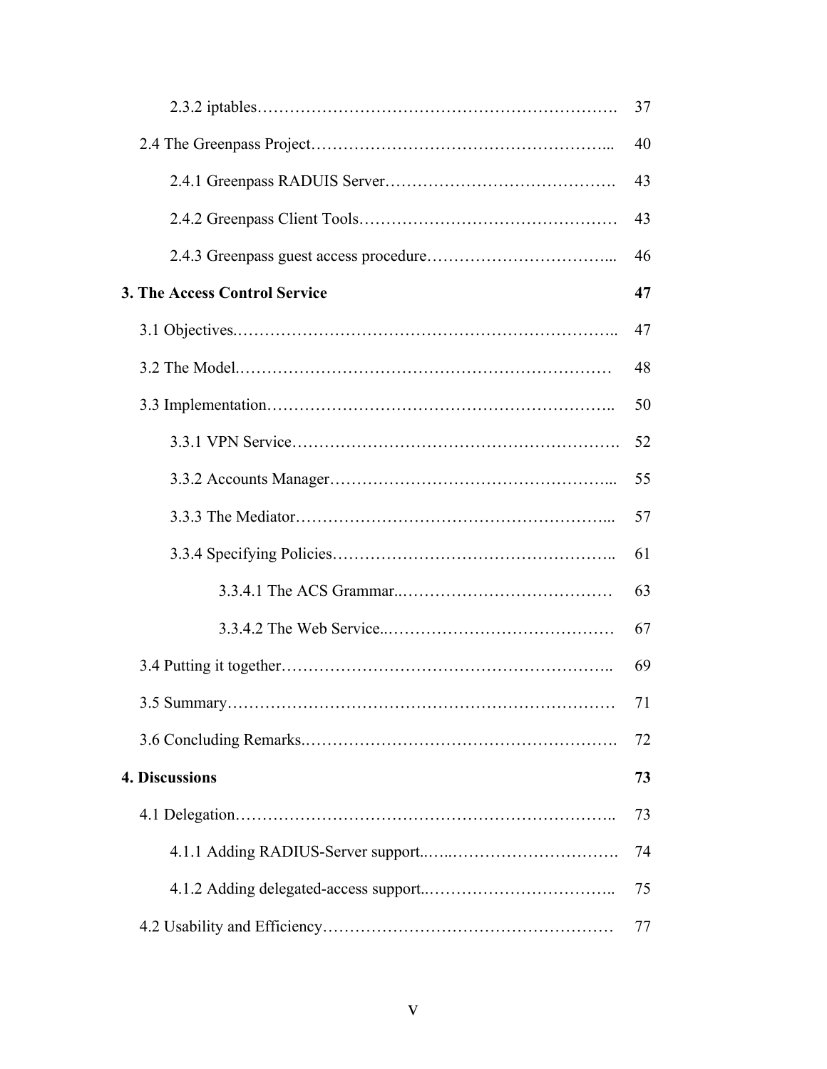2.3.2 iptables………………………………………………………… 37

2.4 The Greenpass Project……………………………………………... 40

2.4.1 Greenpass RADUIS Server……………………………………. 43

2.4.2 Greenpass Client Tools………………………………………… 43

2.4.3 Greenpass guest access procedure……………………………... 46

**3. The Access Control Service** **47**

3.1 Objectives.…………………………………………………………... 47

3.2 The Model.………………………………………………………… 48

3.3 Implementation……………………………………………………... 50

3.3.1 VPN Service……………………………………………………. 52

3.3.2 Accounts Manager……………………………………………... 55

3.3.3 The Mediator…………………………………………………... 57

3.3.4 Specifying Policies…………………………………………….. 61

3.3.4.1 The ACS Grammar..………………………………… 63

3.3.4.2 The Web Service..…………………………………… 67

3.4 Putting it together…………………………………………………….. 69

3.5 Summary……………………………………………………………… 71

3.6 Concluding Remarks.…………………………………………………. 72

**4. Discussions** **73**

4.1 Delegation……………………………………………………………... 73

4.1.1 Adding RADIUS-Server support..…..…………………………. 74

4.1.2 Adding delegated-access support..…………………………….. 75

4.2 Usability and Efficiency……………………………………………… 77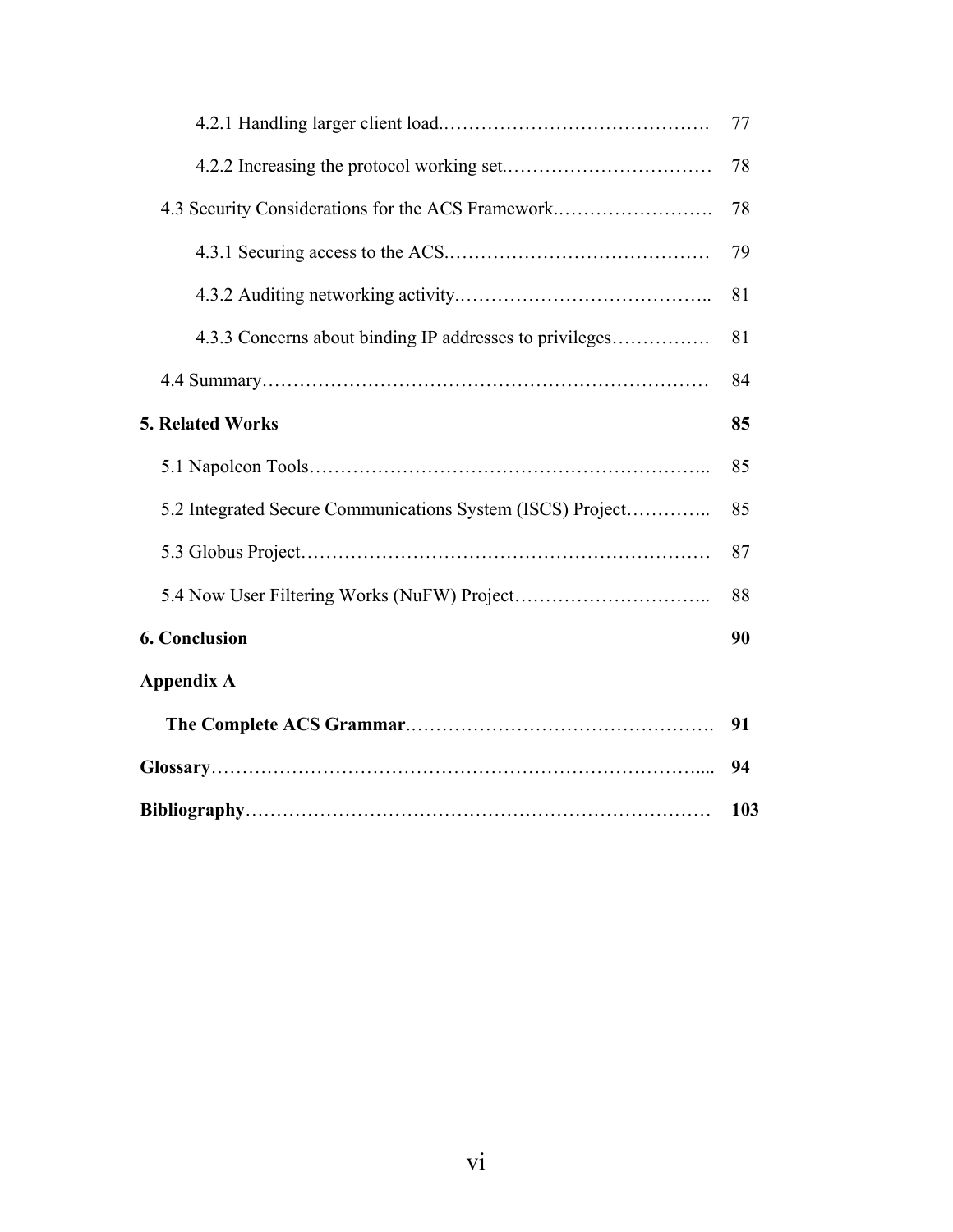4.2.1 Handling larger client load. ........................................ 77

4.2.2 Increasing the protocol working set. ........................................ 78

4.3 Security Considerations for the ACS Framework. ........................................ 78

4.3.1 Securing access to the ACS. ........................................ 79

4.3.2 Auditing networking activity. ........................................ 81

4.3.3 Concerns about binding IP addresses to privileges ........................................ 81

4.4 Summary ........................................ 84

**5. Related Works** **85**

5.1 Napoleon Tools ........................................ 85

5.2 Integrated Secure Communications System (ISCS) Project ........................................ 85

5.3 Globus Project ........................................ 87

5.4 Now User Filtering Works (NuFW) Project ........................................ 88

**6. Conclusion** **90**

**Appendix A**

**The Complete ACS Grammar** ........................................ **91**

**Glossary** ........................................ **94**

**Bibliography** ........................................ **103**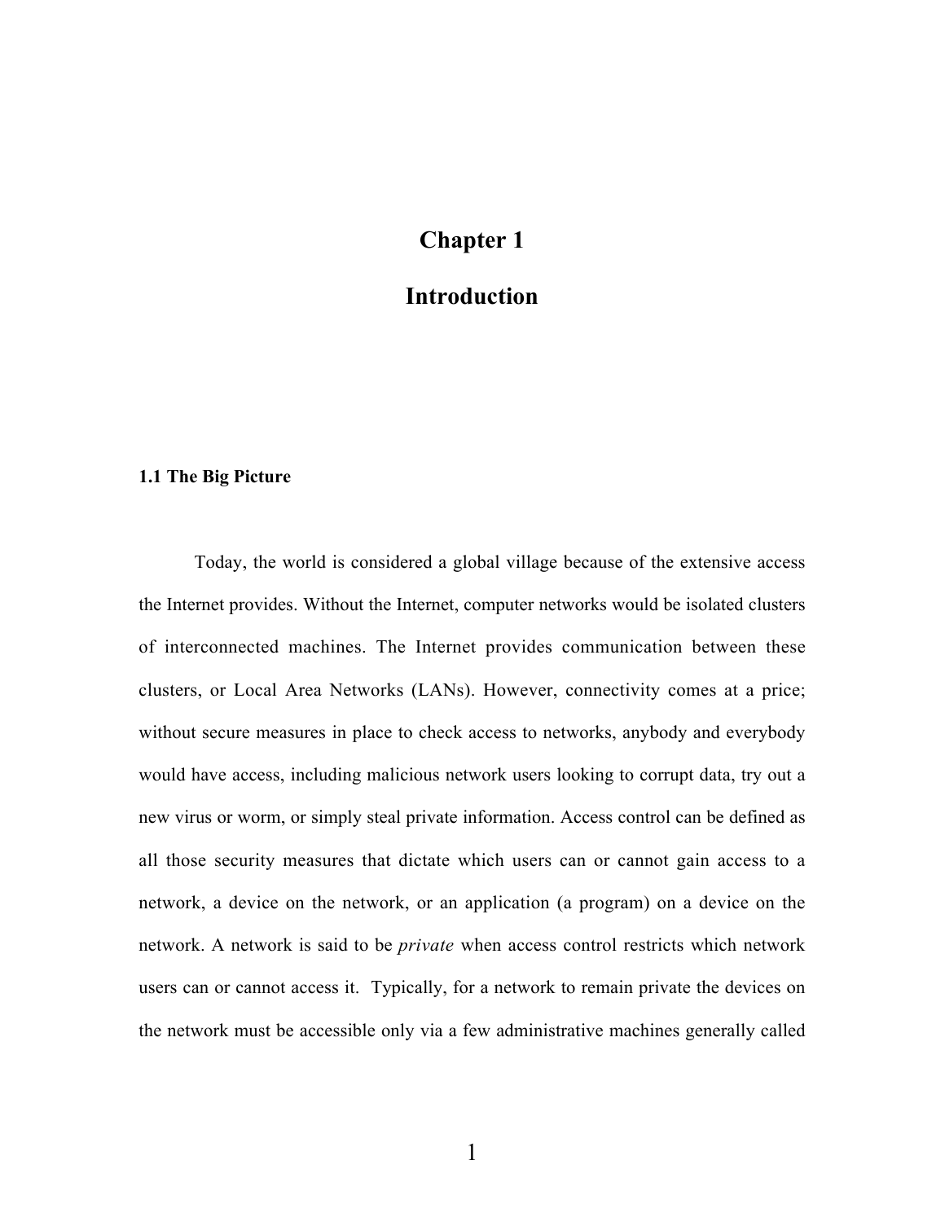# Chapter 1

# Introduction

## 1.1 The Big Picture

Today, the world is considered a global village because of the extensive access the Internet provides. Without the Internet, computer networks would be isolated clusters of interconnected machines. The Internet provides communication between these clusters, or Local Area Networks (LANs). However, connectivity comes at a price; without secure measures in place to check access to networks, anybody and everybody would have access, including malicious network users looking to corrupt data, try out a new virus or worm, or simply steal private information. Access control can be defined as all those security measures that dictate which users can or cannot gain access to a network, a device on the network, or an application (a program) on a device on the network. A network is said to be *private* when access control restricts which network users can or cannot access it. Typically, for a network to remain private the devices on the network must be accessible only via a few administrative machines generally called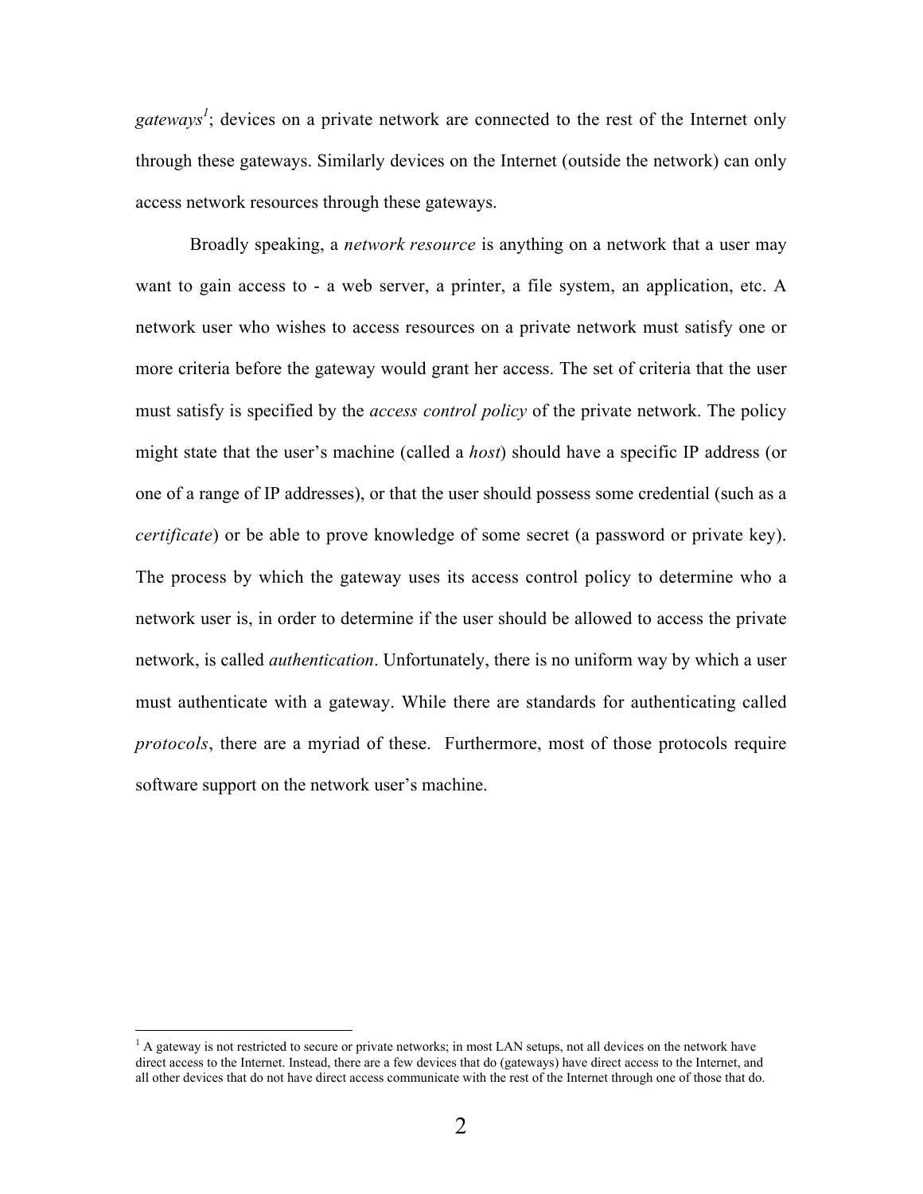*gateways*[1]; devices on a private network are connected to the rest of the Internet only through these gateways. Similarly devices on the Internet (outside the network) can only access network resources through these gateways.

Broadly speaking, a *network resource* is anything on a network that a user may want to gain access to - a web server, a printer, a file system, an application, etc. A network user who wishes to access resources on a private network must satisfy one or more criteria before the gateway would grant her access. The set of criteria that the user must satisfy is specified by the *access control policy* of the private network. The policy might state that the user's machine (called a *host*) should have a specific IP address (or one of a range of IP addresses), or that the user should possess some credential (such as a *certificate*) or be able to prove knowledge of some secret (a password or private key). The process by which the gateway uses its access control policy to determine who a network user is, in order to determine if the user should be allowed to access the private network, is called *authentication*. Unfortunately, there is no uniform way by which a user must authenticate with a gateway. While there are standards for authenticating called *protocols*, there are a myriad of these. Furthermore, most of those protocols require software support on the network user's machine.

---

[1] A gateway is not restricted to secure or private networks; in most LAN setups, not all devices on the network have direct access to the Internet. Instead, there are a few devices that do (gateways) have direct access to the Internet, and all other devices that do not have direct access communicate with the rest of the Internet through one of those that do.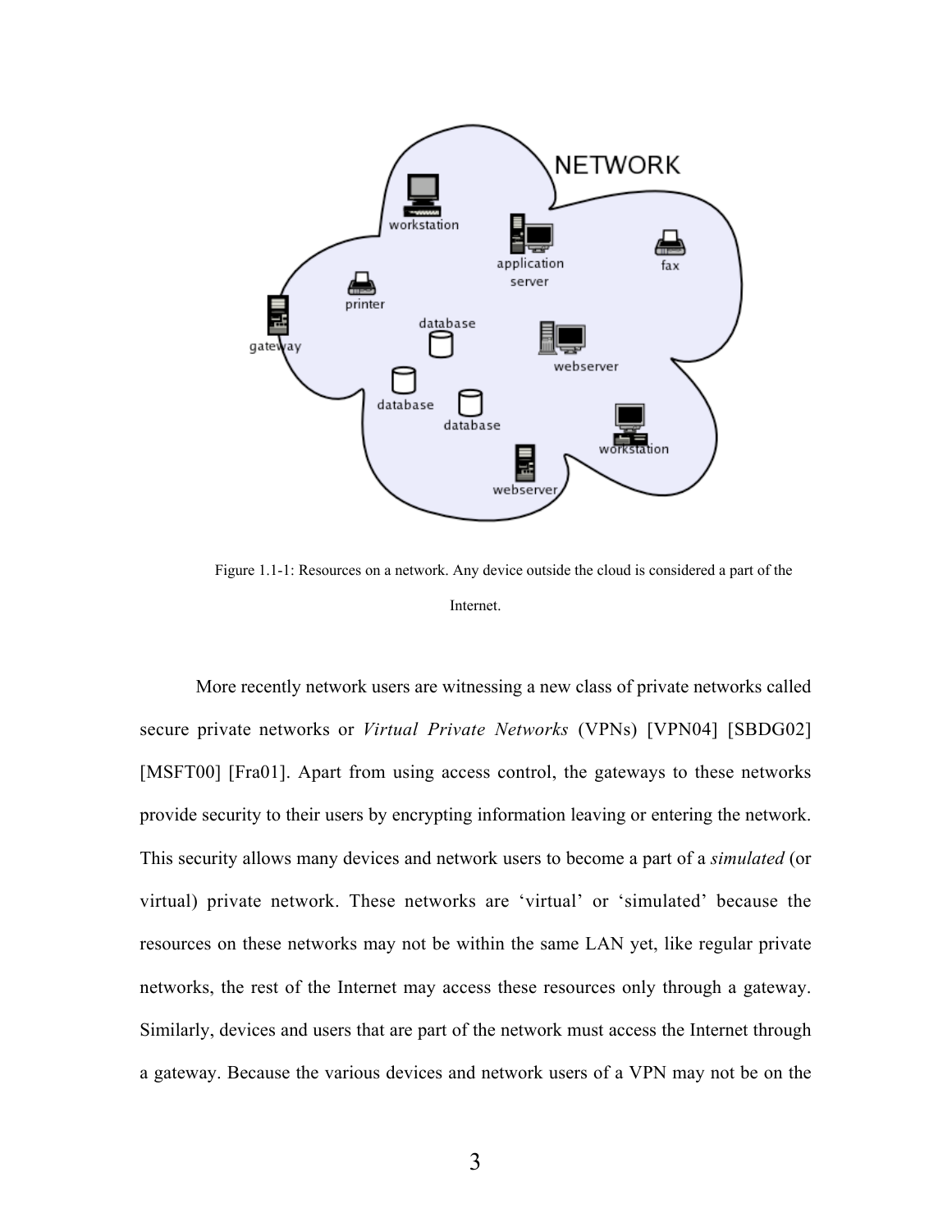Figure 1.1-1: Resources on a network. Any device outside the cloud is considered a part of the Internet.

More recently network users are witnessing a new class of private networks called secure private networks or *Virtual Private Networks* (VPNs) [VPN04] [SBDG02] [MSFT00] [Fra01]. Apart from using access control, the gateways to these networks provide security to their users by encrypting information leaving or entering the network. This security allows many devices and network users to become a part of a *simulated* (or virtual) private network. These networks are 'virtual' or 'simulated' because the resources on these networks may not be within the same LAN yet, like regular private networks, the rest of the Internet may access these resources only through a gateway. Similarly, devices and users that are part of the network must access the Internet through a gateway. Because the various devices and network users of a VPN may not be on the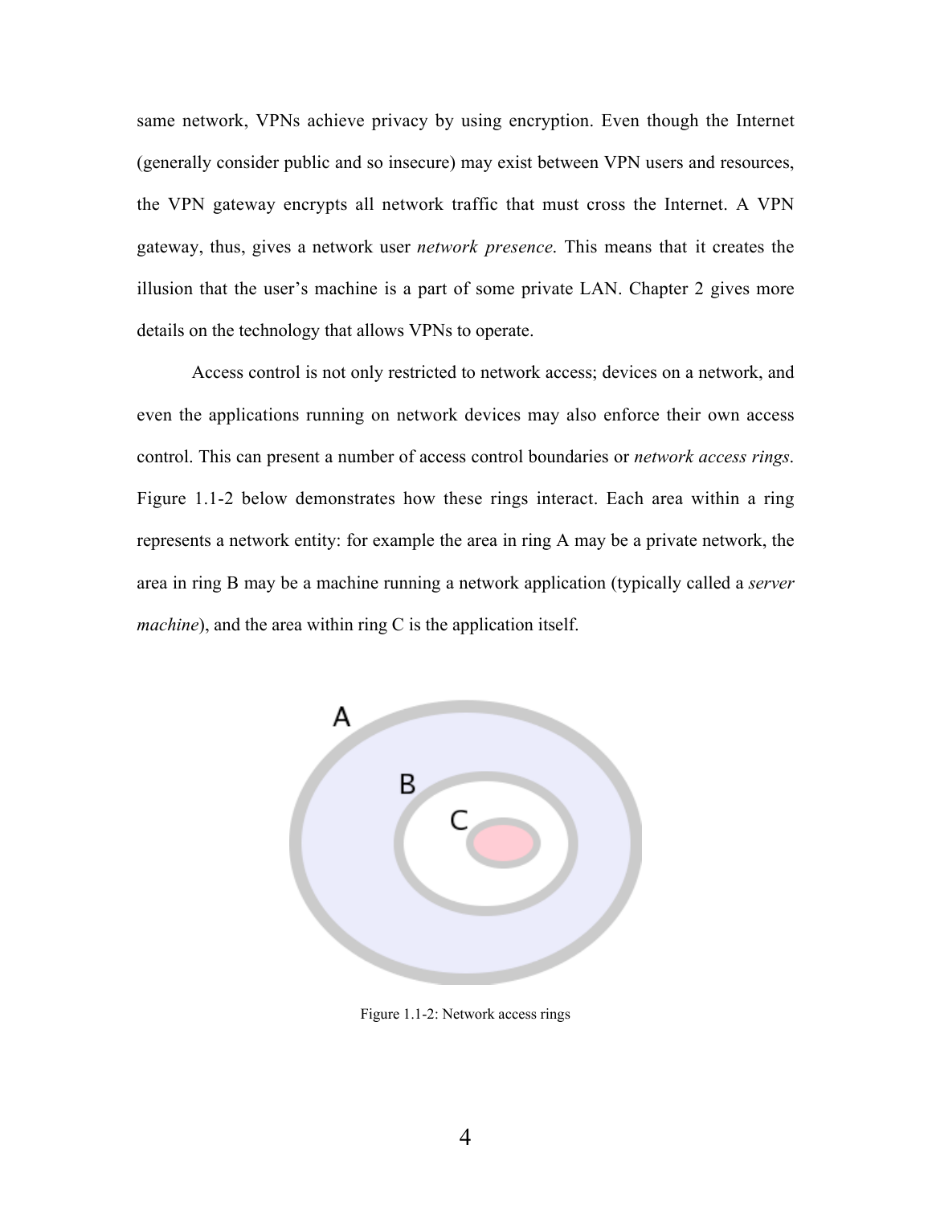same network, VPNs achieve privacy by using encryption. Even though the Internet (generally consider public and so insecure) may exist between VPN users and resources, the VPN gateway encrypts all network traffic that must cross the Internet. A VPN gateway, thus, gives a network user *network presence*. This means that it creates the illusion that the user's machine is a part of some private LAN. Chapter 2 gives more details on the technology that allows VPNs to operate.

Access control is not only restricted to network access; devices on a network, and even the applications running on network devices may also enforce their own access control. This can present a number of access control boundaries or *network access rings*. Figure 1.1-2 below demonstrates how these rings interact. Each area within a ring represents a network entity: for example the area in ring A may be a private network, the area in ring B may be a machine running a network application (typically called a *server machine*), and the area within ring C is the application itself.

Figure 1.1-2: Network access rings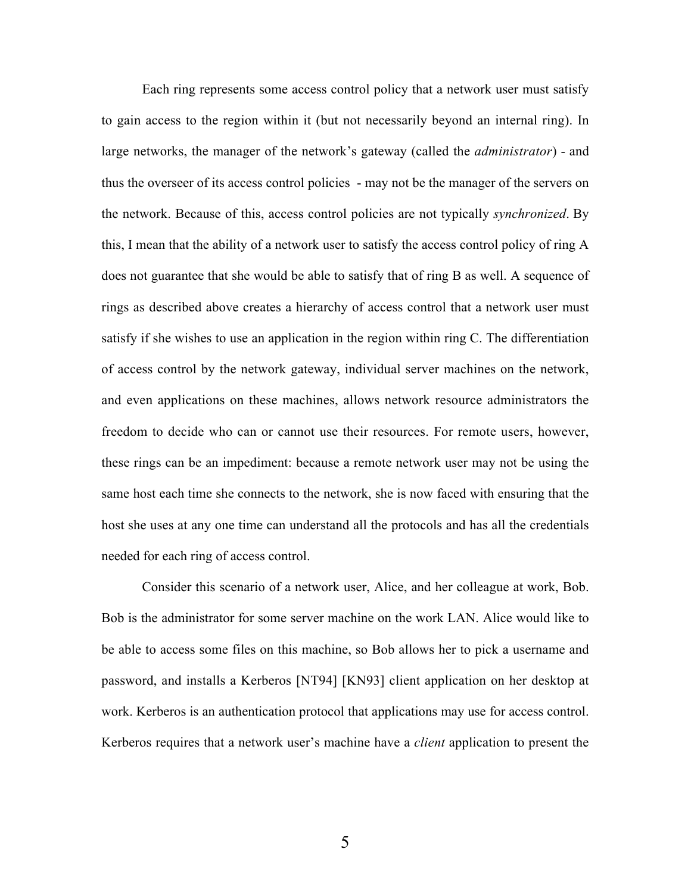Each ring represents some access control policy that a network user must satisfy to gain access to the region within it (but not necessarily beyond an internal ring). In large networks, the manager of the network's gateway (called the *administrator*) - and thus the overseer of its access control policies - may not be the manager of the servers on the network. Because of this, access control policies are not typically *synchronized*. By this, I mean that the ability of a network user to satisfy the access control policy of ring A does not guarantee that she would be able to satisfy that of ring B as well. A sequence of rings as described above creates a hierarchy of access control that a network user must satisfy if she wishes to use an application in the region within ring C. The differentiation of access control by the network gateway, individual server machines on the network, and even applications on these machines, allows network resource administrators the freedom to decide who can or cannot use their resources. For remote users, however, these rings can be an impediment: because a remote network user may not be using the same host each time she connects to the network, she is now faced with ensuring that the host she uses at any one time can understand all the protocols and has all the credentials needed for each ring of access control.

Consider this scenario of a network user, Alice, and her colleague at work, Bob. Bob is the administrator for some server machine on the work LAN. Alice would like to be able to access some files on this machine, so Bob allows her to pick a username and password, and installs a Kerberos [NT94] [KN93] client application on her desktop at work. Kerberos is an authentication protocol that applications may use for access control. Kerberos requires that a network user's machine have a *client* application to present the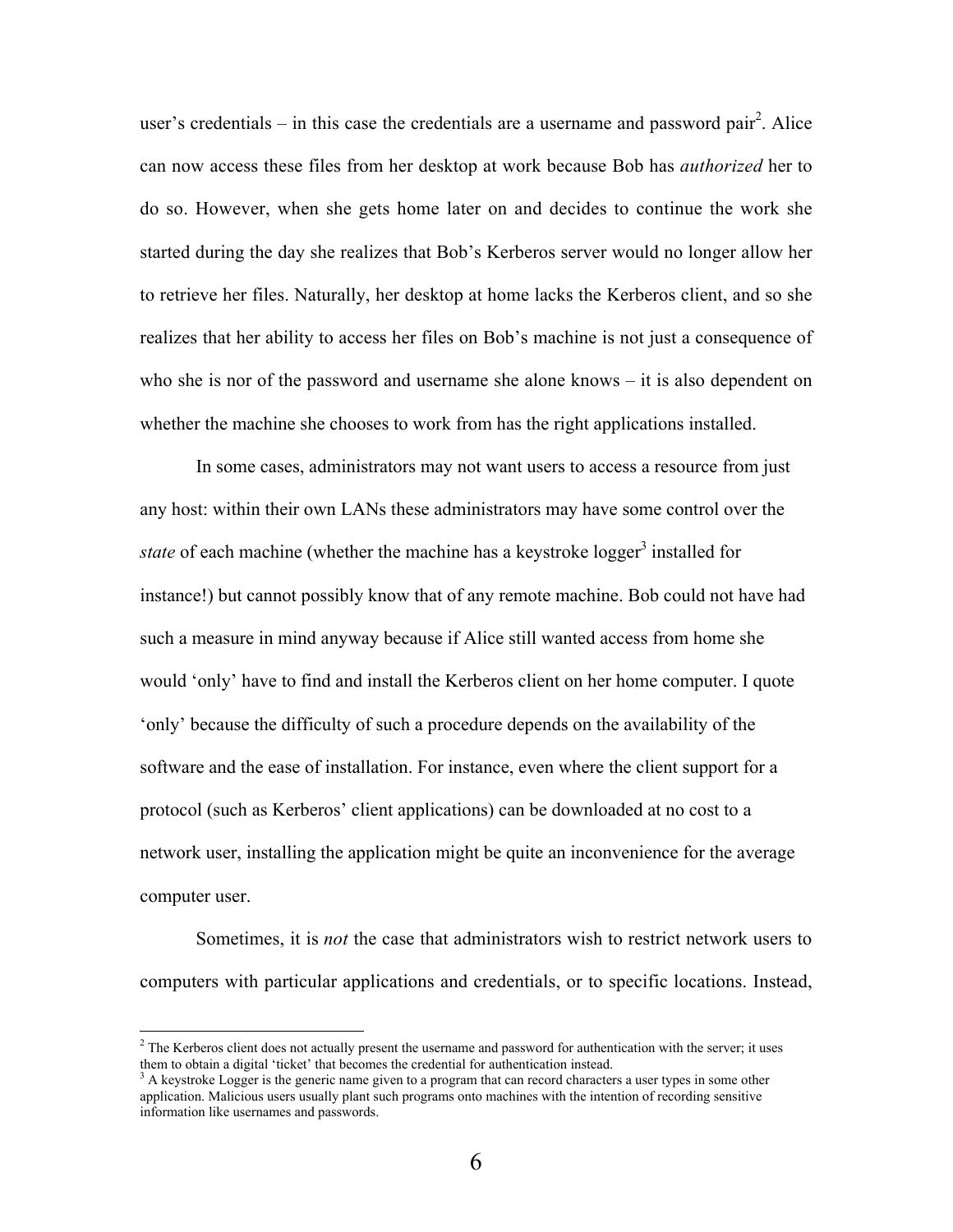user's credentials – in this case the credentials are a username and password pair[2]. Alice can now access these files from her desktop at work because Bob has *authorized* her to do so. However, when she gets home later on and decides to continue the work she started during the day she realizes that Bob's Kerberos server would no longer allow her to retrieve her files. Naturally, her desktop at home lacks the Kerberos client, and so she realizes that her ability to access her files on Bob's machine is not just a consequence of who she is nor of the password and username she alone knows – it is also dependent on whether the machine she chooses to work from has the right applications installed.

In some cases, administrators may not want users to access a resource from just any host: within their own LANs these administrators may have some control over the *state* of each machine (whether the machine has a keystroke logger[3] installed for instance!) but cannot possibly know that of any remote machine. Bob could not have had such a measure in mind anyway because if Alice still wanted access from home she would 'only' have to find and install the Kerberos client on her home computer. I quote 'only' because the difficulty of such a procedure depends on the availability of the software and the ease of installation. For instance, even where the client support for a protocol (such as Kerberos' client applications) can be downloaded at no cost to a network user, installing the application might be quite an inconvenience for the average computer user.

Sometimes, it is *not* the case that administrators wish to restrict network users to computers with particular applications and credentials, or to specific locations. Instead,

---

[2] The Kerberos client does not actually present the username and password for authentication with the server; it uses them to obtain a digital 'ticket' that becomes the credential for authentication instead.

[3] A keystroke Logger is the generic name given to a program that can record characters a user types in some other application. Malicious users usually plant such programs onto machines with the intention of recording sensitive information like usernames and passwords.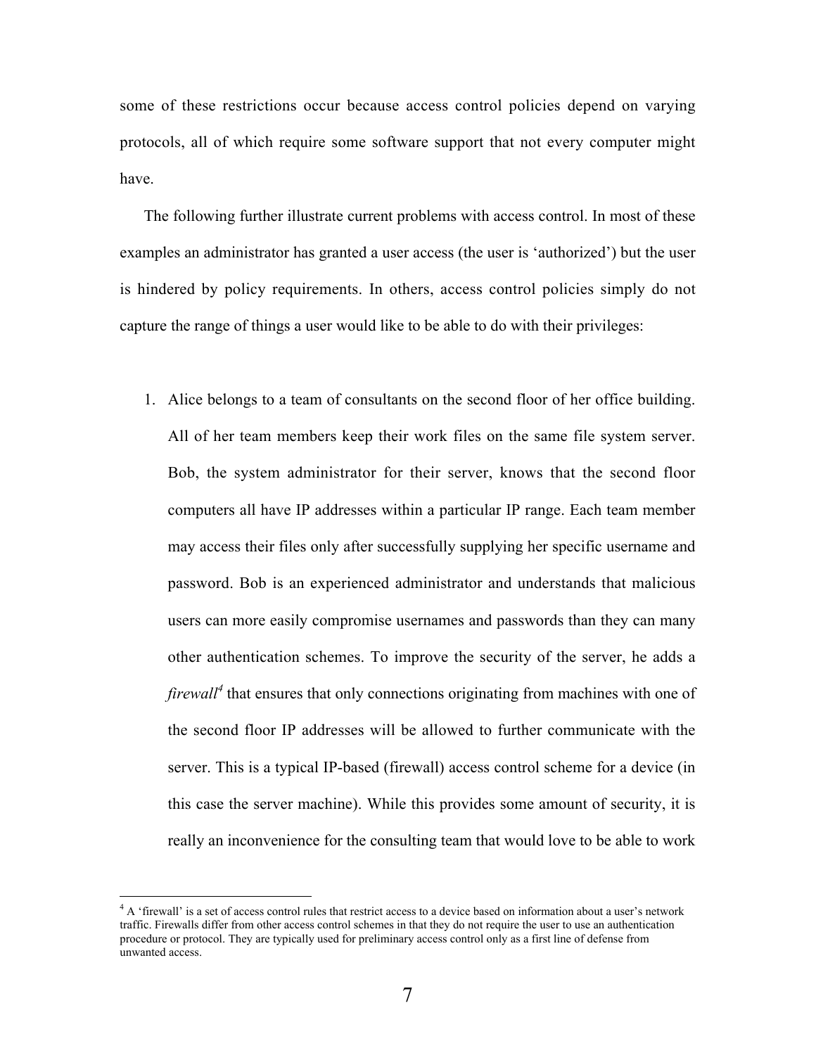some of these restrictions occur because access control policies depend on varying protocols, all of which require some software support that not every computer might have.

The following further illustrate current problems with access control. In most of these examples an administrator has granted a user access (the user is 'authorized') but the user is hindered by policy requirements. In others, access control policies simply do not capture the range of things a user would like to be able to do with their privileges:

1. Alice belongs to a team of consultants on the second floor of her office building. All of her team members keep their work files on the same file system server. Bob, the system administrator for their server, knows that the second floor computers all have IP addresses within a particular IP range. Each team member may access their files only after successfully supplying her specific username and password. Bob is an experienced administrator and understands that malicious users can more easily compromise usernames and passwords than they can many other authentication schemes. To improve the security of the server, he adds a *firewall*[4] that ensures that only connections originating from machines with one of the second floor IP addresses will be allowed to further communicate with the server. This is a typical IP-based (firewall) access control scheme for a device (in this case the server machine). While this provides some amount of security, it is really an inconvenience for the consulting team that would love to be able to work

[4] A 'firewall' is a set of access control rules that restrict access to a device based on information about a user's network traffic. Firewalls differ from other access control schemes in that they do not require the user to use an authentication procedure or protocol. They are typically used for preliminary access control only as a first line of defense from unwanted access.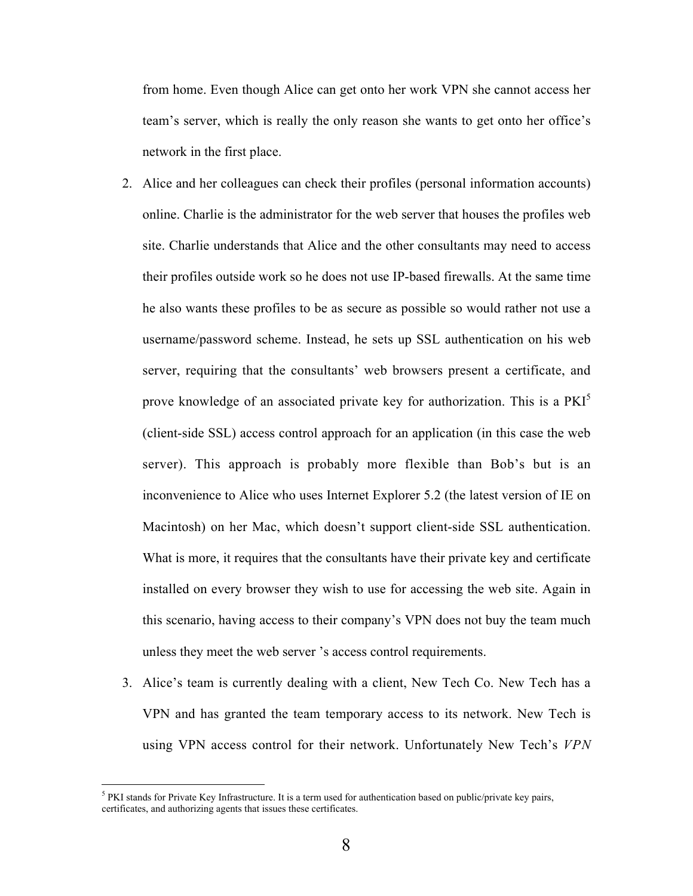from home. Even though Alice can get onto her work VPN she cannot access her team's server, which is really the only reason she wants to get onto her office's network in the first place.

2. Alice and her colleagues can check their profiles (personal information accounts) online. Charlie is the administrator for the web server that houses the profiles web site. Charlie understands that Alice and the other consultants may need to access their profiles outside work so he does not use IP-based firewalls. At the same time he also wants these profiles to be as secure as possible so would rather not use a username/password scheme. Instead, he sets up SSL authentication on his web server, requiring that the consultants' web browsers present a certificate, and prove knowledge of an associated private key for authorization. This is a PKI[5] (client-side SSL) access control approach for an application (in this case the web server). This approach is probably more flexible than Bob's but is an inconvenience to Alice who uses Internet Explorer 5.2 (the latest version of IE on Macintosh) on her Mac, which doesn't support client-side SSL authentication. What is more, it requires that the consultants have their private key and certificate installed on every browser they wish to use for accessing the web site. Again in this scenario, having access to their company's VPN does not buy the team much unless they meet the web server 's access control requirements.

3. Alice's team is currently dealing with a client, New Tech Co. New Tech has a VPN and has granted the team temporary access to its network. New Tech is using VPN access control for their network. Unfortunately New Tech's *VPN*

[5] PKI stands for Private Key Infrastructure. It is a term used for authentication based on public/private key pairs, certificates, and authorizing agents that issues these certificates.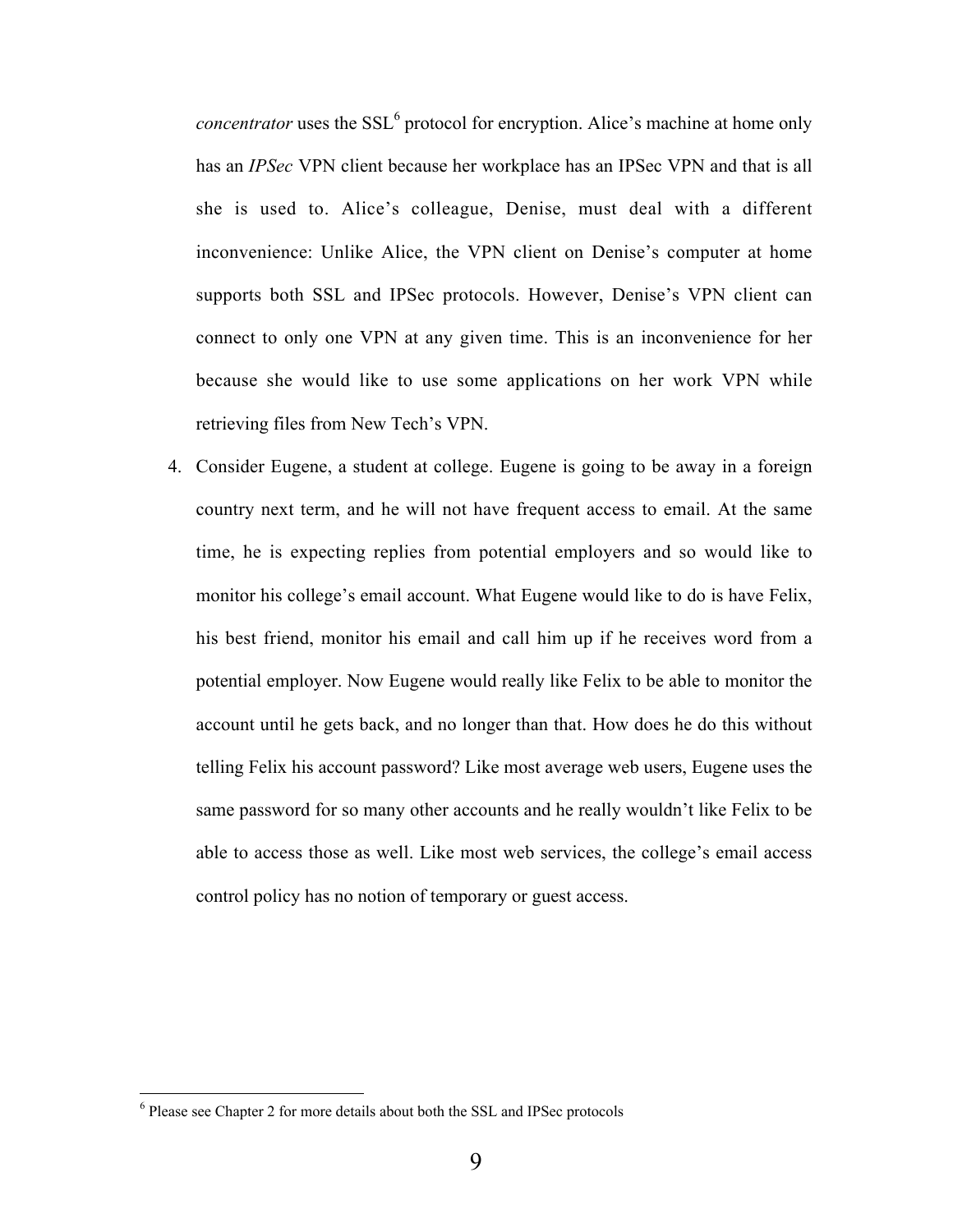*concentrator* uses the SSL[6] protocol for encryption. Alice's machine at home only has an *IPSec* VPN client because her workplace has an IPSec VPN and that is all she is used to. Alice's colleague, Denise, must deal with a different inconvenience: Unlike Alice, the VPN client on Denise's computer at home supports both SSL and IPSec protocols. However, Denise's VPN client can connect to only one VPN at any given time. This is an inconvenience for her because she would like to use some applications on her work VPN while retrieving files from New Tech's VPN.

4. Consider Eugene, a student at college. Eugene is going to be away in a foreign country next term, and he will not have frequent access to email. At the same time, he is expecting replies from potential employers and so would like to monitor his college's email account. What Eugene would like to do is have Felix, his best friend, monitor his email and call him up if he receives word from a potential employer. Now Eugene would really like Felix to be able to monitor the account until he gets back, and no longer than that. How does he do this without telling Felix his account password? Like most average web users, Eugene uses the same password for so many other accounts and he really wouldn't like Felix to be able to access those as well. Like most web services, the college's email access control policy has no notion of temporary or guest access.

[6] Please see Chapter 2 for more details about both the SSL and IPSec protocols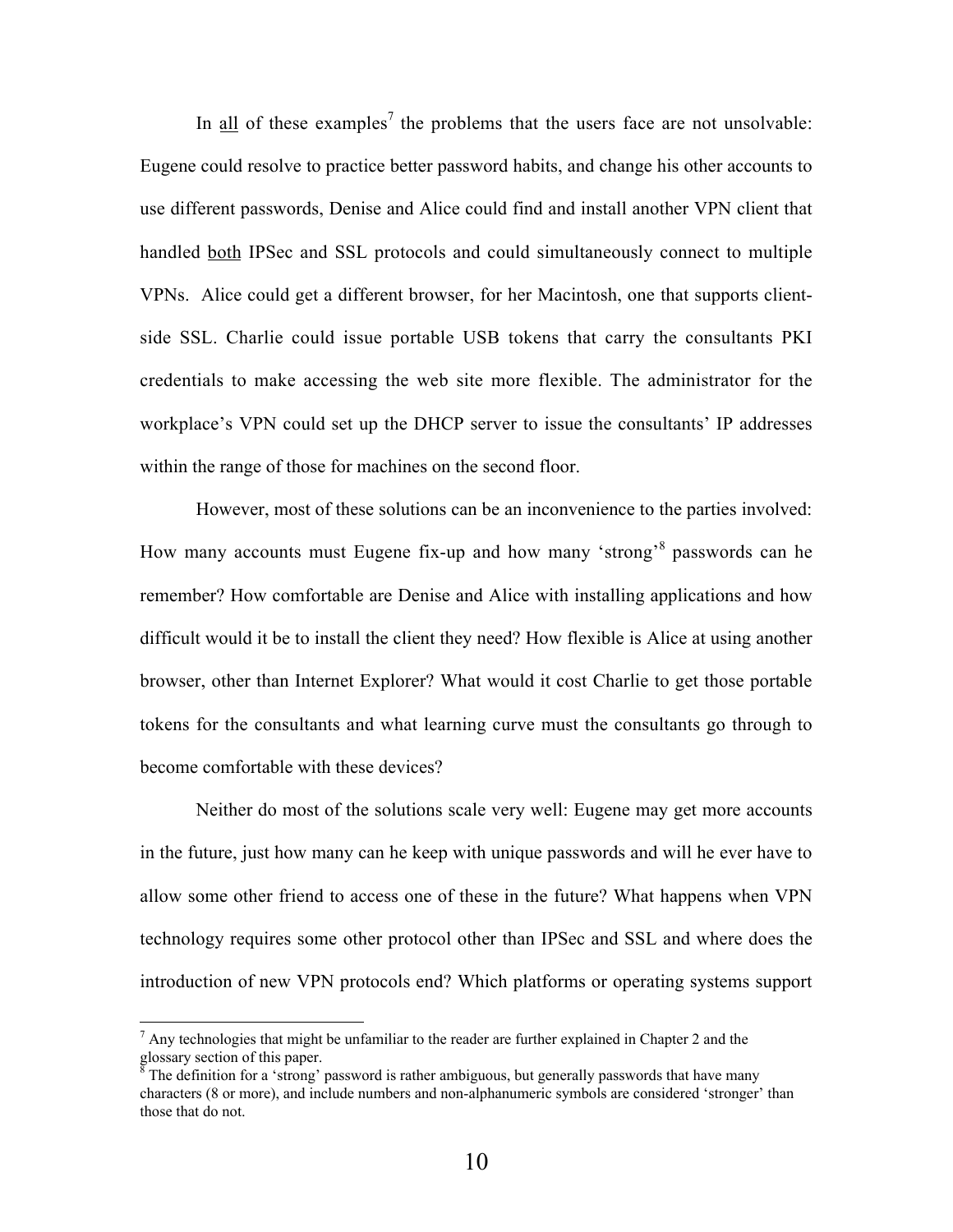In <u>all</u> of these examples[7] the problems that the users face are not unsolvable: Eugene could resolve to practice better password habits, and change his other accounts to use different passwords, Denise and Alice could find and install another VPN client that handled <u>both</u> IPSec and SSL protocols and could simultaneously connect to multiple VPNs. Alice could get a different browser, for her Macintosh, one that supports client-side SSL. Charlie could issue portable USB tokens that carry the consultants PKI credentials to make accessing the web site more flexible. The administrator for the workplace's VPN could set up the DHCP server to issue the consultants' IP addresses within the range of those for machines on the second floor.

However, most of these solutions can be an inconvenience to the parties involved: How many accounts must Eugene fix-up and how many 'strong'[8] passwords can he remember? How comfortable are Denise and Alice with installing applications and how difficult would it be to install the client they need? How flexible is Alice at using another browser, other than Internet Explorer? What would it cost Charlie to get those portable tokens for the consultants and what learning curve must the consultants go through to become comfortable with these devices?

Neither do most of the solutions scale very well: Eugene may get more accounts in the future, just how many can he keep with unique passwords and will he ever have to allow some other friend to access one of these in the future? What happens when VPN technology requires some other protocol other than IPSec and SSL and where does the introduction of new VPN protocols end? Which platforms or operating systems support

[7] Any technologies that might be unfamiliar to the reader are further explained in Chapter 2 and the glossary section of this paper.

[8] The definition for a 'strong' password is rather ambiguous, but generally passwords that have many characters (8 or more), and include numbers and non-alphanumeric symbols are considered 'stronger' than those that do not.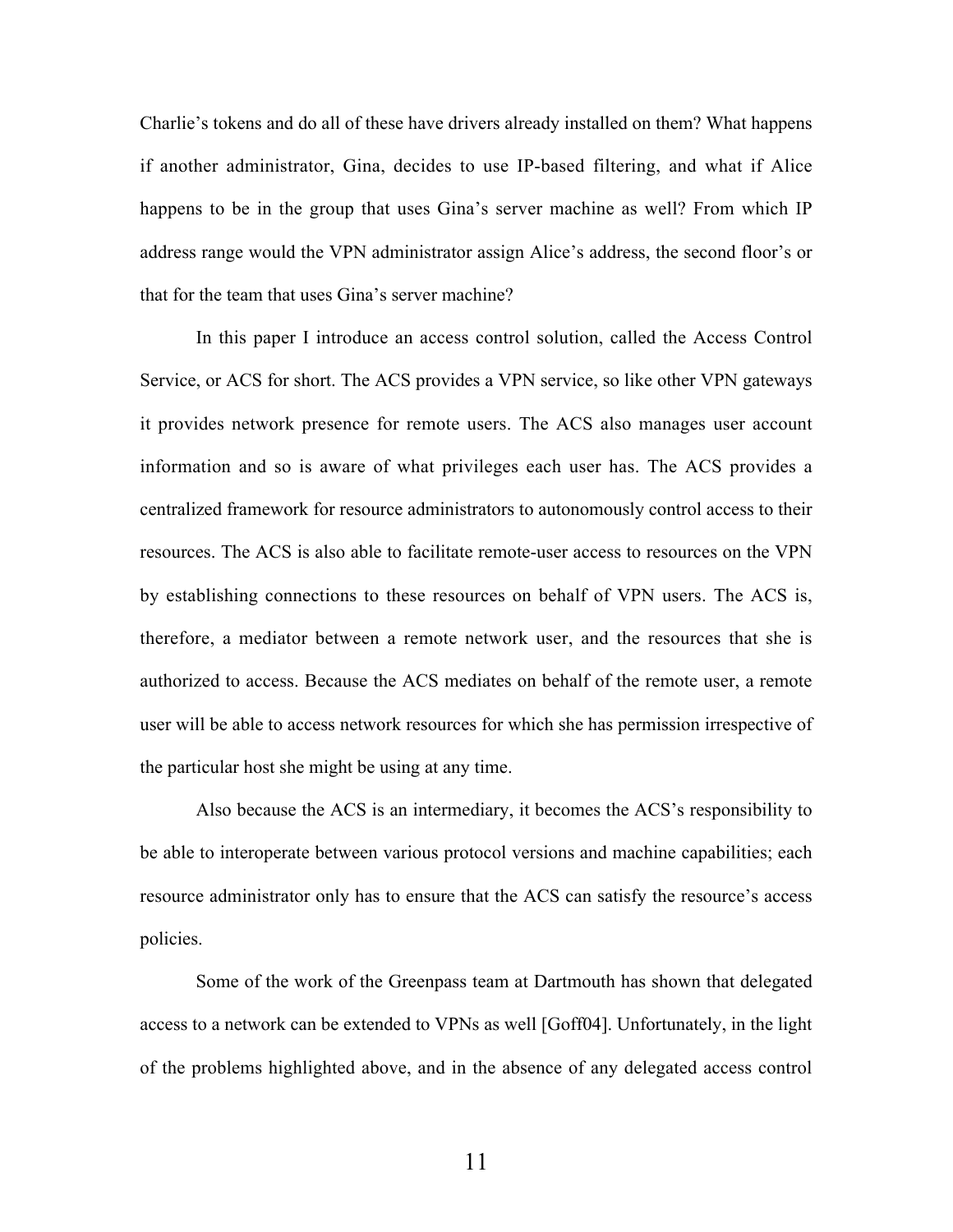Charlie's tokens and do all of these have drivers already installed on them? What happens if another administrator, Gina, decides to use IP-based filtering, and what if Alice happens to be in the group that uses Gina's server machine as well? From which IP address range would the VPN administrator assign Alice's address, the second floor's or that for the team that uses Gina's server machine?

In this paper I introduce an access control solution, called the Access Control Service, or ACS for short. The ACS provides a VPN service, so like other VPN gateways it provides network presence for remote users. The ACS also manages user account information and so is aware of what privileges each user has. The ACS provides a centralized framework for resource administrators to autonomously control access to their resources. The ACS is also able to facilitate remote-user access to resources on the VPN by establishing connections to these resources on behalf of VPN users. The ACS is, therefore, a mediator between a remote network user, and the resources that she is authorized to access. Because the ACS mediates on behalf of the remote user, a remote user will be able to access network resources for which she has permission irrespective of the particular host she might be using at any time.

Also because the ACS is an intermediary, it becomes the ACS's responsibility to be able to interoperate between various protocol versions and machine capabilities; each resource administrator only has to ensure that the ACS can satisfy the resource's access policies.

Some of the work of the Greenpass team at Dartmouth has shown that delegated access to a network can be extended to VPNs as well [Goff04]. Unfortunately, in the light of the problems highlighted above, and in the absence of any delegated access control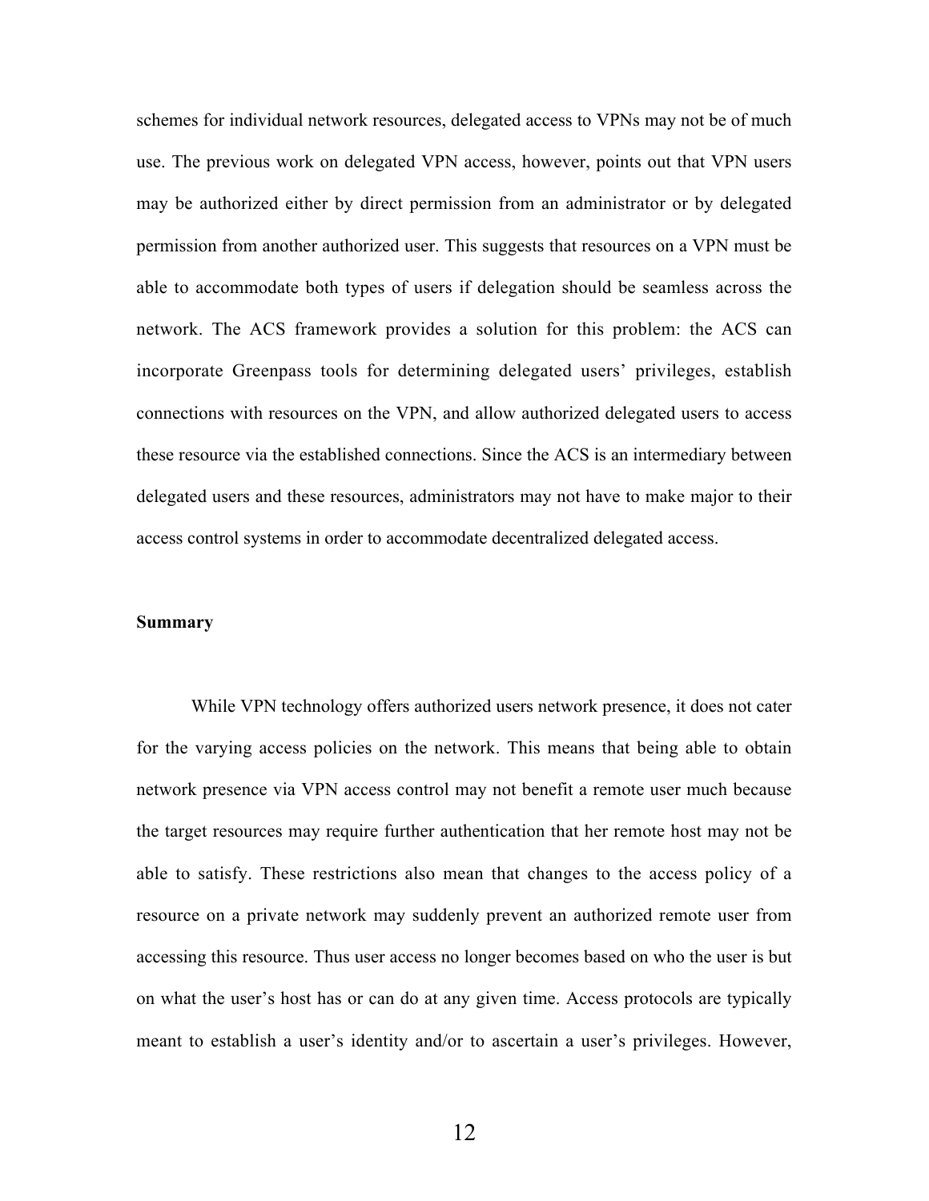schemes for individual network resources, delegated access to VPNs may not be of much use. The previous work on delegated VPN access, however, points out that VPN users may be authorized either by direct permission from an administrator or by delegated permission from another authorized user. This suggests that resources on a VPN must be able to accommodate both types of users if delegation should be seamless across the network. The ACS framework provides a solution for this problem: the ACS can incorporate Greenpass tools for determining delegated users' privileges, establish connections with resources on the VPN, and allow authorized delegated users to access these resource via the established connections. Since the ACS is an intermediary between delegated users and these resources, administrators may not have to make major to their access control systems in order to accommodate decentralized delegated access.

**Summary**

While VPN technology offers authorized users network presence, it does not cater for the varying access policies on the network. This means that being able to obtain network presence via VPN access control may not benefit a remote user much because the target resources may require further authentication that her remote host may not be able to satisfy. These restrictions also mean that changes to the access policy of a resource on a private network may suddenly prevent an authorized remote user from accessing this resource. Thus user access no longer becomes based on who the user is but on what the user's host has or can do at any given time. Access protocols are typically meant to establish a user's identity and/or to ascertain a user's privileges. However,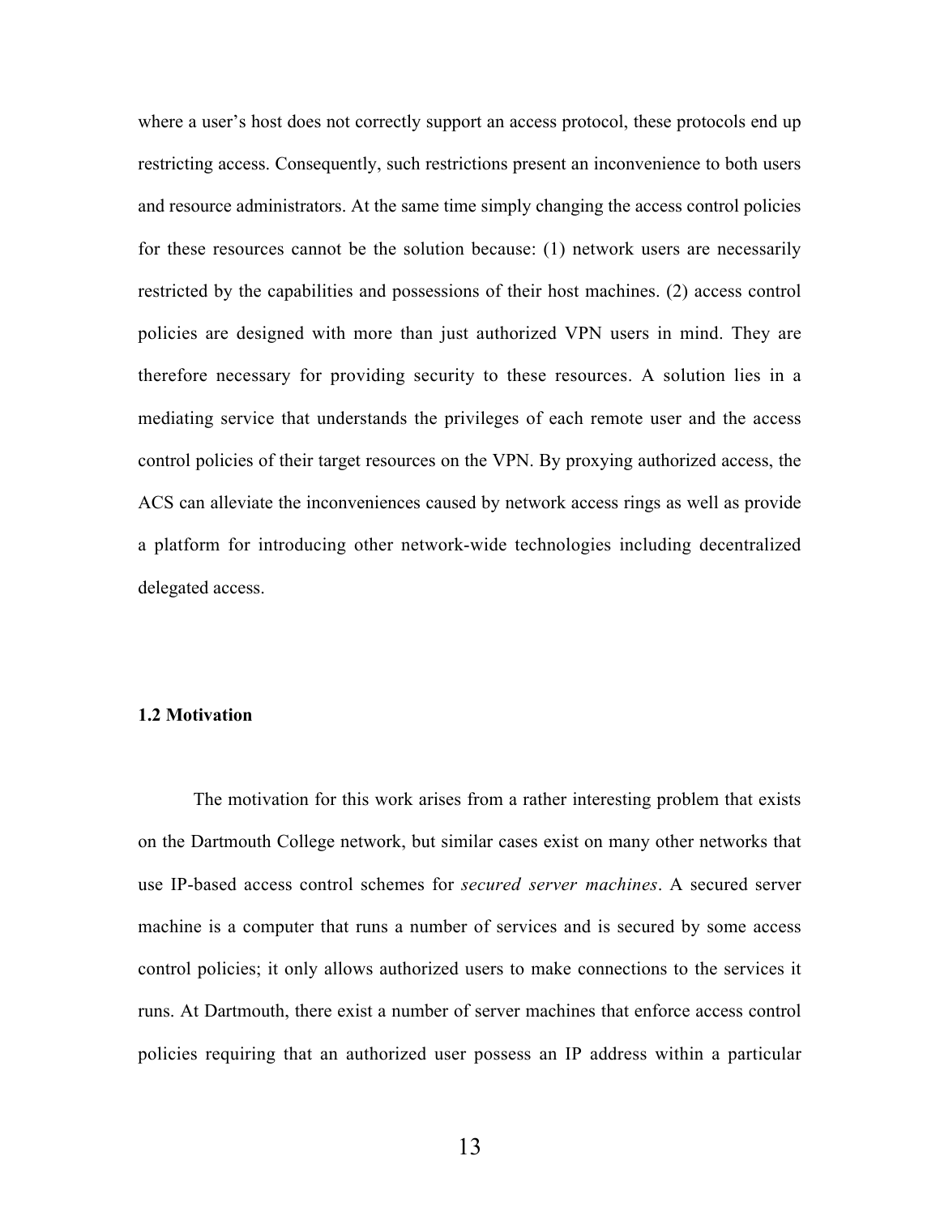where a user's host does not correctly support an access protocol, these protocols end up restricting access. Consequently, such restrictions present an inconvenience to both users and resource administrators. At the same time simply changing the access control policies for these resources cannot be the solution because: (1) network users are necessarily restricted by the capabilities and possessions of their host machines. (2) access control policies are designed with more than just authorized VPN users in mind. They are therefore necessary for providing security to these resources. A solution lies in a mediating service that understands the privileges of each remote user and the access control policies of their target resources on the VPN. By proxying authorized access, the ACS can alleviate the inconveniences caused by network access rings as well as provide a platform for introducing other network-wide technologies including decentralized delegated access.

### 1.2 Motivation

The motivation for this work arises from a rather interesting problem that exists on the Dartmouth College network, but similar cases exist on many other networks that use IP-based access control schemes for *secured server machines*. A secured server machine is a computer that runs a number of services and is secured by some access control policies; it only allows authorized users to make connections to the services it runs. At Dartmouth, there exist a number of server machines that enforce access control policies requiring that an authorized user possess an IP address within a particular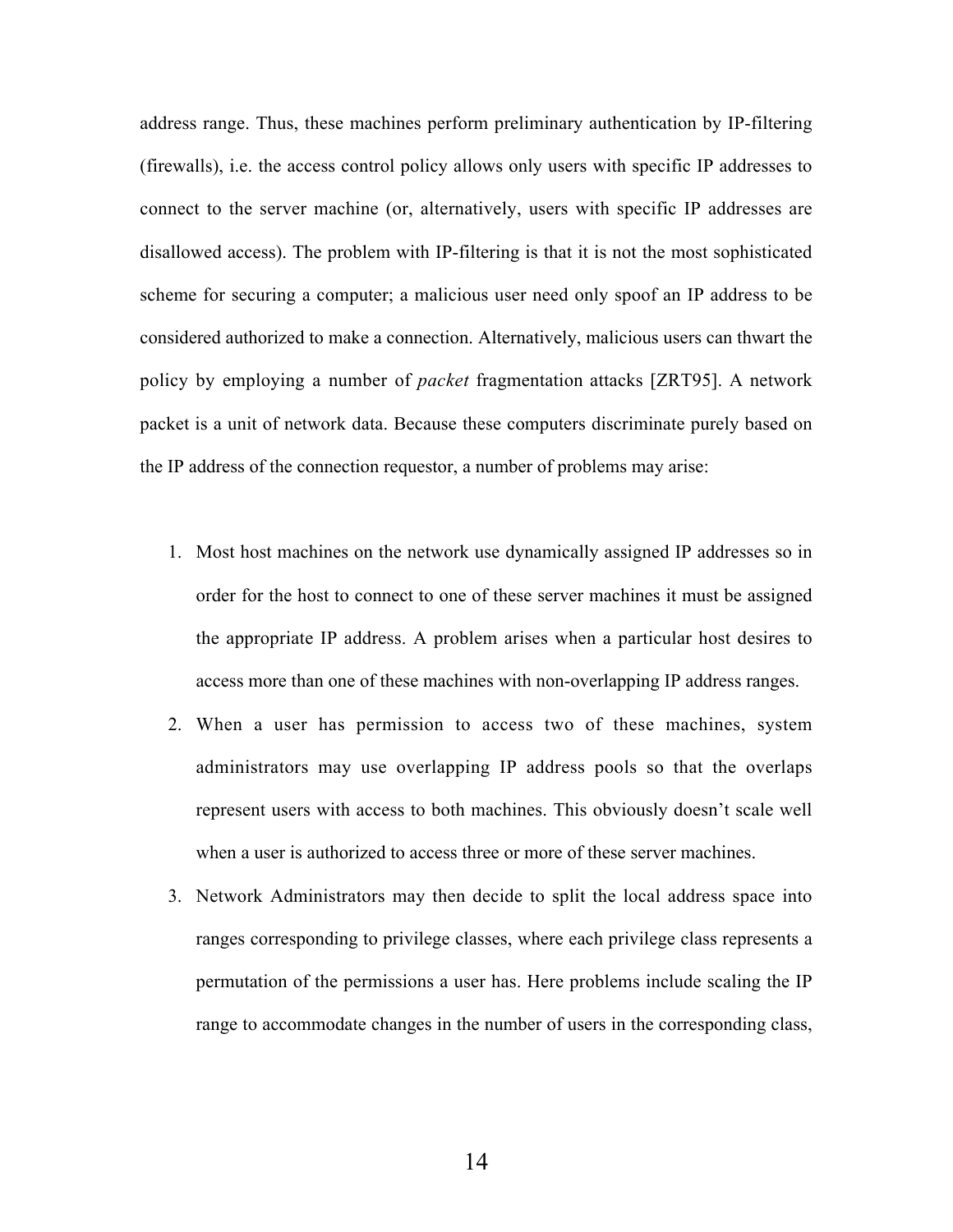address range. Thus, these machines perform preliminary authentication by IP-filtering (firewalls), i.e. the access control policy allows only users with specific IP addresses to connect to the server machine (or, alternatively, users with specific IP addresses are disallowed access). The problem with IP-filtering is that it is not the most sophisticated scheme for securing a computer; a malicious user need only spoof an IP address to be considered authorized to make a connection. Alternatively, malicious users can thwart the policy by employing a number of *packet* fragmentation attacks [ZRT95]. A network packet is a unit of network data. Because these computers discriminate purely based on the IP address of the connection requestor, a number of problems may arise:

1. Most host machines on the network use dynamically assigned IP addresses so in order for the host to connect to one of these server machines it must be assigned the appropriate IP address. A problem arises when a particular host desires to access more than one of these machines with non-overlapping IP address ranges.
2. When a user has permission to access two of these machines, system administrators may use overlapping IP address pools so that the overlaps represent users with access to both machines. This obviously doesn't scale well when a user is authorized to access three or more of these server machines.
3. Network Administrators may then decide to split the local address space into ranges corresponding to privilege classes, where each privilege class represents a permutation of the permissions a user has. Here problems include scaling the IP range to accommodate changes in the number of users in the corresponding class,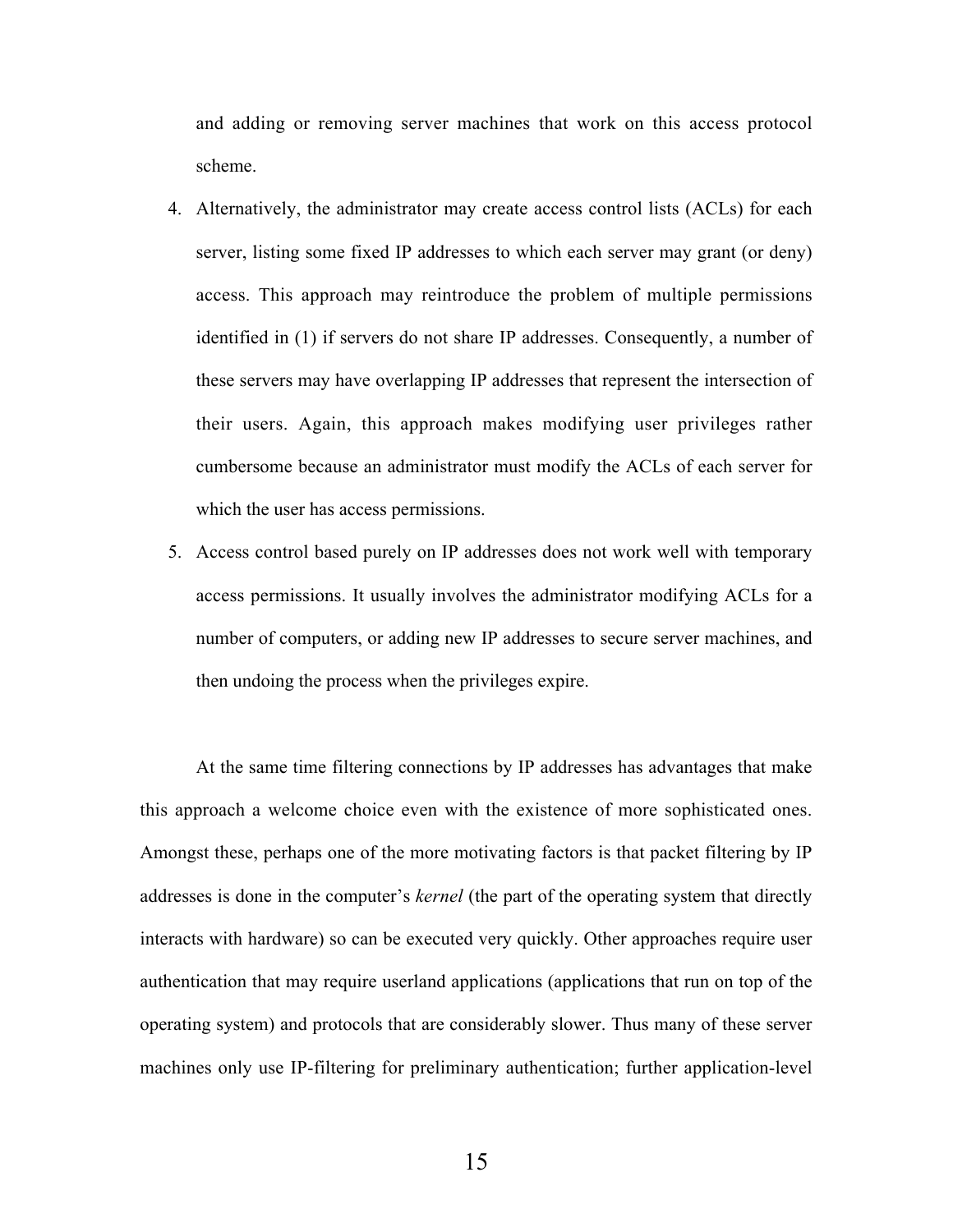and adding or removing server machines that work on this access protocol scheme.

4. Alternatively, the administrator may create access control lists (ACLs) for each server, listing some fixed IP addresses to which each server may grant (or deny) access. This approach may reintroduce the problem of multiple permissions identified in (1) if servers do not share IP addresses. Consequently, a number of these servers may have overlapping IP addresses that represent the intersection of their users. Again, this approach makes modifying user privileges rather cumbersome because an administrator must modify the ACLs of each server for which the user has access permissions.
5. Access control based purely on IP addresses does not work well with temporary access permissions. It usually involves the administrator modifying ACLs for a number of computers, or adding new IP addresses to secure server machines, and then undoing the process when the privileges expire.

At the same time filtering connections by IP addresses has advantages that make this approach a welcome choice even with the existence of more sophisticated ones. Amongst these, perhaps one of the more motivating factors is that packet filtering by IP addresses is done in the computer's *kernel* (the part of the operating system that directly interacts with hardware) so can be executed very quickly. Other approaches require user authentication that may require userland applications (applications that run on top of the operating system) and protocols that are considerably slower. Thus many of these server machines only use IP-filtering for preliminary authentication; further application-level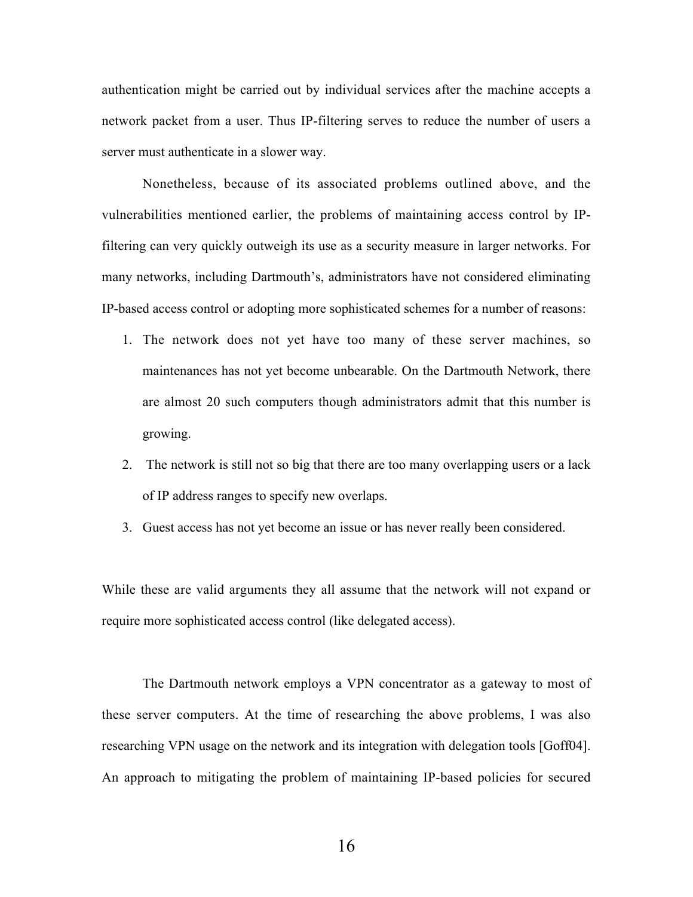authentication might be carried out by individual services after the machine accepts a network packet from a user. Thus IP-filtering serves to reduce the number of users a server must authenticate in a slower way.

Nonetheless, because of its associated problems outlined above, and the vulnerabilities mentioned earlier, the problems of maintaining access control by IP-filtering can very quickly outweigh its use as a security measure in larger networks. For many networks, including Dartmouth's, administrators have not considered eliminating IP-based access control or adopting more sophisticated schemes for a number of reasons:

1. The network does not yet have too many of these server machines, so maintenances has not yet become unbearable. On the Dartmouth Network, there are almost 20 such computers though administrators admit that this number is growing.
2. The network is still not so big that there are too many overlapping users or a lack of IP address ranges to specify new overlaps.
3. Guest access has not yet become an issue or has never really been considered.

While these are valid arguments they all assume that the network will not expand or require more sophisticated access control (like delegated access).

The Dartmouth network employs a VPN concentrator as a gateway to most of these server computers. At the time of researching the above problems, I was also researching VPN usage on the network and its integration with delegation tools [Goff04]. An approach to mitigating the problem of maintaining IP-based policies for secured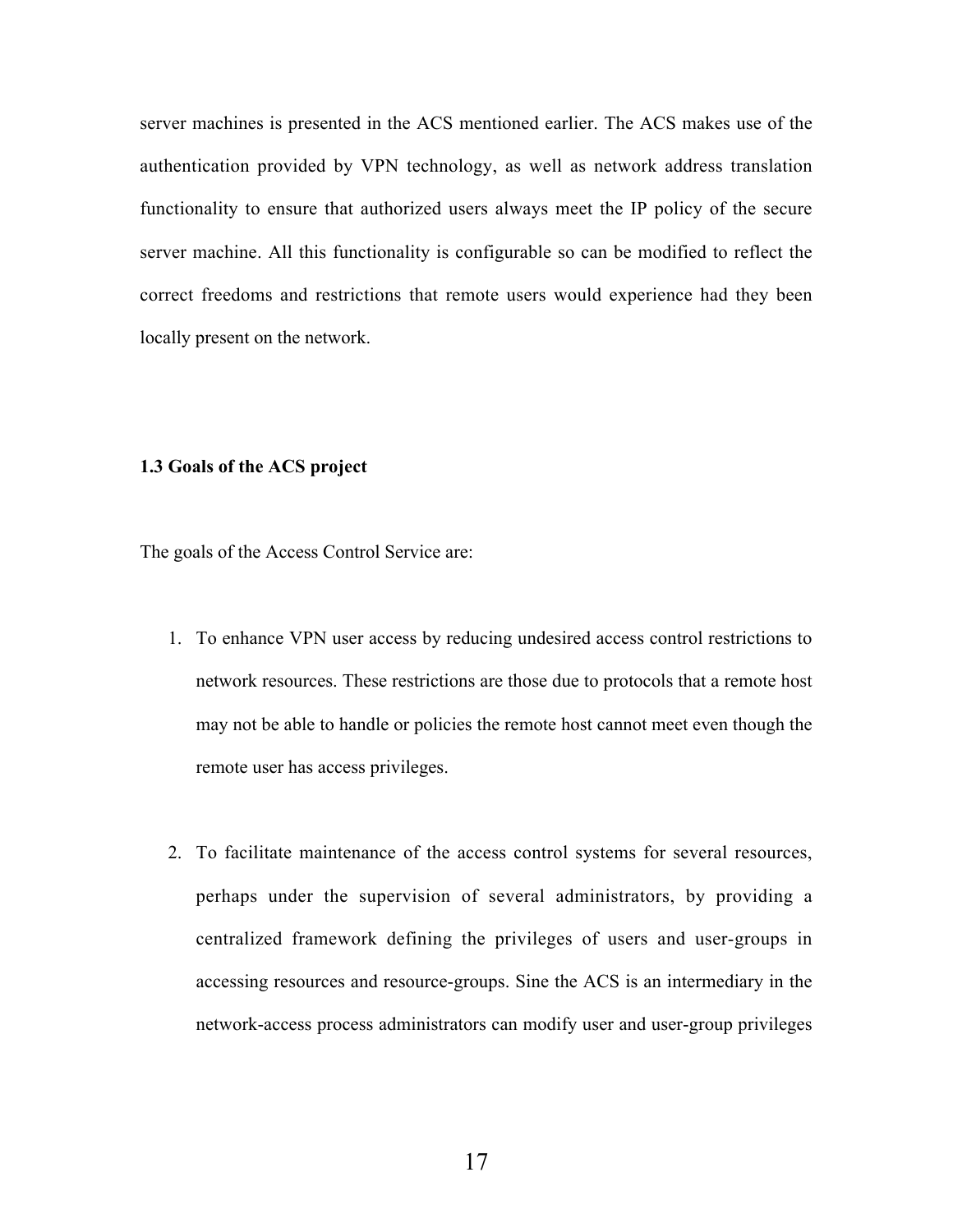server machines is presented in the ACS mentioned earlier. The ACS makes use of the authentication provided by VPN technology, as well as network address translation functionality to ensure that authorized users always meet the IP policy of the secure server machine. All this functionality is configurable so can be modified to reflect the correct freedoms and restrictions that remote users would experience had they been locally present on the network.

### 1.3 Goals of the ACS project

The goals of the Access Control Service are:

1. To enhance VPN user access by reducing undesired access control restrictions to network resources. These restrictions are those due to protocols that a remote host may not be able to handle or policies the remote host cannot meet even though the remote user has access privileges.

2. To facilitate maintenance of the access control systems for several resources, perhaps under the supervision of several administrators, by providing a centralized framework defining the privileges of users and user-groups in accessing resources and resource-groups. Sine the ACS is an intermediary in the network-access process administrators can modify user and user-group privileges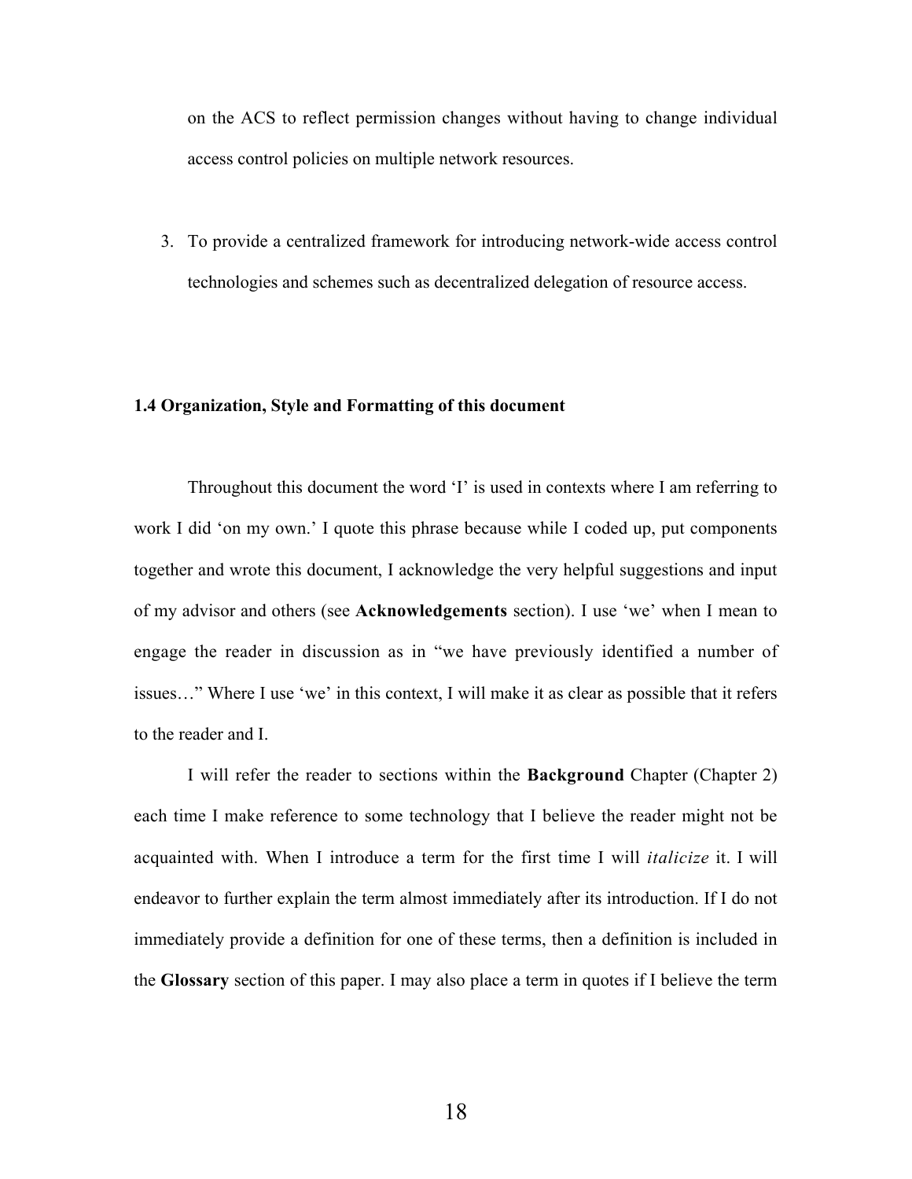on the ACS to reflect permission changes without having to change individual access control policies on multiple network resources.

3. To provide a centralized framework for introducing network-wide access control technologies and schemes such as decentralized delegation of resource access.

### 1.4 Organization, Style and Formatting of this document

Throughout this document the word 'I' is used in contexts where I am referring to work I did 'on my own.' I quote this phrase because while I coded up, put components together and wrote this document, I acknowledge the very helpful suggestions and input of my advisor and others (see **Acknowledgements** section). I use 'we' when I mean to engage the reader in discussion as in "we have previously identified a number of issues…" Where I use 'we' in this context, I will make it as clear as possible that it refers to the reader and I.

I will refer the reader to sections within the **Background** Chapter (Chapter 2) each time I make reference to some technology that I believe the reader might not be acquainted with. When I introduce a term for the first time I will *italicize* it. I will endeavor to further explain the term almost immediately after its introduction. If I do not immediately provide a definition for one of these terms, then a definition is included in the **Glossary** section of this paper. I may also place a term in quotes if I believe the term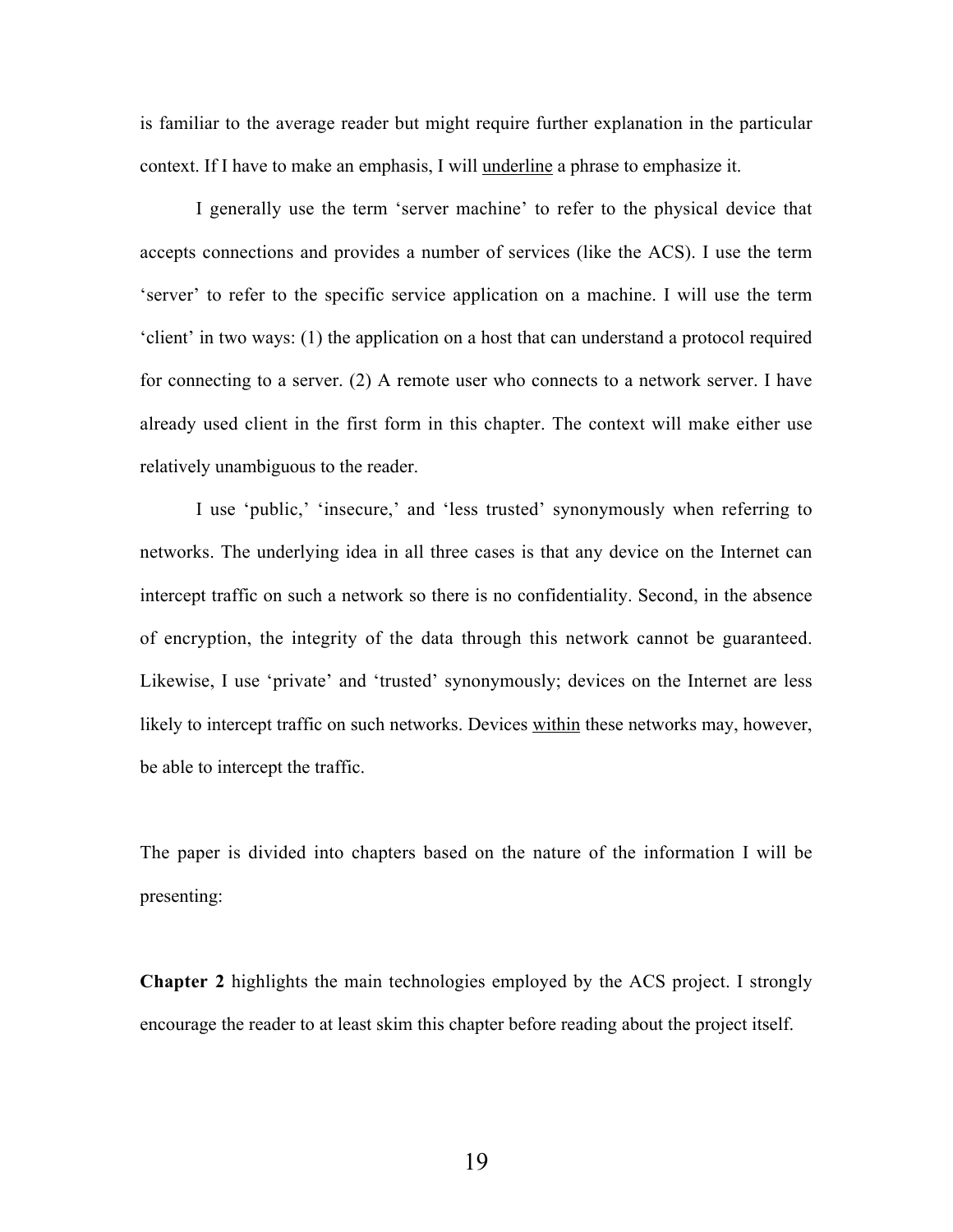is familiar to the average reader but might require further explanation in the particular context. If I have to make an emphasis, I will <u>underline</u> a phrase to emphasize it.

I generally use the term 'server machine' to refer to the physical device that accepts connections and provides a number of services (like the ACS). I use the term 'server' to refer to the specific service application on a machine. I will use the term 'client' in two ways: (1) the application on a host that can understand a protocol required for connecting to a server. (2) A remote user who connects to a network server. I have already used client in the first form in this chapter. The context will make either use relatively unambiguous to the reader.

I use 'public,' 'insecure,' and 'less trusted' synonymously when referring to networks. The underlying idea in all three cases is that any device on the Internet can intercept traffic on such a network so there is no confidentiality. Second, in the absence of encryption, the integrity of the data through this network cannot be guaranteed. Likewise, I use 'private' and 'trusted' synonymously; devices on the Internet are less likely to intercept traffic on such networks. Devices <u>within</u> these networks may, however, be able to intercept the traffic.

The paper is divided into chapters based on the nature of the information I will be presenting:

**Chapter 2** highlights the main technologies employed by the ACS project. I strongly encourage the reader to at least skim this chapter before reading about the project itself.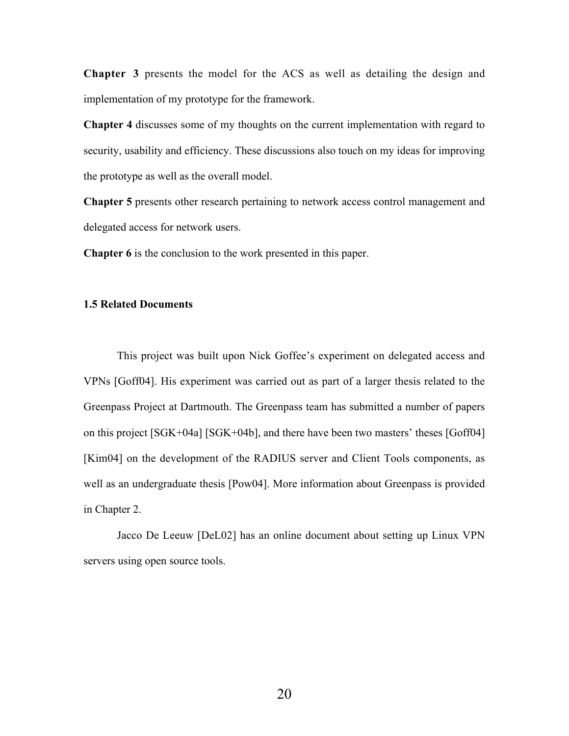**Chapter 3** presents the model for the ACS as well as detailing the design and implementation of my prototype for the framework.

**Chapter 4** discusses some of my thoughts on the current implementation with regard to security, usability and efficiency. These discussions also touch on my ideas for improving the prototype as well as the overall model.

**Chapter 5** presents other research pertaining to network access control management and delegated access for network users.

**Chapter 6** is the conclusion to the work presented in this paper.

### 1.5 Related Documents

This project was built upon Nick Goffee's experiment on delegated access and VPNs [Goff04]. His experiment was carried out as part of a larger thesis related to the Greenpass Project at Dartmouth. The Greenpass team has submitted a number of papers on this project [SGK+04a] [SGK+04b], and there have been two masters' theses [Goff04] [Kim04] on the development of the RADIUS server and Client Tools components, as well as an undergraduate thesis [Pow04]. More information about Greenpass is provided in Chapter 2.

Jacco De Leeuw [DeL02] has an online document about setting up Linux VPN servers using open source tools.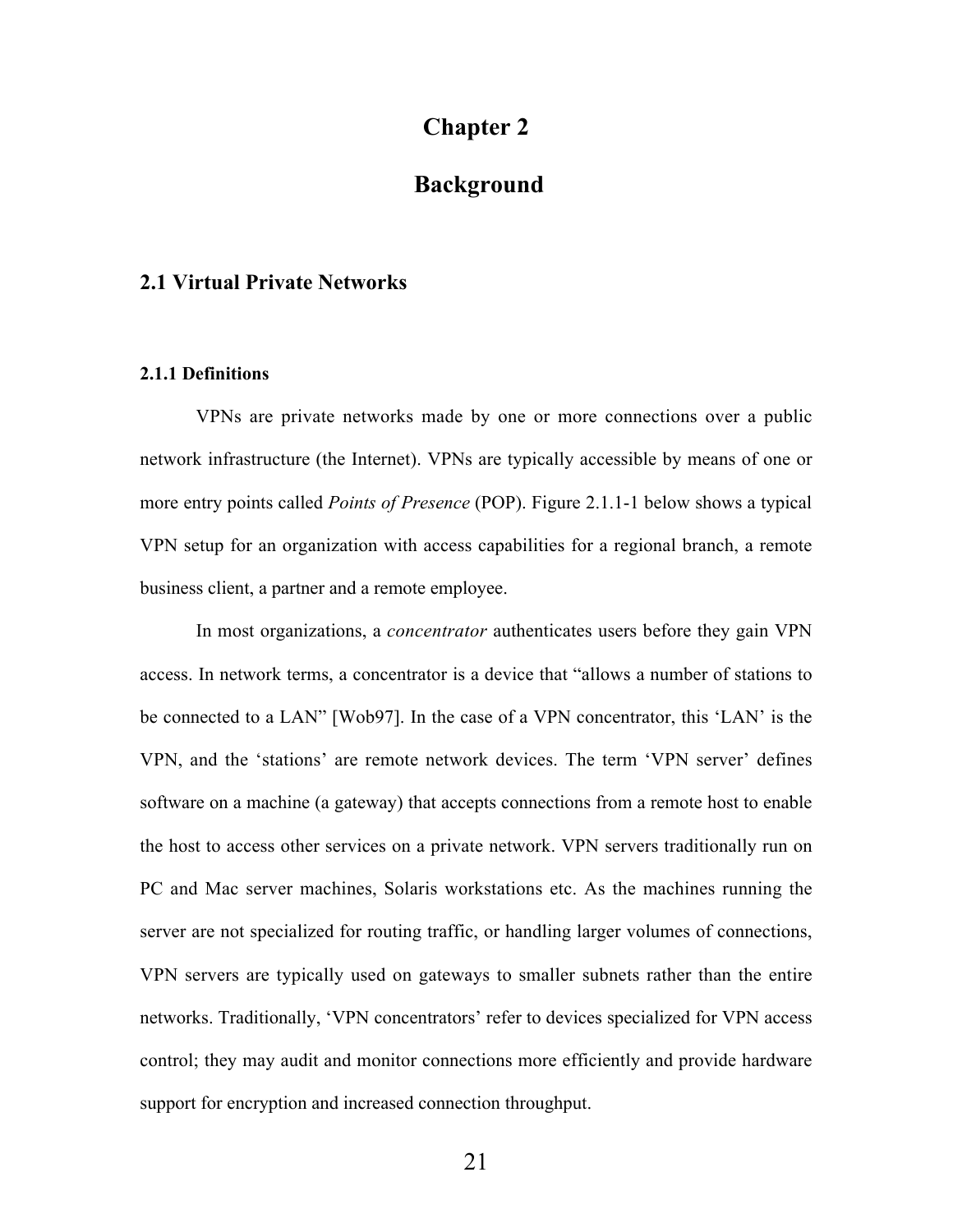# Chapter 2

# Background

## 2.1 Virtual Private Networks

### 2.1.1 Definitions

VPNs are private networks made by one or more connections over a public network infrastructure (the Internet). VPNs are typically accessible by means of one or more entry points called *Points of Presence* (POP). Figure 2.1.1-1 below shows a typical VPN setup for an organization with access capabilities for a regional branch, a remote business client, a partner and a remote employee.

In most organizations, a *concentrator* authenticates users before they gain VPN access. In network terms, a concentrator is a device that "allows a number of stations to be connected to a LAN" [Wob97]. In the case of a VPN concentrator, this 'LAN' is the VPN, and the 'stations' are remote network devices. The term 'VPN server' defines software on a machine (a gateway) that accepts connections from a remote host to enable the host to access other services on a private network. VPN servers traditionally run on PC and Mac server machines, Solaris workstations etc. As the machines running the server are not specialized for routing traffic, or handling larger volumes of connections, VPN servers are typically used on gateways to smaller subnets rather than the entire networks. Traditionally, 'VPN concentrators' refer to devices specialized for VPN access control; they may audit and monitor connections more efficiently and provide hardware support for encryption and increased connection throughput.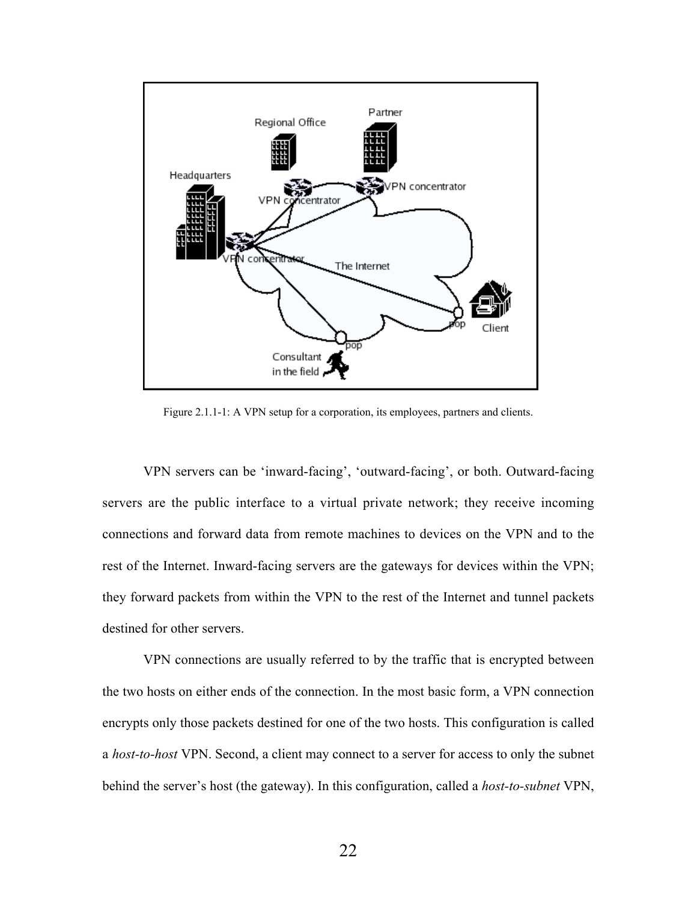Figure 2.1.1-1: A VPN setup for a corporation, its employees, partners and clients.

VPN servers can be ‘inward-facing’, ‘outward-facing’, or both. Outward-facing servers are the public interface to a virtual private network; they receive incoming connections and forward data from remote machines to devices on the VPN and to the rest of the Internet. Inward-facing servers are the gateways for devices within the VPN; they forward packets from within the VPN to the rest of the Internet and tunnel packets destined for other servers.

VPN connections are usually referred to by the traffic that is encrypted between the two hosts on either ends of the connection. In the most basic form, a VPN connection encrypts only those packets destined for one of the two hosts. This configuration is called a *host-to-host* VPN. Second, a client may connect to a server for access to only the subnet behind the server’s host (the gateway). In this configuration, called a *host-to-subnet* VPN,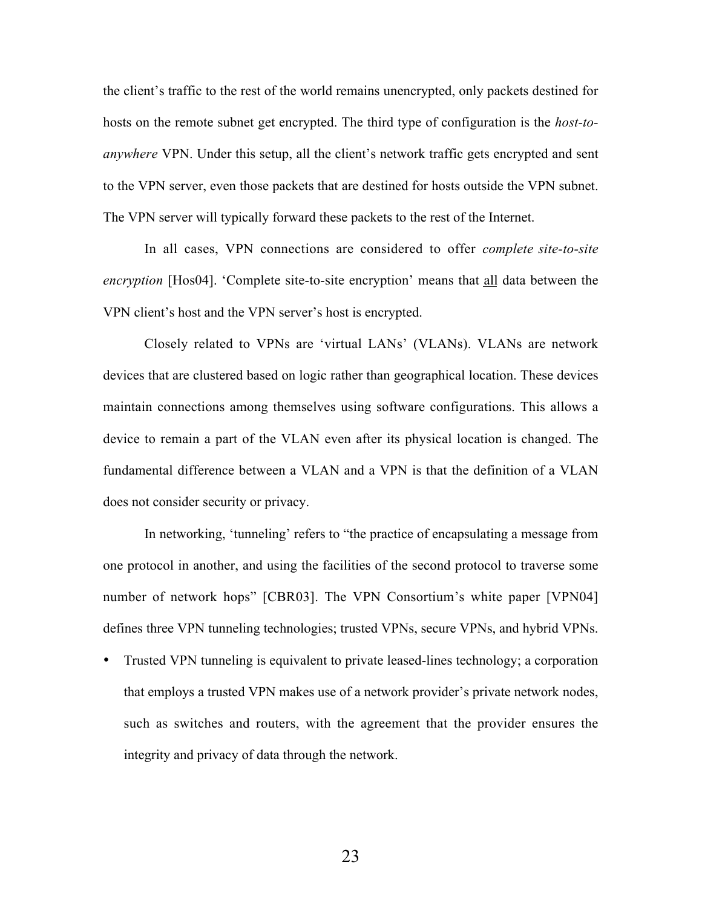the client's traffic to the rest of the world remains unencrypted, only packets destined for hosts on the remote subnet get encrypted. The third type of configuration is the *host-to-anywhere* VPN. Under this setup, all the client's network traffic gets encrypted and sent to the VPN server, even those packets that are destined for hosts outside the VPN subnet. The VPN server will typically forward these packets to the rest of the Internet.

In all cases, VPN connections are considered to offer *complete site-to-site encryption* [Hos04]. 'Complete site-to-site encryption' means that <u>all</u> data between the VPN client's host and the VPN server's host is encrypted.

Closely related to VPNs are 'virtual LANs' (VLANs). VLANs are network devices that are clustered based on logic rather than geographical location. These devices maintain connections among themselves using software configurations. This allows a device to remain a part of the VLAN even after its physical location is changed. The fundamental difference between a VLAN and a VPN is that the definition of a VLAN does not consider security or privacy.

In networking, 'tunneling' refers to "the practice of encapsulating a message from one protocol in another, and using the facilities of the second protocol to traverse some number of network hops" [CBR03]. The VPN Consortium's white paper [VPN04] defines three VPN tunneling technologies; trusted VPNs, secure VPNs, and hybrid VPNs.

- Trusted VPN tunneling is equivalent to private leased-lines technology; a corporation that employs a trusted VPN makes use of a network provider's private network nodes, such as switches and routers, with the agreement that the provider ensures the integrity and privacy of data through the network.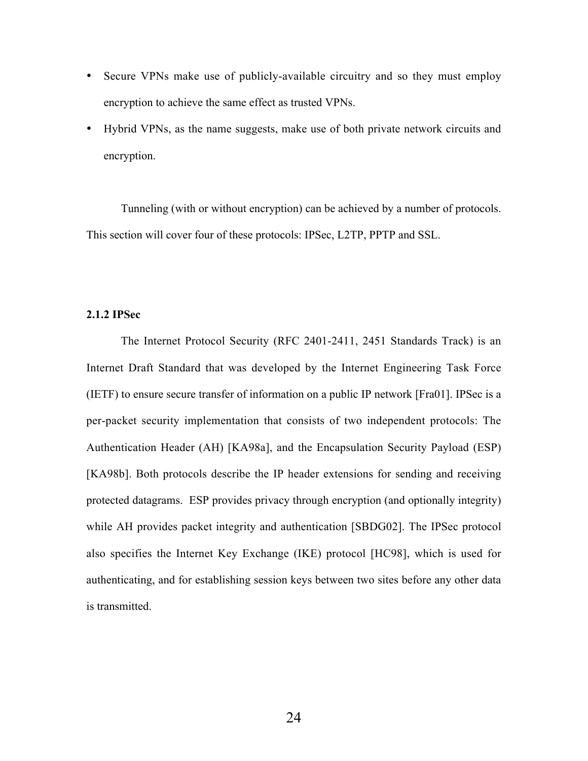- Secure VPNs make use of publicly-available circuitry and so they must employ encryption to achieve the same effect as trusted VPNs.
- Hybrid VPNs, as the name suggests, make use of both private network circuits and encryption.

Tunneling (with or without encryption) can be achieved by a number of protocols. This section will cover four of these protocols: IPSec, L2TP, PPTP and SSL.

### 2.1.2 IPSec

The Internet Protocol Security (RFC 2401-2411, 2451 Standards Track) is an Internet Draft Standard that was developed by the Internet Engineering Task Force (IETF) to ensure secure transfer of information on a public IP network [Fra01]. IPSec is a per-packet security implementation that consists of two independent protocols: The Authentication Header (AH) [KA98a], and the Encapsulation Security Payload (ESP) [KA98b]. Both protocols describe the IP header extensions for sending and receiving protected datagrams. ESP provides privacy through encryption (and optionally integrity) while AH provides packet integrity and authentication [SBDG02]. The IPSec protocol also specifies the Internet Key Exchange (IKE) protocol [HC98], which is used for authenticating, and for establishing session keys between two sites before any other data is transmitted.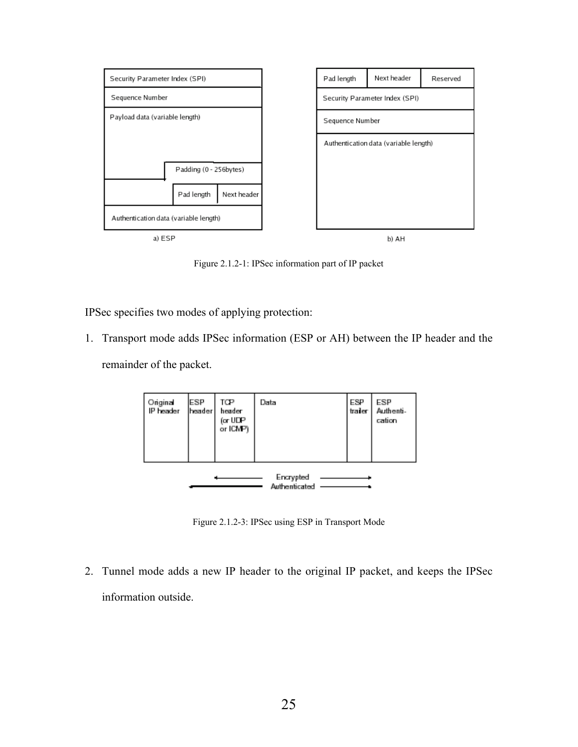Figure 2.1.2-1: IPSec information part of IP packet

IPSec specifies two modes of applying protection:

1. Transport mode adds IPSec information (ESP or AH) between the IP header and the remainder of the packet.

Figure 2.1.2-3: IPSec using ESP in Transport Mode

2. Tunnel mode adds a new IP header to the original IP packet, and keeps the IPSec information outside.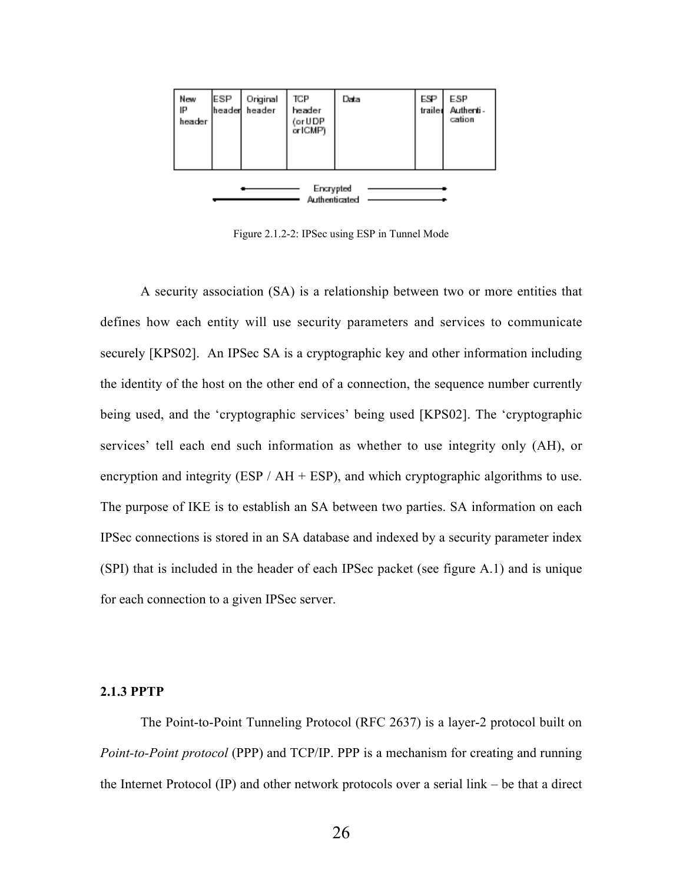| New IP header | ESP header | Original header | TCP header (or UDP or ICMP) | Data | ESP trailer | ESP Authentication |
|---|---|---|---|---|---|---|

Encrypted

Authenticated

Figure 2.1.2-2: IPSec using ESP in Tunnel Mode

A security association (SA) is a relationship between two or more entities that defines how each entity will use security parameters and services to communicate securely [KPS02]. An IPSec SA is a cryptographic key and other information including the identity of the host on the other end of a connection, the sequence number currently being used, and the 'cryptographic services' being used [KPS02]. The 'cryptographic services' tell each end such information as whether to use integrity only (AH), or encryption and integrity (ESP / AH + ESP), and which cryptographic algorithms to use. The purpose of IKE is to establish an SA between two parties. SA information on each IPSec connections is stored in an SA database and indexed by a security parameter index (SPI) that is included in the header of each IPSec packet (see figure A.1) and is unique for each connection to a given IPSec server.

### 2.1.3 PPTP

The Point-to-Point Tunneling Protocol (RFC 2637) is a layer-2 protocol built on *Point-to-Point protocol* (PPP) and TCP/IP. PPP is a mechanism for creating and running the Internet Protocol (IP) and other network protocols over a serial link – be that a direct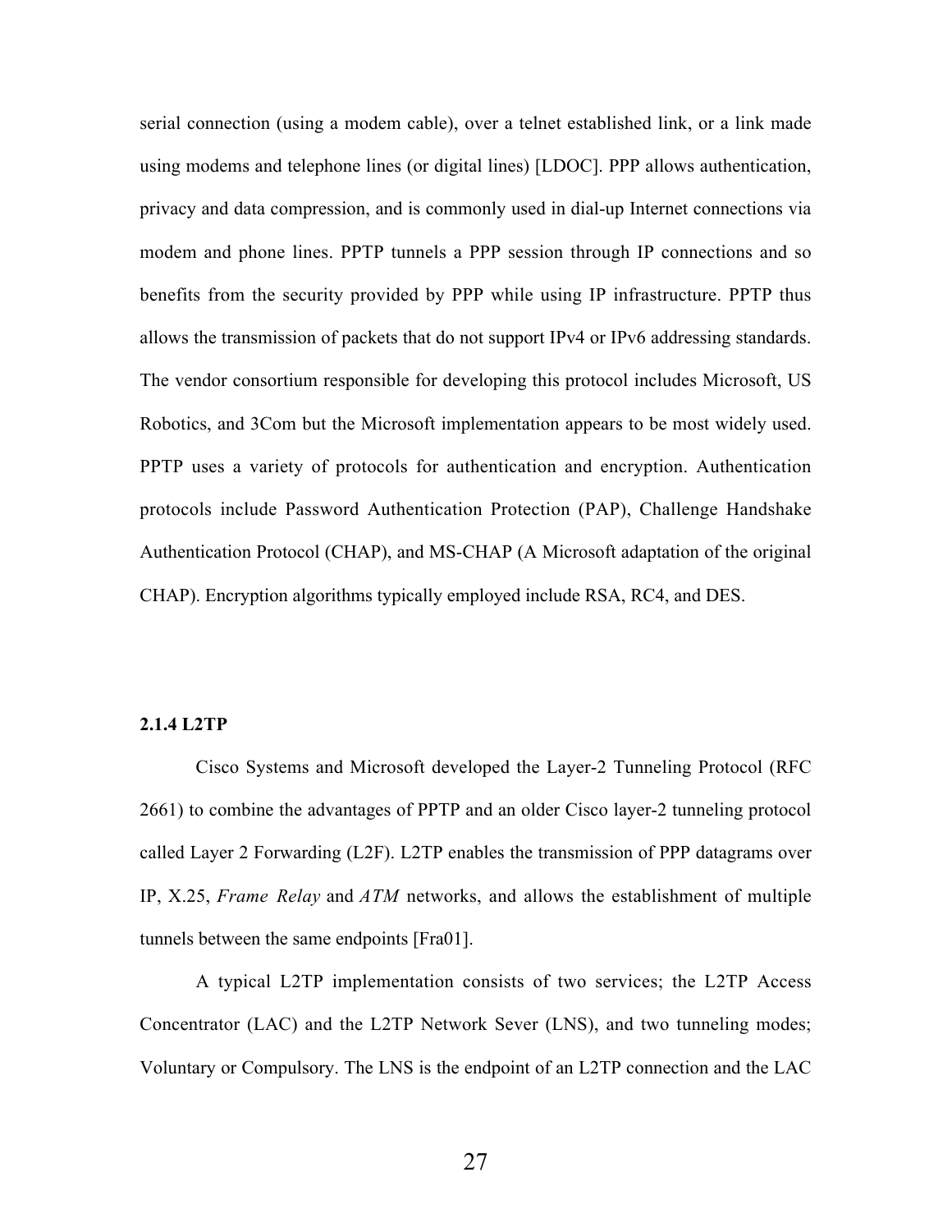serial connection (using a modem cable), over a telnet established link, or a link made using modems and telephone lines (or digital lines) [LDOC]. PPP allows authentication, privacy and data compression, and is commonly used in dial-up Internet connections via modem and phone lines. PPTP tunnels a PPP session through IP connections and so benefits from the security provided by PPP while using IP infrastructure. PPTP thus allows the transmission of packets that do not support IPv4 or IPv6 addressing standards. The vendor consortium responsible for developing this protocol includes Microsoft, US Robotics, and 3Com but the Microsoft implementation appears to be most widely used. PPTP uses a variety of protocols for authentication and encryption. Authentication protocols include Password Authentication Protection (PAP), Challenge Handshake Authentication Protocol (CHAP), and MS-CHAP (A Microsoft adaptation of the original CHAP). Encryption algorithms typically employed include RSA, RC4, and DES.

### 2.1.4 L2TP

Cisco Systems and Microsoft developed the Layer-2 Tunneling Protocol (RFC 2661) to combine the advantages of PPTP and an older Cisco layer-2 tunneling protocol called Layer 2 Forwarding (L2F). L2TP enables the transmission of PPP datagrams over IP, X.25, *Frame Relay* and *ATM* networks, and allows the establishment of multiple tunnels between the same endpoints [Fra01].

A typical L2TP implementation consists of two services; the L2TP Access Concentrator (LAC) and the L2TP Network Sever (LNS), and two tunneling modes; Voluntary or Compulsory. The LNS is the endpoint of an L2TP connection and the LAC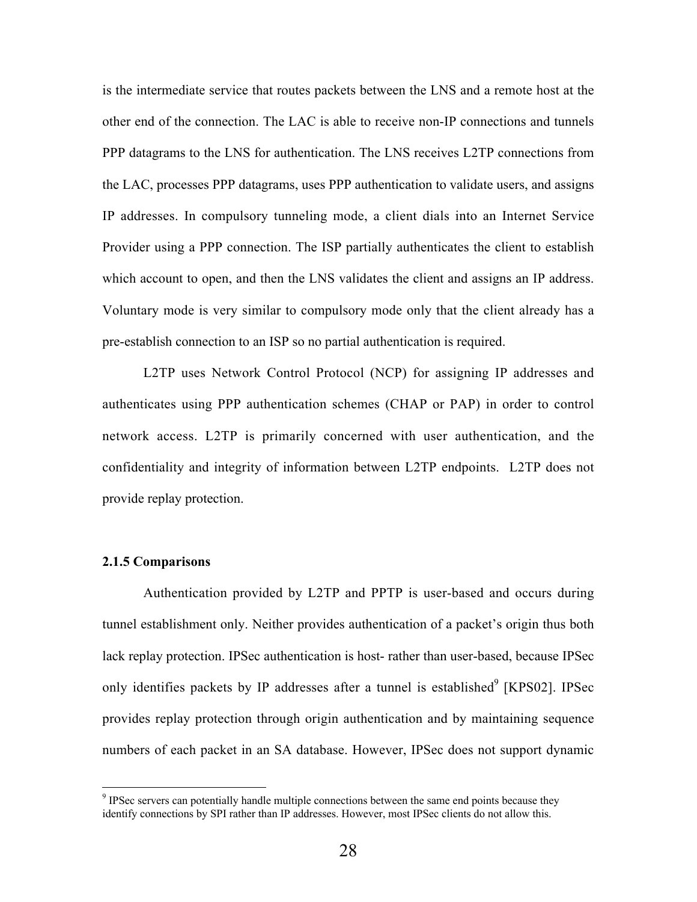is the intermediate service that routes packets between the LNS and a remote host at the other end of the connection. The LAC is able to receive non-IP connections and tunnels PPP datagrams to the LNS for authentication. The LNS receives L2TP connections from the LAC, processes PPP datagrams, uses PPP authentication to validate users, and assigns IP addresses. In compulsory tunneling mode, a client dials into an Internet Service Provider using a PPP connection. The ISP partially authenticates the client to establish which account to open, and then the LNS validates the client and assigns an IP address. Voluntary mode is very similar to compulsory mode only that the client already has a pre-establish connection to an ISP so no partial authentication is required.

L2TP uses Network Control Protocol (NCP) for assigning IP addresses and authenticates using PPP authentication schemes (CHAP or PAP) in order to control network access. L2TP is primarily concerned with user authentication, and the confidentiality and integrity of information between L2TP endpoints. L2TP does not provide replay protection.

### 2.1.5 Comparisons

Authentication provided by L2TP and PPTP is user-based and occurs during tunnel establishment only. Neither provides authentication of a packet's origin thus both lack replay protection. IPSec authentication is host- rather than user-based, because IPSec only identifies packets by IP addresses after a tunnel is established[9] [KPS02]. IPSec provides replay protection through origin authentication and by maintaining sequence numbers of each packet in an SA database. However, IPSec does not support dynamic

[9] IPSec servers can potentially handle multiple connections between the same end points because they identify connections by SPI rather than IP addresses. However, most IPSec clients do not allow this.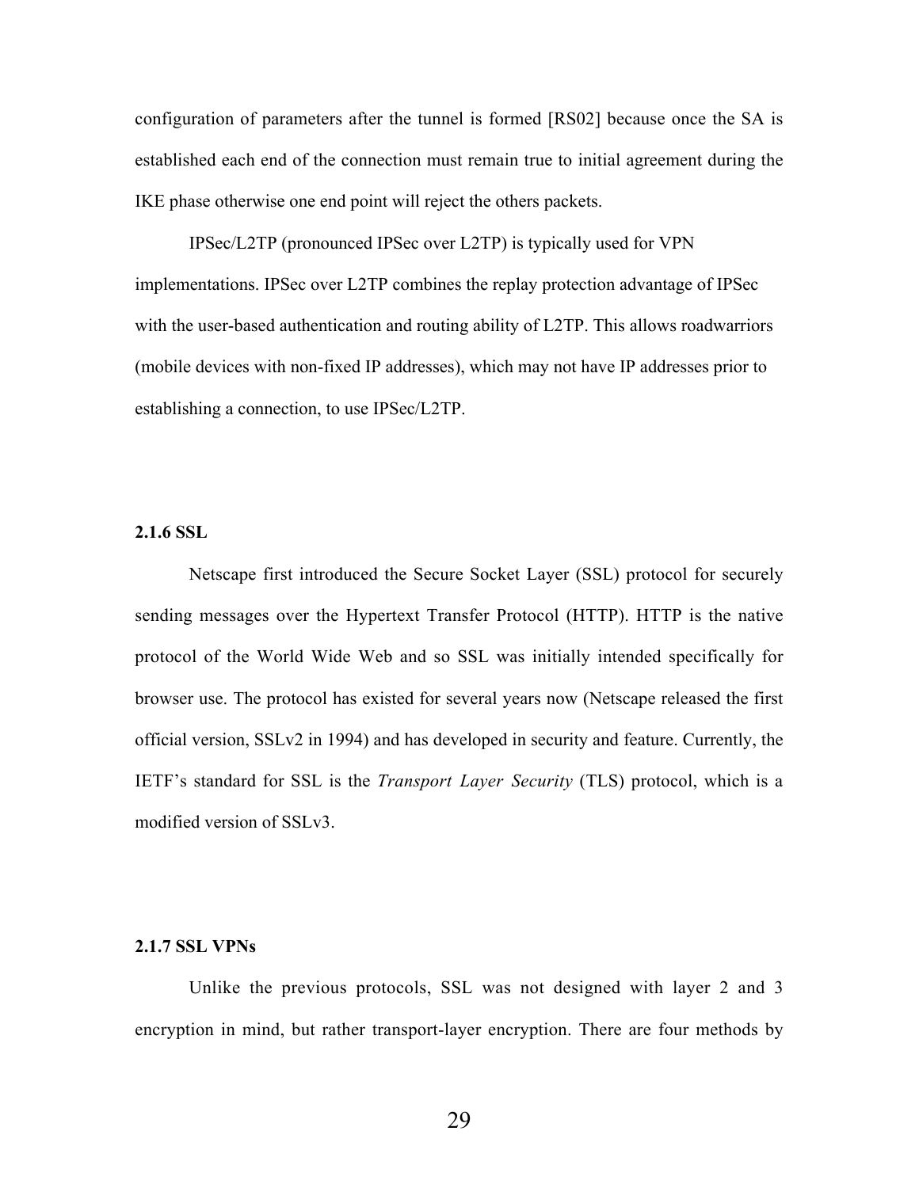configuration of parameters after the tunnel is formed [RS02] because once the SA is established each end of the connection must remain true to initial agreement during the IKE phase otherwise one end point will reject the others packets.

IPSec/L2TP (pronounced IPSec over L2TP) is typically used for VPN implementations. IPSec over L2TP combines the replay protection advantage of IPSec with the user-based authentication and routing ability of L2TP. This allows roadwarriors (mobile devices with non-fixed IP addresses), which may not have IP addresses prior to establishing a connection, to use IPSec/L2TP.

### 2.1.6 SSL

Netscape first introduced the Secure Socket Layer (SSL) protocol for securely sending messages over the Hypertext Transfer Protocol (HTTP). HTTP is the native protocol of the World Wide Web and so SSL was initially intended specifically for browser use. The protocol has existed for several years now (Netscape released the first official version, SSLv2 in 1994) and has developed in security and feature. Currently, the IETF's standard for SSL is the *Transport Layer Security* (TLS) protocol, which is a modified version of SSLv3.

### 2.1.7 SSL VPNs

Unlike the previous protocols, SSL was not designed with layer 2 and 3 encryption in mind, but rather transport-layer encryption. There are four methods by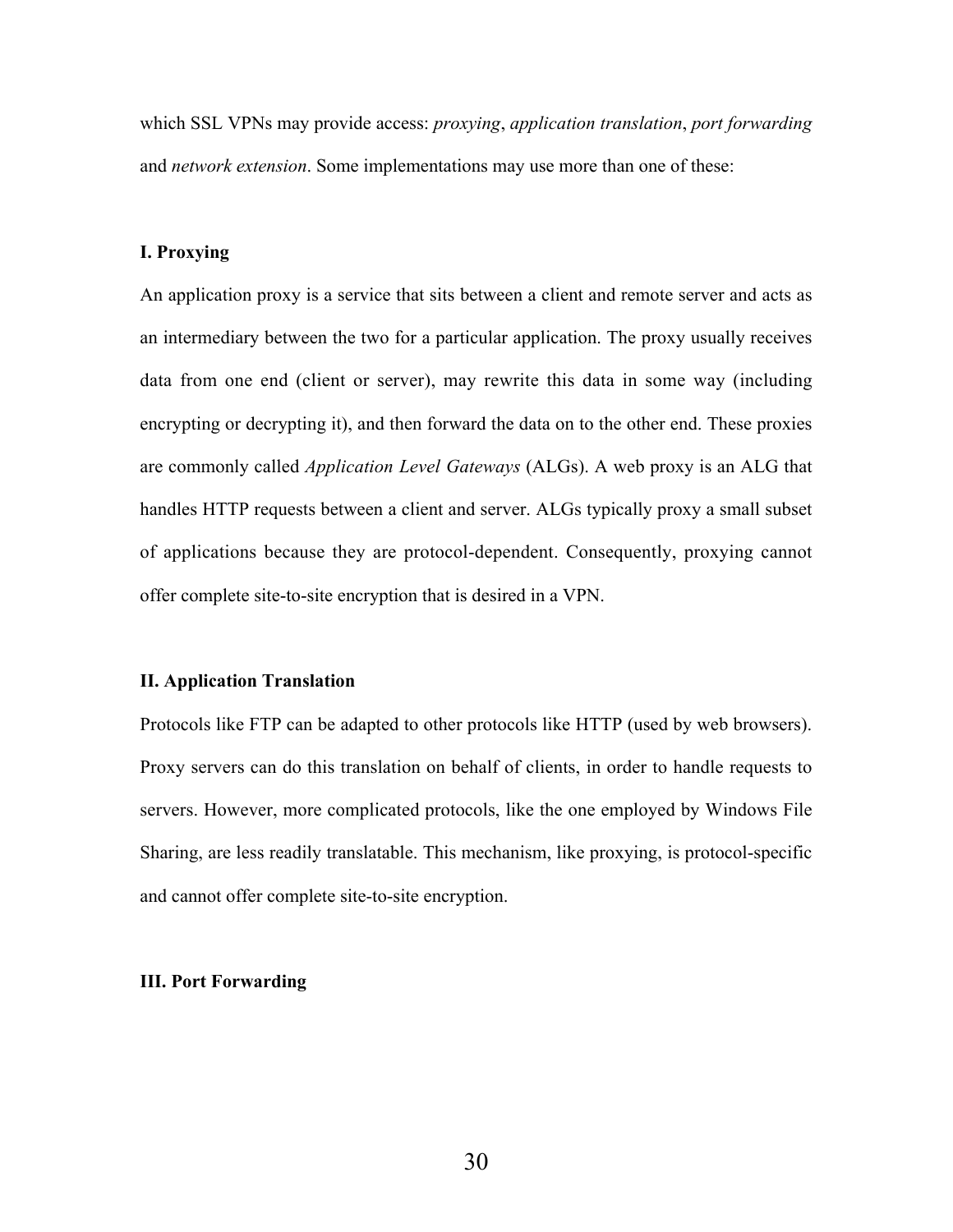which SSL VPNs may provide access: *proxying*, *application translation*, *port forwarding* and *network extension*. Some implementations may use more than one of these:

**I. Proxying**

An application proxy is a service that sits between a client and remote server and acts as an intermediary between the two for a particular application. The proxy usually receives data from one end (client or server), may rewrite this data in some way (including encrypting or decrypting it), and then forward the data on to the other end. These proxies are commonly called *Application Level Gateways* (ALGs). A web proxy is an ALG that handles HTTP requests between a client and server. ALGs typically proxy a small subset of applications because they are protocol-dependent. Consequently, proxying cannot offer complete site-to-site encryption that is desired in a VPN.

**II. Application Translation**

Protocols like FTP can be adapted to other protocols like HTTP (used by web browsers). Proxy servers can do this translation on behalf of clients, in order to handle requests to servers. However, more complicated protocols, like the one employed by Windows File Sharing, are less readily translatable. This mechanism, like proxying, is protocol-specific and cannot offer complete site-to-site encryption.

**III. Port Forwarding**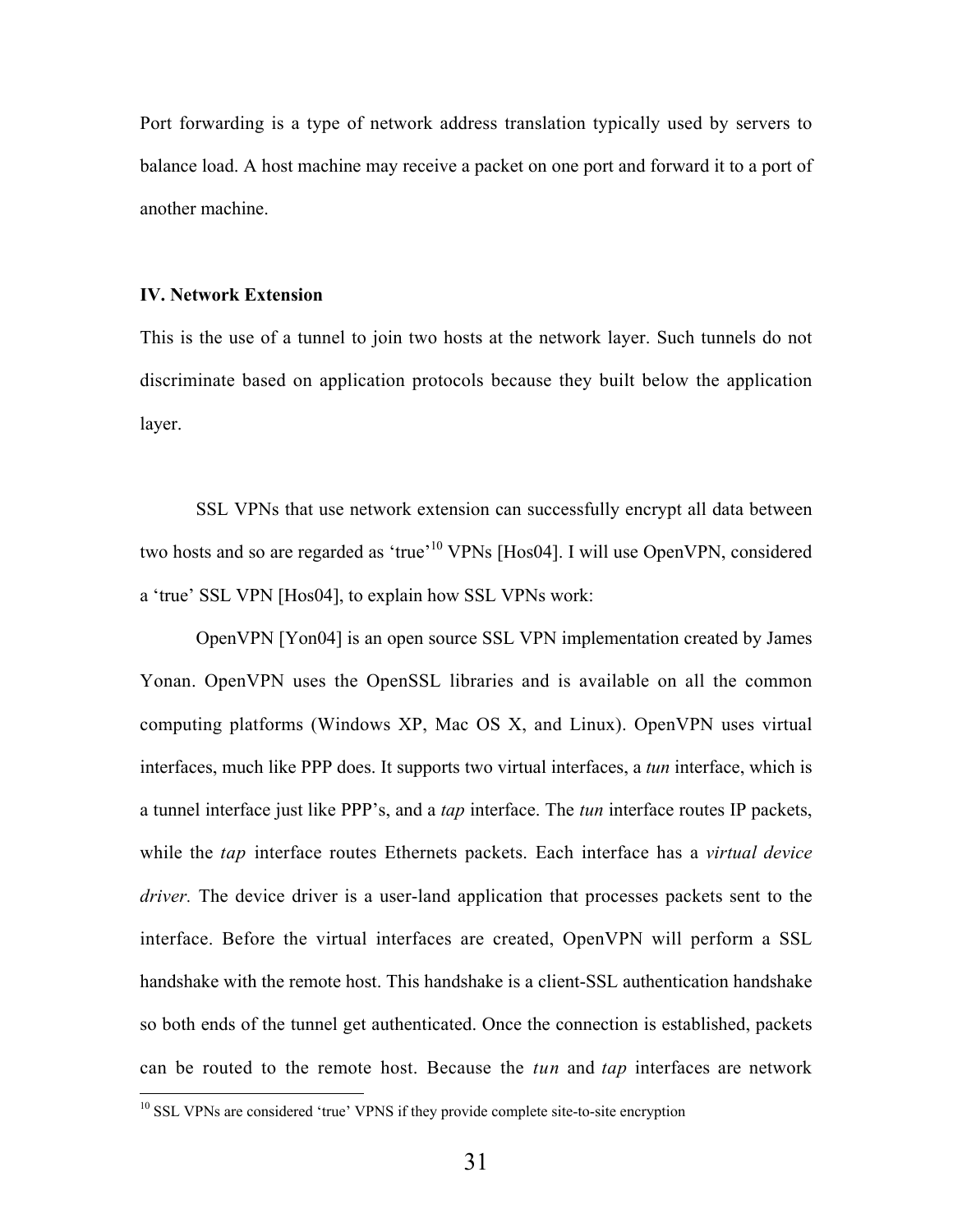Port forwarding is a type of network address translation typically used by servers to balance load. A host machine may receive a packet on one port and forward it to a port of another machine.

**IV. Network Extension**

This is the use of a tunnel to join two hosts at the network layer. Such tunnels do not discriminate based on application protocols because they built below the application layer.

SSL VPNs that use network extension can successfully encrypt all data between two hosts and so are regarded as 'true'[10] VPNs [Hos04]. I will use OpenVPN, considered a 'true' SSL VPN [Hos04], to explain how SSL VPNs work:

OpenVPN [Yon04] is an open source SSL VPN implementation created by James Yonan. OpenVPN uses the OpenSSL libraries and is available on all the common computing platforms (Windows XP, Mac OS X, and Linux). OpenVPN uses virtual interfaces, much like PPP does. It supports two virtual interfaces, a *tun* interface, which is a tunnel interface just like PPP's, and a *tap* interface. The *tun* interface routes IP packets, while the *tap* interface routes Ethernets packets. Each interface has a *virtual device driver.* The device driver is a user-land application that processes packets sent to the interface. Before the virtual interfaces are created, OpenVPN will perform a SSL handshake with the remote host. This handshake is a client-SSL authentication handshake so both ends of the tunnel get authenticated. Once the connection is established, packets can be routed to the remote host. Because the *tun* and *tap* interfaces are network

[10] SSL VPNs are considered 'true' VPNS if they provide complete site-to-site encryption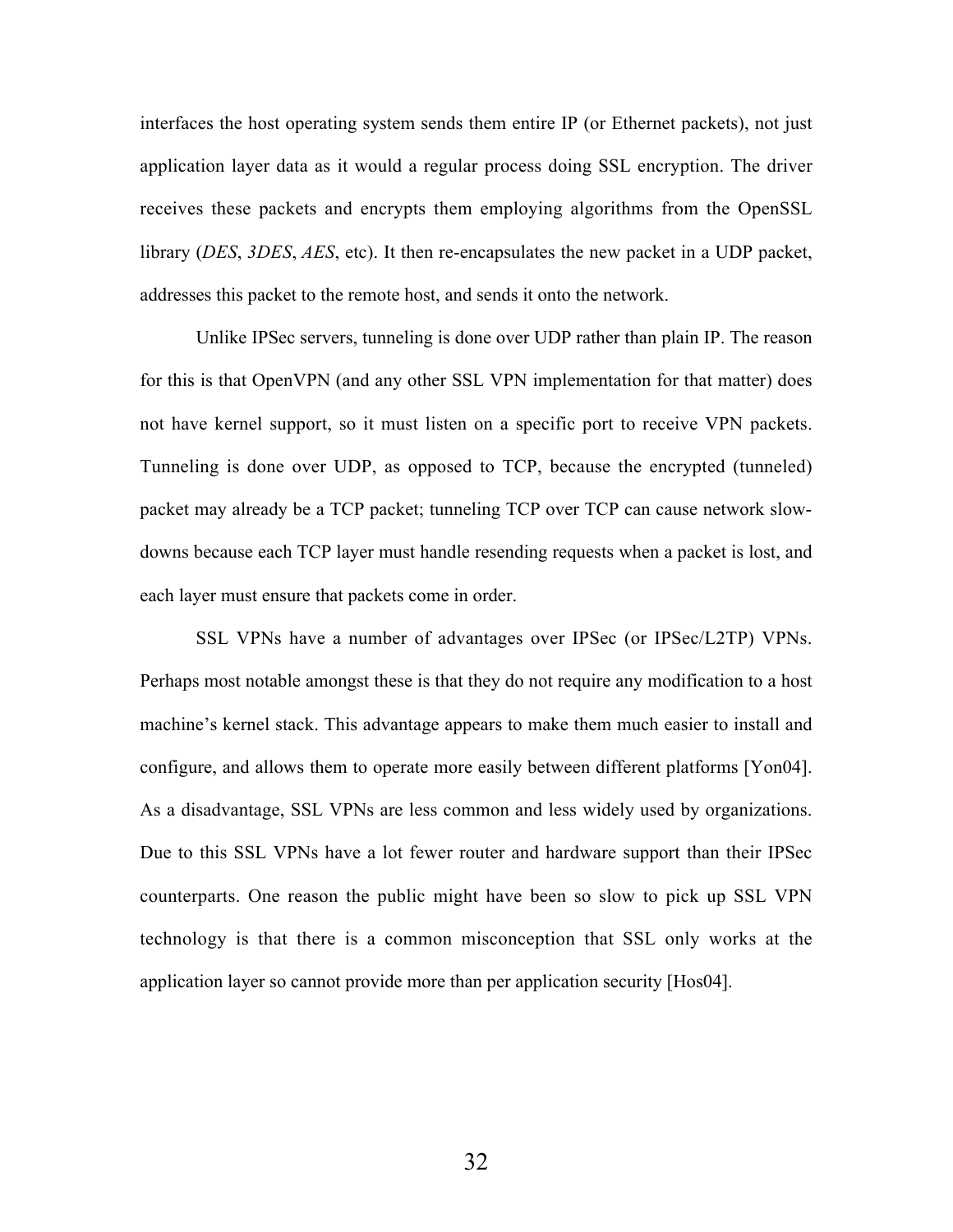interfaces the host operating system sends them entire IP (or Ethernet packets), not just application layer data as it would a regular process doing SSL encryption. The driver receives these packets and encrypts them employing algorithms from the OpenSSL library (*DES*, *3DES*, *AES*, etc). It then re-encapsulates the new packet in a UDP packet, addresses this packet to the remote host, and sends it onto the network.

Unlike IPSec servers, tunneling is done over UDP rather than plain IP. The reason for this is that OpenVPN (and any other SSL VPN implementation for that matter) does not have kernel support, so it must listen on a specific port to receive VPN packets. Tunneling is done over UDP, as opposed to TCP, because the encrypted (tunneled) packet may already be a TCP packet; tunneling TCP over TCP can cause network slow-downs because each TCP layer must handle resending requests when a packet is lost, and each layer must ensure that packets come in order.

SSL VPNs have a number of advantages over IPSec (or IPSec/L2TP) VPNs. Perhaps most notable amongst these is that they do not require any modification to a host machine's kernel stack. This advantage appears to make them much easier to install and configure, and allows them to operate more easily between different platforms [Yon04]. As a disadvantage, SSL VPNs are less common and less widely used by organizations. Due to this SSL VPNs have a lot fewer router and hardware support than their IPSec counterparts. One reason the public might have been so slow to pick up SSL VPN technology is that there is a common misconception that SSL only works at the application layer so cannot provide more than per application security [Hos04].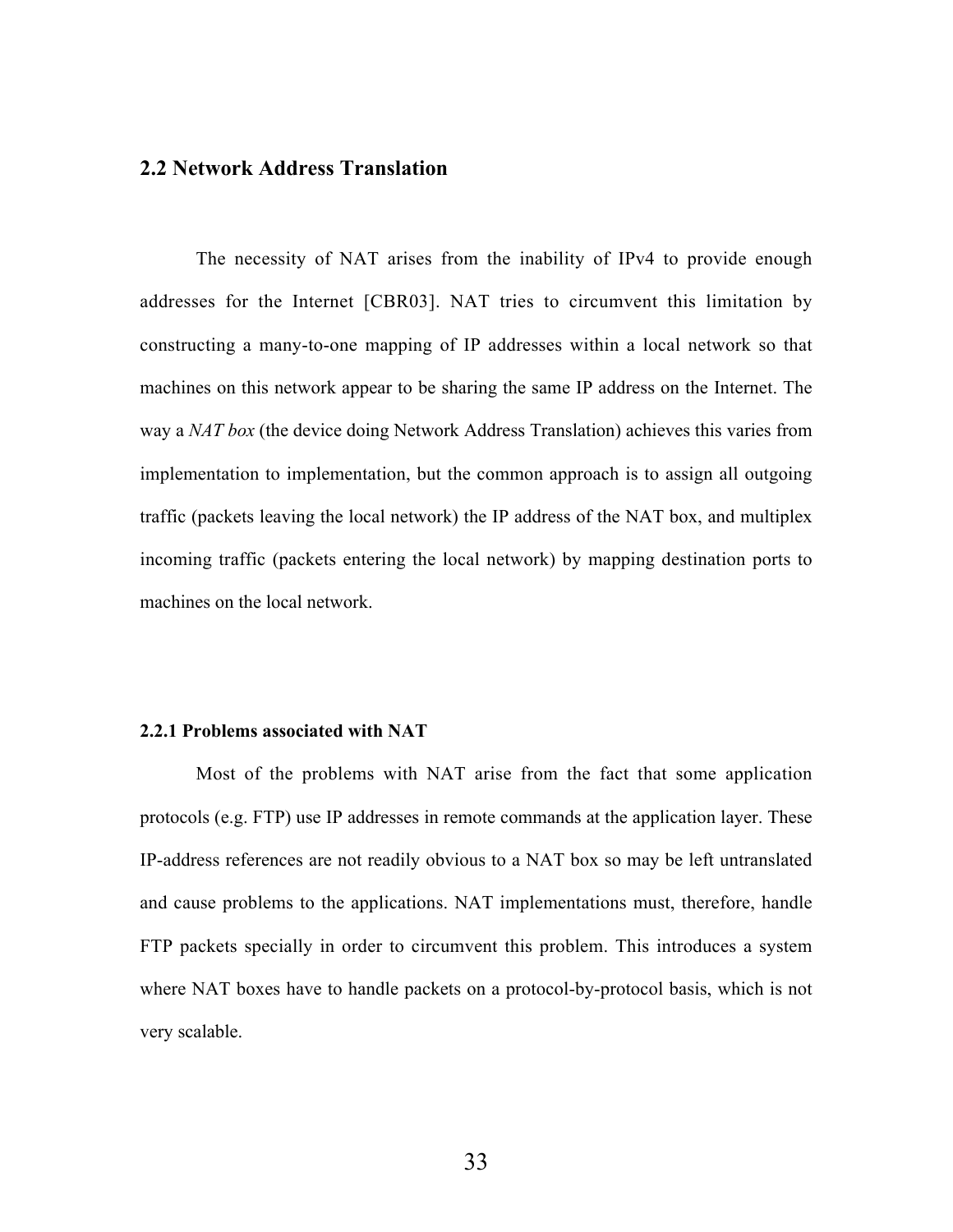## 2.2 Network Address Translation

The necessity of NAT arises from the inability of IPv4 to provide enough addresses for the Internet [CBR03]. NAT tries to circumvent this limitation by constructing a many-to-one mapping of IP addresses within a local network so that machines on this network appear to be sharing the same IP address on the Internet. The way a *NAT box* (the device doing Network Address Translation) achieves this varies from implementation to implementation, but the common approach is to assign all outgoing traffic (packets leaving the local network) the IP address of the NAT box, and multiplex incoming traffic (packets entering the local network) by mapping destination ports to machines on the local network.

### 2.2.1 Problems associated with NAT

Most of the problems with NAT arise from the fact that some application protocols (e.g. FTP) use IP addresses in remote commands at the application layer. These IP-address references are not readily obvious to a NAT box so may be left untranslated and cause problems to the applications. NAT implementations must, therefore, handle FTP packets specially in order to circumvent this problem. This introduces a system where NAT boxes have to handle packets on a protocol-by-protocol basis, which is not very scalable.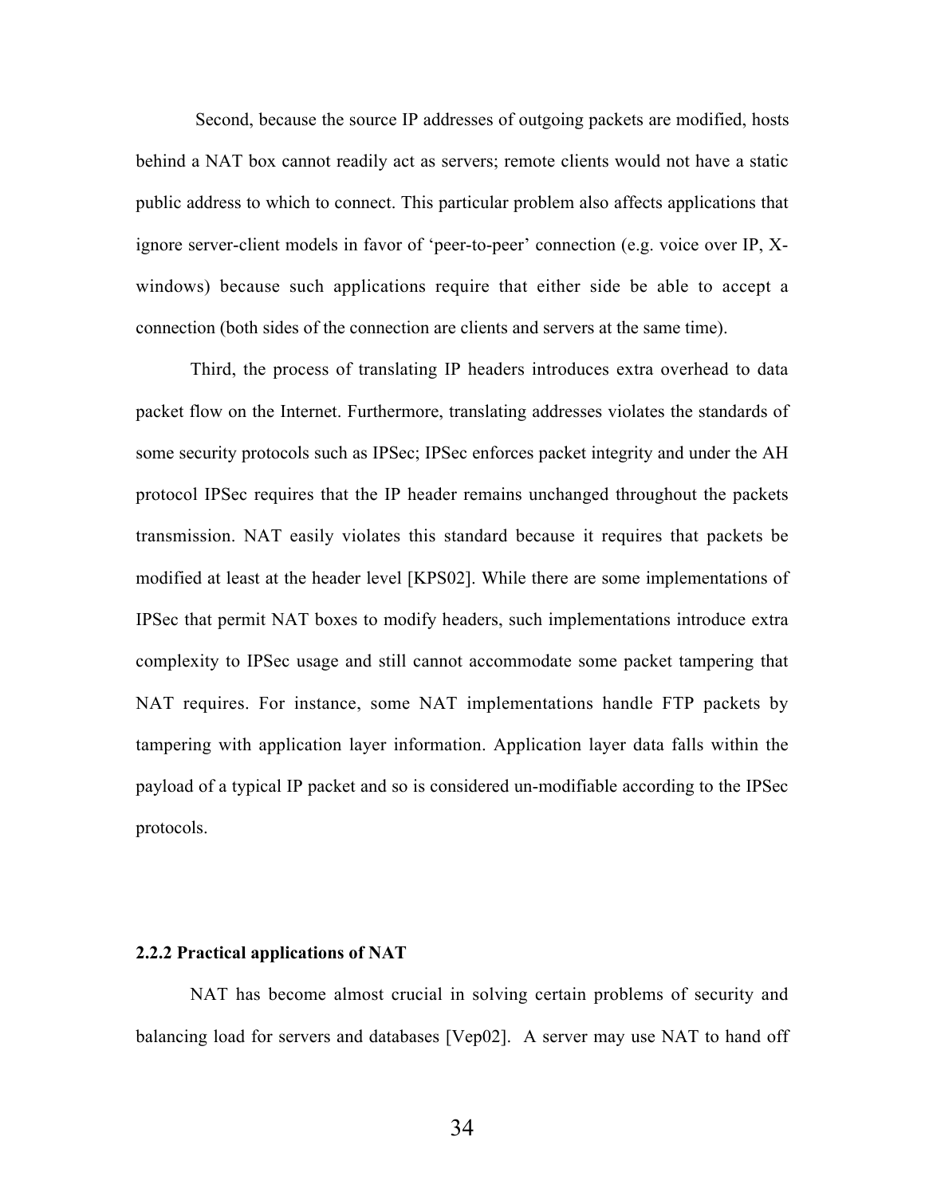Second, because the source IP addresses of outgoing packets are modified, hosts behind a NAT box cannot readily act as servers; remote clients would not have a static public address to which to connect. This particular problem also affects applications that ignore server-client models in favor of 'peer-to-peer' connection (e.g. voice over IP, X-windows) because such applications require that either side be able to accept a connection (both sides of the connection are clients and servers at the same time).

Third, the process of translating IP headers introduces extra overhead to data packet flow on the Internet. Furthermore, translating addresses violates the standards of some security protocols such as IPSec; IPSec enforces packet integrity and under the AH protocol IPSec requires that the IP header remains unchanged throughout the packets transmission. NAT easily violates this standard because it requires that packets be modified at least at the header level [KPS02]. While there are some implementations of IPSec that permit NAT boxes to modify headers, such implementations introduce extra complexity to IPSec usage and still cannot accommodate some packet tampering that NAT requires. For instance, some NAT implementations handle FTP packets by tampering with application layer information. Application layer data falls within the payload of a typical IP packet and so is considered un-modifiable according to the IPSec protocols.

### 2.2.2 Practical applications of NAT

NAT has become almost crucial in solving certain problems of security and balancing load for servers and databases [Vep02]. A server may use NAT to hand off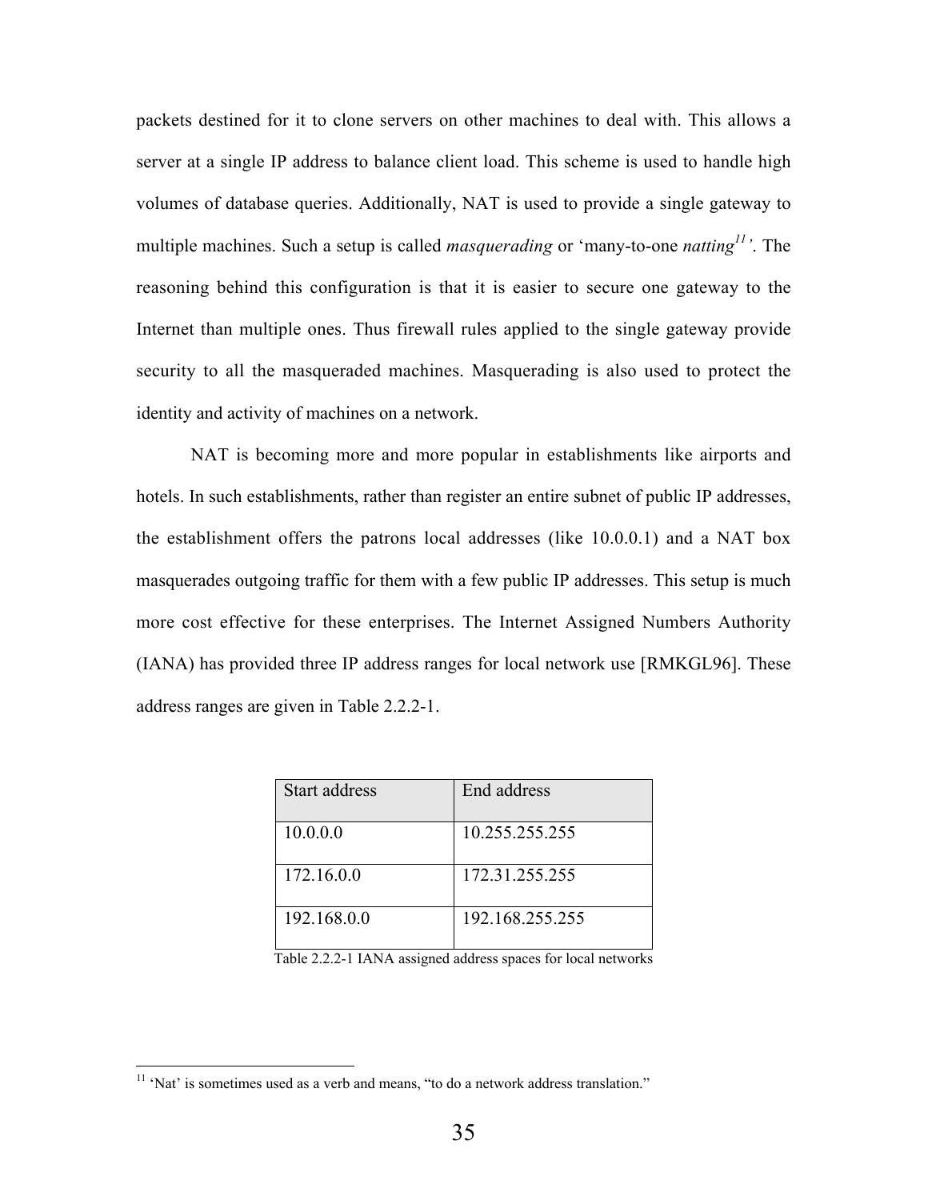packets destined for it to clone servers on other machines to deal with. This allows a server at a single IP address to balance client load. This scheme is used to handle high volumes of database queries. Additionally, NAT is used to provide a single gateway to multiple machines. Such a setup is called *masquerading* or 'many-to-one *natting*[11]'. The reasoning behind this configuration is that it is easier to secure one gateway to the Internet than multiple ones. Thus firewall rules applied to the single gateway provide security to all the masqueraded machines. Masquerading is also used to protect the identity and activity of machines on a network.

NAT is becoming more and more popular in establishments like airports and hotels. In such establishments, rather than register an entire subnet of public IP addresses, the establishment offers the patrons local addresses (like 10.0.0.1) and a NAT box masquerades outgoing traffic for them with a few public IP addresses. This setup is much more cost effective for these enterprises. The Internet Assigned Numbers Authority (IANA) has provided three IP address ranges for local network use [RMKGL96]. These address ranges are given in Table 2.2.2-1.

| Start address | End address |
|---|---|
| 10.0.0.0 | 10.255.255.255 |
| 172.16.0.0 | 172.31.255.255 |
| 192.168.0.0 | 192.168.255.255 |

Table 2.2.2-1 IANA assigned address spaces for local networks

[11] 'Nat' is sometimes used as a verb and means, "to do a network address translation."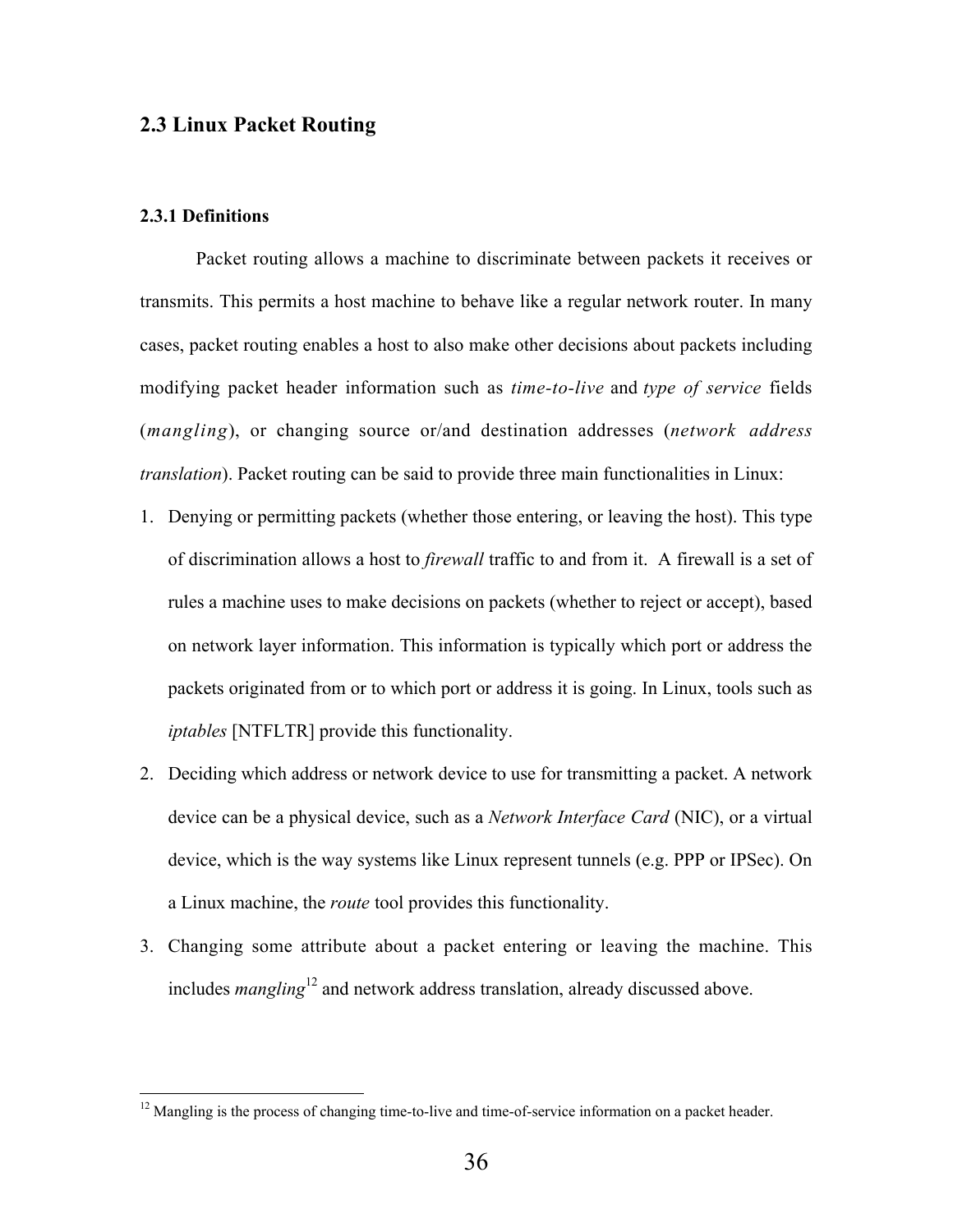## 2.3 Linux Packet Routing

### 2.3.1 Definitions

Packet routing allows a machine to discriminate between packets it receives or transmits. This permits a host machine to behave like a regular network router. In many cases, packet routing enables a host to also make other decisions about packets including modifying packet header information such as *time-to-live* and *type of service* fields (*mangling*), or changing source or/and destination addresses (*network address translation*). Packet routing can be said to provide three main functionalities in Linux:

1. Denying or permitting packets (whether those entering, or leaving the host). This type of discrimination allows a host to *firewall* traffic to and from it. A firewall is a set of rules a machine uses to make decisions on packets (whether to reject or accept), based on network layer information. This information is typically which port or address the packets originated from or to which port or address it is going. In Linux, tools such as *iptables* [NTFLTR] provide this functionality.
2. Deciding which address or network device to use for transmitting a packet. A network device can be a physical device, such as a *Network Interface Card* (NIC), or a virtual device, which is the way systems like Linux represent tunnels (e.g. PPP or IPSec). On a Linux machine, the *route* tool provides this functionality.
3. Changing some attribute about a packet entering or leaving the machine. This includes *mangling*[12] and network address translation, already discussed above.

---

[12] Mangling is the process of changing time-to-live and time-of-service information on a packet header.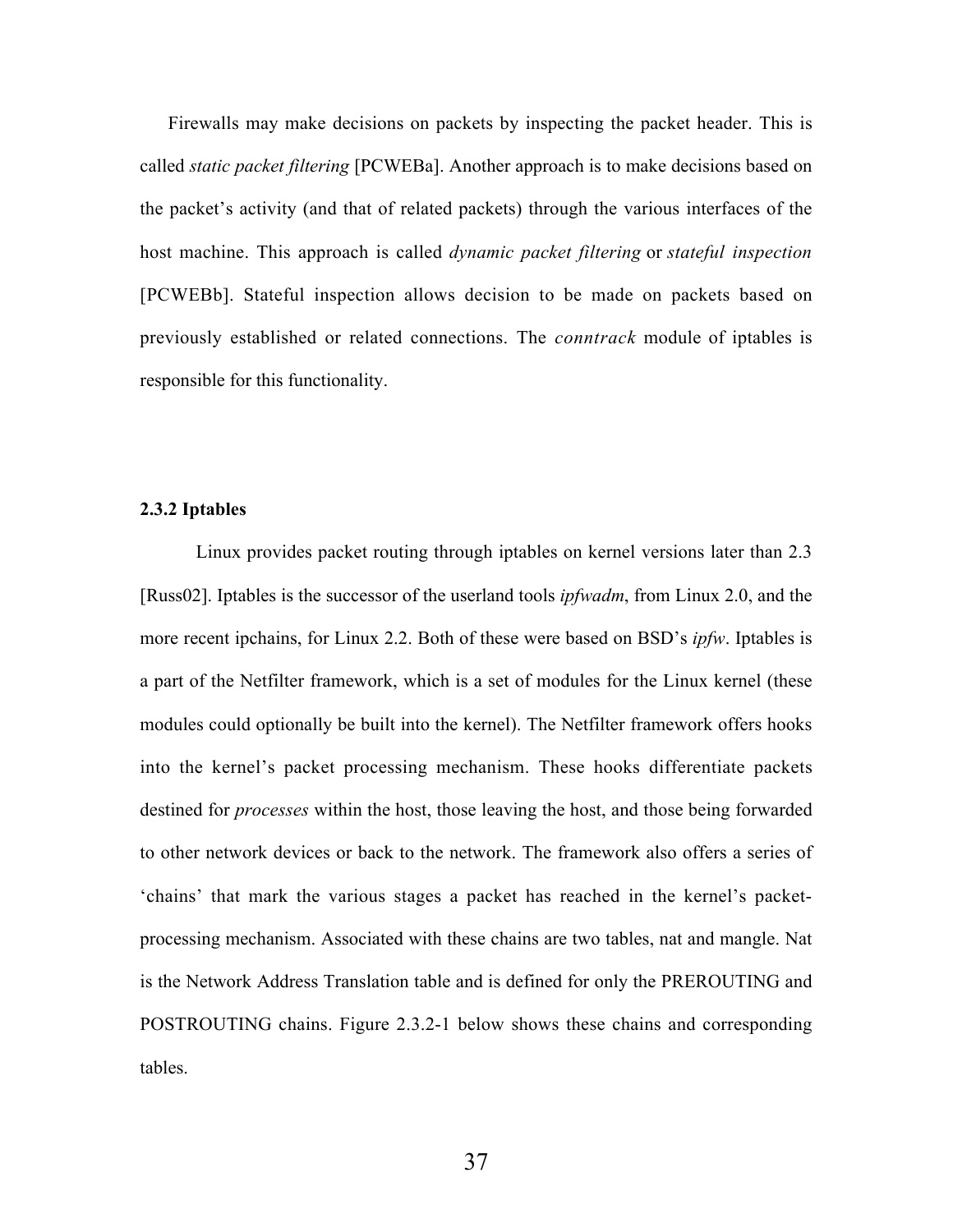Firewalls may make decisions on packets by inspecting the packet header. This is called *static packet filtering* [PCWEBa]. Another approach is to make decisions based on the packet's activity (and that of related packets) through the various interfaces of the host machine. This approach is called *dynamic packet filtering* or *stateful inspection* [PCWEBb]. Stateful inspection allows decision to be made on packets based on previously established or related connections. The *conntrack* module of iptables is responsible for this functionality.

### 2.3.2 Iptables

Linux provides packet routing through iptables on kernel versions later than 2.3 [Russ02]. Iptables is the successor of the userland tools *ipfwadm*, from Linux 2.0, and the more recent ipchains, for Linux 2.2. Both of these were based on BSD's *ipfw*. Iptables is a part of the Netfilter framework, which is a set of modules for the Linux kernel (these modules could optionally be built into the kernel). The Netfilter framework offers hooks into the kernel's packet processing mechanism. These hooks differentiate packets destined for *processes* within the host, those leaving the host, and those being forwarded to other network devices or back to the network. The framework also offers a series of 'chains' that mark the various stages a packet has reached in the kernel's packet-processing mechanism. Associated with these chains are two tables, nat and mangle. Nat is the Network Address Translation table and is defined for only the PREROUTING and POSTROUTING chains. Figure 2.3.2-1 below shows these chains and corresponding tables.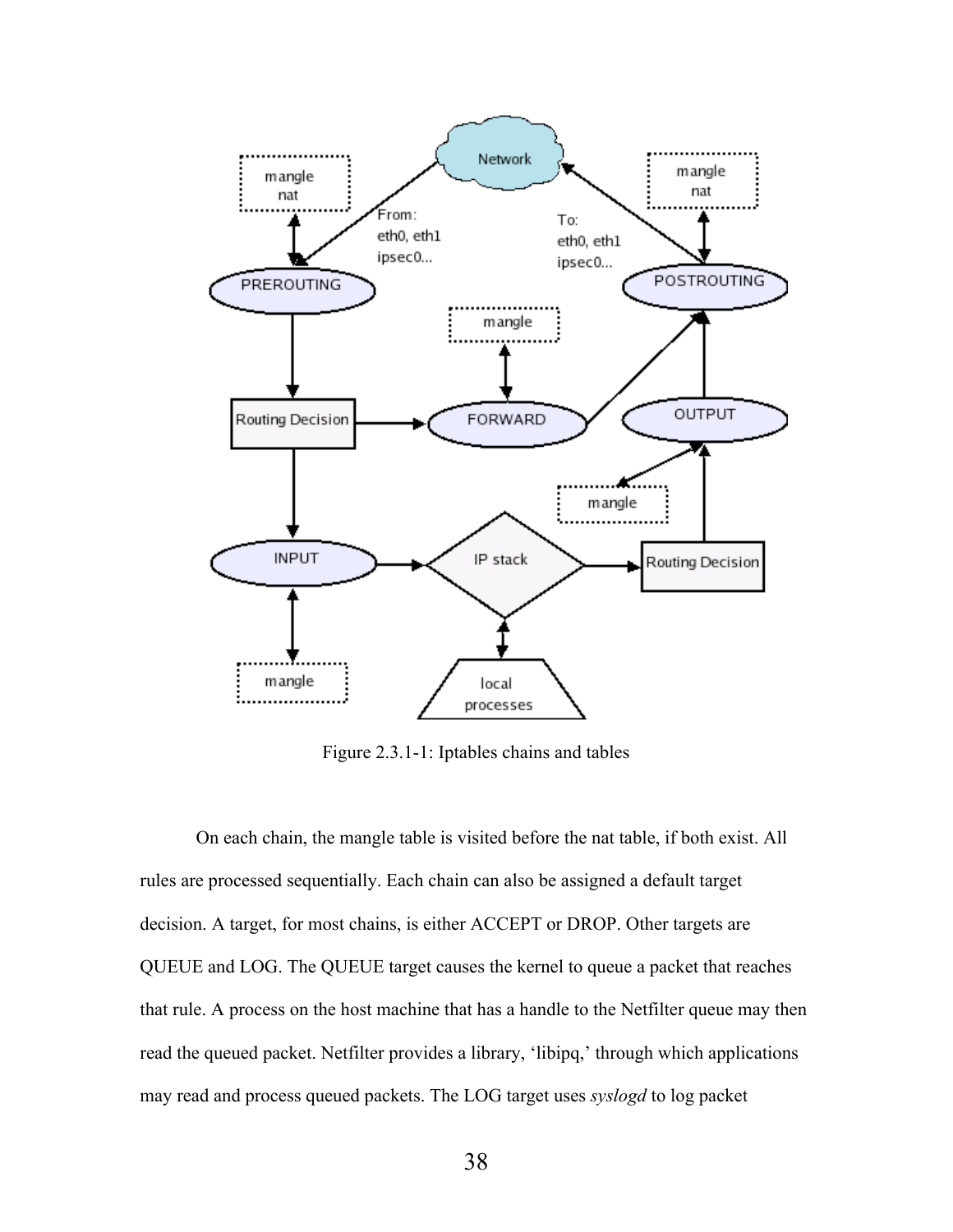Figure 2.3.1-1: Iptables chains and tables

On each chain, the mangle table is visited before the nat table, if both exist. All rules are processed sequentially. Each chain can also be assigned a default target decision. A target, for most chains, is either ACCEPT or DROP. Other targets are QUEUE and LOG. The QUEUE target causes the kernel to queue a packet that reaches that rule. A process on the host machine that has a handle to the Netfilter queue may then read the queued packet. Netfilter provides a library, 'libipq,' through which applications may read and process queued packets. The LOG target uses *syslogd* to log packet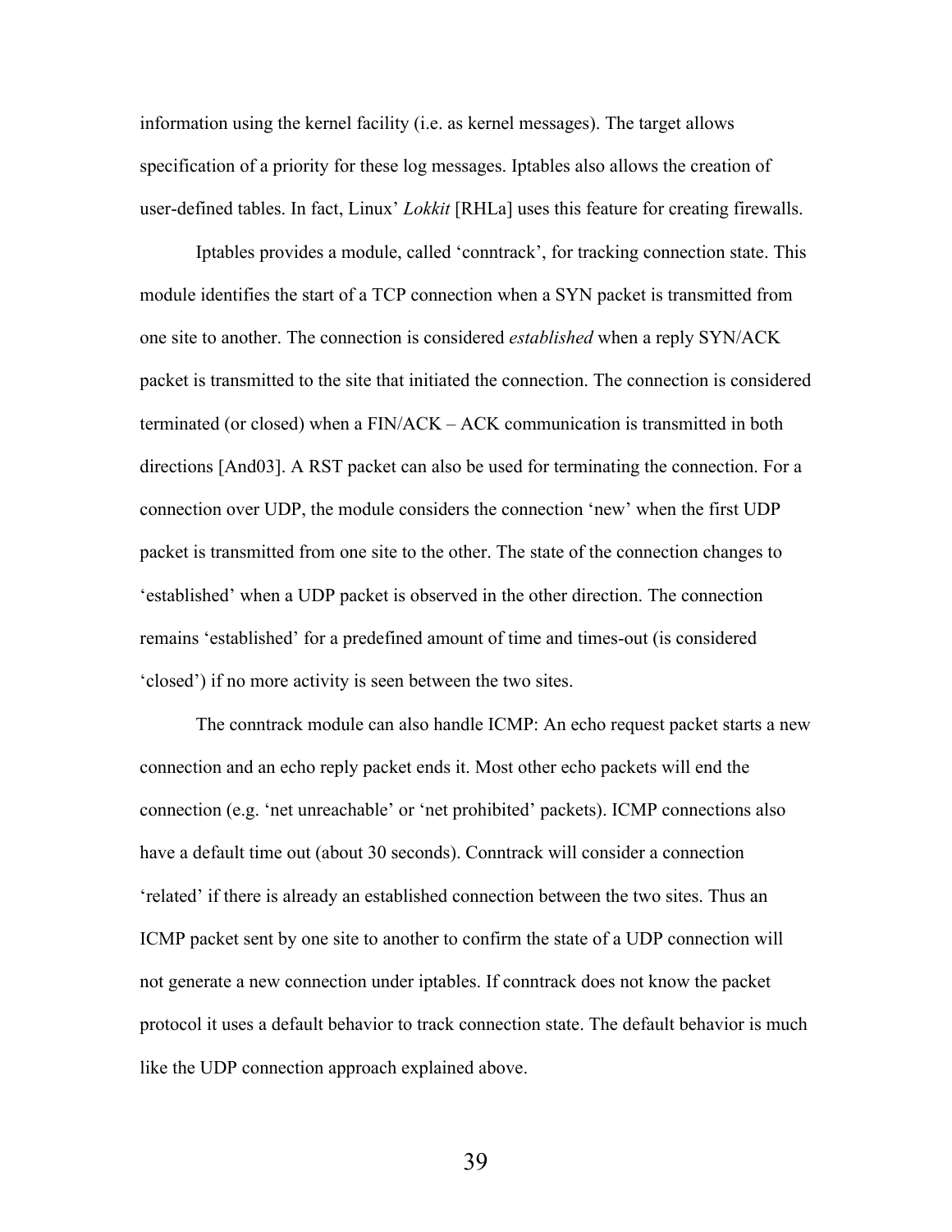information using the kernel facility (i.e. as kernel messages). The target allows specification of a priority for these log messages. Iptables also allows the creation of user-defined tables. In fact, Linux' *Lokkit* [RHLa] uses this feature for creating firewalls.

Iptables provides a module, called 'conntrack', for tracking connection state. This module identifies the start of a TCP connection when a SYN packet is transmitted from one site to another. The connection is considered *established* when a reply SYN/ACK packet is transmitted to the site that initiated the connection. The connection is considered terminated (or closed) when a FIN/ACK – ACK communication is transmitted in both directions [And03]. A RST packet can also be used for terminating the connection. For a connection over UDP, the module considers the connection 'new' when the first UDP packet is transmitted from one site to the other. The state of the connection changes to 'established' when a UDP packet is observed in the other direction. The connection remains 'established' for a predefined amount of time and times-out (is considered 'closed') if no more activity is seen between the two sites.

The conntrack module can also handle ICMP: An echo request packet starts a new connection and an echo reply packet ends it. Most other echo packets will end the connection (e.g. 'net unreachable' or 'net prohibited' packets). ICMP connections also have a default time out (about 30 seconds). Conntrack will consider a connection 'related' if there is already an established connection between the two sites. Thus an ICMP packet sent by one site to another to confirm the state of a UDP connection will not generate a new connection under iptables. If conntrack does not know the packet protocol it uses a default behavior to track connection state. The default behavior is much like the UDP connection approach explained above.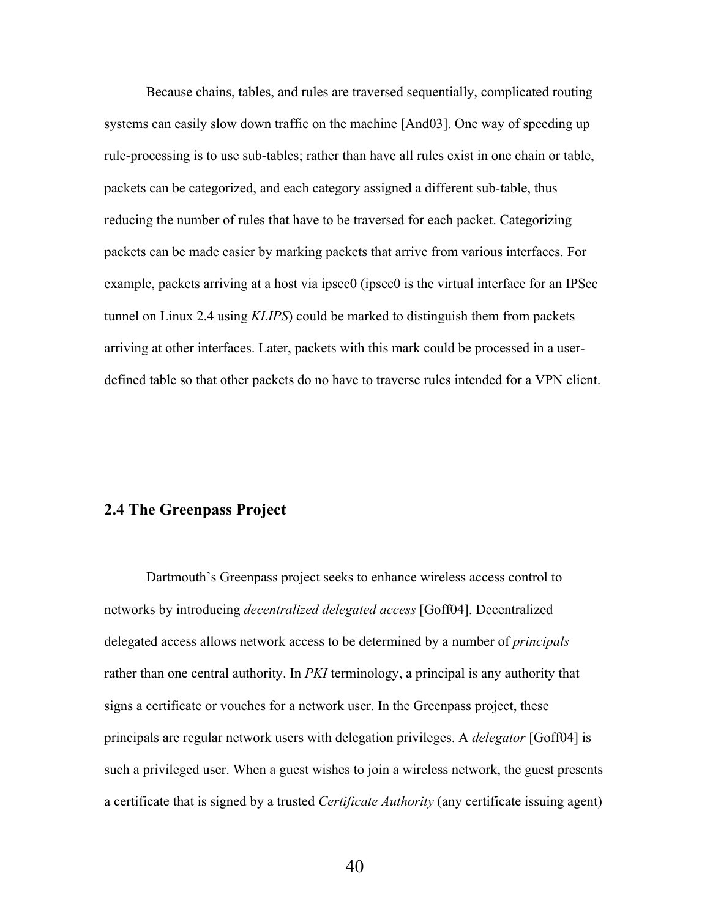Because chains, tables, and rules are traversed sequentially, complicated routing systems can easily slow down traffic on the machine [And03]. One way of speeding up rule-processing is to use sub-tables; rather than have all rules exist in one chain or table, packets can be categorized, and each category assigned a different sub-table, thus reducing the number of rules that have to be traversed for each packet. Categorizing packets can be made easier by marking packets that arrive from various interfaces. For example, packets arriving at a host via ipsec0 (ipsec0 is the virtual interface for an IPSec tunnel on Linux 2.4 using *KLIPS*) could be marked to distinguish them from packets arriving at other interfaces. Later, packets with this mark could be processed in a user-defined table so that other packets do no have to traverse rules intended for a VPN client.

## 2.4 The Greenpass Project

Dartmouth's Greenpass project seeks to enhance wireless access control to networks by introducing *decentralized delegated access* [Goff04]. Decentralized delegated access allows network access to be determined by a number of *principals* rather than one central authority. In *PKI* terminology, a principal is any authority that signs a certificate or vouches for a network user. In the Greenpass project, these principals are regular network users with delegation privileges. A *delegator* [Goff04] is such a privileged user. When a guest wishes to join a wireless network, the guest presents a certificate that is signed by a trusted *Certificate Authority* (any certificate issuing agent)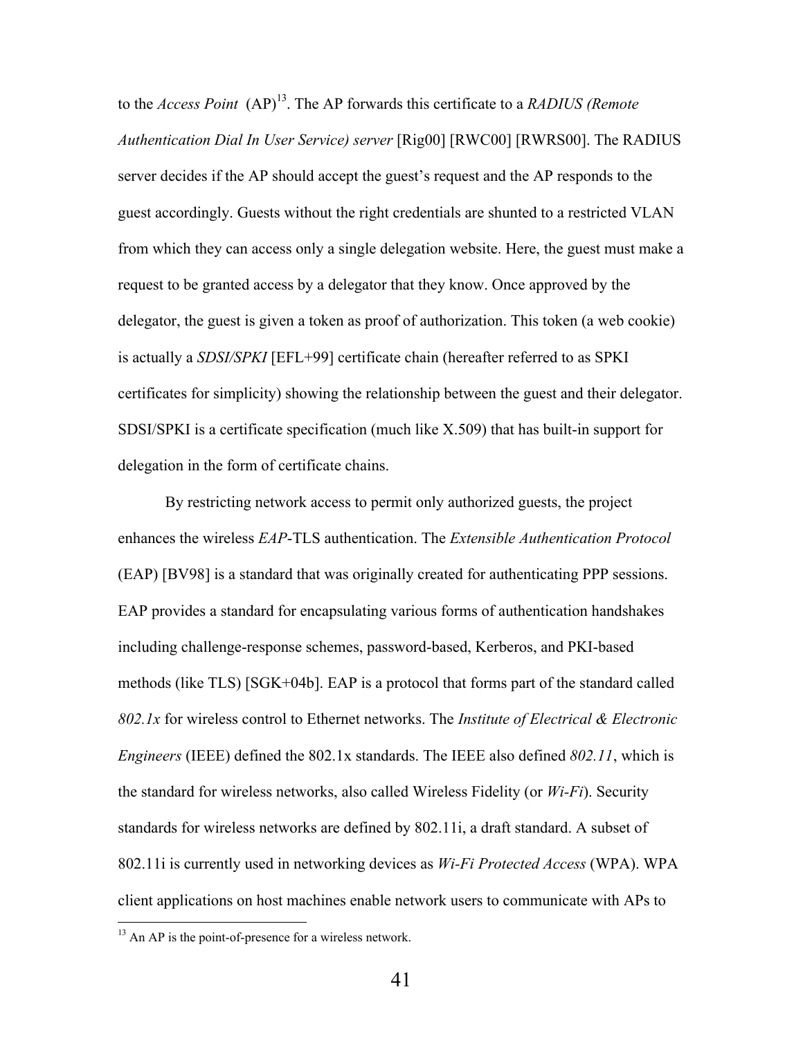to the *Access Point* (AP)[13]. The AP forwards this certificate to a *RADIUS (Remote Authentication Dial In User Service) server* [Rig00] [RWC00] [RWRS00]. The RADIUS server decides if the AP should accept the guest's request and the AP responds to the guest accordingly. Guests without the right credentials are shunted to a restricted VLAN from which they can access only a single delegation website. Here, the guest must make a request to be granted access by a delegator that they know. Once approved by the delegator, the guest is given a token as proof of authorization. This token (a web cookie) is actually a *SDSI/SPKI* [EFL+99] certificate chain (hereafter referred to as SPKI certificates for simplicity) showing the relationship between the guest and their delegator. SDSI/SPKI is a certificate specification (much like X.509) that has built-in support for delegation in the form of certificate chains.

By restricting network access to permit only authorized guests, the project enhances the wireless *EAP*-TLS authentication. The *Extensible Authentication Protocol* (EAP) [BV98] is a standard that was originally created for authenticating PPP sessions. EAP provides a standard for encapsulating various forms of authentication handshakes including challenge-response schemes, password-based, Kerberos, and PKI-based methods (like TLS) [SGK+04b]. EAP is a protocol that forms part of the standard called *802.1x* for wireless control to Ethernet networks. The *Institute of Electrical & Electronic Engineers* (IEEE) defined the 802.1x standards. The IEEE also defined *802.11*, which is the standard for wireless networks, also called Wireless Fidelity (or *Wi-Fi*). Security standards for wireless networks are defined by 802.11i, a draft standard. A subset of 802.11i is currently used in networking devices as *Wi-Fi Protected Access* (WPA). WPA client applications on host machines enable network users to communicate with APs to

[13] An AP is the point-of-presence for a wireless network.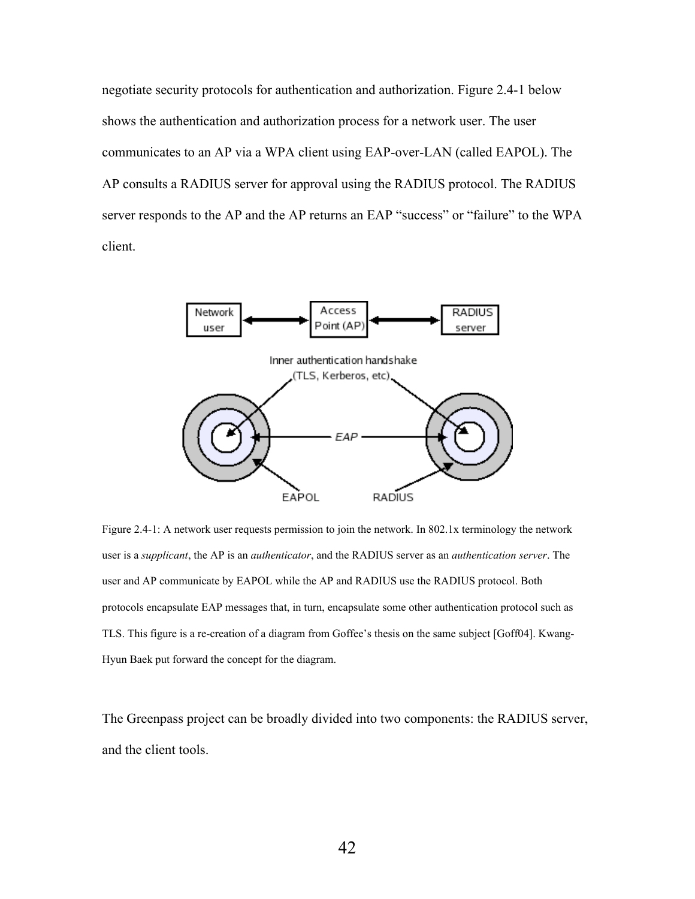negotiate security protocols for authentication and authorization. Figure 2.4-1 below shows the authentication and authorization process for a network user. The user communicates to an AP via a WPA client using EAP-over-LAN (called EAPOL). The AP consults a RADIUS server for approval using the RADIUS protocol. The RADIUS server responds to the AP and the AP returns an EAP “success” or “failure” to the WPA client.

Figure 2.4-1: A network user requests permission to join the network. In 802.1x terminology the network user is a *supplicant*, the AP is an *authenticator*, and the RADIUS server as an *authentication server*. The user and AP communicate by EAPOL while the AP and RADIUS use the RADIUS protocol. Both protocols encapsulate EAP messages that, in turn, encapsulate some other authentication protocol such as TLS. This figure is a re-creation of a diagram from Goffee’s thesis on the same subject [Goff04]. Kwang-Hyun Baek put forward the concept for the diagram.

The Greenpass project can be broadly divided into two components: the RADIUS server, and the client tools.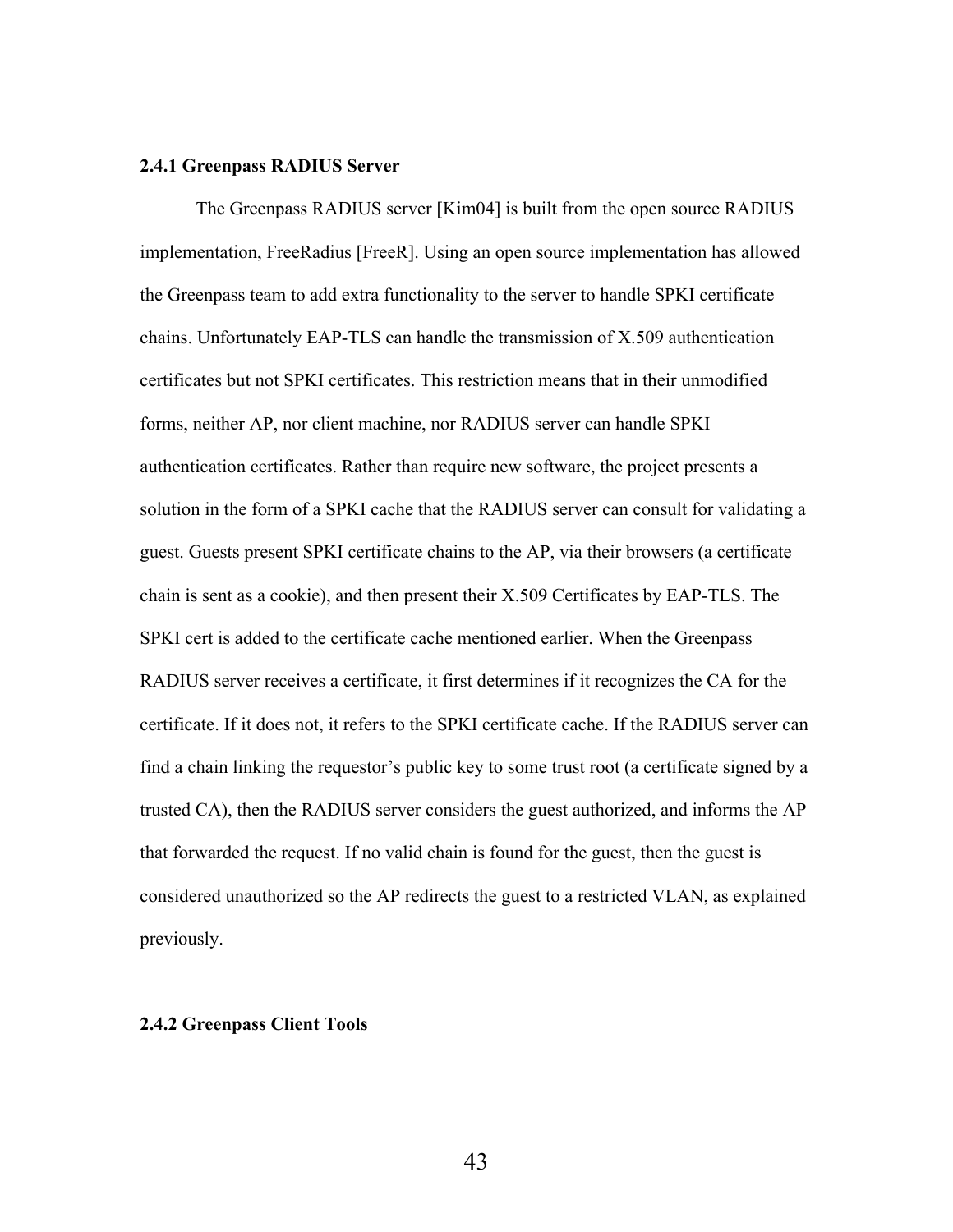### 2.4.1 Greenpass RADIUS Server

The Greenpass RADIUS server [Kim04] is built from the open source RADIUS implementation, FreeRadius [FreeR]. Using an open source implementation has allowed the Greenpass team to add extra functionality to the server to handle SPKI certificate chains. Unfortunately EAP-TLS can handle the transmission of X.509 authentication certificates but not SPKI certificates. This restriction means that in their unmodified forms, neither AP, nor client machine, nor RADIUS server can handle SPKI authentication certificates. Rather than require new software, the project presents a solution in the form of a SPKI cache that the RADIUS server can consult for validating a guest. Guests present SPKI certificate chains to the AP, via their browsers (a certificate chain is sent as a cookie), and then present their X.509 Certificates by EAP-TLS. The SPKI cert is added to the certificate cache mentioned earlier. When the Greenpass RADIUS server receives a certificate, it first determines if it recognizes the CA for the certificate. If it does not, it refers to the SPKI certificate cache. If the RADIUS server can find a chain linking the requestor's public key to some trust root (a certificate signed by a trusted CA), then the RADIUS server considers the guest authorized, and informs the AP that forwarded the request. If no valid chain is found for the guest, then the guest is considered unauthorized so the AP redirects the guest to a restricted VLAN, as explained previously.

### 2.4.2 Greenpass Client Tools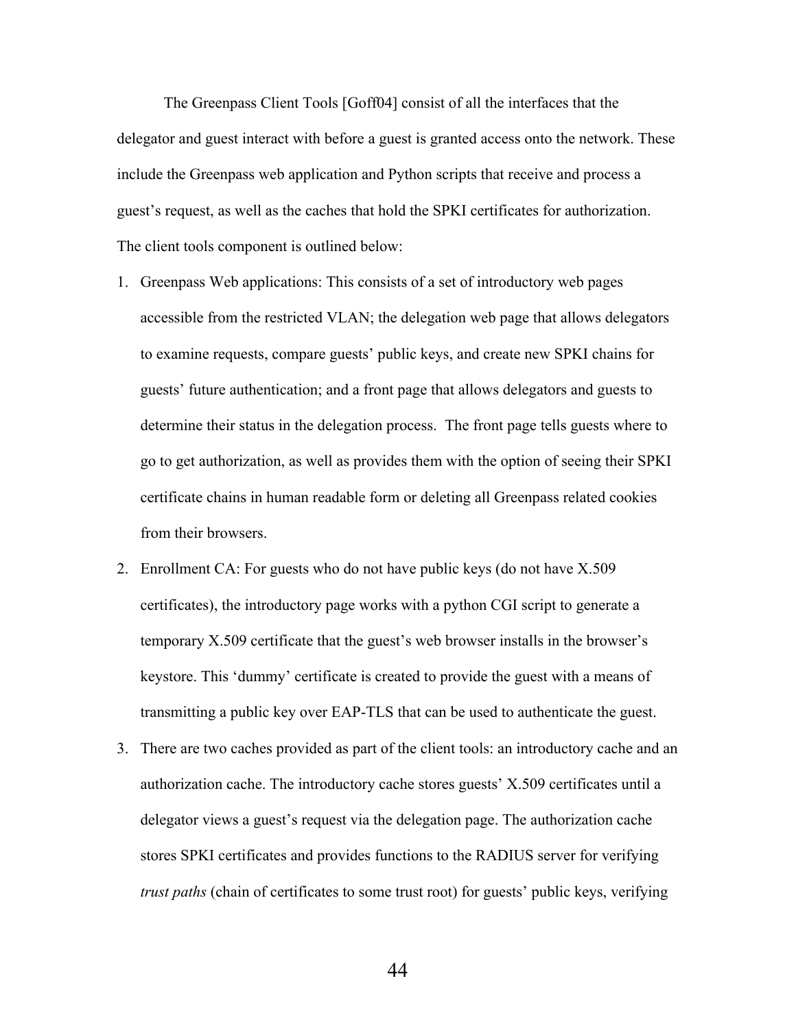The Greenpass Client Tools [Goff04] consist of all the interfaces that the delegator and guest interact with before a guest is granted access onto the network. These include the Greenpass web application and Python scripts that receive and process a guest's request, as well as the caches that hold the SPKI certificates for authorization. The client tools component is outlined below:

1. Greenpass Web applications: This consists of a set of introductory web pages accessible from the restricted VLAN; the delegation web page that allows delegators to examine requests, compare guests' public keys, and create new SPKI chains for guests' future authentication; and a front page that allows delegators and guests to determine their status in the delegation process. The front page tells guests where to go to get authorization, as well as provides them with the option of seeing their SPKI certificate chains in human readable form or deleting all Greenpass related cookies from their browsers.
2. Enrollment CA: For guests who do not have public keys (do not have X.509 certificates), the introductory page works with a python CGI script to generate a temporary X.509 certificate that the guest's web browser installs in the browser's keystore. This 'dummy' certificate is created to provide the guest with a means of transmitting a public key over EAP-TLS that can be used to authenticate the guest.
3. There are two caches provided as part of the client tools: an introductory cache and an authorization cache. The introductory cache stores guests' X.509 certificates until a delegator views a guest's request via the delegation page. The authorization cache stores SPKI certificates and provides functions to the RADIUS server for verifying *trust paths* (chain of certificates to some trust root) for guests' public keys, verifying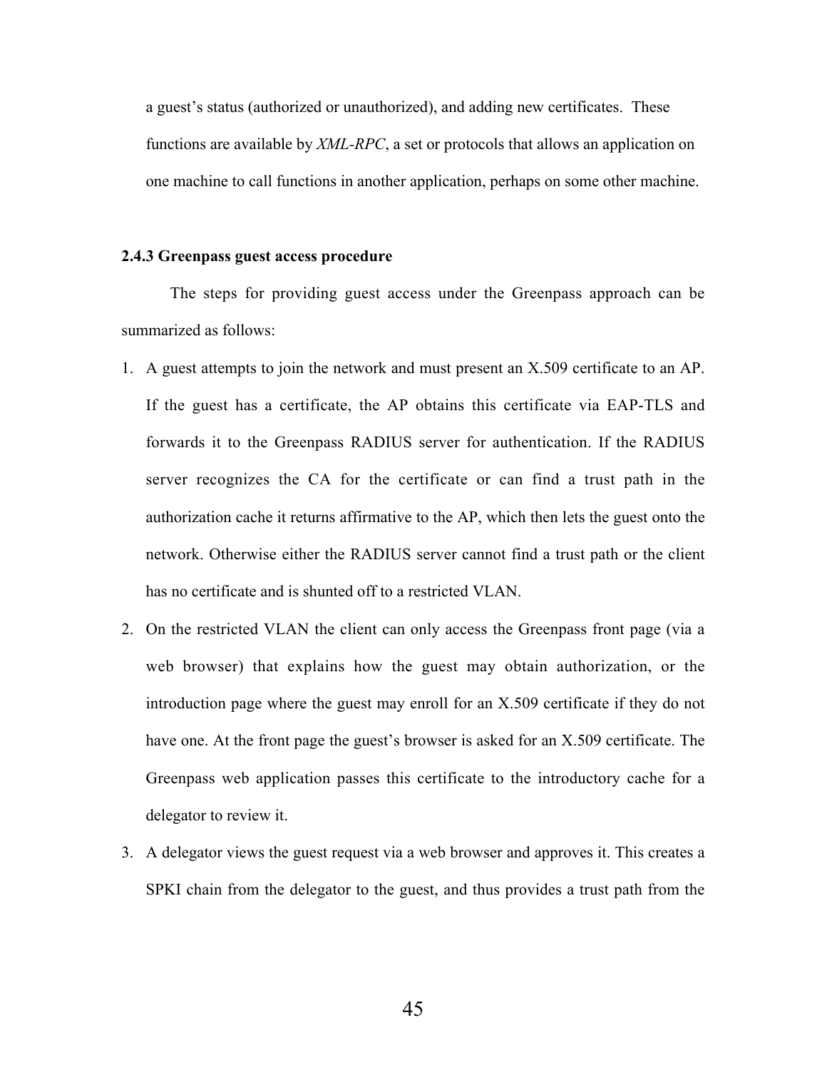a guest's status (authorized or unauthorized), and adding new certificates. These functions are available by *XML-RPC*, a set or protocols that allows an application on one machine to call functions in another application, perhaps on some other machine.

### 2.4.3 Greenpass guest access procedure

The steps for providing guest access under the Greenpass approach can be summarized as follows:

1. A guest attempts to join the network and must present an X.509 certificate to an AP. If the guest has a certificate, the AP obtains this certificate via EAP-TLS and forwards it to the Greenpass RADIUS server for authentication. If the RADIUS server recognizes the CA for the certificate or can find a trust path in the authorization cache it returns affirmative to the AP, which then lets the guest onto the network. Otherwise either the RADIUS server cannot find a trust path or the client has no certificate and is shunted off to a restricted VLAN.
2. On the restricted VLAN the client can only access the Greenpass front page (via a web browser) that explains how the guest may obtain authorization, or the introduction page where the guest may enroll for an X.509 certificate if they do not have one. At the front page the guest's browser is asked for an X.509 certificate. The Greenpass web application passes this certificate to the introductory cache for a delegator to review it.
3. A delegator views the guest request via a web browser and approves it. This creates a SPKI chain from the delegator to the guest, and thus provides a trust path from the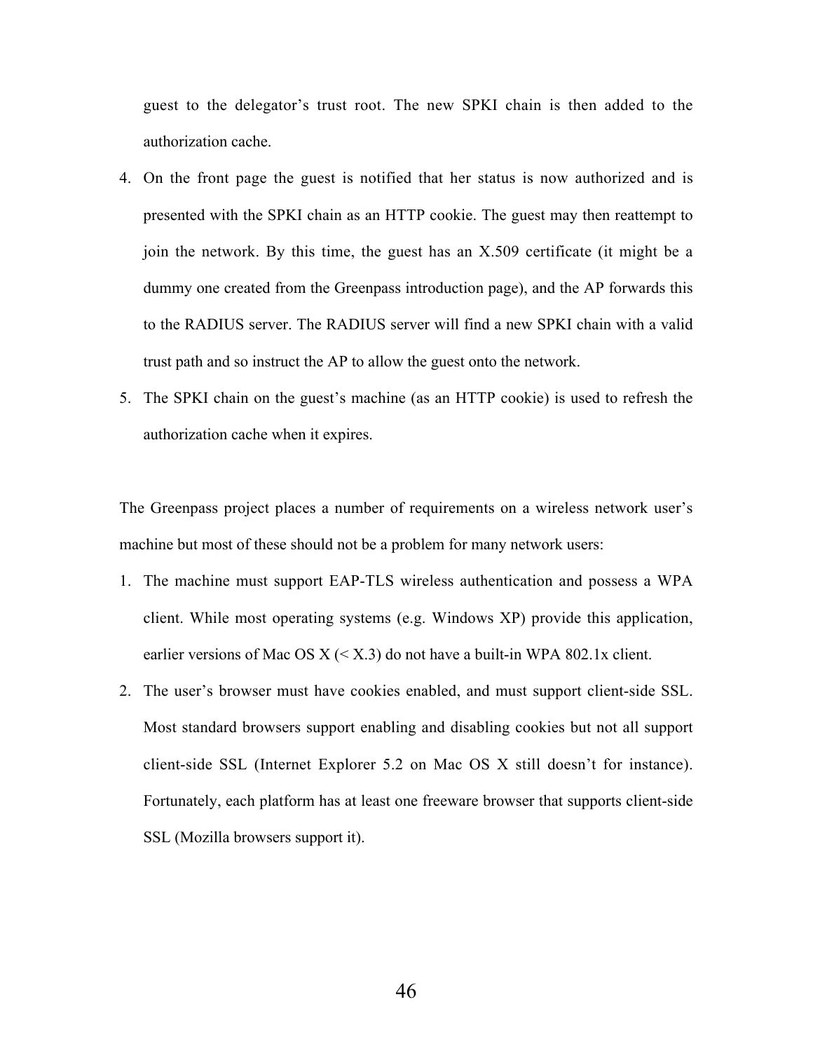guest to the delegator's trust root. The new SPKI chain is then added to the authorization cache.

4. On the front page the guest is notified that her status is now authorized and is presented with the SPKI chain as an HTTP cookie. The guest may then reattempt to join the network. By this time, the guest has an X.509 certificate (it might be a dummy one created from the Greenpass introduction page), and the AP forwards this to the RADIUS server. The RADIUS server will find a new SPKI chain with a valid trust path and so instruct the AP to allow the guest onto the network.
5. The SPKI chain on the guest's machine (as an HTTP cookie) is used to refresh the authorization cache when it expires.

The Greenpass project places a number of requirements on a wireless network user's machine but most of these should not be a problem for many network users:

1. The machine must support EAP-TLS wireless authentication and possess a WPA client. While most operating systems (e.g. Windows XP) provide this application, earlier versions of Mac OS X (< X.3) do not have a built-in WPA 802.1x client.
2. The user's browser must have cookies enabled, and must support client-side SSL. Most standard browsers support enabling and disabling cookies but not all support client-side SSL (Internet Explorer 5.2 on Mac OS X still doesn't for instance). Fortunately, each platform has at least one freeware browser that supports client-side SSL (Mozilla browsers support it).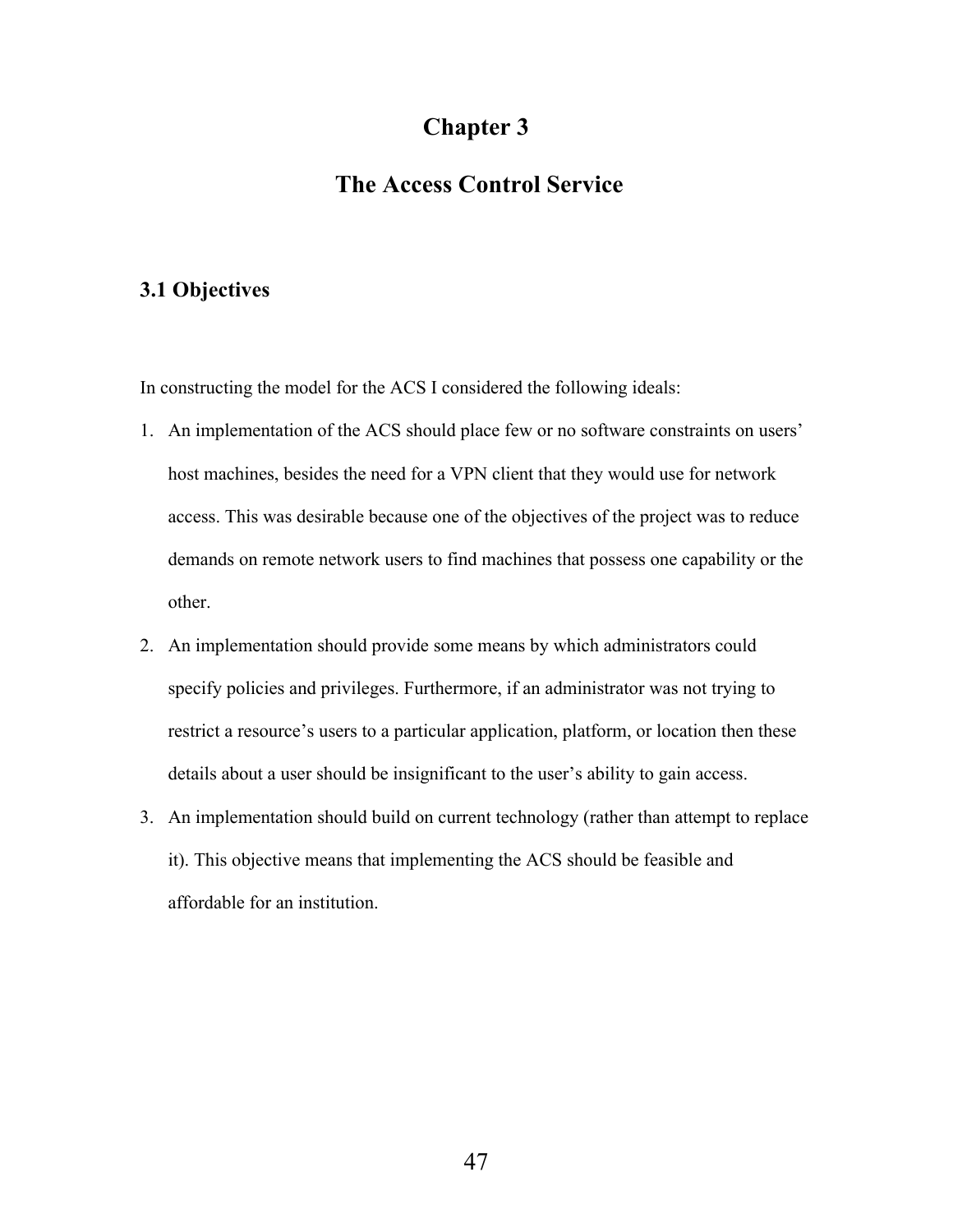# Chapter 3

# The Access Control Service

## 3.1 Objectives

In constructing the model for the ACS I considered the following ideals:

1. An implementation of the ACS should place few or no software constraints on users' host machines, besides the need for a VPN client that they would use for network access. This was desirable because one of the objectives of the project was to reduce demands on remote network users to find machines that possess one capability or the other.
2. An implementation should provide some means by which administrators could specify policies and privileges. Furthermore, if an administrator was not trying to restrict a resource's users to a particular application, platform, or location then these details about a user should be insignificant to the user's ability to gain access.
3. An implementation should build on current technology (rather than attempt to replace it). This objective means that implementing the ACS should be feasible and affordable for an institution.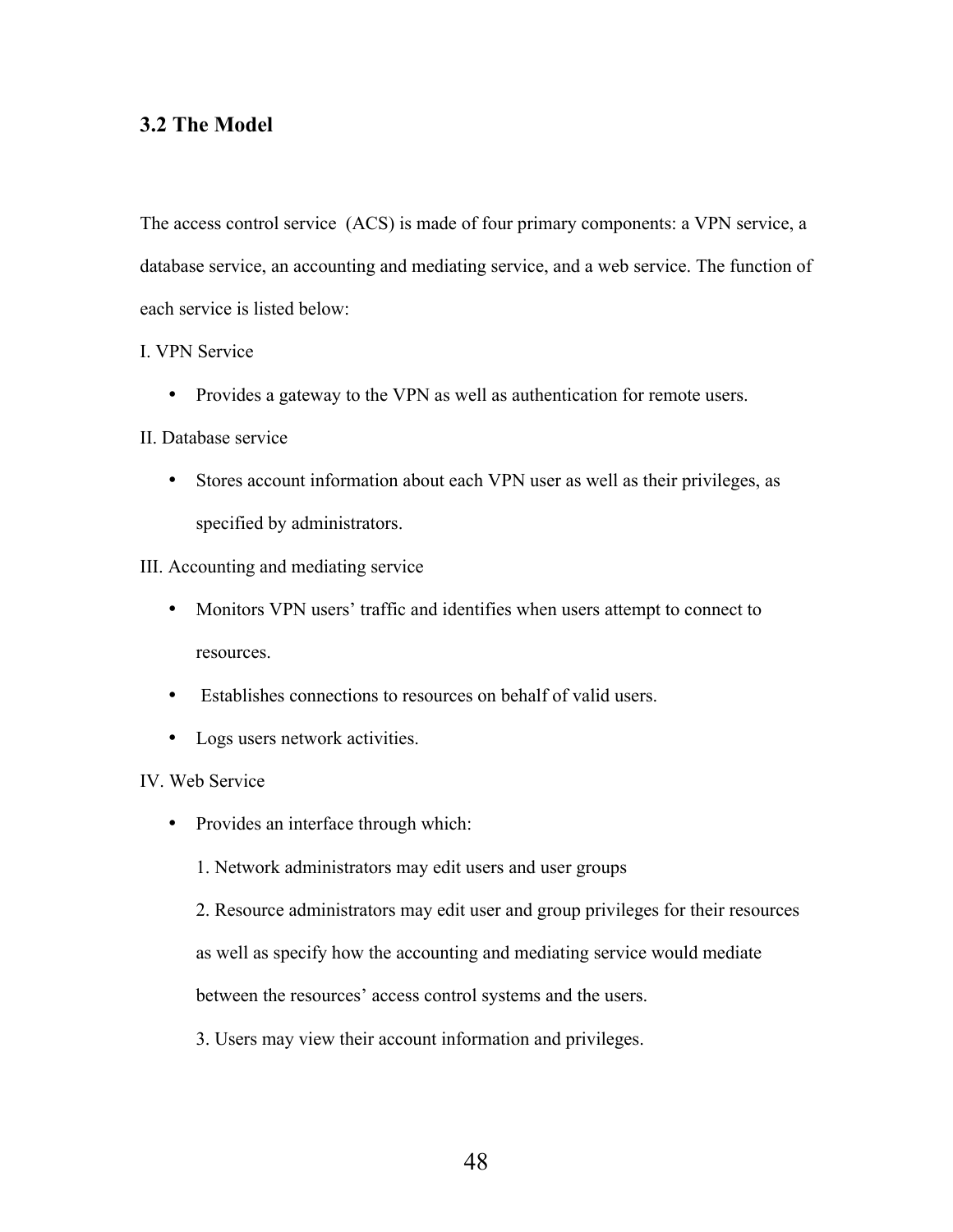## 3.2 The Model

The access control service (ACS) is made of four primary components: a VPN service, a database service, an accounting and mediating service, and a web service. The function of each service is listed below:

I. VPN Service

- Provides a gateway to the VPN as well as authentication for remote users.

II. Database service

- Stores account information about each VPN user as well as their privileges, as specified by administrators.

III. Accounting and mediating service

- Monitors VPN users' traffic and identifies when users attempt to connect to resources.
- Establishes connections to resources on behalf of valid users.
- Logs users network activities.

IV. Web Service

- Provides an interface through which:

  1. Network administrators may edit users and user groups
  2. Resource administrators may edit user and group privileges for their resources as well as specify how the accounting and mediating service would mediate between the resources' access control systems and the users.
  3. Users may view their account information and privileges.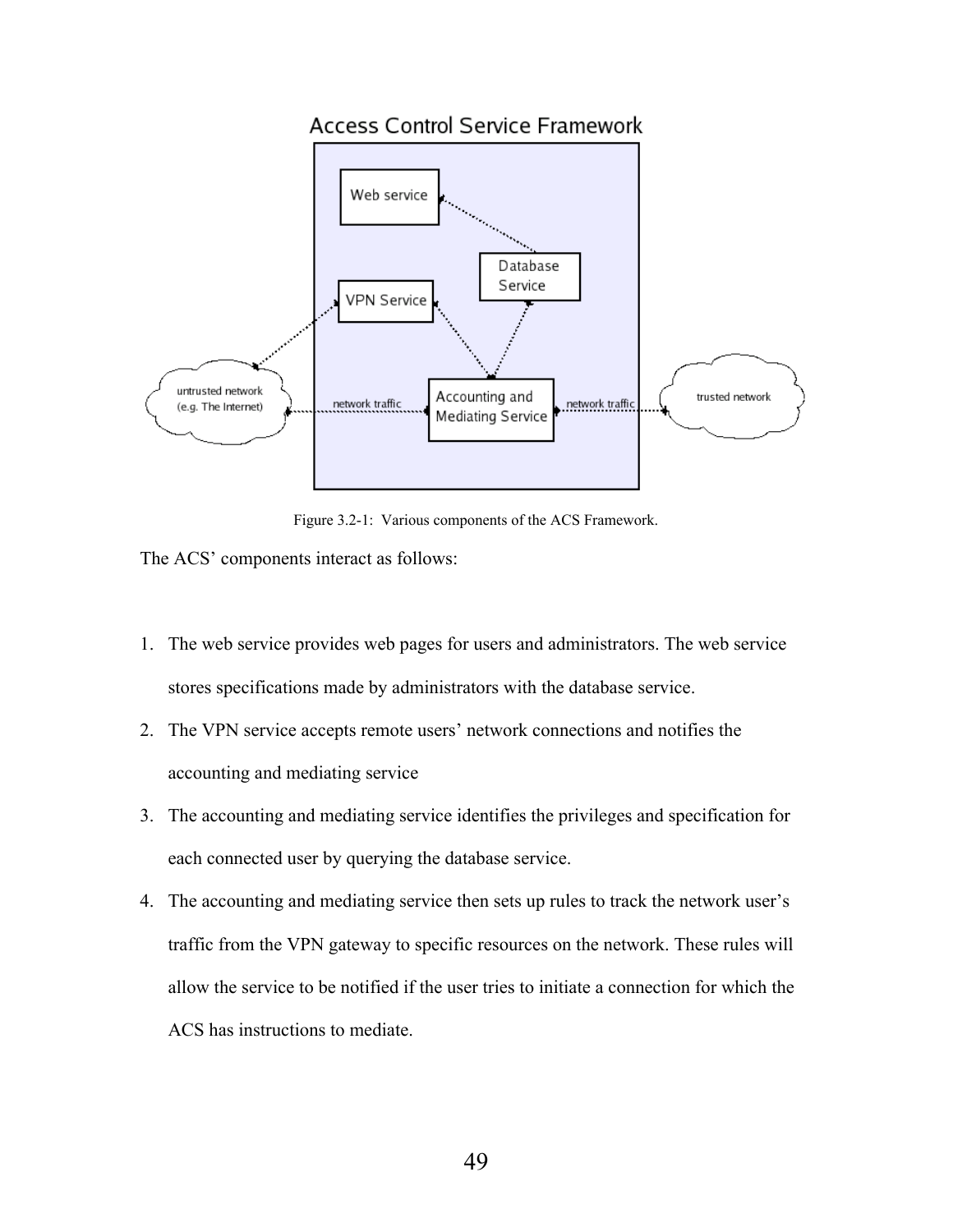Figure 3.2-1: Various components of the ACS Framework.

The ACS' components interact as follows:

1. The web service provides web pages for users and administrators. The web service stores specifications made by administrators with the database service.
2. The VPN service accepts remote users' network connections and notifies the accounting and mediating service
3. The accounting and mediating service identifies the privileges and specification for each connected user by querying the database service.
4. The accounting and mediating service then sets up rules to track the network user's traffic from the VPN gateway to specific resources on the network. These rules will allow the service to be notified if the user tries to initiate a connection for which the ACS has instructions to mediate.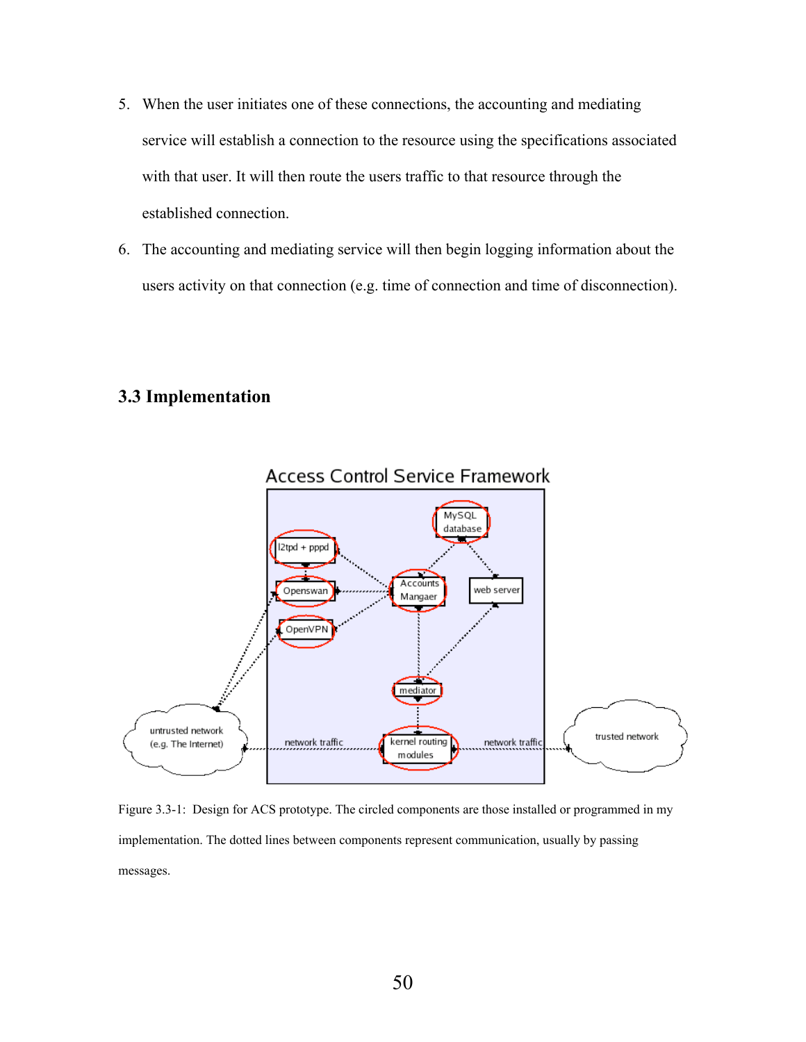5. When the user initiates one of these connections, the accounting and mediating service will establish a connection to the resource using the specifications associated with that user. It will then route the users traffic to that resource through the established connection.
6. The accounting and mediating service will then begin logging information about the users activity on that connection (e.g. time of connection and time of disconnection).

## 3.3 Implementation

Figure 3.3-1: Design for ACS prototype. The circled components are those installed or programmed in my implementation. The dotted lines between components represent communication, usually by passing messages.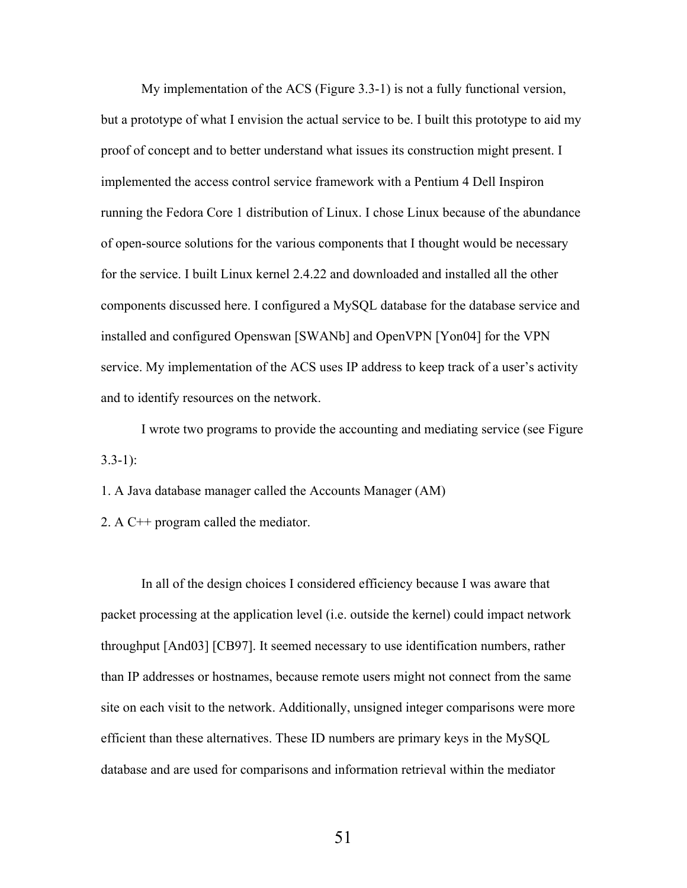My implementation of the ACS (Figure 3.3-1) is not a fully functional version, but a prototype of what I envision the actual service to be. I built this prototype to aid my proof of concept and to better understand what issues its construction might present. I implemented the access control service framework with a Pentium 4 Dell Inspiron running the Fedora Core 1 distribution of Linux. I chose Linux because of the abundance of open-source solutions for the various components that I thought would be necessary for the service. I built Linux kernel 2.4.22 and downloaded and installed all the other components discussed here. I configured a MySQL database for the database service and installed and configured Openswan [SWANb] and OpenVPN [Yon04] for the VPN service. My implementation of the ACS uses IP address to keep track of a user's activity and to identify resources on the network.

I wrote two programs to provide the accounting and mediating service (see Figure 3.3-1):

1. A Java database manager called the Accounts Manager (AM)
2. A C++ program called the mediator.

In all of the design choices I considered efficiency because I was aware that packet processing at the application level (i.e. outside the kernel) could impact network throughput [And03] [CB97]. It seemed necessary to use identification numbers, rather than IP addresses or hostnames, because remote users might not connect from the same site on each visit to the network. Additionally, unsigned integer comparisons were more efficient than these alternatives. These ID numbers are primary keys in the MySQL database and are used for comparisons and information retrieval within the mediator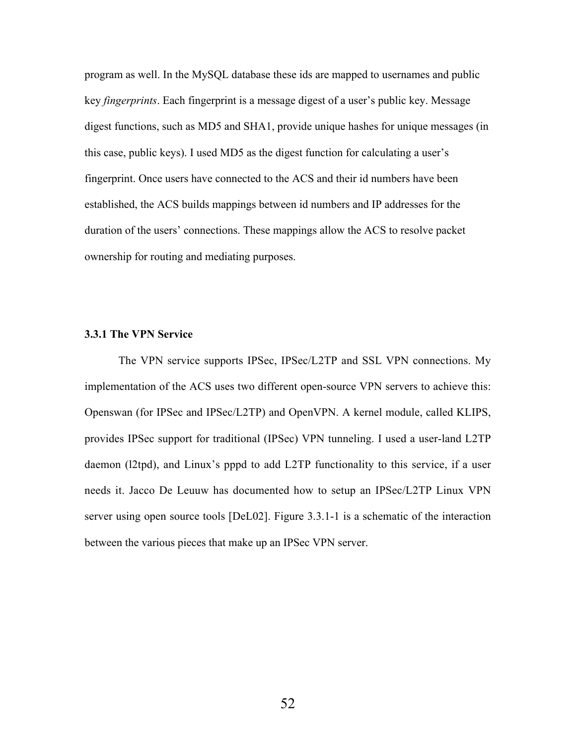program as well. In the MySQL database these ids are mapped to usernames and public key *fingerprints*. Each fingerprint is a message digest of a user's public key. Message digest functions, such as MD5 and SHA1, provide unique hashes for unique messages (in this case, public keys). I used MD5 as the digest function for calculating a user's fingerprint. Once users have connected to the ACS and their id numbers have been established, the ACS builds mappings between id numbers and IP addresses for the duration of the users' connections. These mappings allow the ACS to resolve packet ownership for routing and mediating purposes.

### 3.3.1 The VPN Service

The VPN service supports IPSec, IPSec/L2TP and SSL VPN connections. My implementation of the ACS uses two different open-source VPN servers to achieve this: Openswan (for IPSec and IPSec/L2TP) and OpenVPN. A kernel module, called KLIPS, provides IPSec support for traditional (IPSec) VPN tunneling. I used a user-land L2TP daemon (l2tpd), and Linux's pppd to add L2TP functionality to this service, if a user needs it. Jacco De Leuuw has documented how to setup an IPSec/L2TP Linux VPN server using open source tools [DeL02]. Figure 3.3.1-1 is a schematic of the interaction between the various pieces that make up an IPSec VPN server.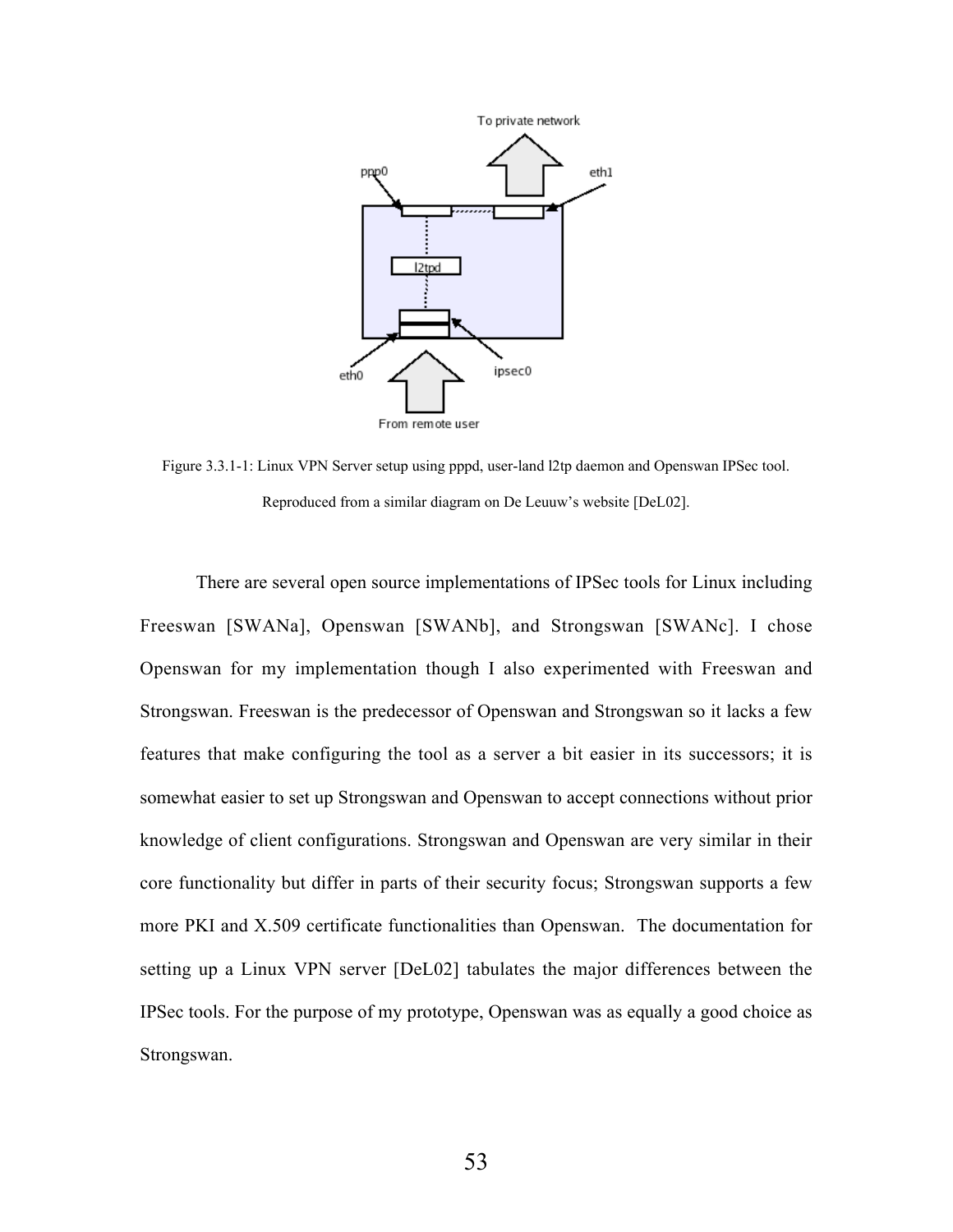Figure 3.3.1-1: Linux VPN Server setup using pppd, user-land l2tp daemon and Openswan IPSec tool. Reproduced from a similar diagram on De Leuuw's website [DeL02].

There are several open source implementations of IPSec tools for Linux including Freeswan [SWANa], Openswan [SWANb], and Strongswan [SWANc]. I chose Openswan for my implementation though I also experimented with Freeswan and Strongswan. Freeswan is the predecessor of Openswan and Strongswan so it lacks a few features that make configuring the tool as a server a bit easier in its successors; it is somewhat easier to set up Strongswan and Openswan to accept connections without prior knowledge of client configurations. Strongswan and Openswan are very similar in their core functionality but differ in parts of their security focus; Strongswan supports a few more PKI and X.509 certificate functionalities than Openswan. The documentation for setting up a Linux VPN server [DeL02] tabulates the major differences between the IPSec tools. For the purpose of my prototype, Openswan was as equally a good choice as Strongswan.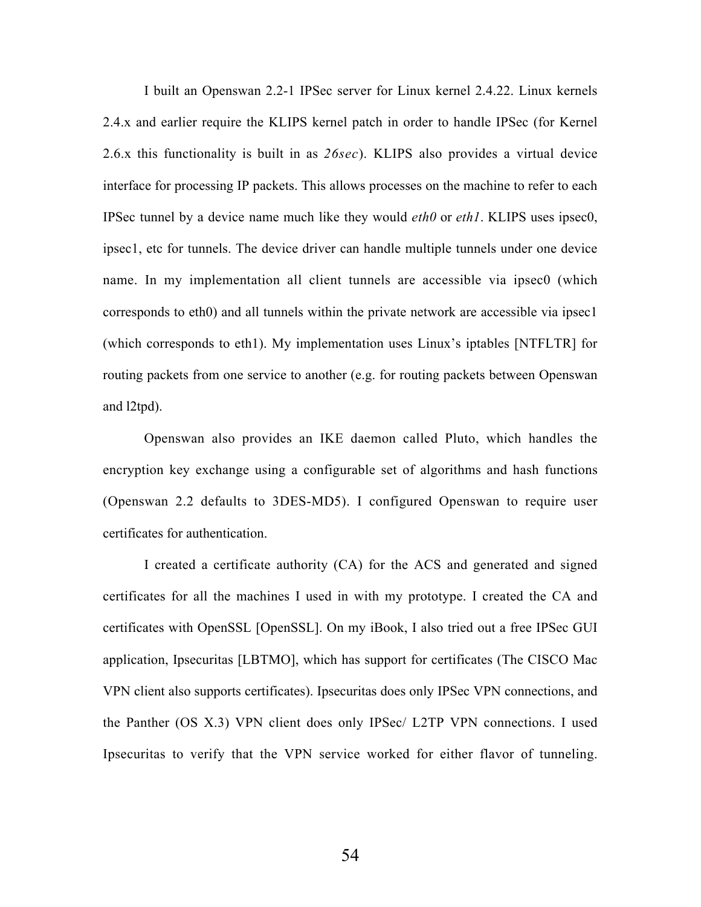I built an Openswan 2.2-1 IPSec server for Linux kernel 2.4.22. Linux kernels 2.4.x and earlier require the KLIPS kernel patch in order to handle IPSec (for Kernel 2.6.x this functionality is built in as *26sec*). KLIPS also provides a virtual device interface for processing IP packets. This allows processes on the machine to refer to each IPSec tunnel by a device name much like they would *eth0* or *eth1*. KLIPS uses ipsec0, ipsec1, etc for tunnels. The device driver can handle multiple tunnels under one device name. In my implementation all client tunnels are accessible via ipsec0 (which corresponds to eth0) and all tunnels within the private network are accessible via ipsec1 (which corresponds to eth1). My implementation uses Linux's iptables [NTFLTR] for routing packets from one service to another (e.g. for routing packets between Openswan and l2tpd).

Openswan also provides an IKE daemon called Pluto, which handles the encryption key exchange using a configurable set of algorithms and hash functions (Openswan 2.2 defaults to 3DES-MD5). I configured Openswan to require user certificates for authentication.

I created a certificate authority (CA) for the ACS and generated and signed certificates for all the machines I used in with my prototype. I created the CA and certificates with OpenSSL [OpenSSL]. On my iBook, I also tried out a free IPSec GUI application, Ipsecuritas [LBTMO], which has support for certificates (The CISCO Mac VPN client also supports certificates). Ipsecuritas does only IPSec VPN connections, and the Panther (OS X.3) VPN client does only IPSec/ L2TP VPN connections. I used Ipsecuritas to verify that the VPN service worked for either flavor of tunneling.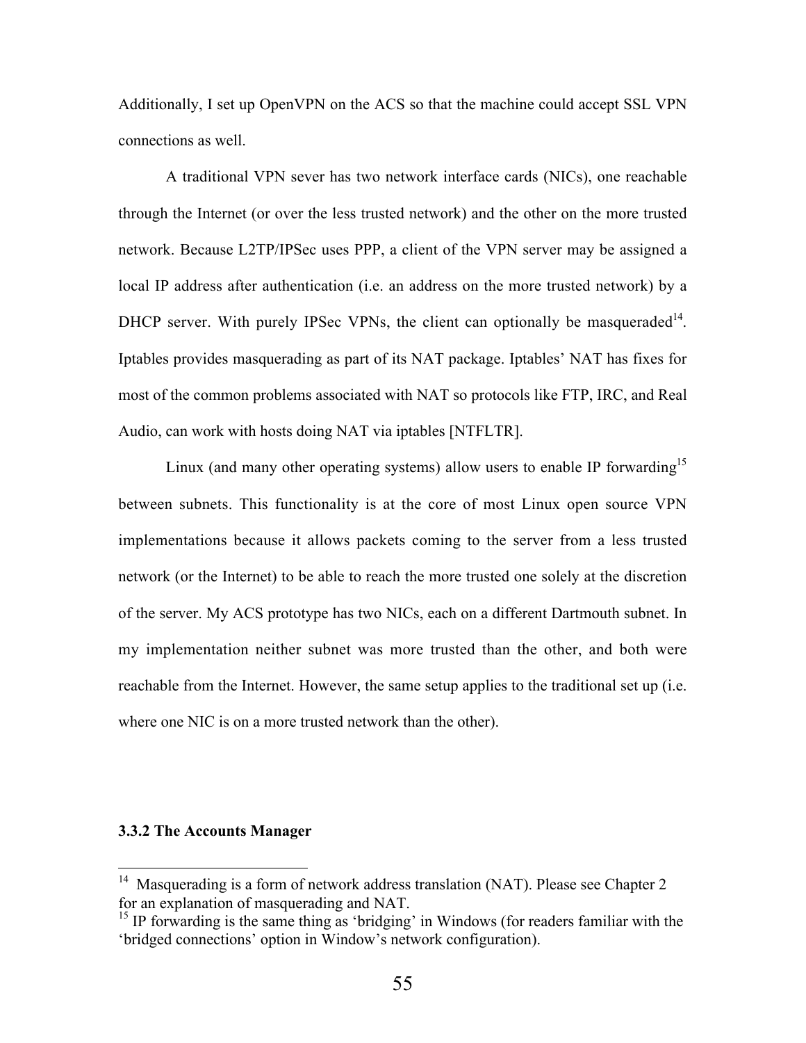Additionally, I set up OpenVPN on the ACS so that the machine could accept SSL VPN connections as well.

A traditional VPN sever has two network interface cards (NICs), one reachable through the Internet (or over the less trusted network) and the other on the more trusted network. Because L2TP/IPSec uses PPP, a client of the VPN server may be assigned a local IP address after authentication (i.e. an address on the more trusted network) by a DHCP server. With purely IPSec VPNs, the client can optionally be masqueraded[14]. Iptables provides masquerading as part of its NAT package. Iptables' NAT has fixes for most of the common problems associated with NAT so protocols like FTP, IRC, and Real Audio, can work with hosts doing NAT via iptables [NTFLTR].

Linux (and many other operating systems) allow users to enable IP forwarding[15] between subnets. This functionality is at the core of most Linux open source VPN implementations because it allows packets coming to the server from a less trusted network (or the Internet) to be able to reach the more trusted one solely at the discretion of the server. My ACS prototype has two NICs, each on a different Dartmouth subnet. In my implementation neither subnet was more trusted than the other, and both were reachable from the Internet. However, the same setup applies to the traditional set up (i.e. where one NIC is on a more trusted network than the other).

### 3.3.2 The Accounts Manager

---

[14] Masquerading is a form of network address translation (NAT). Please see Chapter 2 for an explanation of masquerading and NAT.

[15] IP forwarding is the same thing as 'bridging' in Windows (for readers familiar with the 'bridged connections' option in Window's network configuration).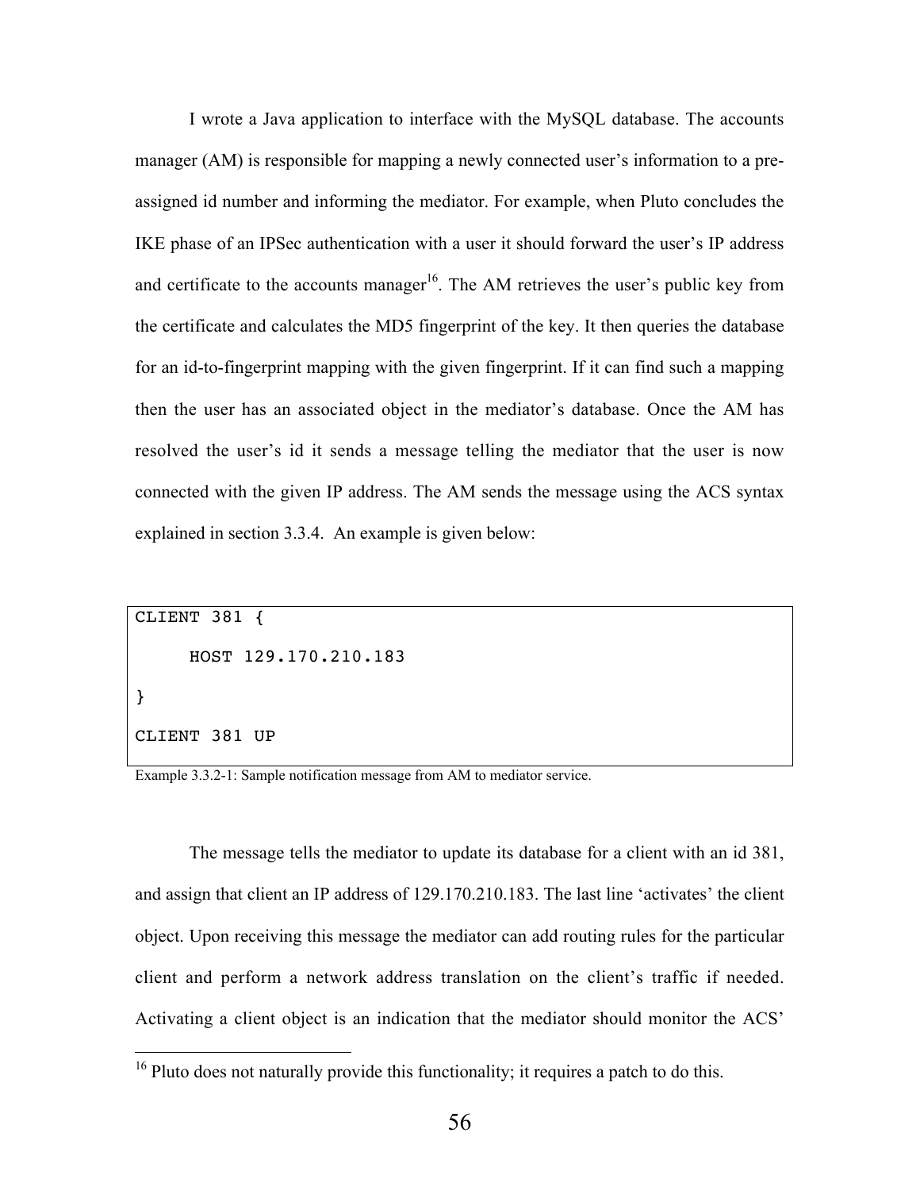I wrote a Java application to interface with the MySQL database. The accounts manager (AM) is responsible for mapping a newly connected user's information to a pre-assigned id number and informing the mediator. For example, when Pluto concludes the IKE phase of an IPSec authentication with a user it should forward the user's IP address and certificate to the accounts manager[16]. The AM retrieves the user's public key from the certificate and calculates the MD5 fingerprint of the key. It then queries the database for an id-to-fingerprint mapping with the given fingerprint. If it can find such a mapping then the user has an associated object in the mediator's database. Once the AM has resolved the user's id it sends a message telling the mediator that the user is now connected with the given IP address. The AM sends the message using the ACS syntax explained in section 3.3.4. An example is given below:

```
CLIENT 381 {
     HOST 129.170.210.183
}
CLIENT 381 UP
```

Example 3.3.2-1: Sample notification message from AM to mediator service.

The message tells the mediator to update its database for a client with an id 381, and assign that client an IP address of 129.170.210.183. The last line 'activates' the client object. Upon receiving this message the mediator can add routing rules for the particular client and perform a network address translation on the client's traffic if needed. Activating a client object is an indication that the mediator should monitor the ACS'

[16] Pluto does not naturally provide this functionality; it requires a patch to do this.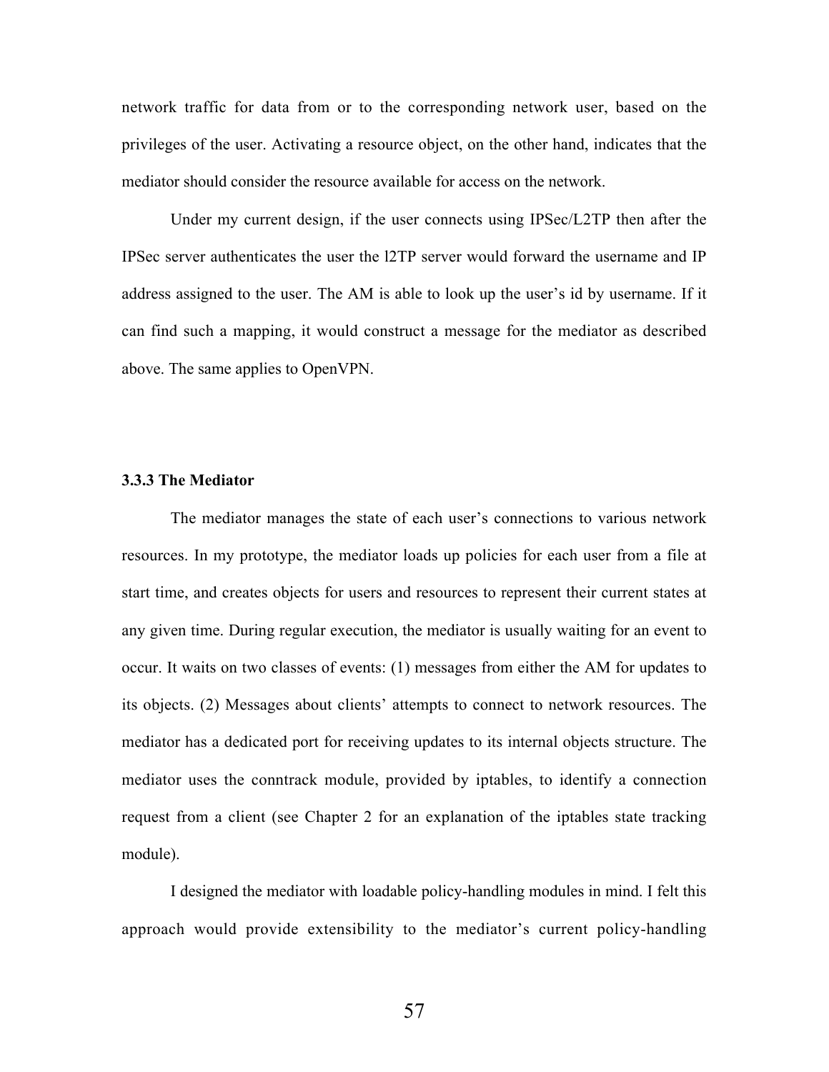network traffic for data from or to the corresponding network user, based on the privileges of the user. Activating a resource object, on the other hand, indicates that the mediator should consider the resource available for access on the network.

Under my current design, if the user connects using IPSec/L2TP then after the IPSec server authenticates the user the l2TP server would forward the username and IP address assigned to the user. The AM is able to look up the user's id by username. If it can find such a mapping, it would construct a message for the mediator as described above. The same applies to OpenVPN.

### 3.3.3 The Mediator

The mediator manages the state of each user's connections to various network resources. In my prototype, the mediator loads up policies for each user from a file at start time, and creates objects for users and resources to represent their current states at any given time. During regular execution, the mediator is usually waiting for an event to occur. It waits on two classes of events: (1) messages from either the AM for updates to its objects. (2) Messages about clients' attempts to connect to network resources. The mediator has a dedicated port for receiving updates to its internal objects structure. The mediator uses the conntrack module, provided by iptables, to identify a connection request from a client (see Chapter 2 for an explanation of the iptables state tracking module).

I designed the mediator with loadable policy-handling modules in mind. I felt this approach would provide extensibility to the mediator's current policy-handling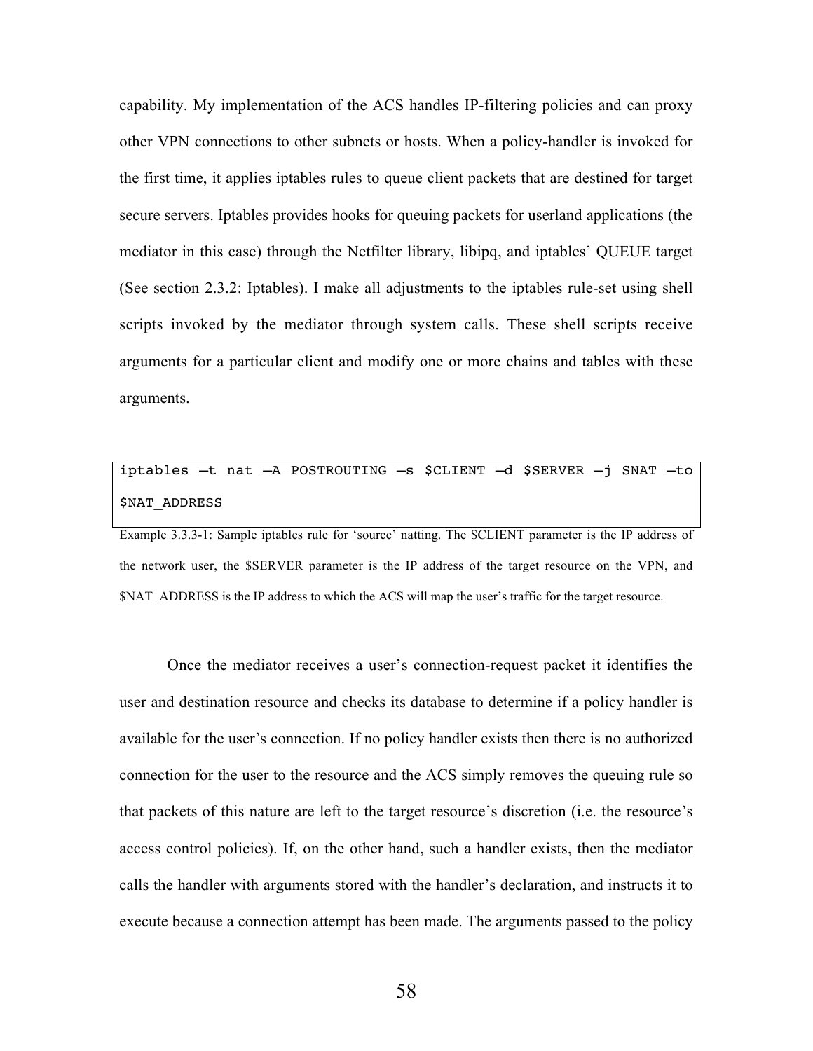capability. My implementation of the ACS handles IP-filtering policies and can proxy other VPN connections to other subnets or hosts. When a policy-handler is invoked for the first time, it applies iptables rules to queue client packets that are destined for target secure servers. Iptables provides hooks for queuing packets for userland applications (the mediator in this case) through the Netfilter library, libipq, and iptables' QUEUE target (See section 2.3.2: Iptables). I make all adjustments to the iptables rule-set using shell scripts invoked by the mediator through system calls. These shell scripts receive arguments for a particular client and modify one or more chains and tables with these arguments.

```
iptables –t nat –A POSTROUTING –s $CLIENT –d $SERVER –j SNAT –to
$NAT_ADDRESS
```

Example 3.3.3-1: Sample iptables rule for 'source' natting. The $CLIENT parameter is the IP address of the network user, the $SERVER parameter is the IP address of the target resource on the VPN, and $NAT_ADDRESS is the IP address to which the ACS will map the user's traffic for the target resource.

Once the mediator receives a user's connection-request packet it identifies the user and destination resource and checks its database to determine if a policy handler is available for the user's connection. If no policy handler exists then there is no authorized connection for the user to the resource and the ACS simply removes the queuing rule so that packets of this nature are left to the target resource's discretion (i.e. the resource's access control policies). If, on the other hand, such a handler exists, then the mediator calls the handler with arguments stored with the handler's declaration, and instructs it to execute because a connection attempt has been made. The arguments passed to the policy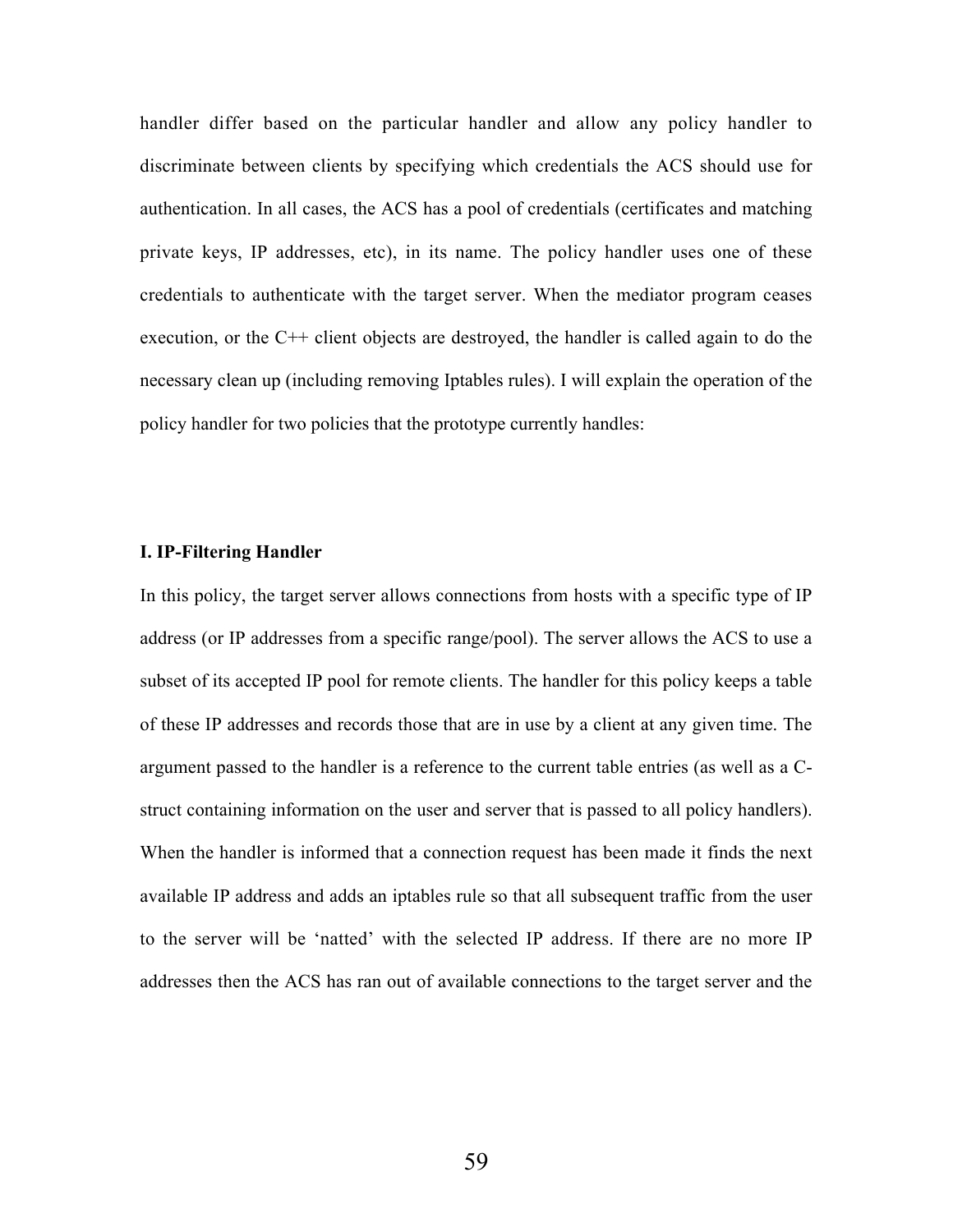handler differ based on the particular handler and allow any policy handler to discriminate between clients by specifying which credentials the ACS should use for authentication. In all cases, the ACS has a pool of credentials (certificates and matching private keys, IP addresses, etc), in its name. The policy handler uses one of these credentials to authenticate with the target server. When the mediator program ceases execution, or the C++ client objects are destroyed, the handler is called again to do the necessary clean up (including removing Iptables rules). I will explain the operation of the policy handler for two policies that the prototype currently handles:

**I. IP-Filtering Handler**

In this policy, the target server allows connections from hosts with a specific type of IP address (or IP addresses from a specific range/pool). The server allows the ACS to use a subset of its accepted IP pool for remote clients. The handler for this policy keeps a table of these IP addresses and records those that are in use by a client at any given time. The argument passed to the handler is a reference to the current table entries (as well as a C-struct containing information on the user and server that is passed to all policy handlers). When the handler is informed that a connection request has been made it finds the next available IP address and adds an iptables rule so that all subsequent traffic from the user to the server will be 'natted' with the selected IP address. If there are no more IP addresses then the ACS has ran out of available connections to the target server and the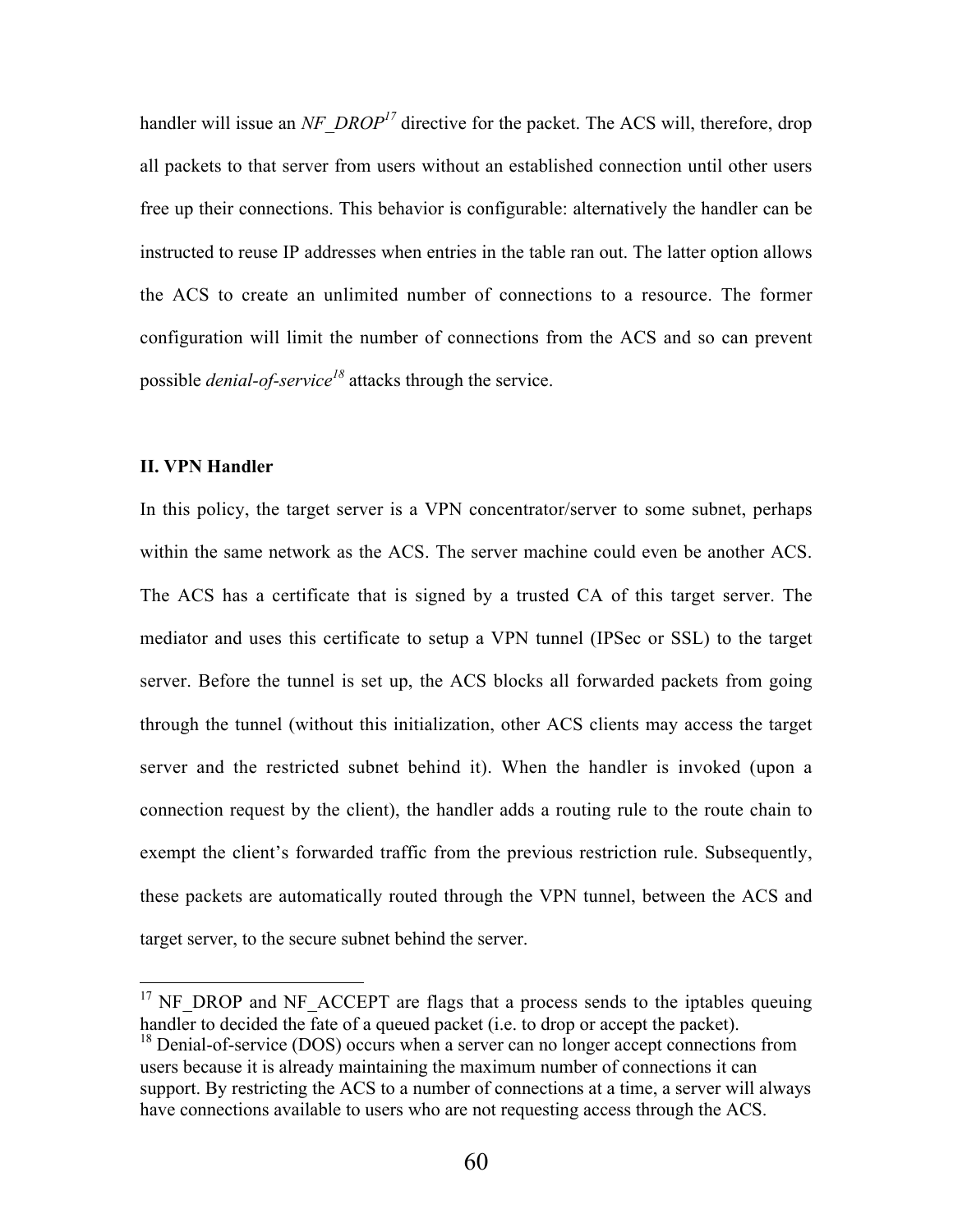handler will issue an *NF_DROP*[17] directive for the packet. The ACS will, therefore, drop all packets to that server from users without an established connection until other users free up their connections. This behavior is configurable: alternatively the handler can be instructed to reuse IP addresses when entries in the table ran out. The latter option allows the ACS to create an unlimited number of connections to a resource. The former configuration will limit the number of connections from the ACS and so can prevent possible *denial-of-service*[18] attacks through the service.

**II. VPN Handler**

In this policy, the target server is a VPN concentrator/server to some subnet, perhaps within the same network as the ACS. The server machine could even be another ACS. The ACS has a certificate that is signed by a trusted CA of this target server. The mediator and uses this certificate to setup a VPN tunnel (IPSec or SSL) to the target server. Before the tunnel is set up, the ACS blocks all forwarded packets from going through the tunnel (without this initialization, other ACS clients may access the target server and the restricted subnet behind it). When the handler is invoked (upon a connection request by the client), the handler adds a routing rule to the route chain to exempt the client's forwarded traffic from the previous restriction rule. Subsequently, these packets are automatically routed through the VPN tunnel, between the ACS and target server, to the secure subnet behind the server.

---

[17] NF_DROP and NF_ACCEPT are flags that a process sends to the iptables queuing handler to decided the fate of a queued packet (i.e. to drop or accept the packet).

[18] Denial-of-service (DOS) occurs when a server can no longer accept connections from users because it is already maintaining the maximum number of connections it can support. By restricting the ACS to a number of connections at a time, a server will always have connections available to users who are not requesting access through the ACS.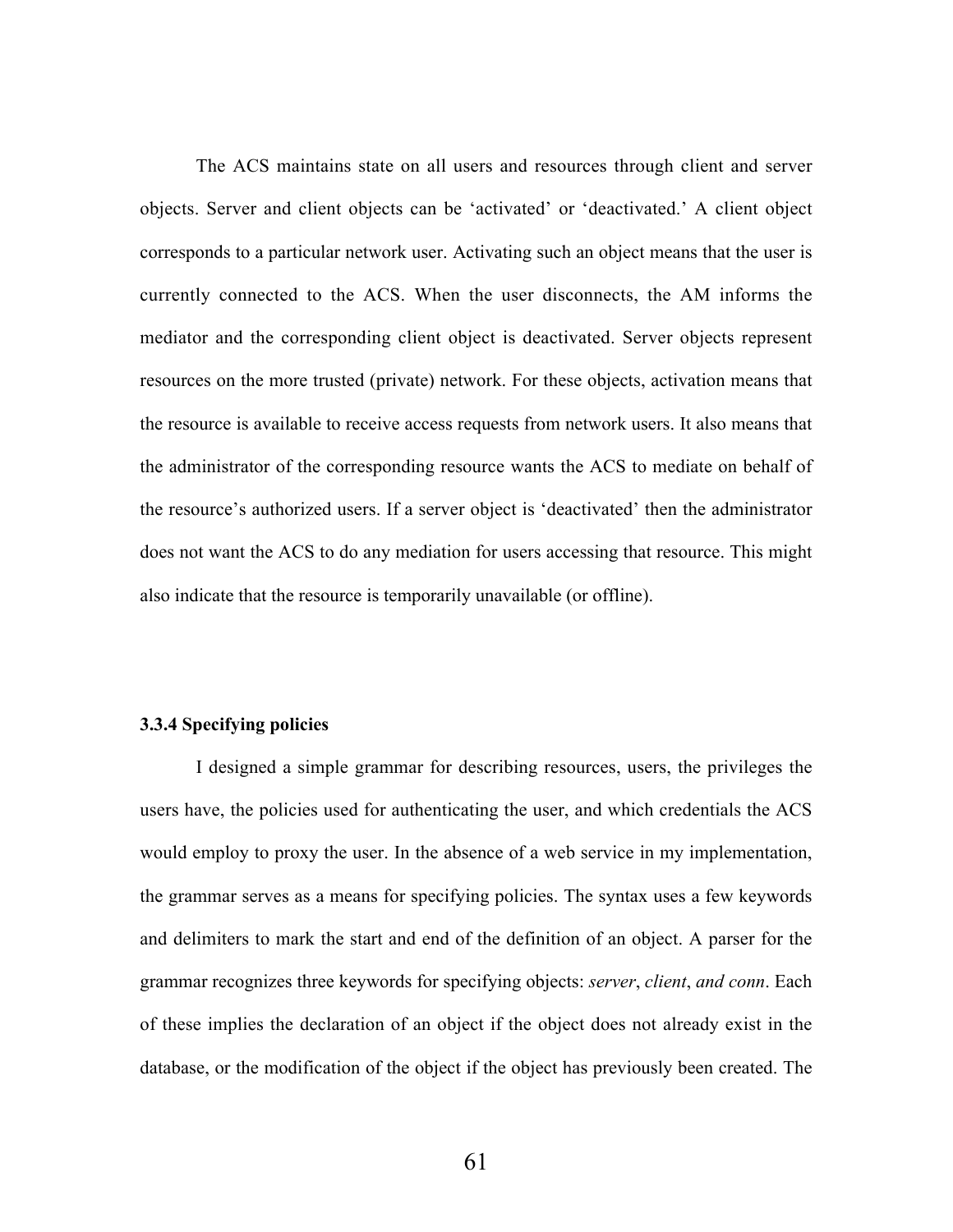The ACS maintains state on all users and resources through client and server objects. Server and client objects can be 'activated' or 'deactivated.' A client object corresponds to a particular network user. Activating such an object means that the user is currently connected to the ACS. When the user disconnects, the AM informs the mediator and the corresponding client object is deactivated. Server objects represent resources on the more trusted (private) network. For these objects, activation means that the resource is available to receive access requests from network users. It also means that the administrator of the corresponding resource wants the ACS to mediate on behalf of the resource's authorized users. If a server object is 'deactivated' then the administrator does not want the ACS to do any mediation for users accessing that resource. This might also indicate that the resource is temporarily unavailable (or offline).

### 3.3.4 Specifying policies

I designed a simple grammar for describing resources, users, the privileges the users have, the policies used for authenticating the user, and which credentials the ACS would employ to proxy the user. In the absence of a web service in my implementation, the grammar serves as a means for specifying policies. The syntax uses a few keywords and delimiters to mark the start and end of the definition of an object. A parser for the grammar recognizes three keywords for specifying objects: *server*, *client*, *and conn*. Each of these implies the declaration of an object if the object does not already exist in the database, or the modification of the object if the object has previously been created. The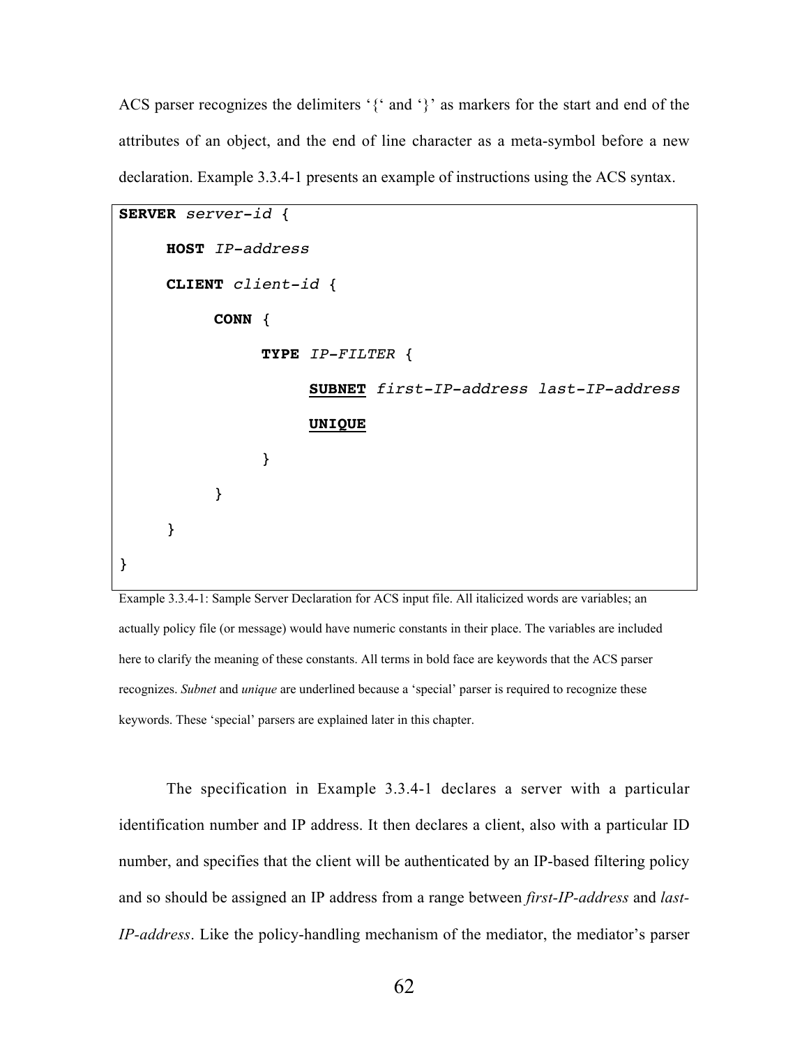ACS parser recognizes the delimiters '{' and '}' as markers for the start and end of the attributes of an object, and the end of line character as a meta-symbol before a new declaration. Example 3.3.4-1 presents an example of instructions using the ACS syntax.

```
SERVER server-id {
      HOST IP-address
      CLIENT client-id {
            CONN {
                  TYPE IP-FILTER {
                        SUBNET first-IP-address last-IP-address
                        UNIQUE
                  }
            }
      }
}
```

Example 3.3.4-1: Sample Server Declaration for ACS input file. All italicized words are variables; an actually policy file (or message) would have numeric constants in their place. The variables are included here to clarify the meaning of these constants. All terms in bold face are keywords that the ACS parser recognizes. *Subnet* and *unique* are underlined because a 'special' parser is required to recognize these keywords. These 'special' parsers are explained later in this chapter.

The specification in Example 3.3.4-1 declares a server with a particular identification number and IP address. It then declares a client, also with a particular ID number, and specifies that the client will be authenticated by an IP-based filtering policy and so should be assigned an IP address from a range between *first-IP-address* and *last-IP-address*. Like the policy-handling mechanism of the mediator, the mediator's parser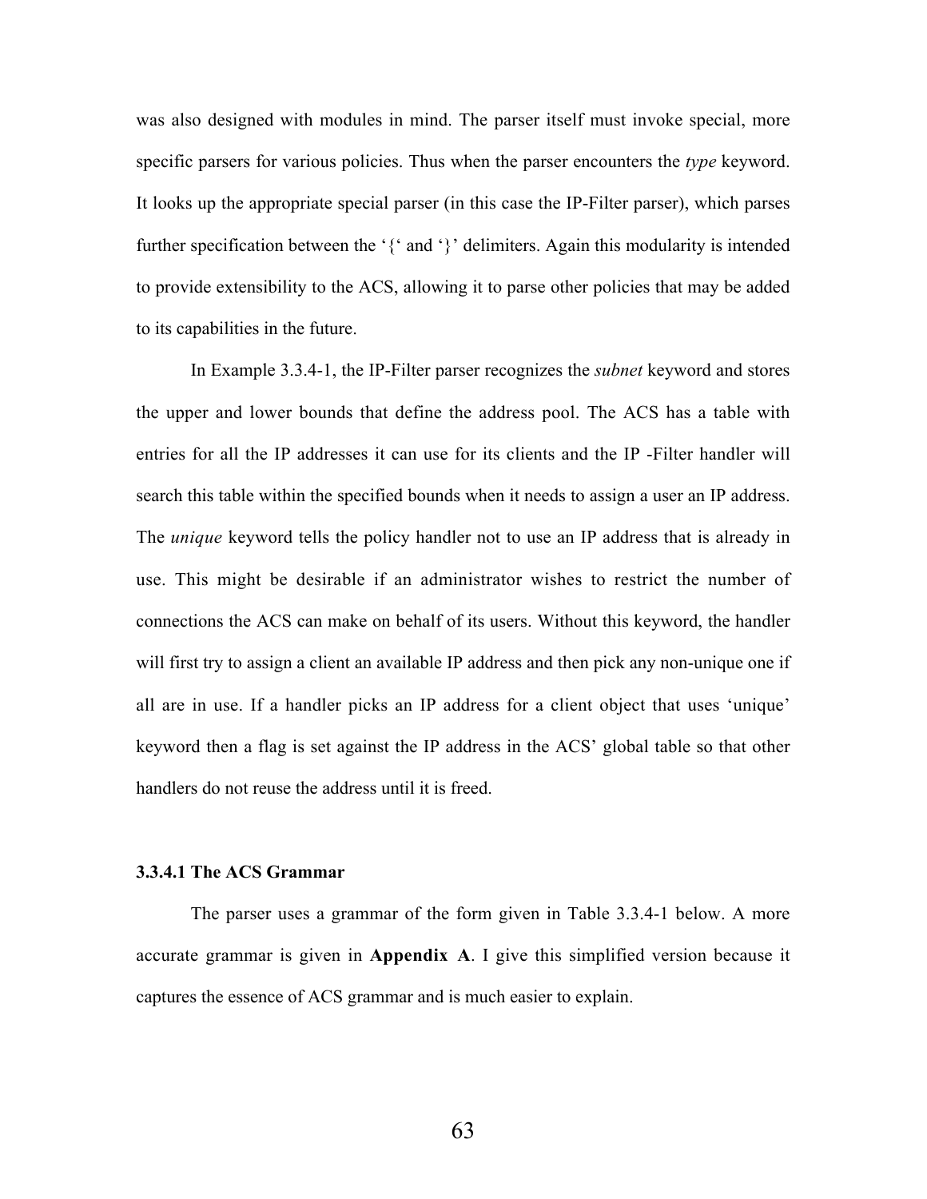was also designed with modules in mind. The parser itself must invoke special, more specific parsers for various policies. Thus when the parser encounters the *type* keyword. It looks up the appropriate special parser (in this case the IP-Filter parser), which parses further specification between the '{' and '}' delimiters. Again this modularity is intended to provide extensibility to the ACS, allowing it to parse other policies that may be added to its capabilities in the future.

In Example 3.3.4-1, the IP-Filter parser recognizes the *subnet* keyword and stores the upper and lower bounds that define the address pool. The ACS has a table with entries for all the IP addresses it can use for its clients and the IP -Filter handler will search this table within the specified bounds when it needs to assign a user an IP address. The *unique* keyword tells the policy handler not to use an IP address that is already in use. This might be desirable if an administrator wishes to restrict the number of connections the ACS can make on behalf of its users. Without this keyword, the handler will first try to assign a client an available IP address and then pick any non-unique one if all are in use. If a handler picks an IP address for a client object that uses 'unique' keyword then a flag is set against the IP address in the ACS' global table so that other handlers do not reuse the address until it is freed.

### 3.3.4.1 The ACS Grammar

The parser uses a grammar of the form given in Table 3.3.4-1 below. A more accurate grammar is given in **Appendix A**. I give this simplified version because it captures the essence of ACS grammar and is much easier to explain.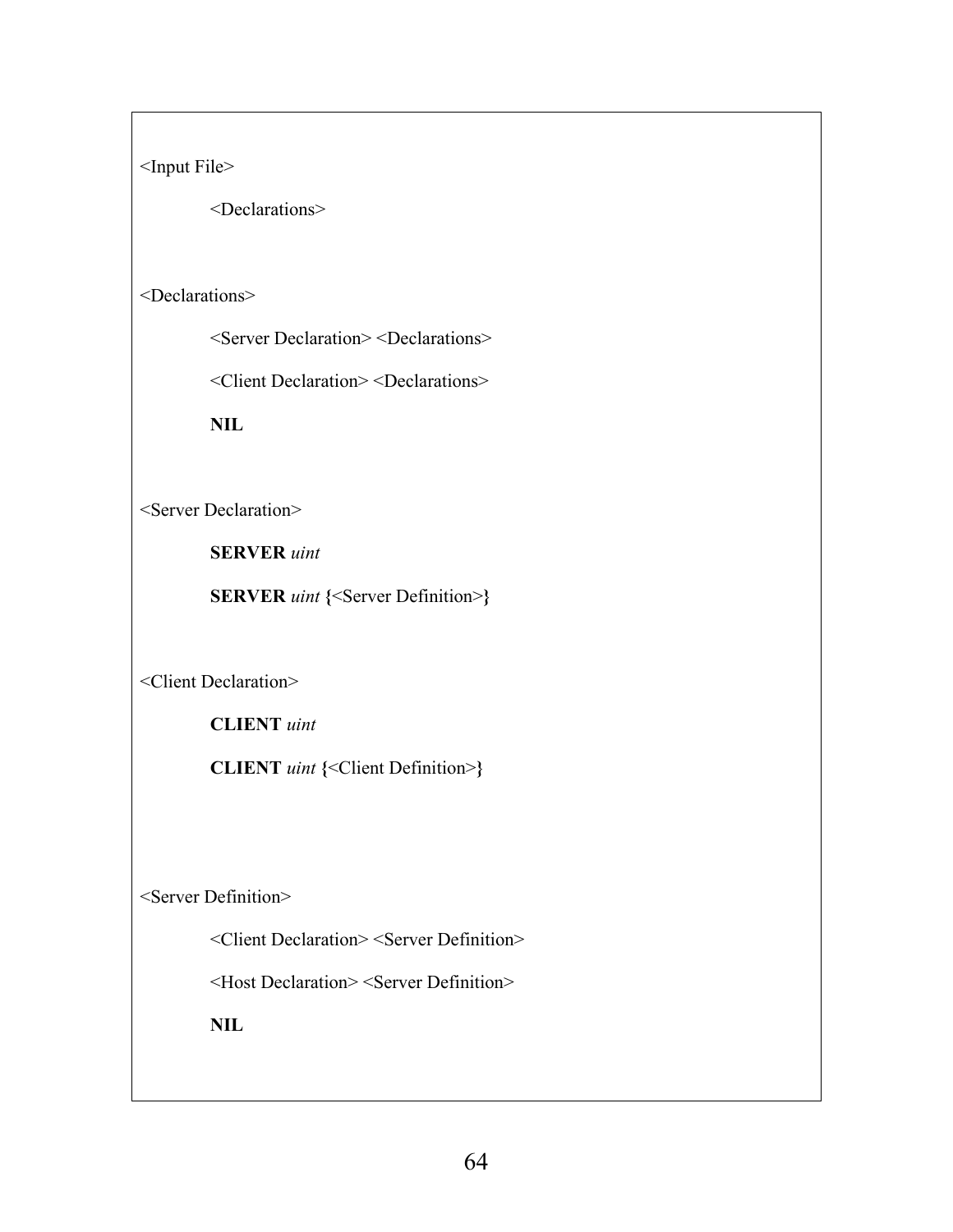<Input File>

&nbsp;&nbsp;&nbsp;&nbsp;&nbsp;&nbsp;&nbsp;&nbsp;<Declarations>

<Declarations>

&nbsp;&nbsp;&nbsp;&nbsp;&nbsp;&nbsp;&nbsp;&nbsp;<Server Declaration> <Declarations>

&nbsp;&nbsp;&nbsp;&nbsp;&nbsp;&nbsp;&nbsp;&nbsp;<Client Declaration> <Declarations>

&nbsp;&nbsp;&nbsp;&nbsp;&nbsp;&nbsp;&nbsp;&nbsp;**NIL**

<Server Declaration>

&nbsp;&nbsp;&nbsp;&nbsp;&nbsp;&nbsp;&nbsp;&nbsp;**SERVER** *uint*

&nbsp;&nbsp;&nbsp;&nbsp;&nbsp;&nbsp;&nbsp;&nbsp;**SERVER** *uint* **{**<Server Definition>**}**

<Client Declaration>

&nbsp;&nbsp;&nbsp;&nbsp;&nbsp;&nbsp;&nbsp;&nbsp;**CLIENT** *uint*

&nbsp;&nbsp;&nbsp;&nbsp;&nbsp;&nbsp;&nbsp;&nbsp;**CLIENT** *uint* **{**<Client Definition>**}**

<Server Definition>

&nbsp;&nbsp;&nbsp;&nbsp;&nbsp;&nbsp;&nbsp;&nbsp;<Client Declaration> <Server Definition>

&nbsp;&nbsp;&nbsp;&nbsp;&nbsp;&nbsp;&nbsp;&nbsp;<Host Declaration> <Server Definition>

&nbsp;&nbsp;&nbsp;&nbsp;&nbsp;&nbsp;&nbsp;&nbsp;**NIL**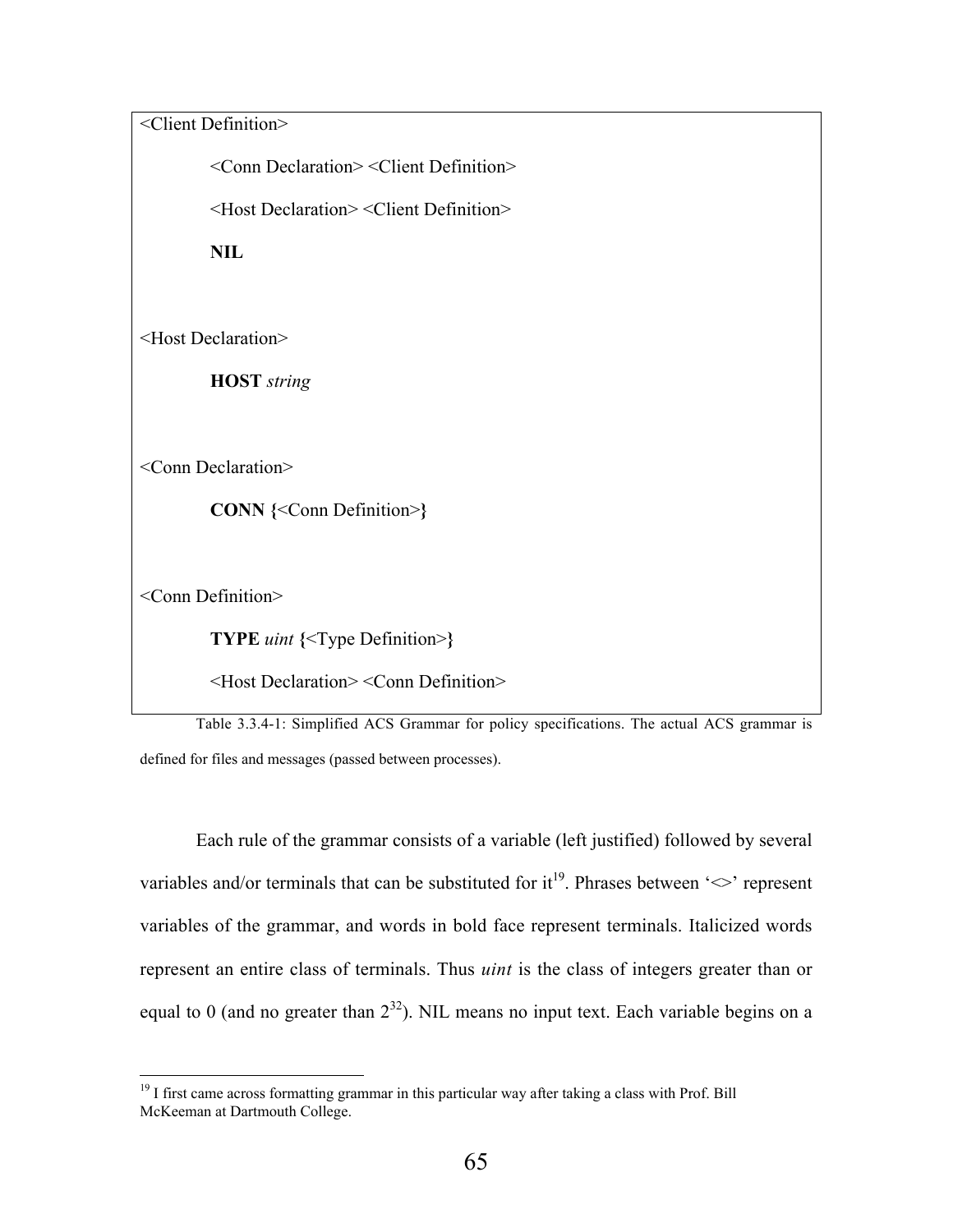```
<Client Definition>

        <Conn Declaration> <Client Definition>

        <Host Declaration> <Client Definition>

        NIL


<Host Declaration>

        HOST string


<Conn Declaration>

        CONN {<Conn Definition>}


<Conn Definition>

        TYPE uint {<Type Definition>}

        <Host Declaration> <Conn Definition>
```

Table 3.3.4-1: Simplified ACS Grammar for policy specifications. The actual ACS grammar is defined for files and messages (passed between processes).

Each rule of the grammar consists of a variable (left justified) followed by several variables and/or terminals that can be substituted for it[19]. Phrases between '<>' represent variables of the grammar, and words in bold face represent terminals. Italicized words represent an entire class of terminals. Thus *uint* is the class of integers greater than or equal to 0 (and no greater than $2^{32}$). NIL means no input text. Each variable begins on a

[19] I first came across formatting grammar in this particular way after taking a class with Prof. Bill McKeeman at Dartmouth College.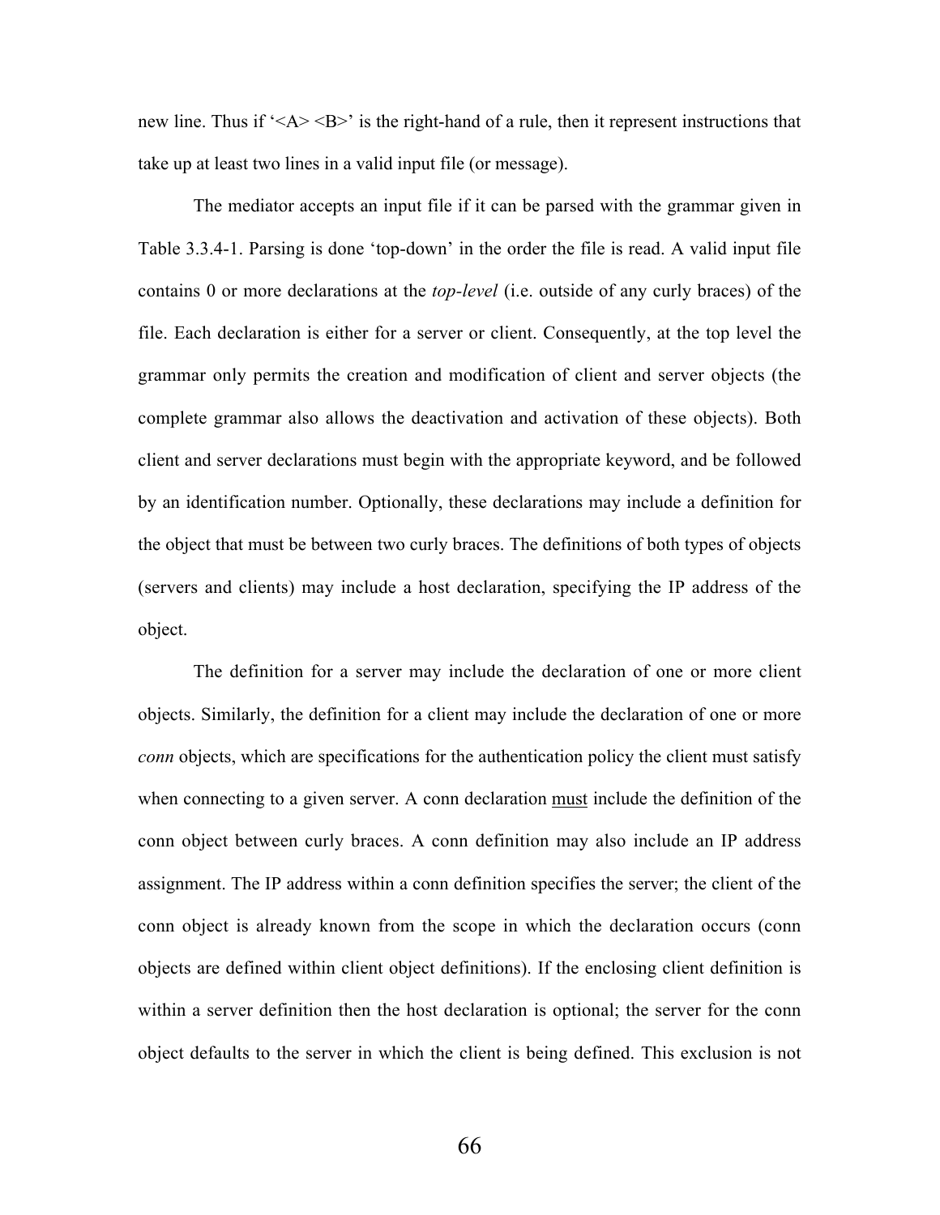new line. Thus if '<A> <B>' is the right-hand of a rule, then it represent instructions that take up at least two lines in a valid input file (or message).

The mediator accepts an input file if it can be parsed with the grammar given in Table 3.3.4-1. Parsing is done 'top-down' in the order the file is read. A valid input file contains 0 or more declarations at the *top-level* (i.e. outside of any curly braces) of the file. Each declaration is either for a server or client. Consequently, at the top level the grammar only permits the creation and modification of client and server objects (the complete grammar also allows the deactivation and activation of these objects). Both client and server declarations must begin with the appropriate keyword, and be followed by an identification number. Optionally, these declarations may include a definition for the object that must be between two curly braces. The definitions of both types of objects (servers and clients) may include a host declaration, specifying the IP address of the object.

The definition for a server may include the declaration of one or more client objects. Similarly, the definition for a client may include the declaration of one or more *conn* objects, which are specifications for the authentication policy the client must satisfy when connecting to a given server. A conn declaration <u>must</u> include the definition of the conn object between curly braces. A conn definition may also include an IP address assignment. The IP address within a conn definition specifies the server; the client of the conn object is already known from the scope in which the declaration occurs (conn objects are defined within client object definitions). If the enclosing client definition is within a server definition then the host declaration is optional; the server for the conn object defaults to the server in which the client is being defined. This exclusion is not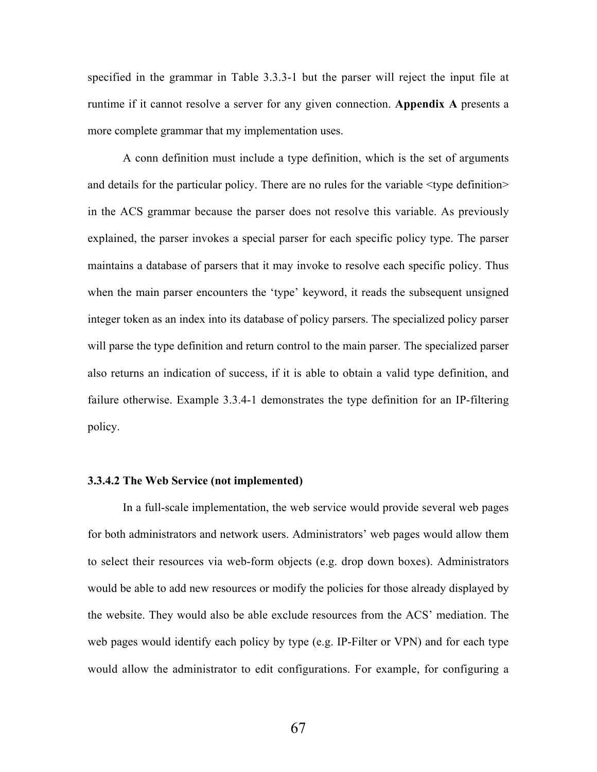specified in the grammar in Table 3.3.3-1 but the parser will reject the input file at runtime if it cannot resolve a server for any given connection. **Appendix A** presents a more complete grammar that my implementation uses.

A conn definition must include a type definition, which is the set of arguments and details for the particular policy. There are no rules for the variable <type definition> in the ACS grammar because the parser does not resolve this variable. As previously explained, the parser invokes a special parser for each specific policy type. The parser maintains a database of parsers that it may invoke to resolve each specific policy. Thus when the main parser encounters the 'type' keyword, it reads the subsequent unsigned integer token as an index into its database of policy parsers. The specialized policy parser will parse the type definition and return control to the main parser. The specialized parser also returns an indication of success, if it is able to obtain a valid type definition, and failure otherwise. Example 3.3.4-1 demonstrates the type definition for an IP-filtering policy.

#### 3.3.4.2 The Web Service (not implemented)

In a full-scale implementation, the web service would provide several web pages for both administrators and network users. Administrators' web pages would allow them to select their resources via web-form objects (e.g. drop down boxes). Administrators would be able to add new resources or modify the policies for those already displayed by the website. They would also be able exclude resources from the ACS' mediation. The web pages would identify each policy by type (e.g. IP-Filter or VPN) and for each type would allow the administrator to edit configurations. For example, for configuring a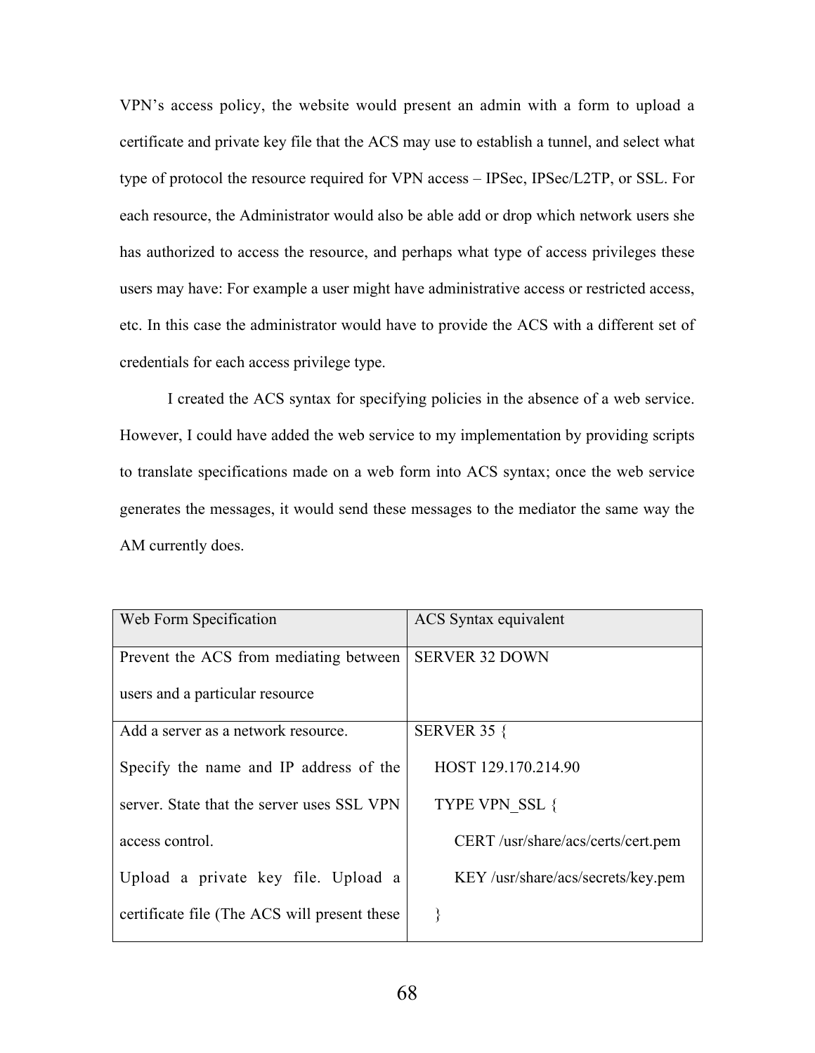VPN's access policy, the website would present an admin with a form to upload a certificate and private key file that the ACS may use to establish a tunnel, and select what type of protocol the resource required for VPN access – IPSec, IPSec/L2TP, or SSL. For each resource, the Administrator would also be able add or drop which network users she has authorized to access the resource, and perhaps what type of access privileges these users may have: For example a user might have administrative access or restricted access, etc. In this case the administrator would have to provide the ACS with a different set of credentials for each access privilege type.

I created the ACS syntax for specifying policies in the absence of a web service. However, I could have added the web service to my implementation by providing scripts to translate specifications made on a web form into ACS syntax; once the web service generates the messages, it would send these messages to the mediator the same way the AM currently does.

| Web Form Specification | ACS Syntax equivalent |
|---|---|
| Prevent the ACS from mediating between users and a particular resource | SERVER 32 DOWN |
| Add a server as a network resource.<br>Specify the name and IP address of the server. State that the server uses SSL VPN access control.<br>Upload a private key file. Upload a certificate file (The ACS will present these | SERVER 35 {<br>&nbsp;&nbsp;&nbsp;&nbsp;HOST 129.170.214.90<br>&nbsp;&nbsp;&nbsp;&nbsp;TYPE VPN_SSL {<br>&nbsp;&nbsp;&nbsp;&nbsp;&nbsp;&nbsp;&nbsp;&nbsp;CERT /usr/share/acs/certs/cert.pem<br>&nbsp;&nbsp;&nbsp;&nbsp;&nbsp;&nbsp;&nbsp;&nbsp;KEY /usr/share/acs/secrets/key.pem<br>&nbsp;&nbsp;&nbsp;&nbsp;} |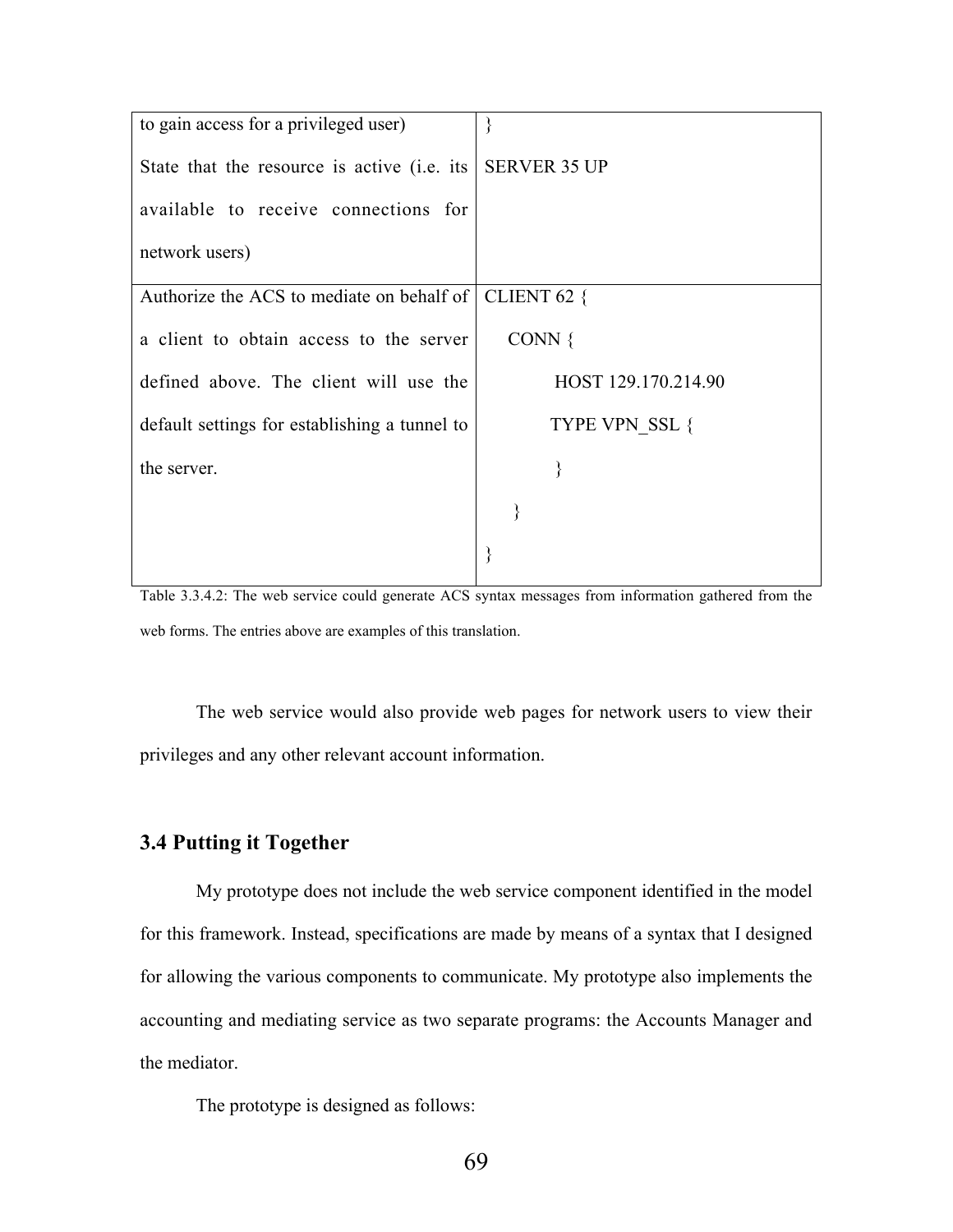| | |
|---|---|
| to gain access for a privileged user)<br><br>State that the resource is active (i.e. its available to receive connections for network users) | }<br><br>SERVER 35 UP |
| Authorize the ACS to mediate on behalf of a client to obtain access to the server defined above. The client will use the default settings for establishing a tunnel to the server. | CLIENT 62 {<br>&nbsp;&nbsp;&nbsp;&nbsp;CONN {<br>&nbsp;&nbsp;&nbsp;&nbsp;&nbsp;&nbsp;&nbsp;&nbsp;HOST 129.170.214.90<br>&nbsp;&nbsp;&nbsp;&nbsp;&nbsp;&nbsp;&nbsp;&nbsp;TYPE VPN_SSL {<br>&nbsp;&nbsp;&nbsp;&nbsp;&nbsp;&nbsp;&nbsp;&nbsp;}<br>&nbsp;&nbsp;&nbsp;&nbsp;}<br>} |

Table 3.3.4.2: The web service could generate ACS syntax messages from information gathered from the web forms. The entries above are examples of this translation.

The web service would also provide web pages for network users to view their privileges and any other relevant account information.

## 3.4 Putting it Together

My prototype does not include the web service component identified in the model for this framework. Instead, specifications are made by means of a syntax that I designed for allowing the various components to communicate. My prototype also implements the accounting and mediating service as two separate programs: the Accounts Manager and the mediator.

The prototype is designed as follows: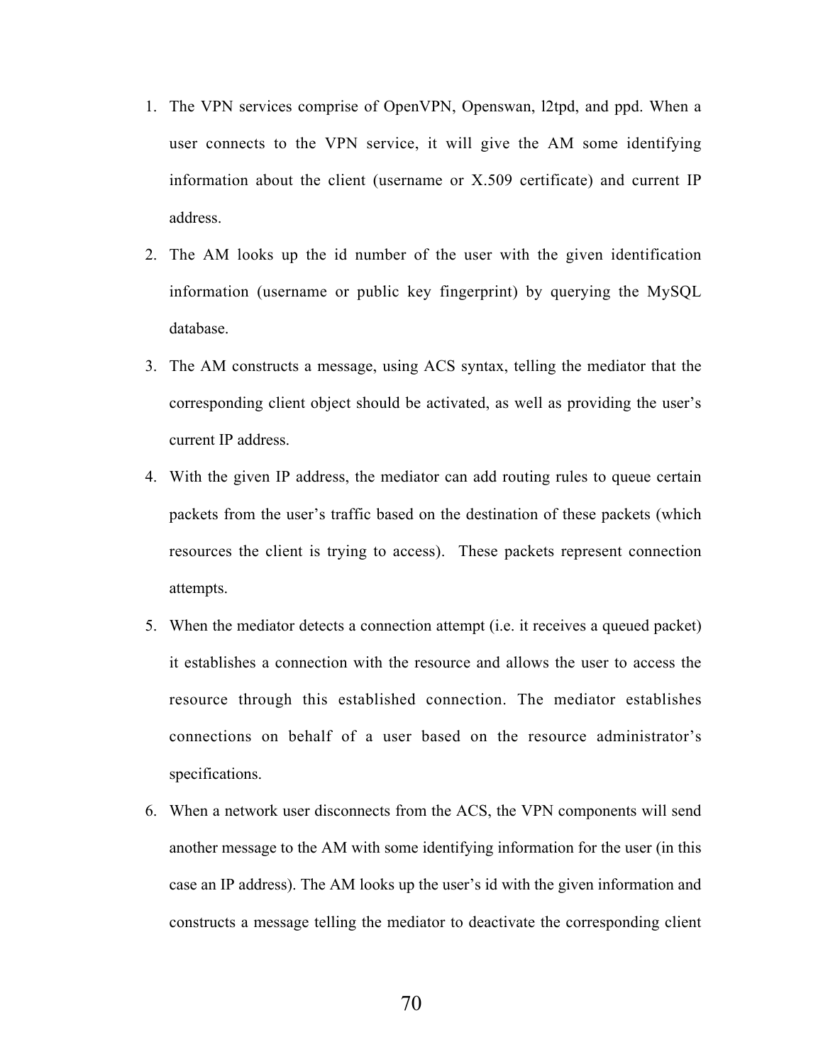1. The VPN services comprise of OpenVPN, Openswan, l2tpd, and ppd. When a user connects to the VPN service, it will give the AM some identifying information about the client (username or X.509 certificate) and current IP address.
2. The AM looks up the id number of the user with the given identification information (username or public key fingerprint) by querying the MySQL database.
3. The AM constructs a message, using ACS syntax, telling the mediator that the corresponding client object should be activated, as well as providing the user's current IP address.
4. With the given IP address, the mediator can add routing rules to queue certain packets from the user's traffic based on the destination of these packets (which resources the client is trying to access). These packets represent connection attempts.
5. When the mediator detects a connection attempt (i.e. it receives a queued packet) it establishes a connection with the resource and allows the user to access the resource through this established connection. The mediator establishes connections on behalf of a user based on the resource administrator's specifications.
6. When a network user disconnects from the ACS, the VPN components will send another message to the AM with some identifying information for the user (in this case an IP address). The AM looks up the user's id with the given information and constructs a message telling the mediator to deactivate the corresponding client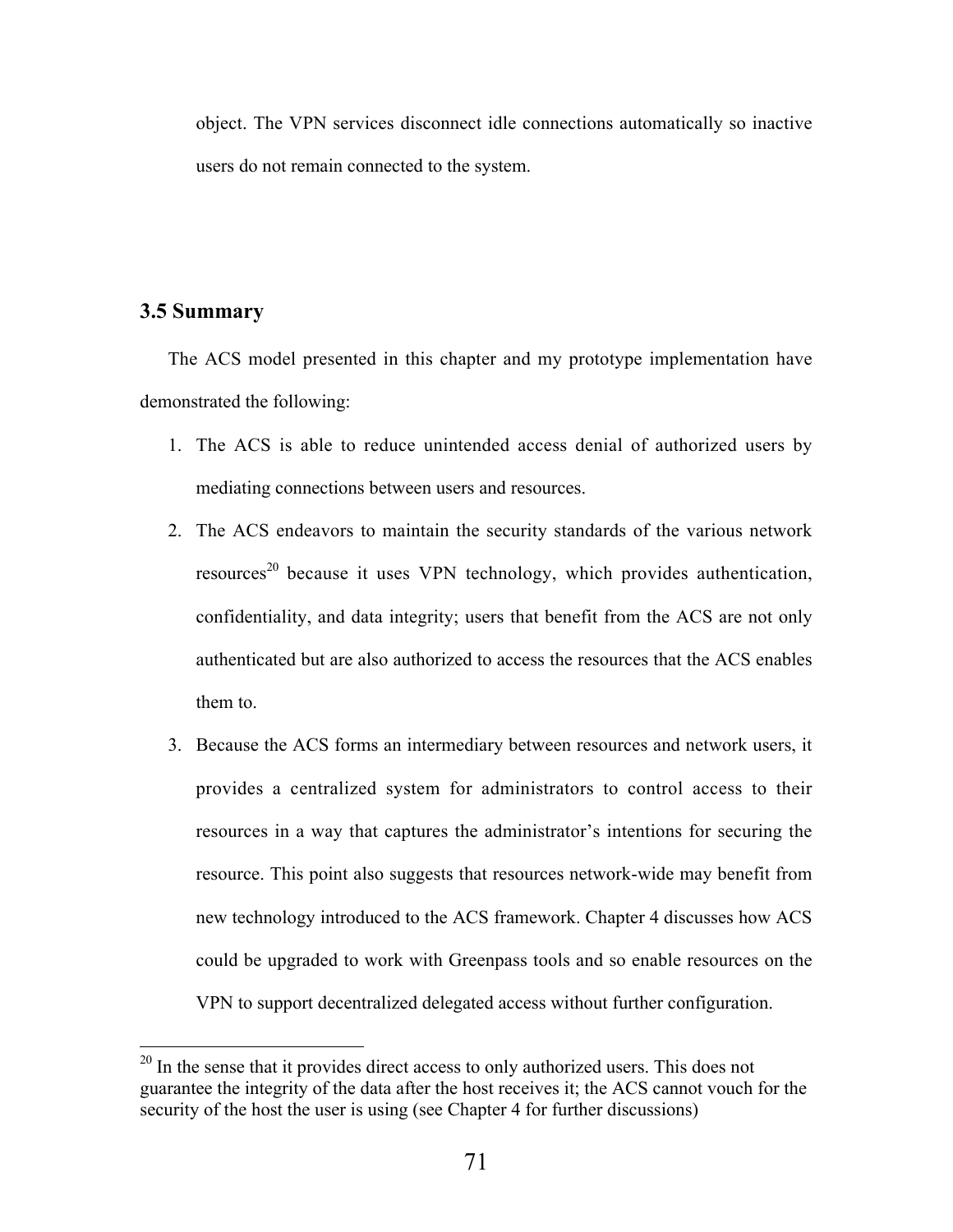object. The VPN services disconnect idle connections automatically so inactive users do not remain connected to the system.

## 3.5 Summary

The ACS model presented in this chapter and my prototype implementation have demonstrated the following:

1. The ACS is able to reduce unintended access denial of authorized users by mediating connections between users and resources.
2. The ACS endeavors to maintain the security standards of the various network resources[20] because it uses VPN technology, which provides authentication, confidentiality, and data integrity; users that benefit from the ACS are not only authenticated but are also authorized to access the resources that the ACS enables them to.
3. Because the ACS forms an intermediary between resources and network users, it provides a centralized system for administrators to control access to their resources in a way that captures the administrator's intentions for securing the resource. This point also suggests that resources network-wide may benefit from new technology introduced to the ACS framework. Chapter 4 discusses how ACS could be upgraded to work with Greenpass tools and so enable resources on the VPN to support decentralized delegated access without further configuration.

---

[20] In the sense that it provides direct access to only authorized users. This does not guarantee the integrity of the data after the host receives it; the ACS cannot vouch for the security of the host the user is using (see Chapter 4 for further discussions)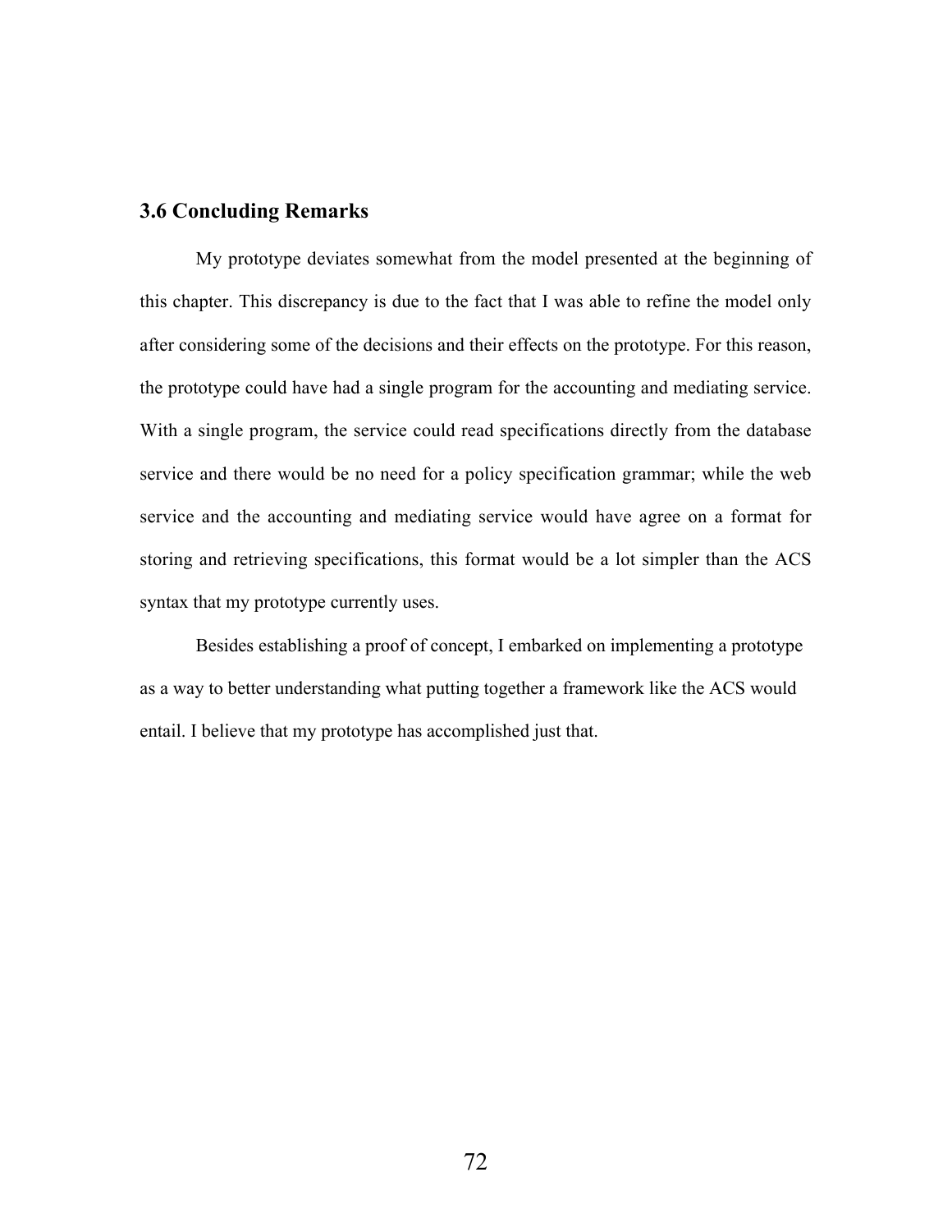### 3.6 Concluding Remarks

My prototype deviates somewhat from the model presented at the beginning of this chapter. This discrepancy is due to the fact that I was able to refine the model only after considering some of the decisions and their effects on the prototype. For this reason, the prototype could have had a single program for the accounting and mediating service. With a single program, the service could read specifications directly from the database service and there would be no need for a policy specification grammar; while the web service and the accounting and mediating service would have agree on a format for storing and retrieving specifications, this format would be a lot simpler than the ACS syntax that my prototype currently uses.

Besides establishing a proof of concept, I embarked on implementing a prototype as a way to better understanding what putting together a framework like the ACS would entail. I believe that my prototype has accomplished just that.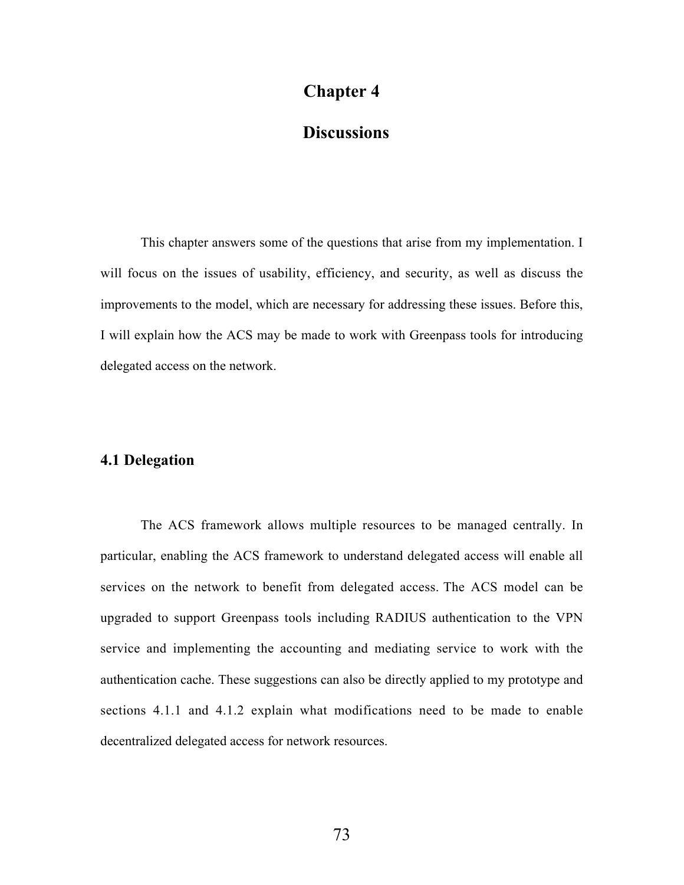# Chapter 4

# Discussions

This chapter answers some of the questions that arise from my implementation. I will focus on the issues of usability, efficiency, and security, as well as discuss the improvements to the model, which are necessary for addressing these issues. Before this, I will explain how the ACS may be made to work with Greenpass tools for introducing delegated access on the network.

## 4.1 Delegation

The ACS framework allows multiple resources to be managed centrally. In particular, enabling the ACS framework to understand delegated access will enable all services on the network to benefit from delegated access. The ACS model can be upgraded to support Greenpass tools including RADIUS authentication to the VPN service and implementing the accounting and mediating service to work with the authentication cache. These suggestions can also be directly applied to my prototype and sections 4.1.1 and 4.1.2 explain what modifications need to be made to enable decentralized delegated access for network resources.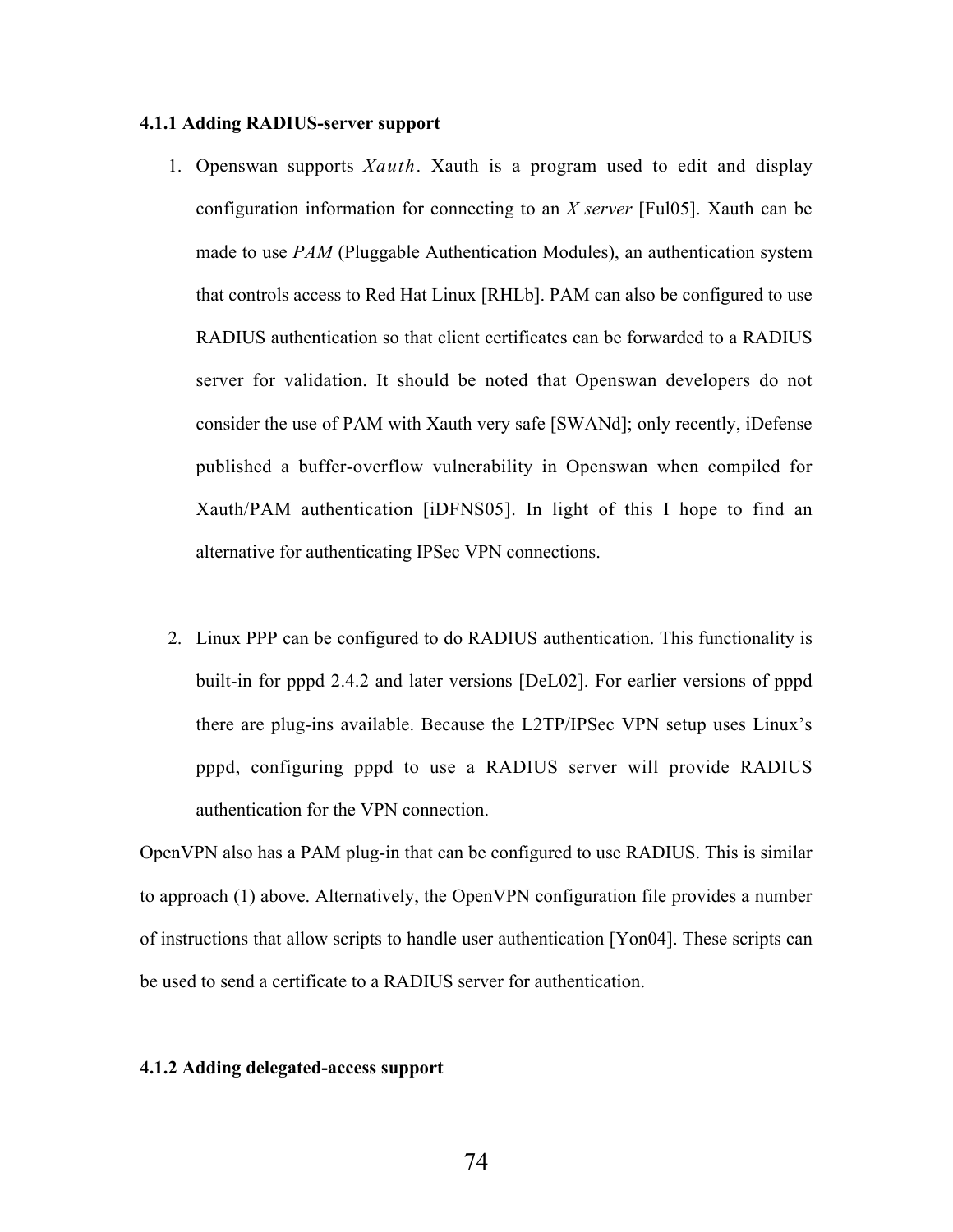### 4.1.1 Adding RADIUS-server support

1. Openswan supports *Xauth*. Xauth is a program used to edit and display configuration information for connecting to an *X server* [Ful05]. Xauth can be made to use *PAM* (Pluggable Authentication Modules), an authentication system that controls access to Red Hat Linux [RHLb]. PAM can also be configured to use RADIUS authentication so that client certificates can be forwarded to a RADIUS server for validation. It should be noted that Openswan developers do not consider the use of PAM with Xauth very safe [SWANd]; only recently, iDefense published a buffer-overflow vulnerability in Openswan when compiled for Xauth/PAM authentication [iDFNS05]. In light of this I hope to find an alternative for authenticating IPSec VPN connections.

2. Linux PPP can be configured to do RADIUS authentication. This functionality is built-in for pppd 2.4.2 and later versions [DeL02]. For earlier versions of pppd there are plug-ins available. Because the L2TP/IPSec VPN setup uses Linux's pppd, configuring pppd to use a RADIUS server will provide RADIUS authentication for the VPN connection.

OpenVPN also has a PAM plug-in that can be configured to use RADIUS. This is similar to approach (1) above. Alternatively, the OpenVPN configuration file provides a number of instructions that allow scripts to handle user authentication [Yon04]. These scripts can be used to send a certificate to a RADIUS server for authentication.

### 4.1.2 Adding delegated-access support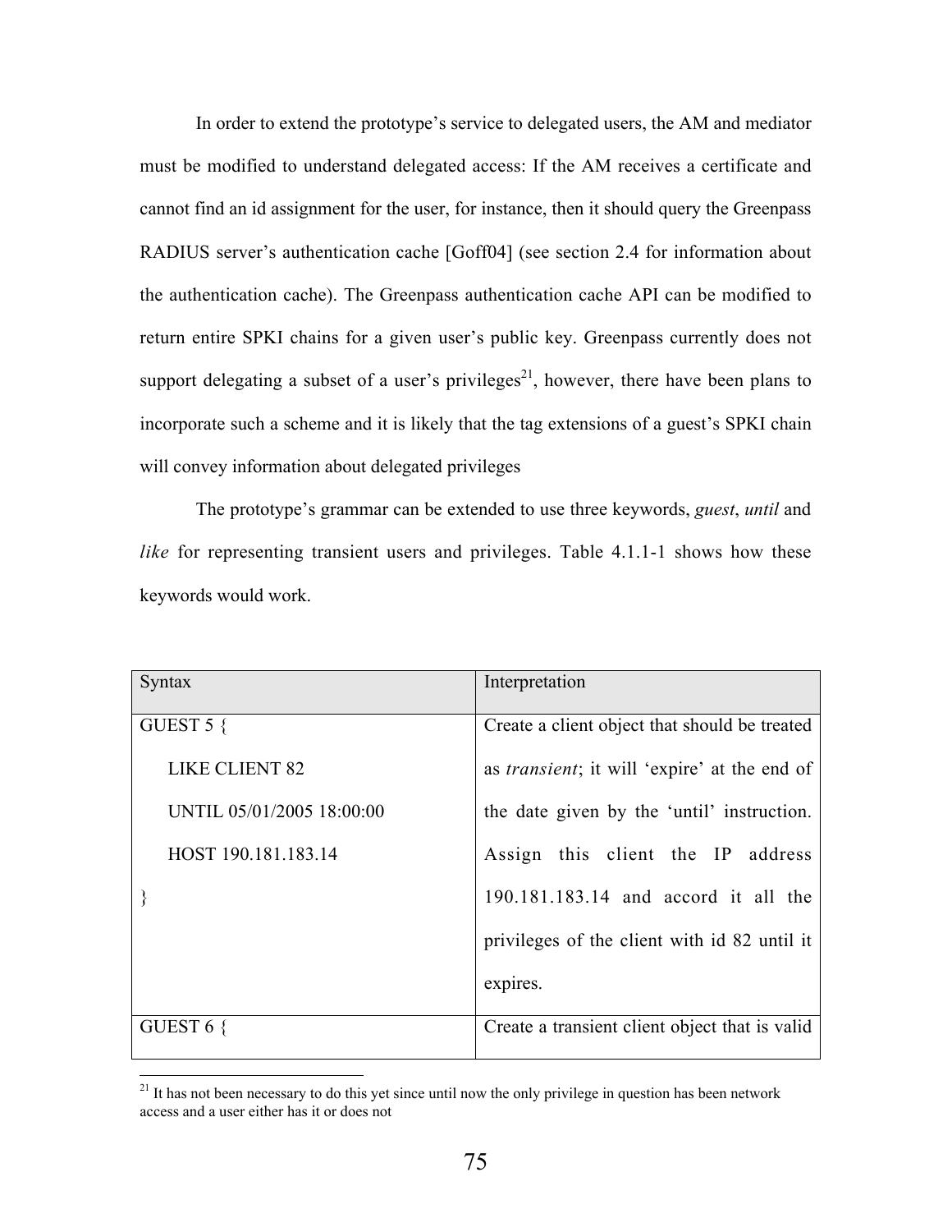In order to extend the prototype's service to delegated users, the AM and mediator must be modified to understand delegated access: If the AM receives a certificate and cannot find an id assignment for the user, for instance, then it should query the Greenpass RADIUS server's authentication cache [Goff04] (see section 2.4 for information about the authentication cache). The Greenpass authentication cache API can be modified to return entire SPKI chains for a given user's public key. Greenpass currently does not support delegating a subset of a user's privileges[21], however, there have been plans to incorporate such a scheme and it is likely that the tag extensions of a guest's SPKI chain will convey information about delegated privileges

The prototype's grammar can be extended to use three keywords, *guest*, *until* and *like* for representing transient users and privileges. Table 4.1.1-1 shows how these keywords would work.

| Syntax | Interpretation |
|---|---|
| GUEST 5 { <br> LIKE CLIENT 82 <br> UNTIL 05/01/2005 18:00:00 <br> HOST 190.181.183.14 <br> } | Create a client object that should be treated as *transient*; it will 'expire' at the end of the date given by the 'until' instruction. Assign this client the IP address 190.181.183.14 and accord it all the privileges of the client with id 82 until it expires. |
| GUEST 6 { | Create a transient client object that is valid |

[21] It has not been necessary to do this yet since until now the only privilege in question has been network access and a user either has it or does not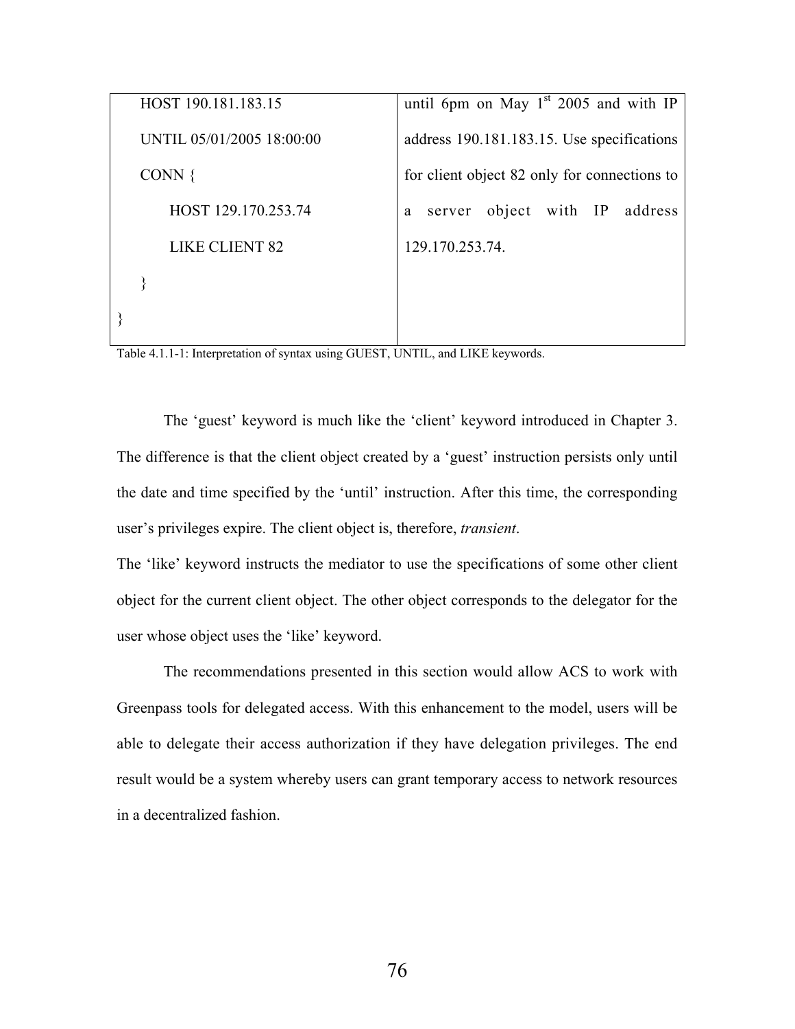| | |
|---|---|
| HOST 190.181.183.15<br><br>UNTIL 05/01/2005 18:00:00<br><br>CONN {<br><br>HOST 129.170.253.74<br><br>LIKE CLIENT 82<br><br>}<br><br>} | until 6pm on May 1st 2005 and with IP address 190.181.183.15. Use specifications for client object 82 only for connections to a server object with IP address 129.170.253.74. |

Table 4.1.1-1: Interpretation of syntax using GUEST, UNTIL, and LIKE keywords.

The 'guest' keyword is much like the 'client' keyword introduced in Chapter 3. The difference is that the client object created by a 'guest' instruction persists only until the date and time specified by the 'until' instruction. After this time, the corresponding user's privileges expire. The client object is, therefore, *transient*.

The 'like' keyword instructs the mediator to use the specifications of some other client object for the current client object. The other object corresponds to the delegator for the user whose object uses the 'like' keyword.

The recommendations presented in this section would allow ACS to work with Greenpass tools for delegated access. With this enhancement to the model, users will be able to delegate their access authorization if they have delegation privileges. The end result would be a system whereby users can grant temporary access to network resources in a decentralized fashion.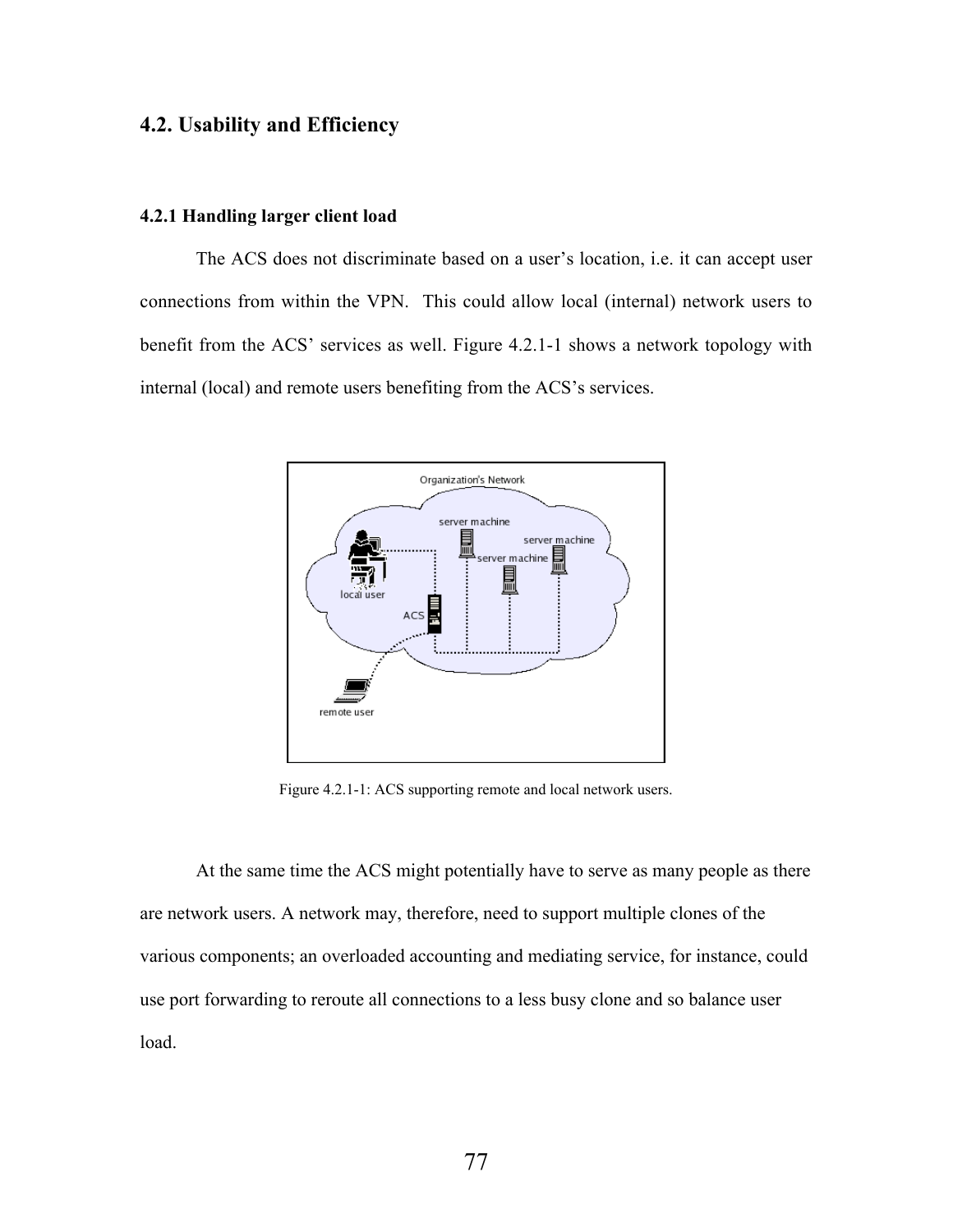## 4.2. Usability and Efficiency

### 4.2.1 Handling larger client load

The ACS does not discriminate based on a user's location, i.e. it can accept user connections from within the VPN. This could allow local (internal) network users to benefit from the ACS' services as well. Figure 4.2.1-1 shows a network topology with internal (local) and remote users benefiting from the ACS's services.

Figure 4.2.1-1: ACS supporting remote and local network users.

At the same time the ACS might potentially have to serve as many people as there are network users. A network may, therefore, need to support multiple clones of the various components; an overloaded accounting and mediating service, for instance, could use port forwarding to reroute all connections to a less busy clone and so balance user load.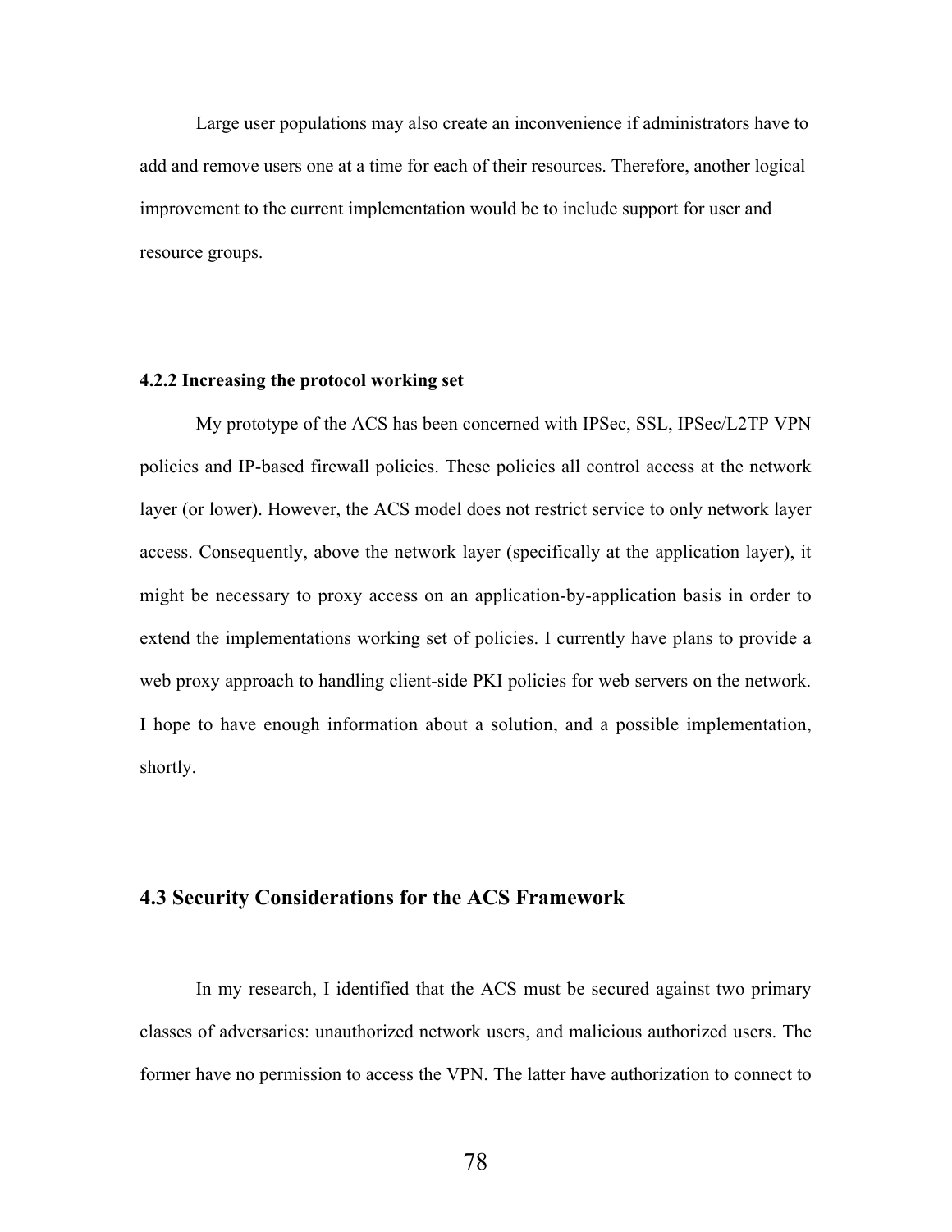Large user populations may also create an inconvenience if administrators have to add and remove users one at a time for each of their resources. Therefore, another logical improvement to the current implementation would be to include support for user and resource groups.

#### 4.2.2 Increasing the protocol working set

My prototype of the ACS has been concerned with IPSec, SSL, IPSec/L2TP VPN policies and IP-based firewall policies. These policies all control access at the network layer (or lower). However, the ACS model does not restrict service to only network layer access. Consequently, above the network layer (specifically at the application layer), it might be necessary to proxy access on an application-by-application basis in order to extend the implementations working set of policies. I currently have plans to provide a web proxy approach to handling client-side PKI policies for web servers on the network. I hope to have enough information about a solution, and a possible implementation, shortly.

## 4.3 Security Considerations for the ACS Framework

In my research, I identified that the ACS must be secured against two primary classes of adversaries: unauthorized network users, and malicious authorized users. The former have no permission to access the VPN. The latter have authorization to connect to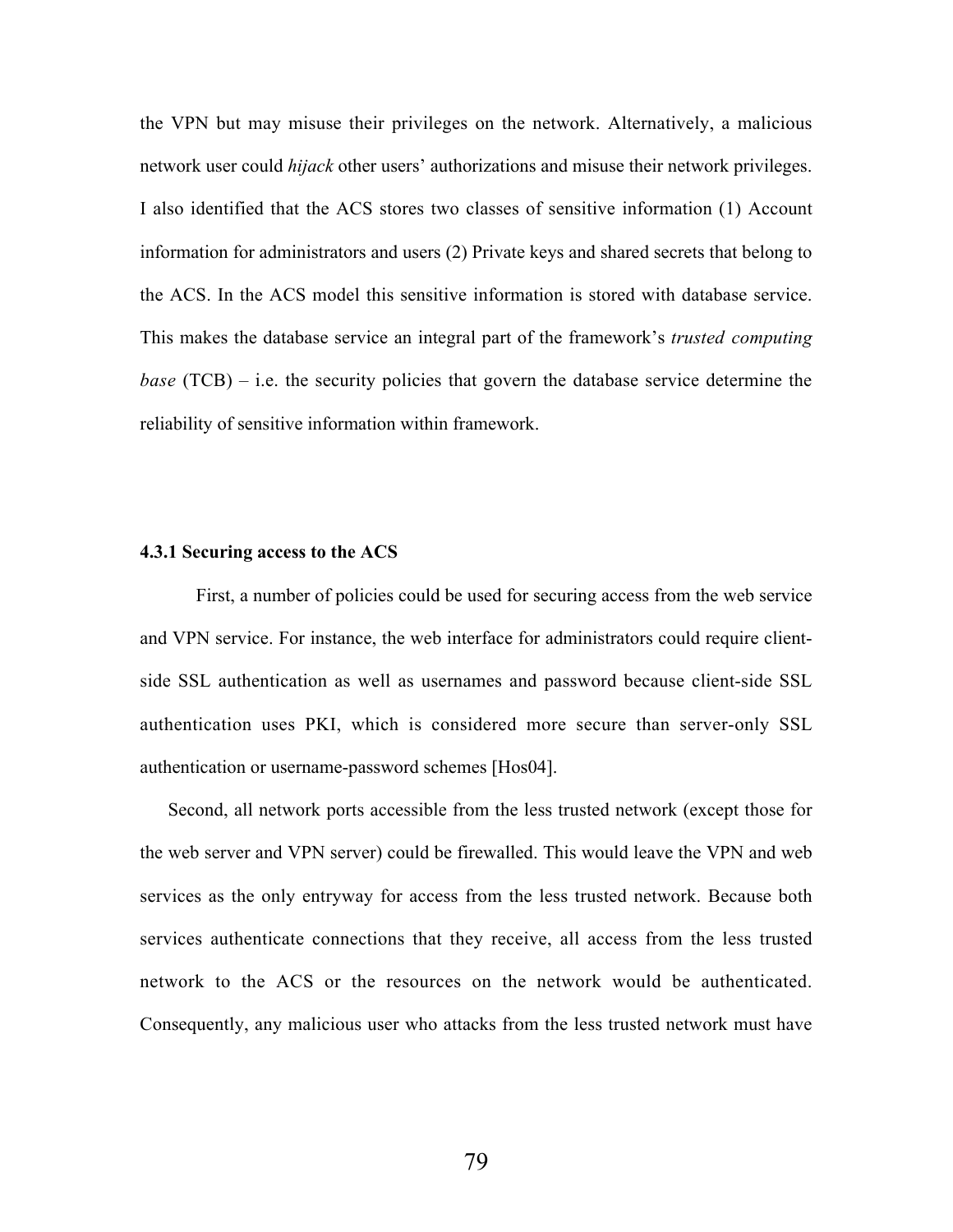the VPN but may misuse their privileges on the network. Alternatively, a malicious network user could *hijack* other users' authorizations and misuse their network privileges. I also identified that the ACS stores two classes of sensitive information (1) Account information for administrators and users (2) Private keys and shared secrets that belong to the ACS. In the ACS model this sensitive information is stored with database service. This makes the database service an integral part of the framework's *trusted computing base* (TCB) – i.e. the security policies that govern the database service determine the reliability of sensitive information within framework.

### 4.3.1 Securing access to the ACS

First, a number of policies could be used for securing access from the web service and VPN service. For instance, the web interface for administrators could require client-side SSL authentication as well as usernames and password because client-side SSL authentication uses PKI, which is considered more secure than server-only SSL authentication or username-password schemes [Hos04].

Second, all network ports accessible from the less trusted network (except those for the web server and VPN server) could be firewalled. This would leave the VPN and web services as the only entryway for access from the less trusted network. Because both services authenticate connections that they receive, all access from the less trusted network to the ACS or the resources on the network would be authenticated. Consequently, any malicious user who attacks from the less trusted network must have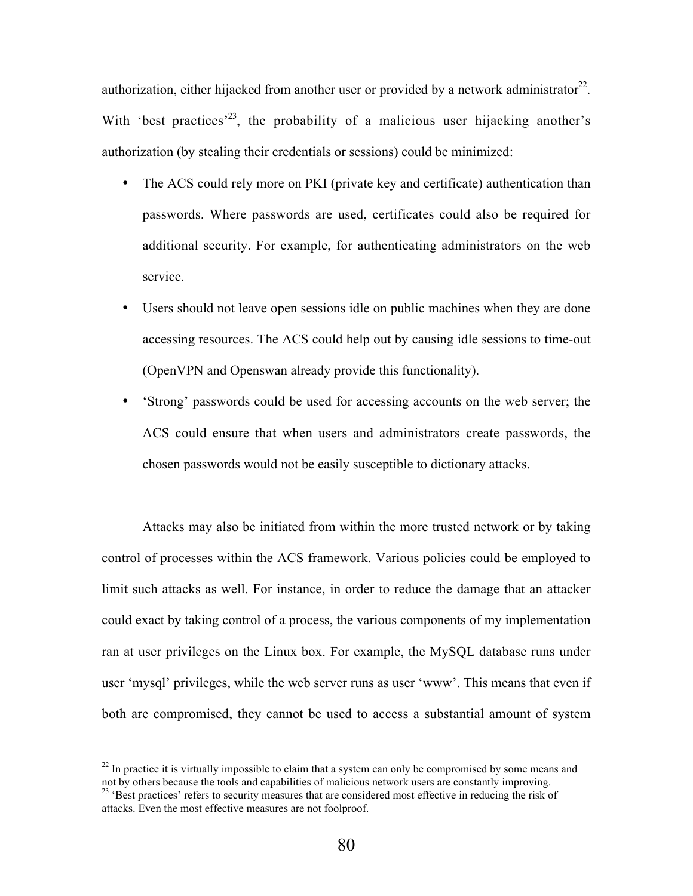authorization, either hijacked from another user or provided by a network administrator[22]. With 'best practices'[23], the probability of a malicious user hijacking another's authorization (by stealing their credentials or sessions) could be minimized:

- The ACS could rely more on PKI (private key and certificate) authentication than passwords. Where passwords are used, certificates could also be required for additional security. For example, for authenticating administrators on the web service.
- Users should not leave open sessions idle on public machines when they are done accessing resources. The ACS could help out by causing idle sessions to time-out (OpenVPN and Openswan already provide this functionality).
- 'Strong' passwords could be used for accessing accounts on the web server; the ACS could ensure that when users and administrators create passwords, the chosen passwords would not be easily susceptible to dictionary attacks.

Attacks may also be initiated from within the more trusted network or by taking control of processes within the ACS framework. Various policies could be employed to limit such attacks as well. For instance, in order to reduce the damage that an attacker could exact by taking control of a process, the various components of my implementation ran at user privileges on the Linux box. For example, the MySQL database runs under user 'mysql' privileges, while the web server runs as user 'www'. This means that even if both are compromised, they cannot be used to access a substantial amount of system

---

[22] In practice it is virtually impossible to claim that a system can only be compromised by some means and not by others because the tools and capabilities of malicious network users are constantly improving.

[23] 'Best practices' refers to security measures that are considered most effective in reducing the risk of attacks. Even the most effective measures are not foolproof.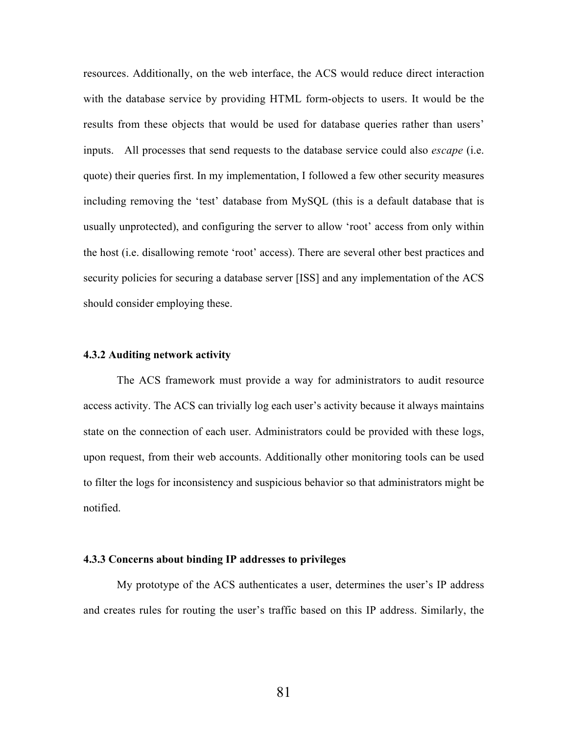resources. Additionally, on the web interface, the ACS would reduce direct interaction with the database service by providing HTML form-objects to users. It would be the results from these objects that would be used for database queries rather than users' inputs. All processes that send requests to the database service could also *escape* (i.e. quote) their queries first. In my implementation, I followed a few other security measures including removing the 'test' database from MySQL (this is a default database that is usually unprotected), and configuring the server to allow 'root' access from only within the host (i.e. disallowing remote 'root' access). There are several other best practices and security policies for securing a database server [ISS] and any implementation of the ACS should consider employing these.

### 4.3.2 Auditing network activity

The ACS framework must provide a way for administrators to audit resource access activity. The ACS can trivially log each user's activity because it always maintains state on the connection of each user. Administrators could be provided with these logs, upon request, from their web accounts. Additionally other monitoring tools can be used to filter the logs for inconsistency and suspicious behavior so that administrators might be notified.

### 4.3.3 Concerns about binding IP addresses to privileges

My prototype of the ACS authenticates a user, determines the user's IP address and creates rules for routing the user's traffic based on this IP address. Similarly, the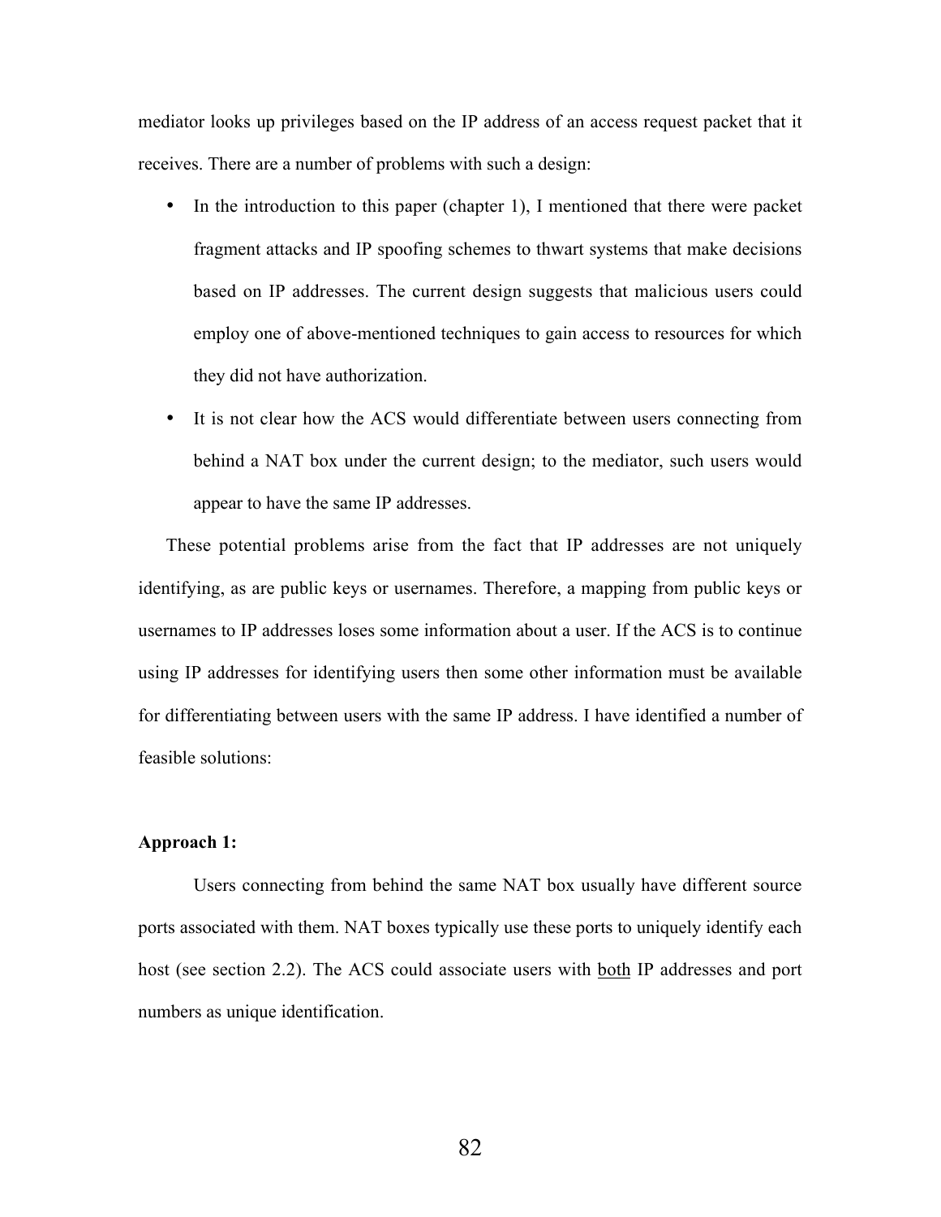mediator looks up privileges based on the IP address of an access request packet that it receives. There are a number of problems with such a design:

- In the introduction to this paper (chapter 1), I mentioned that there were packet fragment attacks and IP spoofing schemes to thwart systems that make decisions based on IP addresses. The current design suggests that malicious users could employ one of above-mentioned techniques to gain access to resources for which they did not have authorization.
- It is not clear how the ACS would differentiate between users connecting from behind a NAT box under the current design; to the mediator, such users would appear to have the same IP addresses.

These potential problems arise from the fact that IP addresses are not uniquely identifying, as are public keys or usernames. Therefore, a mapping from public keys or usernames to IP addresses loses some information about a user. If the ACS is to continue using IP addresses for identifying users then some other information must be available for differentiating between users with the same IP address. I have identified a number of feasible solutions:

**Approach 1:**

Users connecting from behind the same NAT box usually have different source ports associated with them. NAT boxes typically use these ports to uniquely identify each host (see section 2.2). The ACS could associate users with <u>both</u> IP addresses and port numbers as unique identification.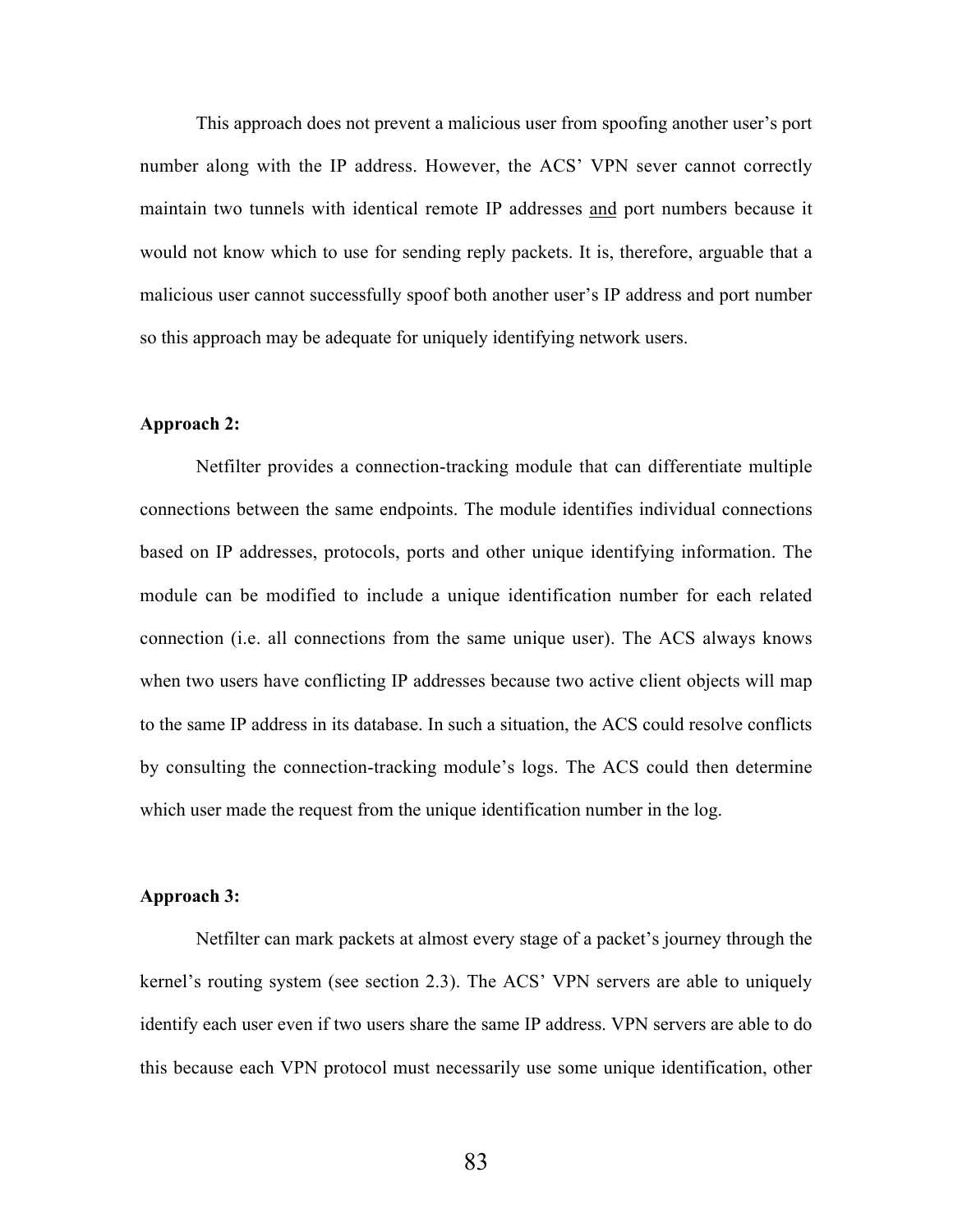This approach does not prevent a malicious user from spoofing another user's port number along with the IP address. However, the ACS' VPN sever cannot correctly maintain two tunnels with identical remote IP addresses <u>and</u> port numbers because it would not know which to use for sending reply packets. It is, therefore, arguable that a malicious user cannot successfully spoof both another user's IP address and port number so this approach may be adequate for uniquely identifying network users.

**Approach 2:**

Netfilter provides a connection-tracking module that can differentiate multiple connections between the same endpoints. The module identifies individual connections based on IP addresses, protocols, ports and other unique identifying information. The module can be modified to include a unique identification number for each related connection (i.e. all connections from the same unique user). The ACS always knows when two users have conflicting IP addresses because two active client objects will map to the same IP address in its database. In such a situation, the ACS could resolve conflicts by consulting the connection-tracking module's logs. The ACS could then determine which user made the request from the unique identification number in the log.

**Approach 3:**

Netfilter can mark packets at almost every stage of a packet's journey through the kernel's routing system (see section 2.3). The ACS' VPN servers are able to uniquely identify each user even if two users share the same IP address. VPN servers are able to do this because each VPN protocol must necessarily use some unique identification, other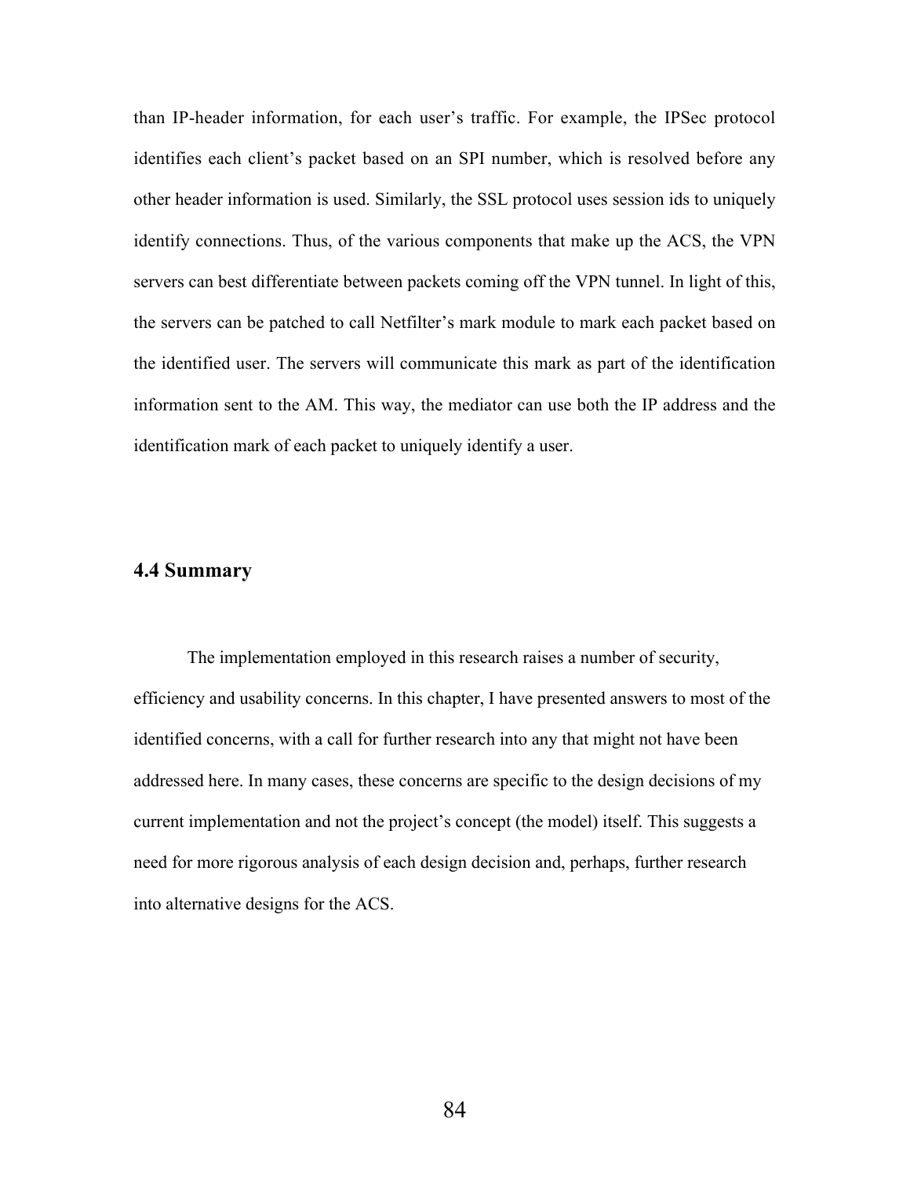than IP-header information, for each user's traffic. For example, the IPSec protocol identifies each client's packet based on an SPI number, which is resolved before any other header information is used. Similarly, the SSL protocol uses session ids to uniquely identify connections. Thus, of the various components that make up the ACS, the VPN servers can best differentiate between packets coming off the VPN tunnel. In light of this, the servers can be patched to call Netfilter's mark module to mark each packet based on the identified user. The servers will communicate this mark as part of the identification information sent to the AM. This way, the mediator can use both the IP address and the identification mark of each packet to uniquely identify a user.

## 4.4 Summary

The implementation employed in this research raises a number of security, efficiency and usability concerns. In this chapter, I have presented answers to most of the identified concerns, with a call for further research into any that might not have been addressed here. In many cases, these concerns are specific to the design decisions of my current implementation and not the project's concept (the model) itself. This suggests a need for more rigorous analysis of each design decision and, perhaps, further research into alternative designs for the ACS.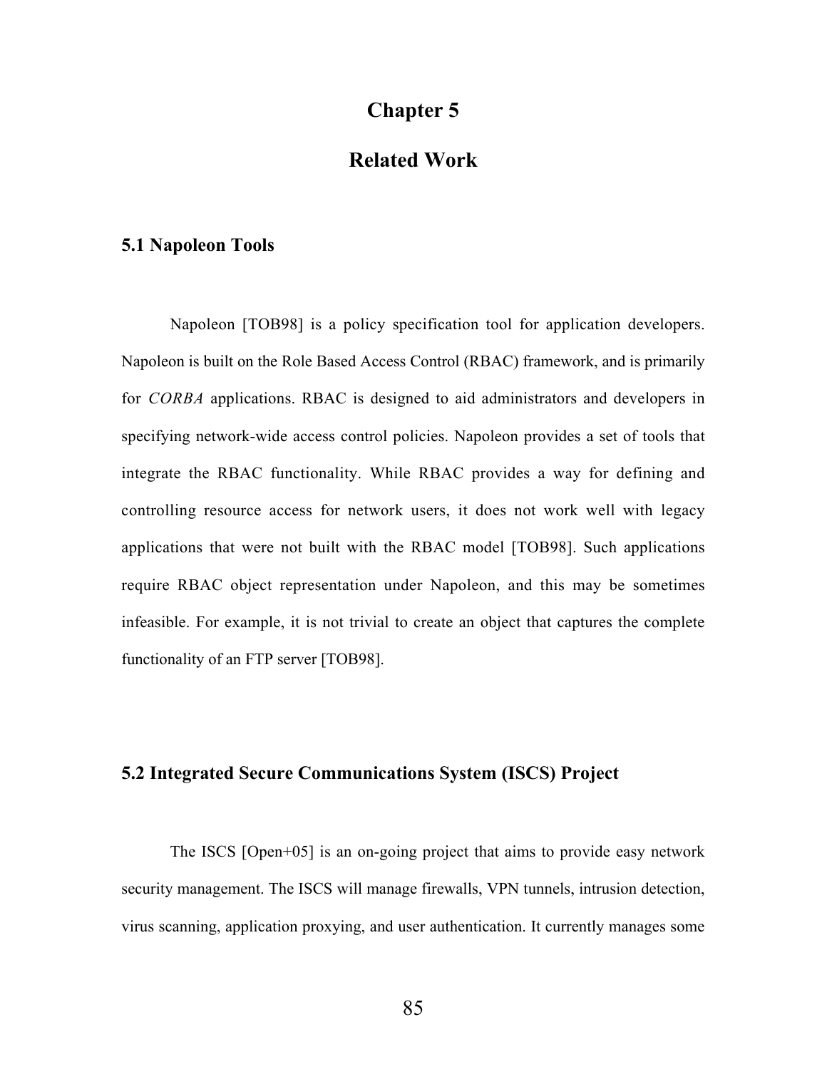# Chapter 5

# Related Work

## 5.1 Napoleon Tools

Napoleon [TOB98] is a policy specification tool for application developers. Napoleon is built on the Role Based Access Control (RBAC) framework, and is primarily for *CORBA* applications. RBAC is designed to aid administrators and developers in specifying network-wide access control policies. Napoleon provides a set of tools that integrate the RBAC functionality. While RBAC provides a way for defining and controlling resource access for network users, it does not work well with legacy applications that were not built with the RBAC model [TOB98]. Such applications require RBAC object representation under Napoleon, and this may be sometimes infeasible. For example, it is not trivial to create an object that captures the complete functionality of an FTP server [TOB98].

## 5.2 Integrated Secure Communications System (ISCS) Project

The ISCS [Open+05] is an on-going project that aims to provide easy network security management. The ISCS will manage firewalls, VPN tunnels, intrusion detection, virus scanning, application proxying, and user authentication. It currently manages some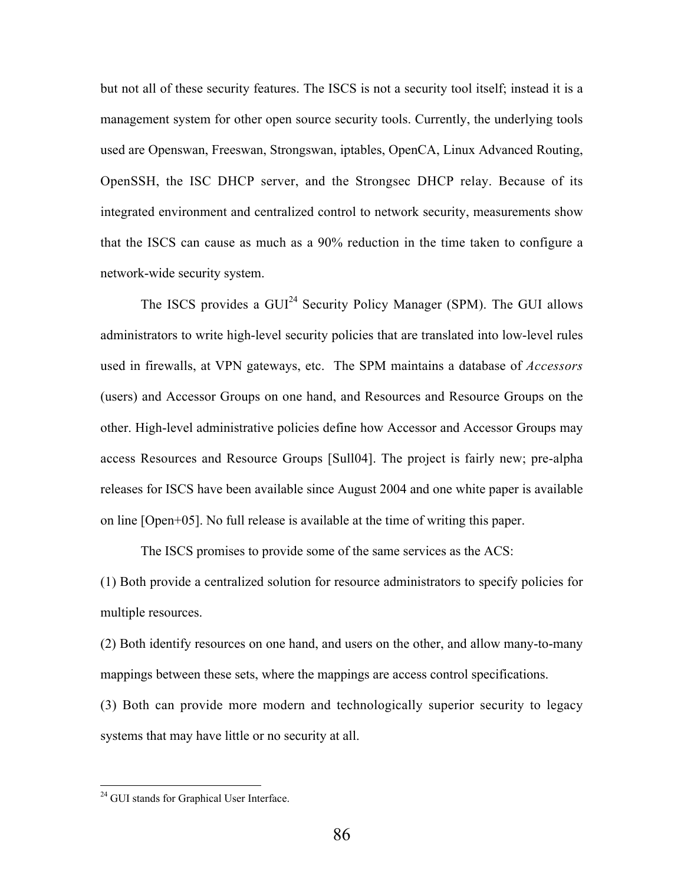but not all of these security features. The ISCS is not a security tool itself; instead it is a management system for other open source security tools. Currently, the underlying tools used are Openswan, Freeswan, Strongswan, iptables, OpenCA, Linux Advanced Routing, OpenSSH, the ISC DHCP server, and the Strongsec DHCP relay. Because of its integrated environment and centralized control to network security, measurements show that the ISCS can cause as much as a 90% reduction in the time taken to configure a network-wide security system.

The ISCS provides a GUI[24] Security Policy Manager (SPM). The GUI allows administrators to write high-level security policies that are translated into low-level rules used in firewalls, at VPN gateways, etc. The SPM maintains a database of *Accessors* (users) and Accessor Groups on one hand, and Resources and Resource Groups on the other. High-level administrative policies define how Accessor and Accessor Groups may access Resources and Resource Groups [Sull04]. The project is fairly new; pre-alpha releases for ISCS have been available since August 2004 and one white paper is available on line [Open+05]. No full release is available at the time of writing this paper.

The ISCS promises to provide some of the same services as the ACS:

(1) Both provide a centralized solution for resource administrators to specify policies for multiple resources.

(2) Both identify resources on one hand, and users on the other, and allow many-to-many mappings between these sets, where the mappings are access control specifications.

(3) Both can provide more modern and technologically superior security to legacy systems that may have little or no security at all.

---

[24] GUI stands for Graphical User Interface.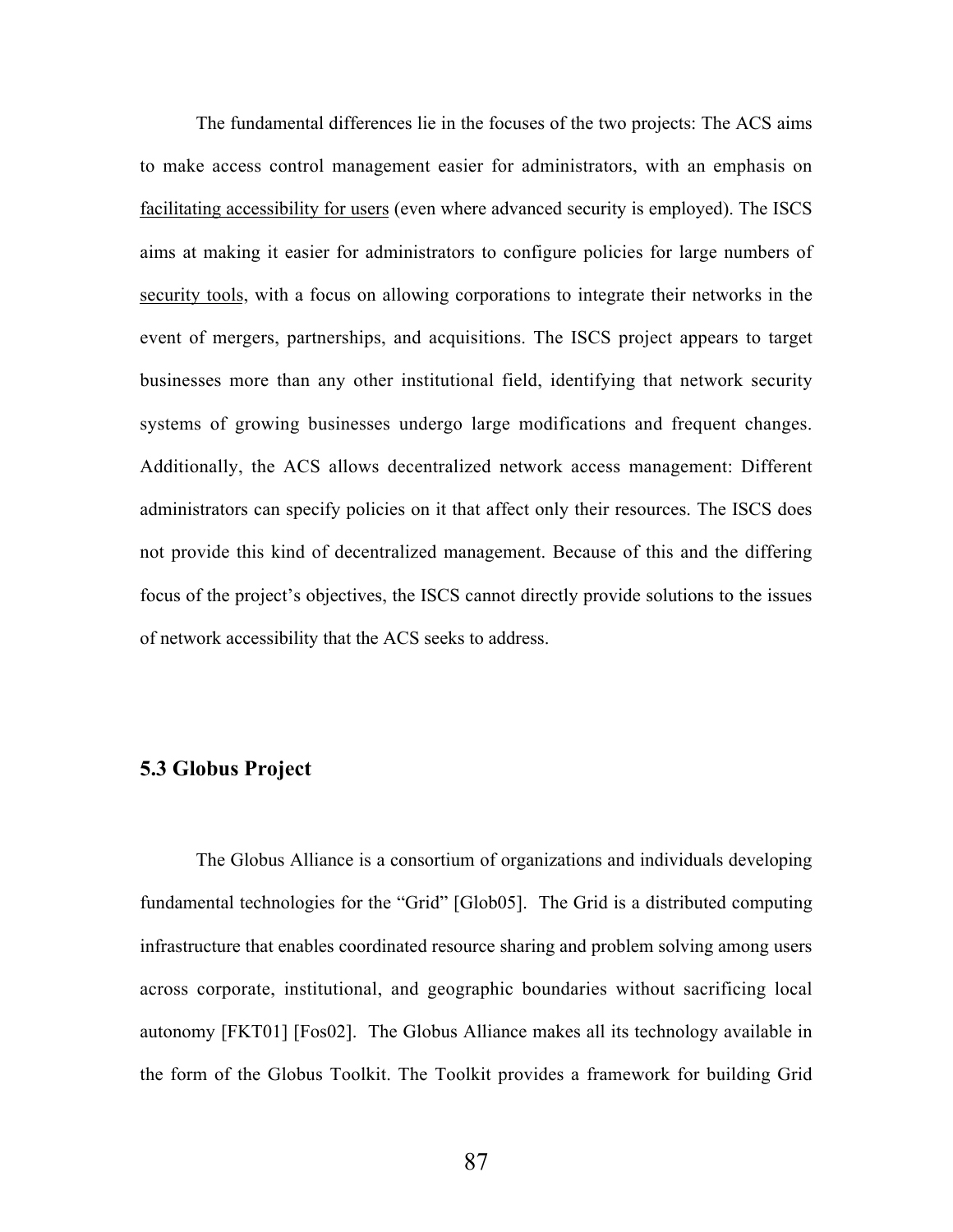The fundamental differences lie in the focuses of the two projects: The ACS aims to make access control management easier for administrators, with an emphasis on <u>facilitating accessibility for users</u> (even where advanced security is employed). The ISCS aims at making it easier for administrators to configure policies for large numbers of <u>security tools</u>, with a focus on allowing corporations to integrate their networks in the event of mergers, partnerships, and acquisitions. The ISCS project appears to target businesses more than any other institutional field, identifying that network security systems of growing businesses undergo large modifications and frequent changes. Additionally, the ACS allows decentralized network access management: Different administrators can specify policies on it that affect only their resources. The ISCS does not provide this kind of decentralized management. Because of this and the differing focus of the project's objectives, the ISCS cannot directly provide solutions to the issues of network accessibility that the ACS seeks to address.

### 5.3 Globus Project

The Globus Alliance is a consortium of organizations and individuals developing fundamental technologies for the "Grid" [Glob05]. The Grid is a distributed computing infrastructure that enables coordinated resource sharing and problem solving among users across corporate, institutional, and geographic boundaries without sacrificing local autonomy [FKT01] [Fos02]. The Globus Alliance makes all its technology available in the form of the Globus Toolkit. The Toolkit provides a framework for building Grid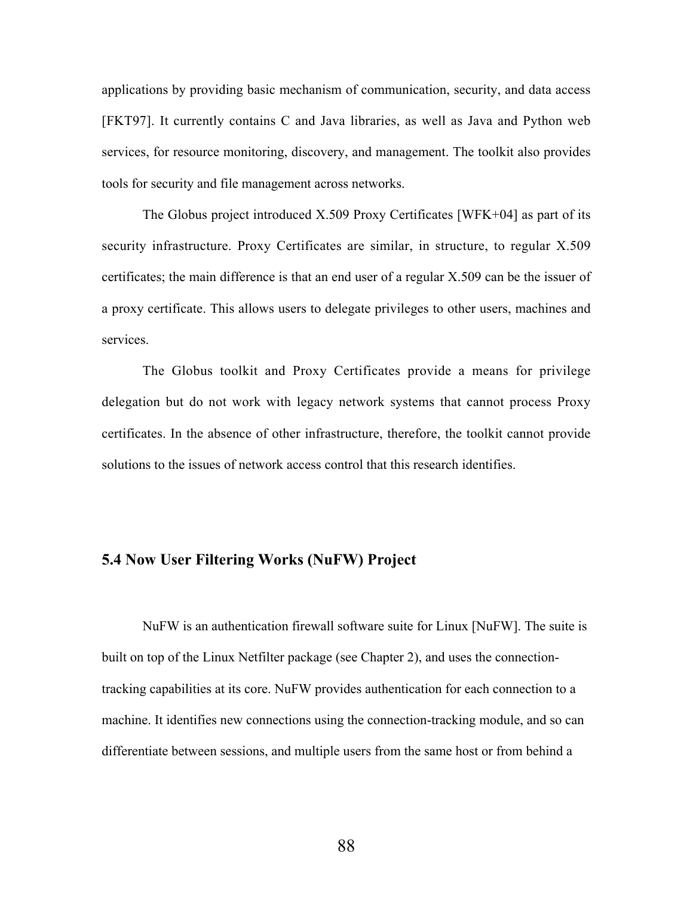applications by providing basic mechanism of communication, security, and data access [FKT97]. It currently contains C and Java libraries, as well as Java and Python web services, for resource monitoring, discovery, and management. The toolkit also provides tools for security and file management across networks.

The Globus project introduced X.509 Proxy Certificates [WFK+04] as part of its security infrastructure. Proxy Certificates are similar, in structure, to regular X.509 certificates; the main difference is that an end user of a regular X.509 can be the issuer of a proxy certificate. This allows users to delegate privileges to other users, machines and services.

The Globus toolkit and Proxy Certificates provide a means for privilege delegation but do not work with legacy network systems that cannot process Proxy certificates. In the absence of other infrastructure, therefore, the toolkit cannot provide solutions to the issues of network access control that this research identifies.

## 5.4 Now User Filtering Works (NuFW) Project

NuFW is an authentication firewall software suite for Linux [NuFW]. The suite is built on top of the Linux Netfilter package (see Chapter 2), and uses the connection-tracking capabilities at its core. NuFW provides authentication for each connection to a machine. It identifies new connections using the connection-tracking module, and so can differentiate between sessions, and multiple users from the same host or from behind a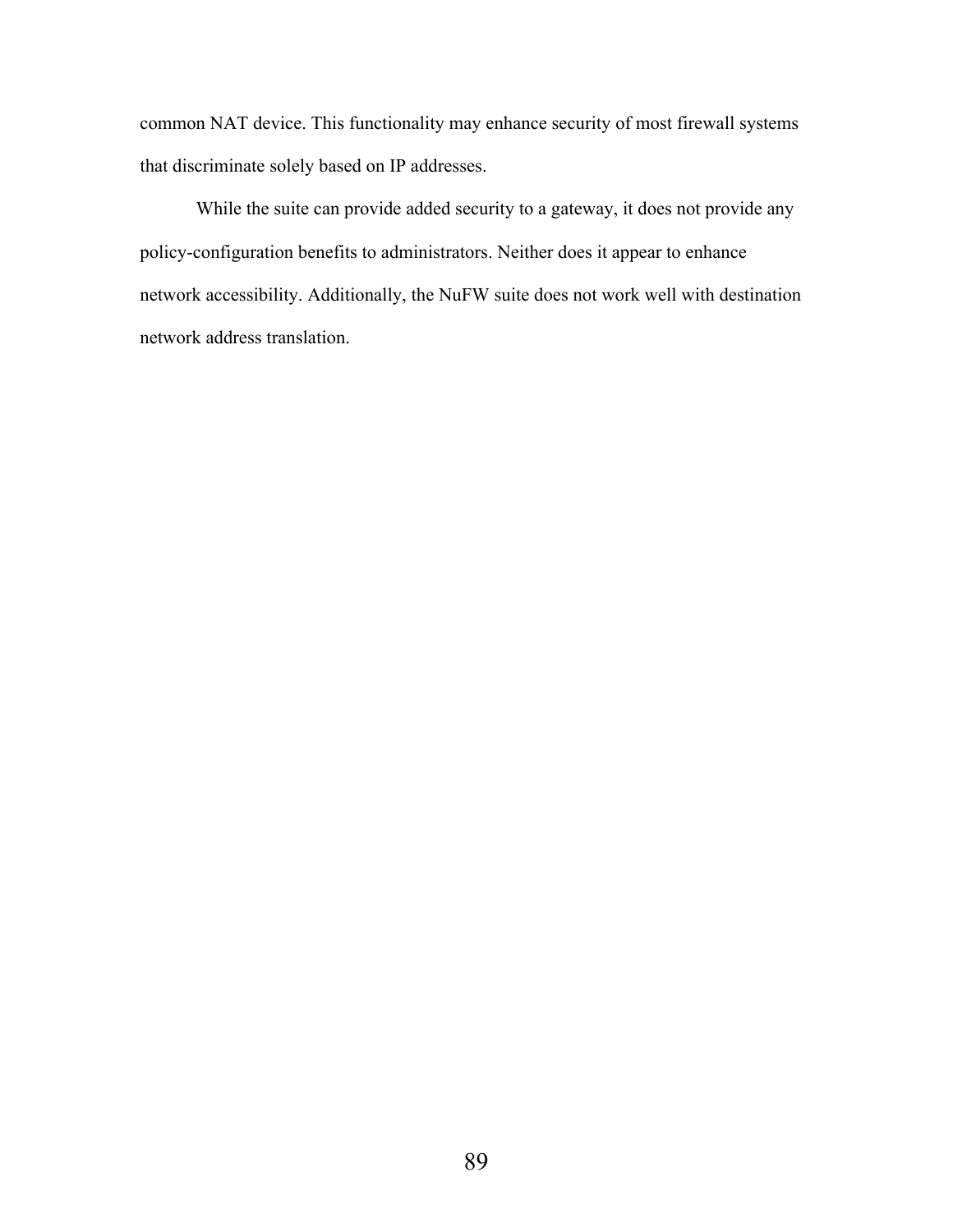common NAT device. This functionality may enhance security of most firewall systems that discriminate solely based on IP addresses.

While the suite can provide added security to a gateway, it does not provide any policy-configuration benefits to administrators. Neither does it appear to enhance network accessibility. Additionally, the NuFW suite does not work well with destination network address translation.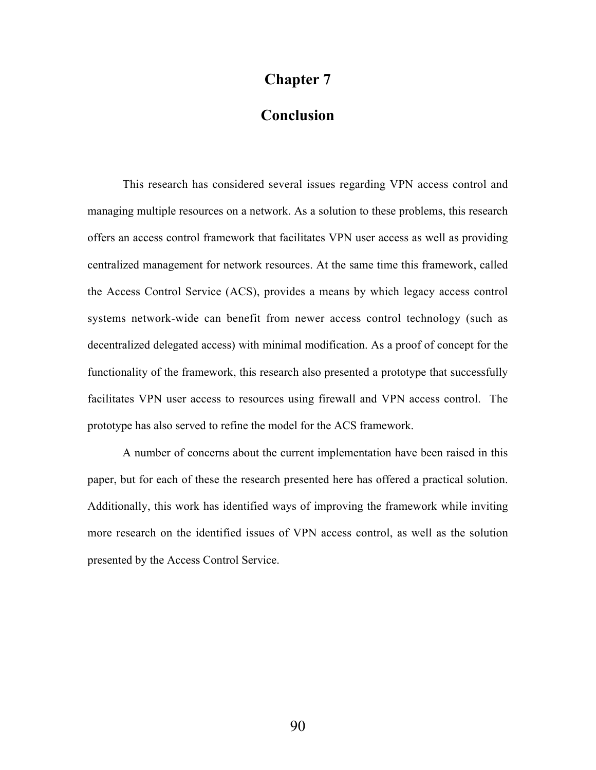# Chapter 7

# Conclusion

This research has considered several issues regarding VPN access control and managing multiple resources on a network. As a solution to these problems, this research offers an access control framework that facilitates VPN user access as well as providing centralized management for network resources. At the same time this framework, called the Access Control Service (ACS), provides a means by which legacy access control systems network-wide can benefit from newer access control technology (such as decentralized delegated access) with minimal modification. As a proof of concept for the functionality of the framework, this research also presented a prototype that successfully facilitates VPN user access to resources using firewall and VPN access control. The prototype has also served to refine the model for the ACS framework.

A number of concerns about the current implementation have been raised in this paper, but for each of these the research presented here has offered a practical solution. Additionally, this work has identified ways of improving the framework while inviting more research on the identified issues of VPN access control, as well as the solution presented by the Access Control Service.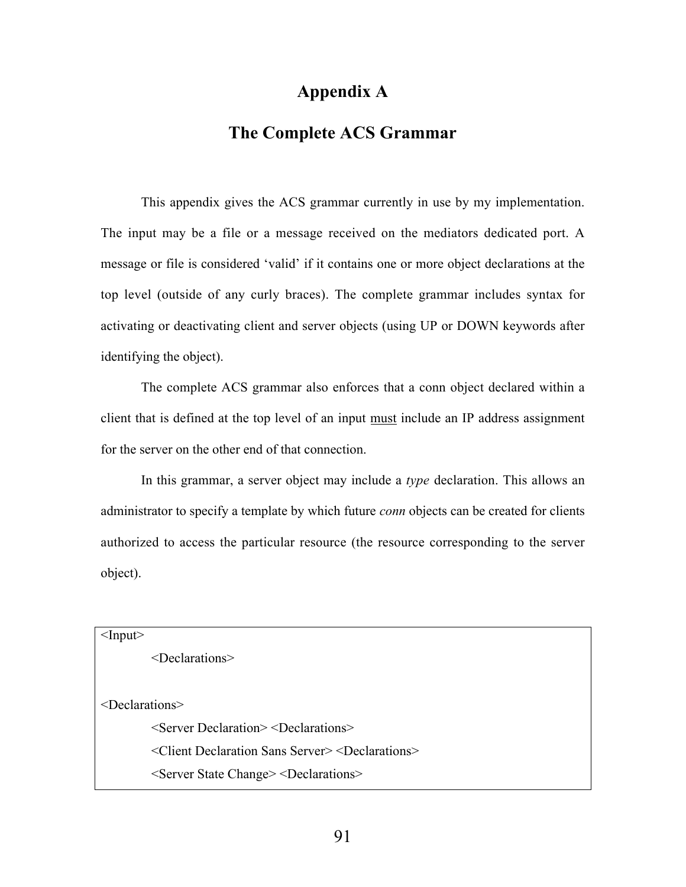# Appendix A

## The Complete ACS Grammar

This appendix gives the ACS grammar currently in use by my implementation. The input may be a file or a message received on the mediators dedicated port. A message or file is considered 'valid' if it contains one or more object declarations at the top level (outside of any curly braces). The complete grammar includes syntax for activating or deactivating client and server objects (using UP or DOWN keywords after identifying the object).

The complete ACS grammar also enforces that a conn object declared within a client that is defined at the top level of an input <u>must</u> include an IP address assignment for the server on the other end of that connection.

In this grammar, a server object may include a *type* declaration. This allows an administrator to specify a template by which future *conn* objects can be created for clients authorized to access the particular resource (the resource corresponding to the server object).

```
<Input>
        <Declarations>

<Declarations>
        <Server Declaration> <Declarations>
        <Client Declaration Sans Server> <Declarations>
        <Server State Change> <Declarations>
```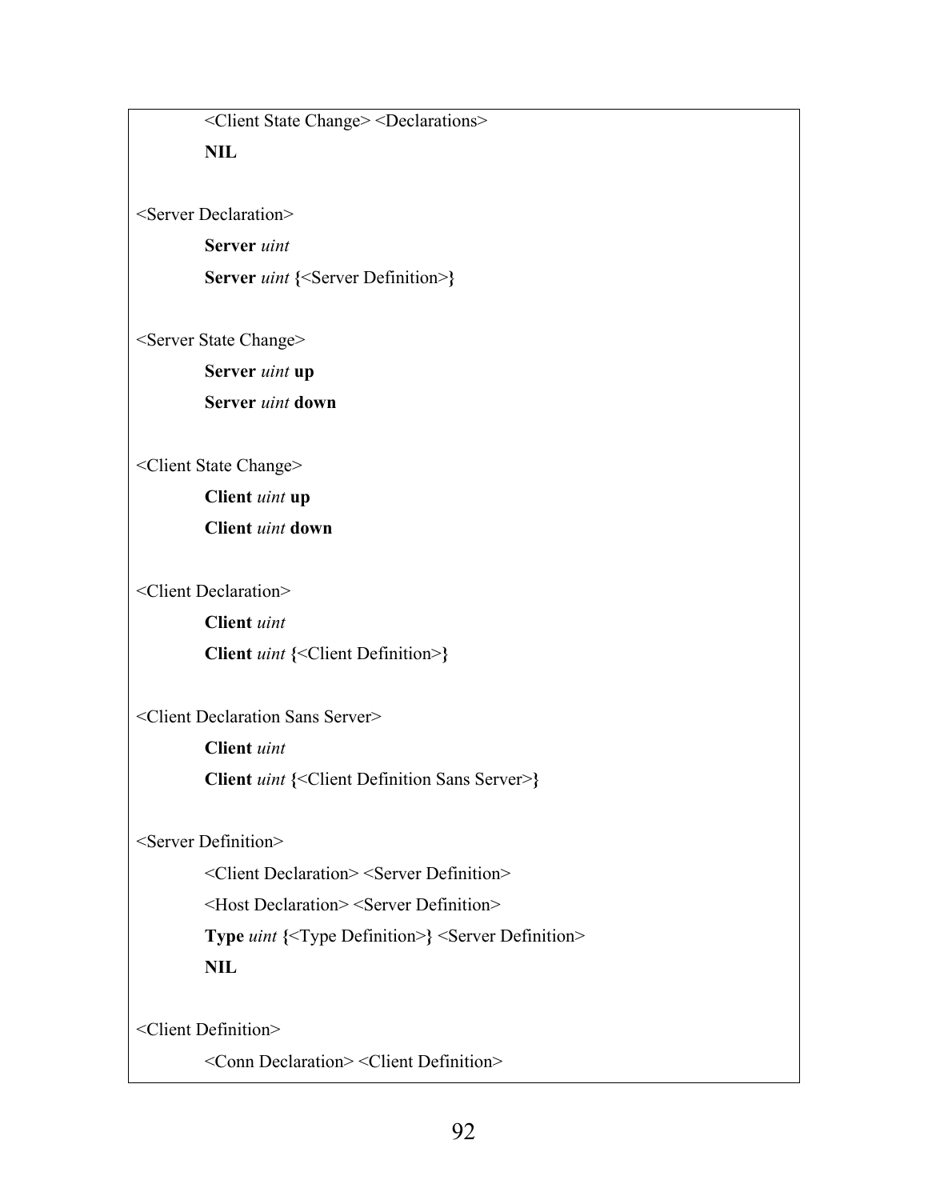&lt;Client State Change&gt; &lt;Declarations&gt;

**NIL**

&lt;Server Declaration&gt;

**Server** *uint*

**Server** *uint* **{**&lt;Server Definition&gt;**}**

&lt;Server State Change&gt;

**Server** *uint* **up**

**Server** *uint* **down**

&lt;Client State Change&gt;

**Client** *uint* **up**

**Client** *uint* **down**

&lt;Client Declaration&gt;

**Client** *uint*

**Client** *uint* **{**&lt;Client Definition&gt;**}**

&lt;Client Declaration Sans Server&gt;

**Client** *uint*

**Client** *uint* **{**&lt;Client Definition Sans Server&gt;**}**

&lt;Server Definition&gt;

&lt;Client Declaration&gt; &lt;Server Definition&gt;

&lt;Host Declaration&gt; &lt;Server Definition&gt;

**Type** *uint* **{**&lt;Type Definition&gt;**}** &lt;Server Definition&gt;

**NIL**

&lt;Client Definition&gt;

&lt;Conn Declaration&gt; &lt;Client Definition&gt;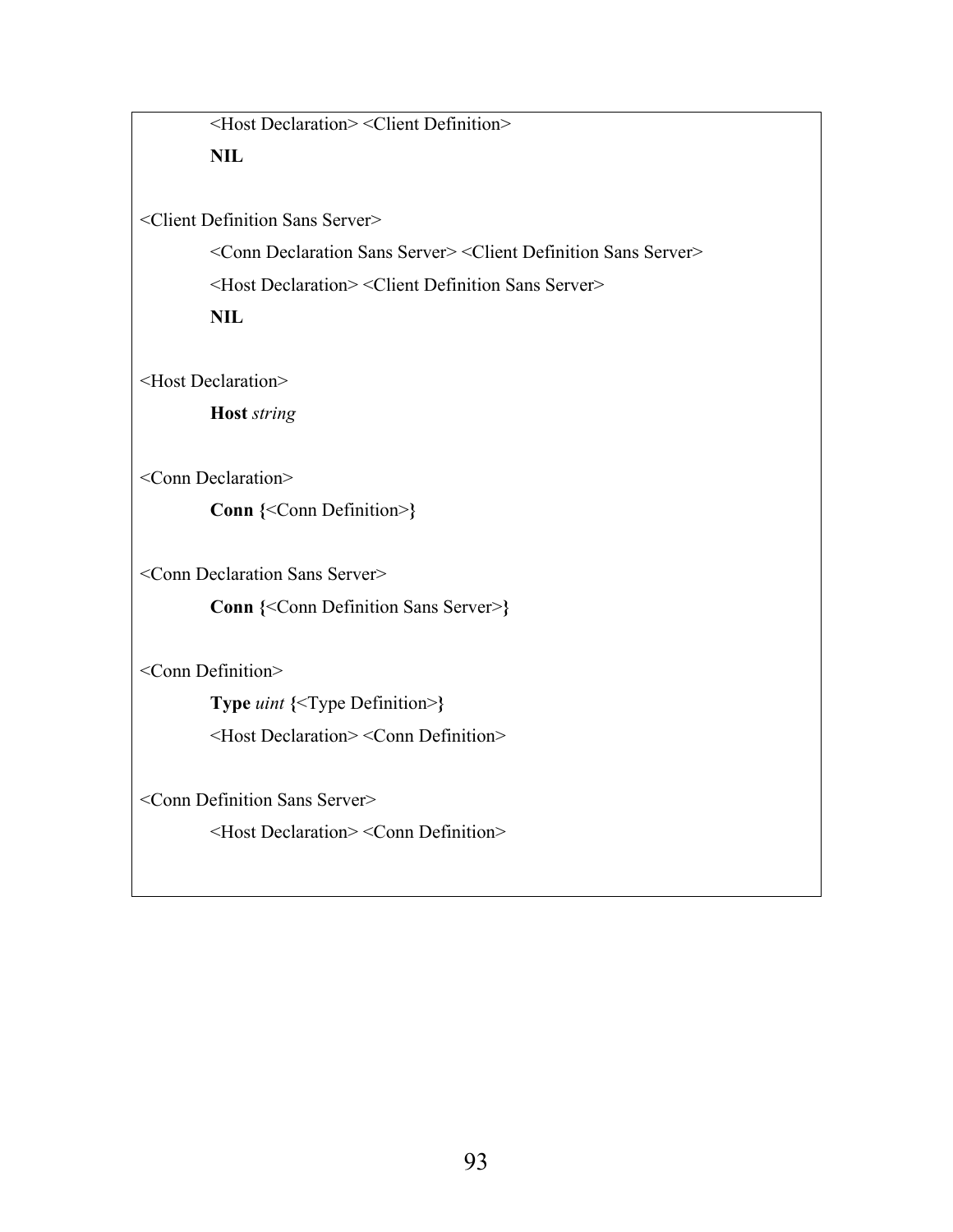<Host Declaration> <Client Definition>

**NIL**

<Client Definition Sans Server>

<Conn Declaration Sans Server> <Client Definition Sans Server>

<Host Declaration> <Client Definition Sans Server>

**NIL**

<Host Declaration>

**Host** *string*

<Conn Declaration>

**Conn {**<Conn Definition>**}**

<Conn Declaration Sans Server>

**Conn {**<Conn Definition Sans Server>**}**

<Conn Definition>

**Type** *uint* **{**<Type Definition>**}**

<Host Declaration> <Conn Definition>

<Conn Definition Sans Server>

<Host Declaration> <Conn Definition>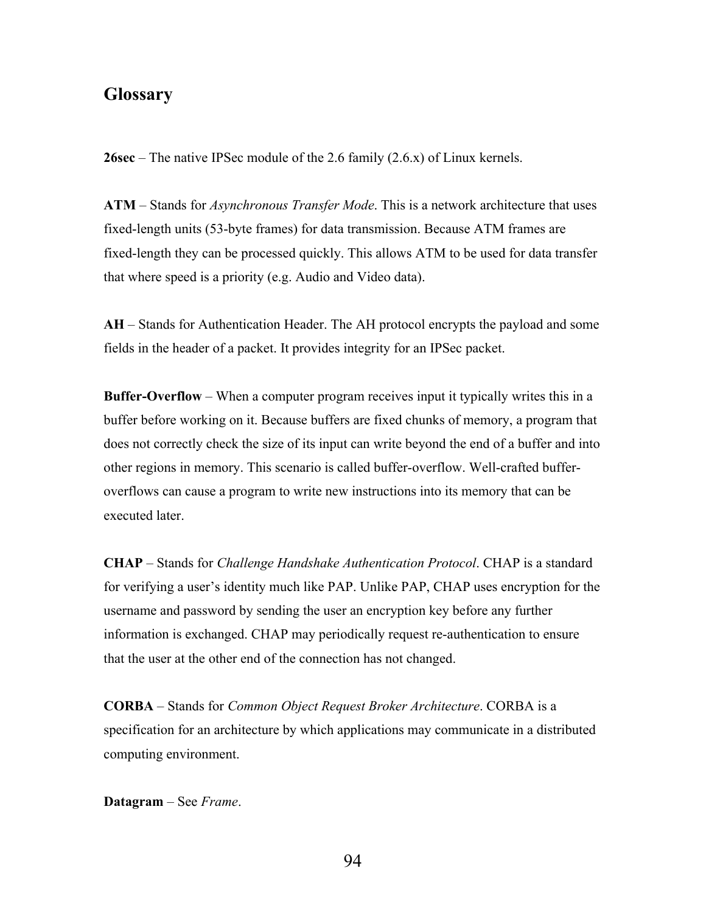## Glossary

**26sec** – The native IPSec module of the 2.6 family (2.6.x) of Linux kernels.

**ATM** – Stands for *Asynchronous Transfer Mode*. This is a network architecture that uses fixed-length units (53-byte frames) for data transmission. Because ATM frames are fixed-length they can be processed quickly. This allows ATM to be used for data transfer that where speed is a priority (e.g. Audio and Video data).

**AH** – Stands for Authentication Header. The AH protocol encrypts the payload and some fields in the header of a packet. It provides integrity for an IPSec packet.

**Buffer-Overflow** – When a computer program receives input it typically writes this in a buffer before working on it. Because buffers are fixed chunks of memory, a program that does not correctly check the size of its input can write beyond the end of a buffer and into other regions in memory. This scenario is called buffer-overflow. Well-crafted buffer-overflows can cause a program to write new instructions into its memory that can be executed later.

**CHAP** – Stands for *Challenge Handshake Authentication Protocol*. CHAP is a standard for verifying a user's identity much like PAP. Unlike PAP, CHAP uses encryption for the username and password by sending the user an encryption key before any further information is exchanged. CHAP may periodically request re-authentication to ensure that the user at the other end of the connection has not changed.

**CORBA** – Stands for *Common Object Request Broker Architecture*. CORBA is a specification for an architecture by which applications may communicate in a distributed computing environment.

**Datagram** – See *Frame*.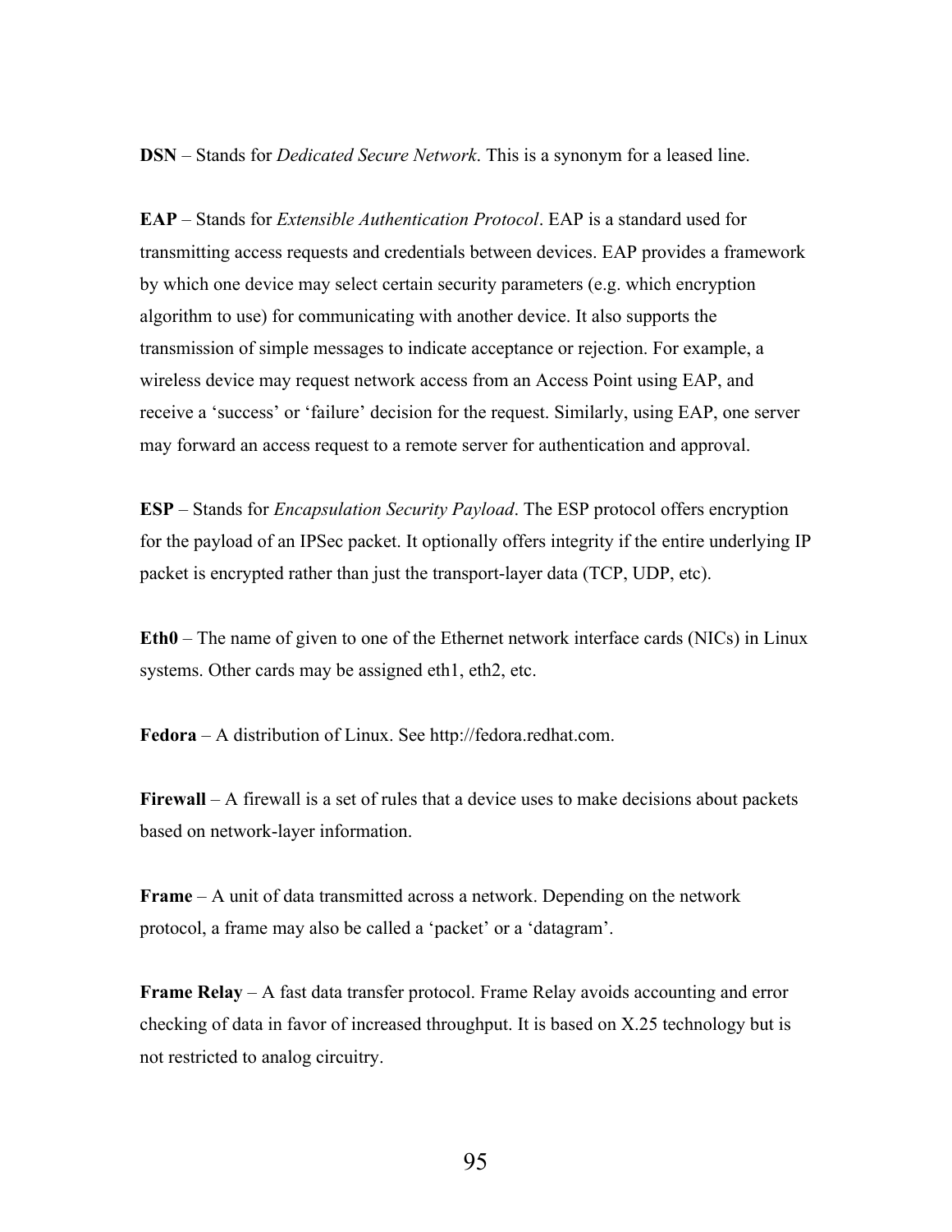**DSN** – Stands for *Dedicated Secure Network*. This is a synonym for a leased line.

**EAP** – Stands for *Extensible Authentication Protocol*. EAP is a standard used for transmitting access requests and credentials between devices. EAP provides a framework by which one device may select certain security parameters (e.g. which encryption algorithm to use) for communicating with another device. It also supports the transmission of simple messages to indicate acceptance or rejection. For example, a wireless device may request network access from an Access Point using EAP, and receive a 'success' or 'failure' decision for the request. Similarly, using EAP, one server may forward an access request to a remote server for authentication and approval.

**ESP** – Stands for *Encapsulation Security Payload*. The ESP protocol offers encryption for the payload of an IPSec packet. It optionally offers integrity if the entire underlying IP packet is encrypted rather than just the transport-layer data (TCP, UDP, etc).

**Eth0** – The name of given to one of the Ethernet network interface cards (NICs) in Linux systems. Other cards may be assigned eth1, eth2, etc.

**Fedora** – A distribution of Linux. See http://fedora.redhat.com.

**Firewall** – A firewall is a set of rules that a device uses to make decisions about packets based on network-layer information.

**Frame** – A unit of data transmitted across a network. Depending on the network protocol, a frame may also be called a 'packet' or a 'datagram'.

**Frame Relay** – A fast data transfer protocol. Frame Relay avoids accounting and error checking of data in favor of increased throughput. It is based on X.25 technology but is not restricted to analog circuitry.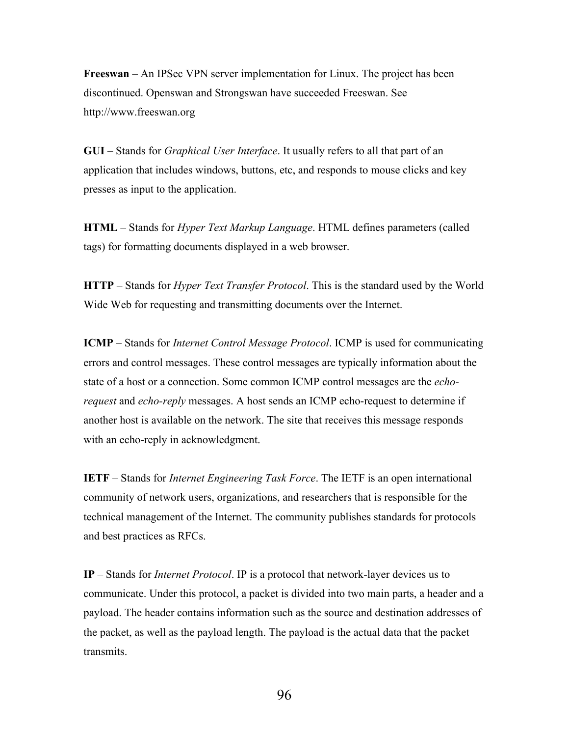**Freeswan** – An IPSec VPN server implementation for Linux. The project has been discontinued. Openswan and Strongswan have succeeded Freeswan. See http://www.freeswan.org

**GUI** – Stands for *Graphical User Interface*. It usually refers to all that part of an application that includes windows, buttons, etc, and responds to mouse clicks and key presses as input to the application.

**HTML** – Stands for *Hyper Text Markup Language*. HTML defines parameters (called tags) for formatting documents displayed in a web browser.

**HTTP** – Stands for *Hyper Text Transfer Protocol*. This is the standard used by the World Wide Web for requesting and transmitting documents over the Internet.

**ICMP** – Stands for *Internet Control Message Protocol*. ICMP is used for communicating errors and control messages. These control messages are typically information about the state of a host or a connection. Some common ICMP control messages are the *echo-request* and *echo-reply* messages. A host sends an ICMP echo-request to determine if another host is available on the network. The site that receives this message responds with an echo-reply in acknowledgment.

**IETF** – Stands for *Internet Engineering Task Force*. The IETF is an open international community of network users, organizations, and researchers that is responsible for the technical management of the Internet. The community publishes standards for protocols and best practices as RFCs.

**IP** – Stands for *Internet Protocol*. IP is a protocol that network-layer devices us to communicate. Under this protocol, a packet is divided into two main parts, a header and a payload. The header contains information such as the source and destination addresses of the packet, as well as the payload length. The payload is the actual data that the packet transmits.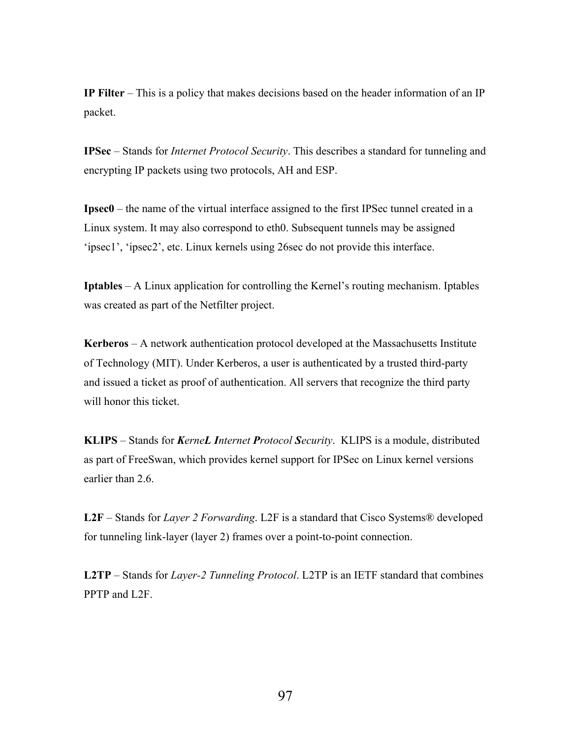**IP Filter** – This is a policy that makes decisions based on the header information of an IP packet.

**IPSec** – Stands for *Internet Protocol Security*. This describes a standard for tunneling and encrypting IP packets using two protocols, AH and ESP.

**Ipsec0** – the name of the virtual interface assigned to the first IPSec tunnel created in a Linux system. It may also correspond to eth0. Subsequent tunnels may be assigned 'ipsec1', 'ipsec2', etc. Linux kernels using 26sec do not provide this interface.

**Iptables** – A Linux application for controlling the Kernel's routing mechanism. Iptables was created as part of the Netfilter project.

**Kerberos** – A network authentication protocol developed at the Massachusetts Institute of Technology (MIT). Under Kerberos, a user is authenticated by a trusted third-party and issued a ticket as proof of authentication. All servers that recognize the third party will honor this ticket.

**KLIPS** – Stands for ***K**erne**L** **I**nternet **P**rotocol **S**ecurity*. KLIPS is a module, distributed as part of FreeSwan, which provides kernel support for IPSec on Linux kernel versions earlier than 2.6.

**L2F** – Stands for *Layer 2 Forwarding*. L2F is a standard that Cisco Systems® developed for tunneling link-layer (layer 2) frames over a point-to-point connection.

**L2TP** – Stands for *Layer-2 Tunneling Protocol*. L2TP is an IETF standard that combines PPTP and L2F.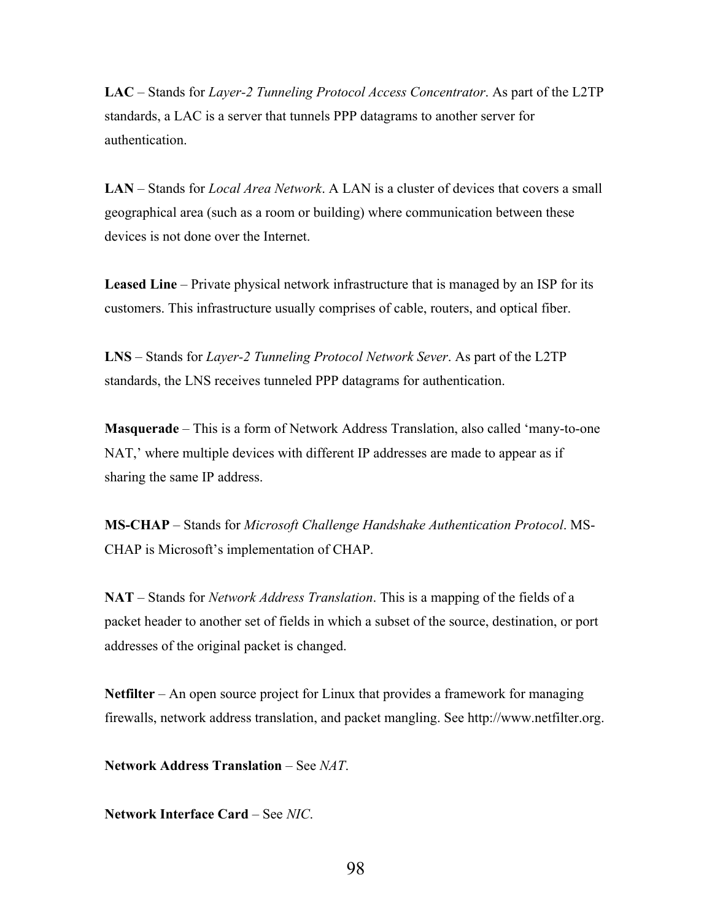**LAC** – Stands for *Layer-2 Tunneling Protocol Access Concentrator*. As part of the L2TP standards, a LAC is a server that tunnels PPP datagrams to another server for authentication.

**LAN** – Stands for *Local Area Network*. A LAN is a cluster of devices that covers a small geographical area (such as a room or building) where communication between these devices is not done over the Internet.

**Leased Line** – Private physical network infrastructure that is managed by an ISP for its customers. This infrastructure usually comprises of cable, routers, and optical fiber.

**LNS** – Stands for *Layer-2 Tunneling Protocol Network Sever*. As part of the L2TP standards, the LNS receives tunneled PPP datagrams for authentication.

**Masquerade** – This is a form of Network Address Translation, also called 'many-to-one NAT,' where multiple devices with different IP addresses are made to appear as if sharing the same IP address.

**MS-CHAP** – Stands for *Microsoft Challenge Handshake Authentication Protocol*. MS-CHAP is Microsoft's implementation of CHAP.

**NAT** – Stands for *Network Address Translation*. This is a mapping of the fields of a packet header to another set of fields in which a subset of the source, destination, or port addresses of the original packet is changed.

**Netfilter** – An open source project for Linux that provides a framework for managing firewalls, network address translation, and packet mangling. See http://www.netfilter.org.

**Network Address Translation** – See *NAT*.

**Network Interface Card** – See *NIC*.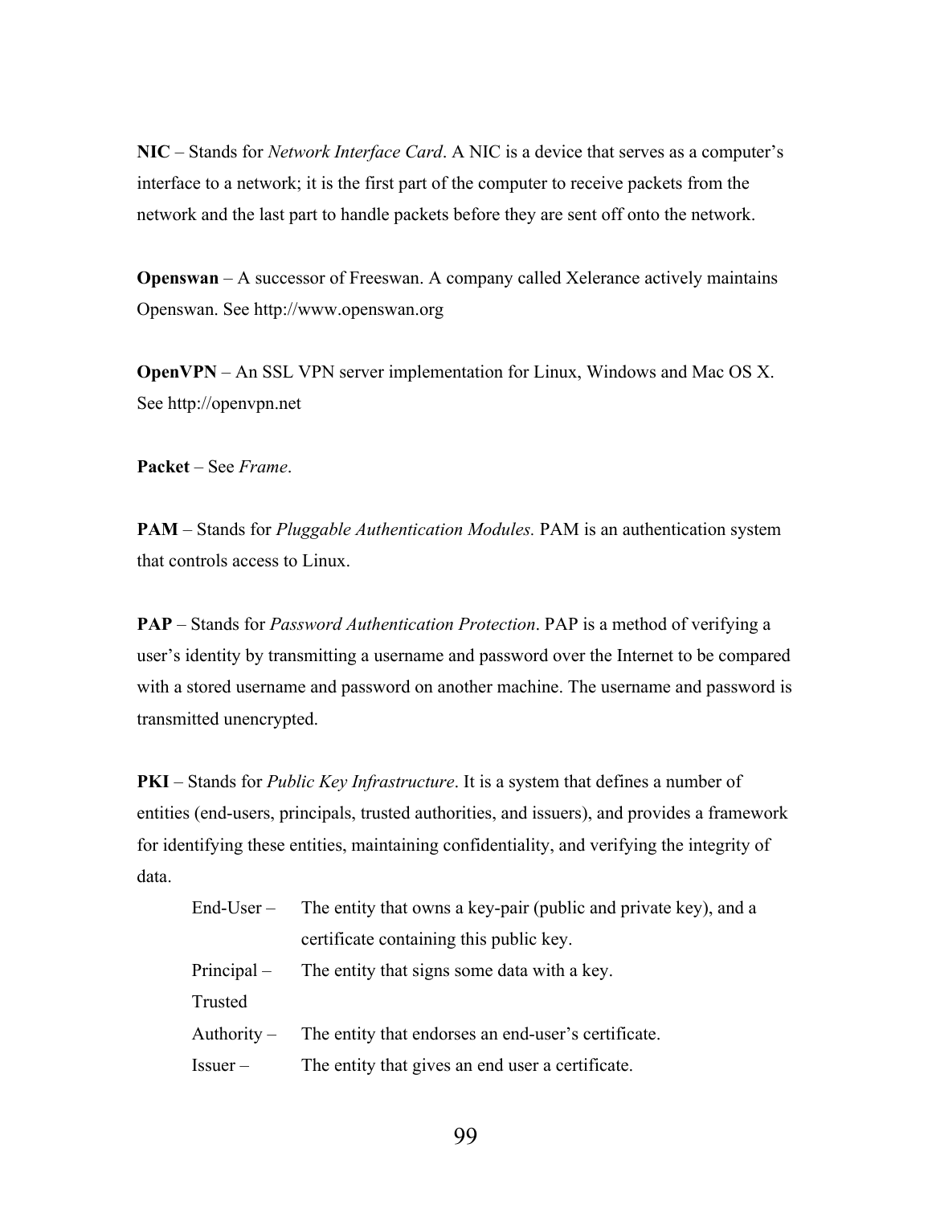**NIC** – Stands for *Network Interface Card*. A NIC is a device that serves as a computer's interface to a network; it is the first part of the computer to receive packets from the network and the last part to handle packets before they are sent off onto the network.

**Openswan** – A successor of Freeswan. A company called Xelerance actively maintains Openswan. See http://www.openswan.org

**OpenVPN** – An SSL VPN server implementation for Linux, Windows and Mac OS X. See http://openvpn.net

**Packet** – See *Frame*.

**PAM** – Stands for *Pluggable Authentication Modules.* PAM is an authentication system that controls access to Linux.

**PAP** – Stands for *Password Authentication Protection*. PAP is a method of verifying a user's identity by transmitting a username and password over the Internet to be compared with a stored username and password on another machine. The username and password is transmitted unencrypted.

**PKI** – Stands for *Public Key Infrastructure*. It is a system that defines a number of entities (end-users, principals, trusted authorities, and issuers), and provides a framework for identifying these entities, maintaining confidentiality, and verifying the integrity of data.

| | |
|---|---|
| End-User – | The entity that owns a key-pair (public and private key), and a certificate containing this public key. |
| Principal – | The entity that signs some data with a key. |
| Trusted Authority – | The entity that endorses an end-user's certificate. |
| Issuer – | The entity that gives an end user a certificate. |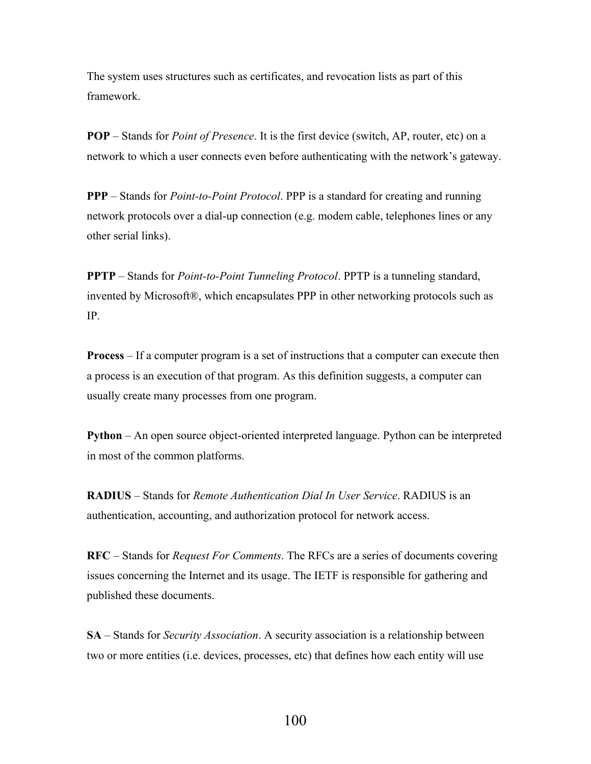The system uses structures such as certificates, and revocation lists as part of this framework.

**POP** – Stands for *Point of Presence*. It is the first device (switch, AP, router, etc) on a network to which a user connects even before authenticating with the network's gateway.

**PPP** – Stands for *Point-to-Point Protocol*. PPP is a standard for creating and running network protocols over a dial-up connection (e.g. modem cable, telephones lines or any other serial links).

**PPTP** – Stands for *Point-to-Point Tunneling Protocol*. PPTP is a tunneling standard, invented by Microsoft®, which encapsulates PPP in other networking protocols such as IP.

**Process** – If a computer program is a set of instructions that a computer can execute then a process is an execution of that program. As this definition suggests, a computer can usually create many processes from one program.

**Python** – An open source object-oriented interpreted language. Python can be interpreted in most of the common platforms.

**RADIUS** – Stands for *Remote Authentication Dial In User Service*. RADIUS is an authentication, accounting, and authorization protocol for network access.

**RFC** – Stands for *Request For Comments*. The RFCs are a series of documents covering issues concerning the Internet and its usage. The IETF is responsible for gathering and published these documents.

**SA** – Stands for *Security Association*. A security association is a relationship between two or more entities (i.e. devices, processes, etc) that defines how each entity will use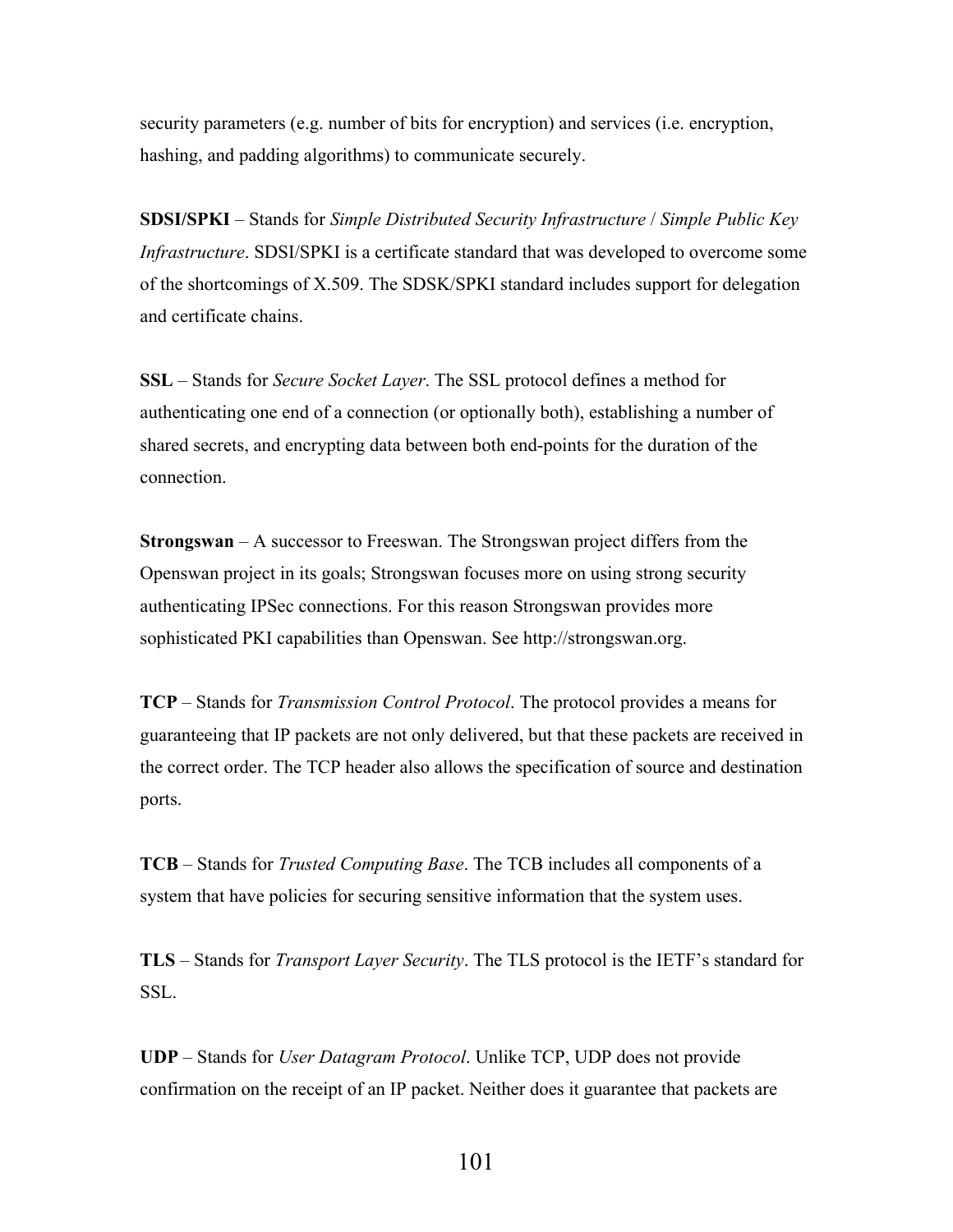security parameters (e.g. number of bits for encryption) and services (i.e. encryption, hashing, and padding algorithms) to communicate securely.

**SDSI/SPKI** – Stands for *Simple Distributed Security Infrastructure* / *Simple Public Key Infrastructure*. SDSI/SPKI is a certificate standard that was developed to overcome some of the shortcomings of X.509. The SDSK/SPKI standard includes support for delegation and certificate chains.

**SSL** – Stands for *Secure Socket Layer*. The SSL protocol defines a method for authenticating one end of a connection (or optionally both), establishing a number of shared secrets, and encrypting data between both end-points for the duration of the connection.

**Strongswan** – A successor to Freeswan. The Strongswan project differs from the Openswan project in its goals; Strongswan focuses more on using strong security authenticating IPSec connections. For this reason Strongswan provides more sophisticated PKI capabilities than Openswan. See http://strongswan.org.

**TCP** – Stands for *Transmission Control Protocol*. The protocol provides a means for guaranteeing that IP packets are not only delivered, but that these packets are received in the correct order. The TCP header also allows the specification of source and destination ports.

**TCB** – Stands for *Trusted Computing Base*. The TCB includes all components of a system that have policies for securing sensitive information that the system uses.

**TLS** – Stands for *Transport Layer Security*. The TLS protocol is the IETF's standard for SSL.

**UDP** – Stands for *User Datagram Protocol*. Unlike TCP, UDP does not provide confirmation on the receipt of an IP packet. Neither does it guarantee that packets are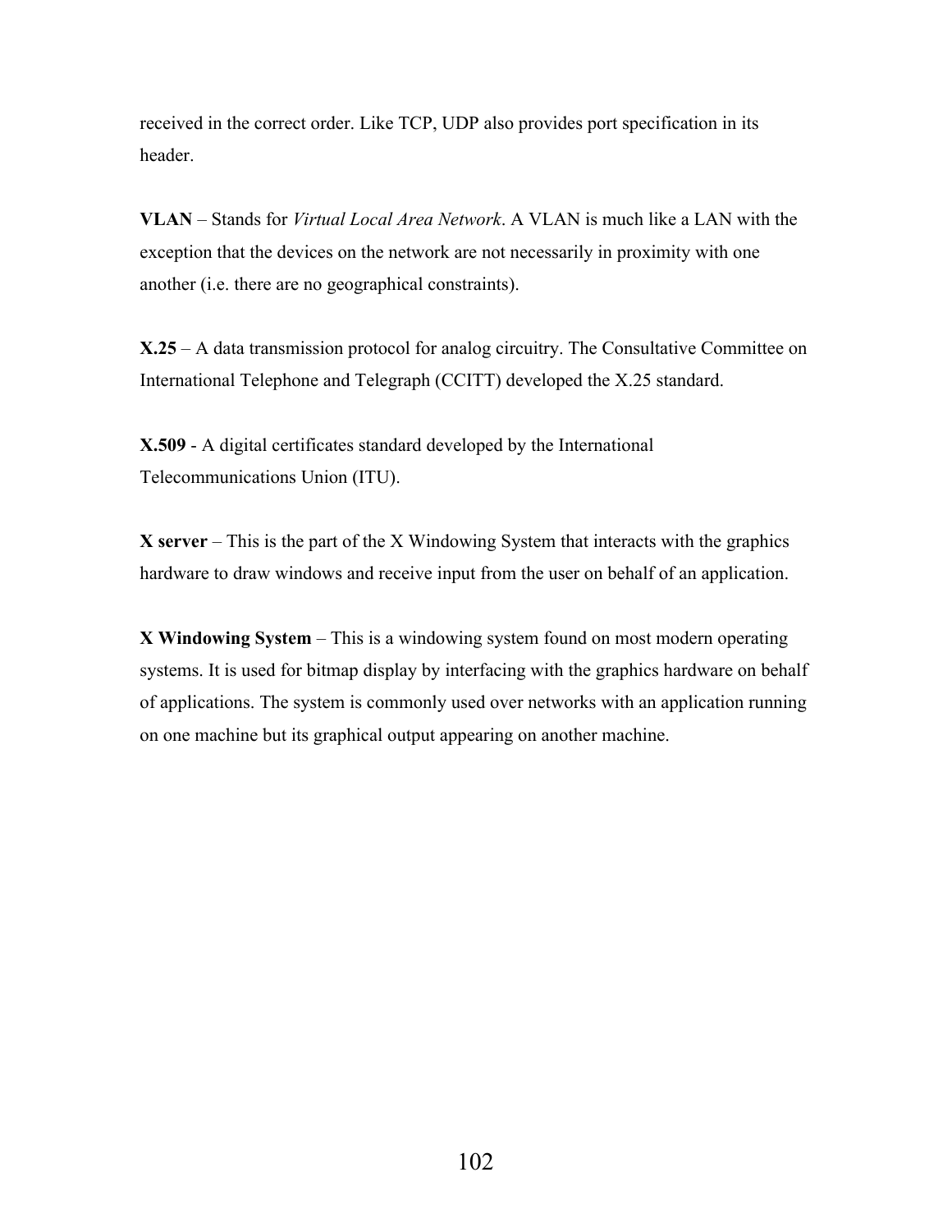received in the correct order. Like TCP, UDP also provides port specification in its header.

**VLAN** – Stands for *Virtual Local Area Network*. A VLAN is much like a LAN with the exception that the devices on the network are not necessarily in proximity with one another (i.e. there are no geographical constraints).

**X.25** – A data transmission protocol for analog circuitry. The Consultative Committee on International Telephone and Telegraph (CCITT) developed the X.25 standard.

**X.509** - A digital certificates standard developed by the International Telecommunications Union (ITU).

**X server** – This is the part of the X Windowing System that interacts with the graphics hardware to draw windows and receive input from the user on behalf of an application.

**X Windowing System** – This is a windowing system found on most modern operating systems. It is used for bitmap display by interfacing with the graphics hardware on behalf of applications. The system is commonly used over networks with an application running on one machine but its graphical output appearing on another machine.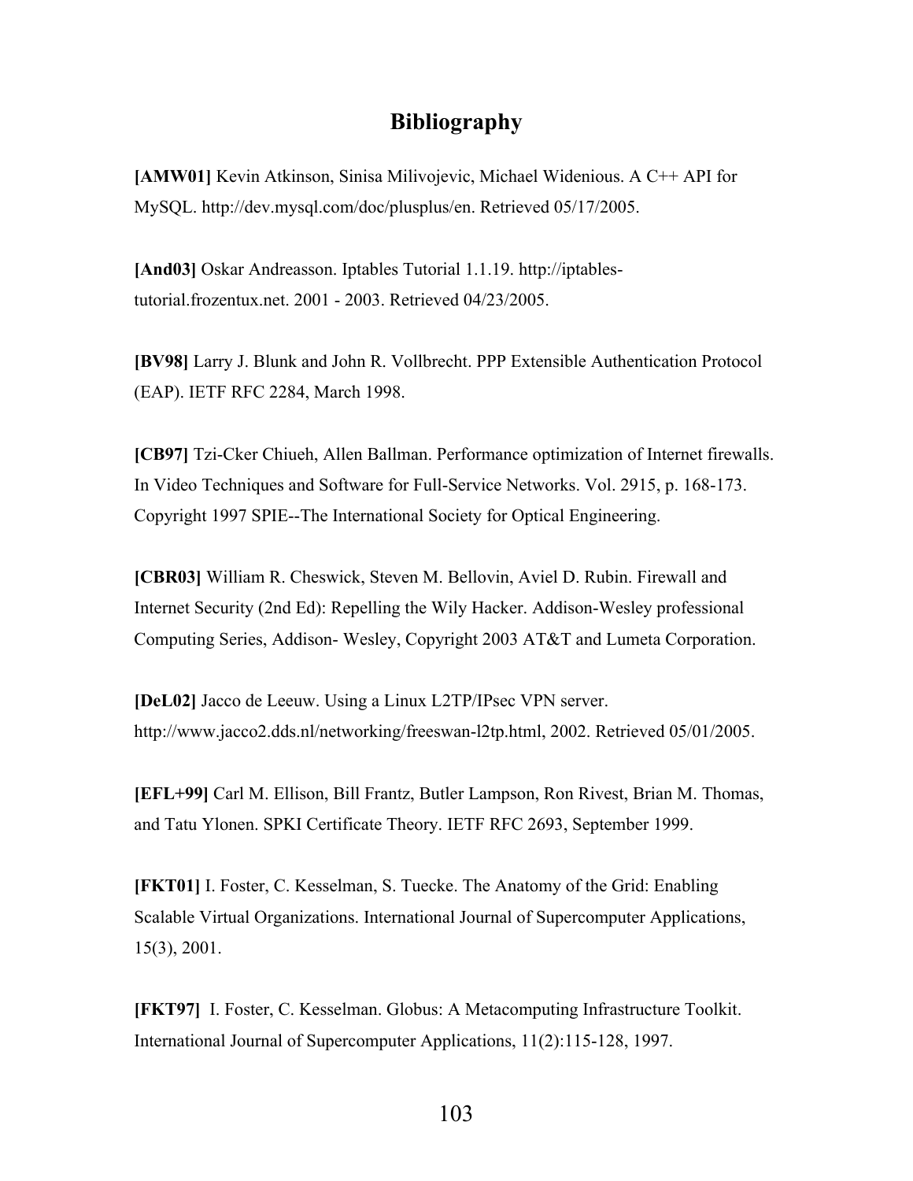# Bibliography

**[AMW01]** Kevin Atkinson, Sinisa Milivojevic, Michael Widenious. A C++ API for MySQL. http://dev.mysql.com/doc/plusplus/en. Retrieved 05/17/2005.

**[And03]** Oskar Andreasson. Iptables Tutorial 1.1.19. http://iptables-tutorial.frozentux.net. 2001 - 2003. Retrieved 04/23/2005.

**[BV98]** Larry J. Blunk and John R. Vollbrecht. PPP Extensible Authentication Protocol (EAP). IETF RFC 2284, March 1998.

**[CB97]** Tzi-Cker Chiueh, Allen Ballman. Performance optimization of Internet firewalls. In Video Techniques and Software for Full-Service Networks. Vol. 2915, p. 168-173. Copyright 1997 SPIE--The International Society for Optical Engineering.

**[CBR03]** William R. Cheswick, Steven M. Bellovin, Aviel D. Rubin. Firewall and Internet Security (2nd Ed): Repelling the Wily Hacker. Addison-Wesley professional Computing Series, Addison- Wesley, Copyright 2003 AT&T and Lumeta Corporation.

**[DeL02]** Jacco de Leeuw. Using a Linux L2TP/IPsec VPN server. http://www.jacco2.dds.nl/networking/freeswan-l2tp.html, 2002. Retrieved 05/01/2005.

**[EFL+99]** Carl M. Ellison, Bill Frantz, Butler Lampson, Ron Rivest, Brian M. Thomas, and Tatu Ylonen. SPKI Certificate Theory. IETF RFC 2693, September 1999.

**[FKT01]** I. Foster, C. Kesselman, S. Tuecke. The Anatomy of the Grid: Enabling Scalable Virtual Organizations. International Journal of Supercomputer Applications, 15(3), 2001.

**[FKT97]** I. Foster, C. Kesselman. Globus: A Metacomputing Infrastructure Toolkit. International Journal of Supercomputer Applications, 11(2):115-128, 1997.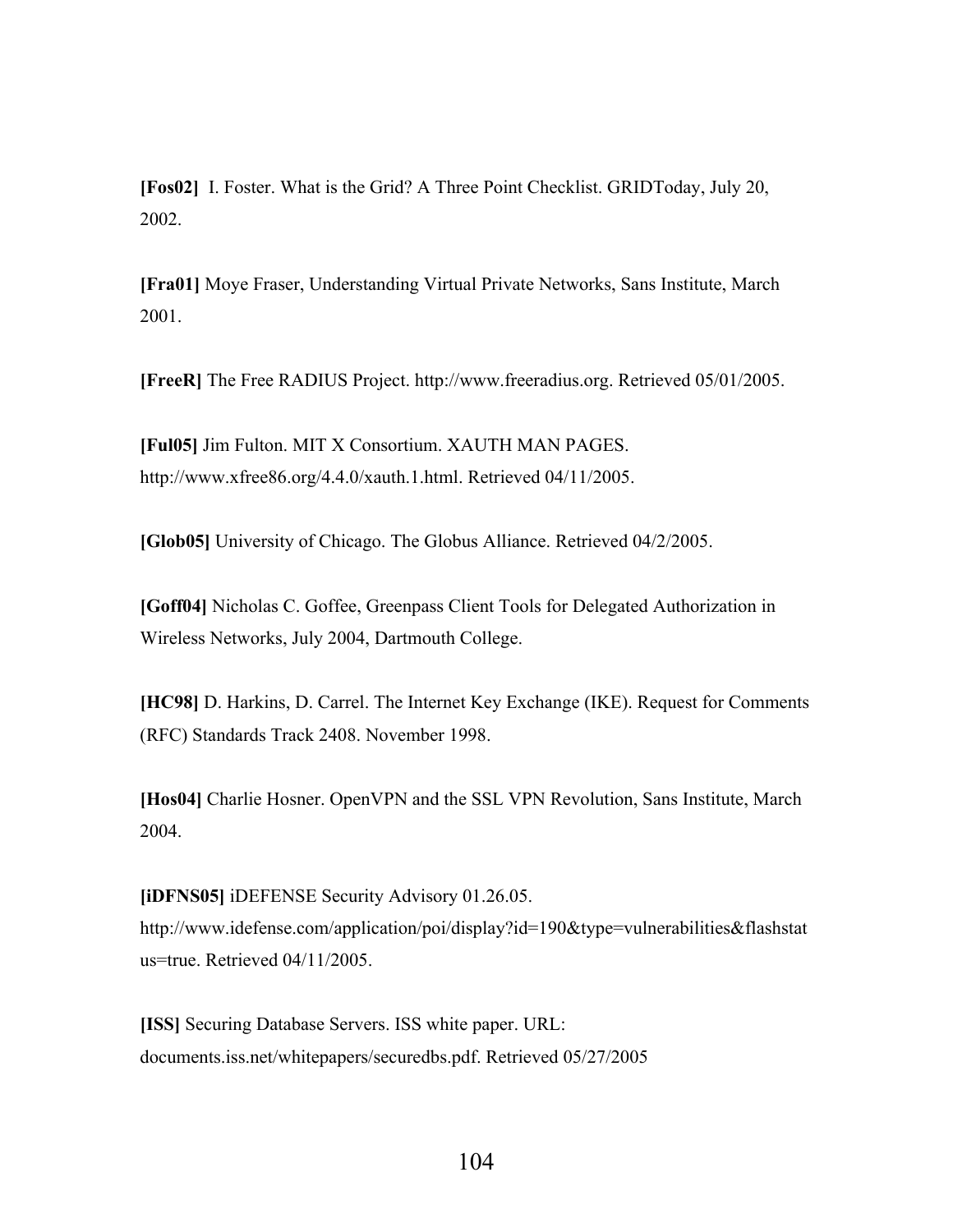**[Fos02]** I. Foster. What is the Grid? A Three Point Checklist. GRIDToday, July 20, 2002.

**[Fra01]** Moye Fraser, Understanding Virtual Private Networks, Sans Institute, March 2001.

**[FreeR]** The Free RADIUS Project. http://www.freeradius.org. Retrieved 05/01/2005.

**[Ful05]** Jim Fulton. MIT X Consortium. XAUTH MAN PAGES. http://www.xfree86.org/4.4.0/xauth.1.html. Retrieved 04/11/2005.

**[Glob05]** University of Chicago. The Globus Alliance. Retrieved 04/2/2005.

**[Goff04]** Nicholas C. Goffee, Greenpass Client Tools for Delegated Authorization in Wireless Networks, July 2004, Dartmouth College.

**[HC98]** D. Harkins, D. Carrel. The Internet Key Exchange (IKE). Request for Comments (RFC) Standards Track 2408. November 1998.

**[Hos04]** Charlie Hosner. OpenVPN and the SSL VPN Revolution, Sans Institute, March 2004.

**[iDFNS05]** iDEFENSE Security Advisory 01.26.05. http://www.idefense.com/application/poi/display?id=190&type=vulnerabilities&flashstatus=true. Retrieved 04/11/2005.

**[ISS]** Securing Database Servers. ISS white paper. URL: documents.iss.net/whitepapers/securedbs.pdf. Retrieved 05/27/2005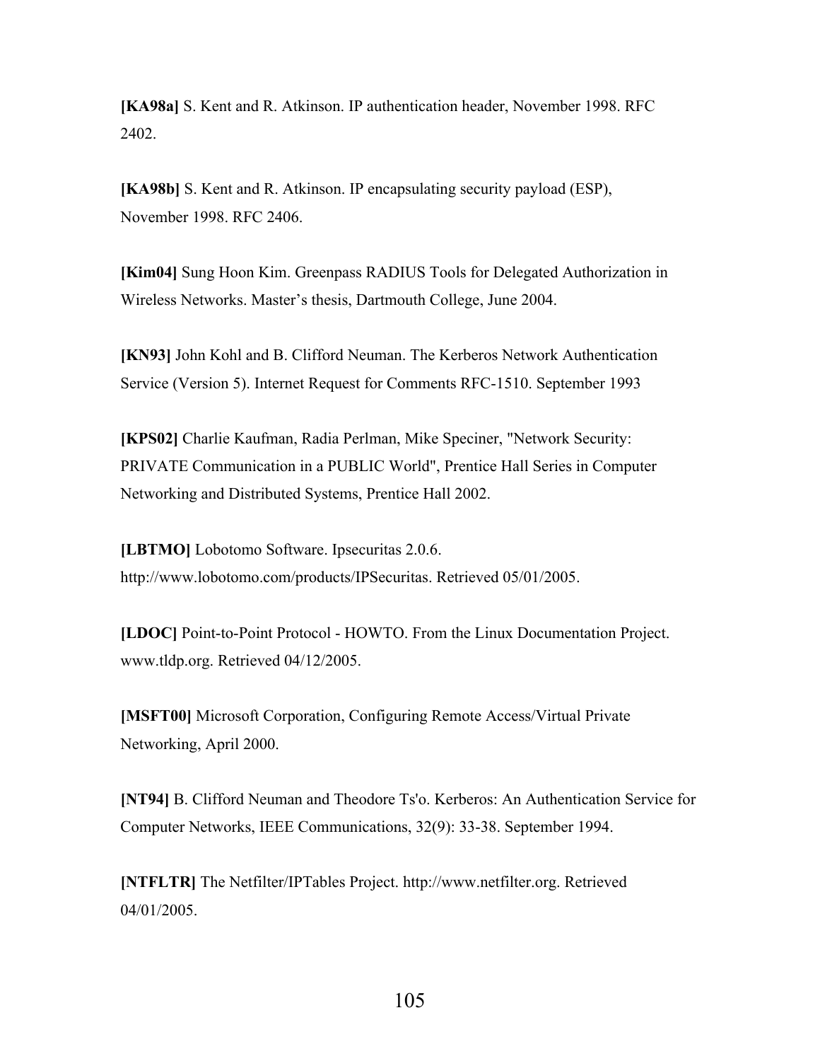**[KA98a]** S. Kent and R. Atkinson. IP authentication header, November 1998. RFC 2402.

**[KA98b]** S. Kent and R. Atkinson. IP encapsulating security payload (ESP), November 1998. RFC 2406.

**[Kim04]** Sung Hoon Kim. Greenpass RADIUS Tools for Delegated Authorization in Wireless Networks. Master's thesis, Dartmouth College, June 2004.

**[KN93]** John Kohl and B. Clifford Neuman. The Kerberos Network Authentication Service (Version 5). Internet Request for Comments RFC-1510. September 1993

**[KPS02]** Charlie Kaufman, Radia Perlman, Mike Speciner, "Network Security: PRIVATE Communication in a PUBLIC World", Prentice Hall Series in Computer Networking and Distributed Systems, Prentice Hall 2002.

**[LBTMO]** Lobotomo Software. Ipsecuritas 2.0.6. http://www.lobotomo.com/products/IPSecuritas. Retrieved 05/01/2005.

**[LDOC]** Point-to-Point Protocol - HOWTO. From the Linux Documentation Project. www.tldp.org. Retrieved 04/12/2005.

**[MSFT00]** Microsoft Corporation, Configuring Remote Access/Virtual Private Networking, April 2000.

**[NT94]** B. Clifford Neuman and Theodore Ts'o. Kerberos: An Authentication Service for Computer Networks, IEEE Communications, 32(9): 33-38. September 1994.

**[NTFLTR]** The Netfilter/IPTables Project. http://www.netfilter.org. Retrieved 04/01/2005.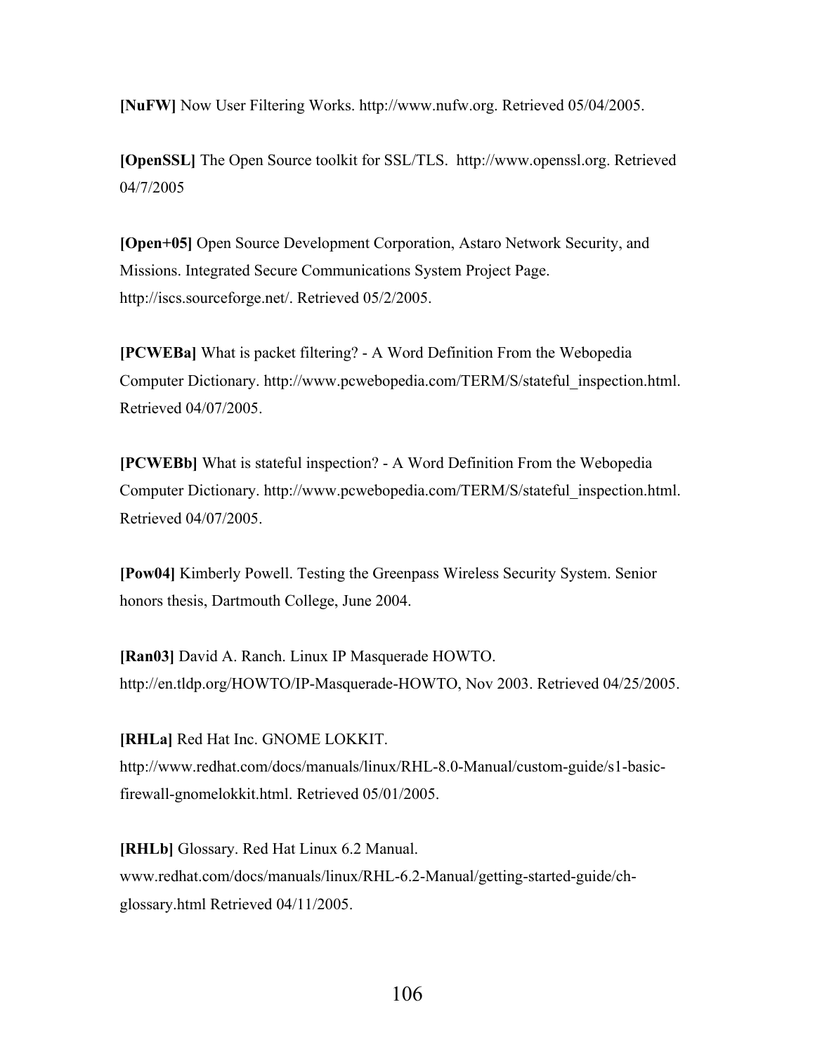**[NuFW]** Now User Filtering Works. http://www.nufw.org. Retrieved 05/04/2005.

**[OpenSSL]** The Open Source toolkit for SSL/TLS. http://www.openssl.org. Retrieved 04/7/2005

**[Open+05]** Open Source Development Corporation, Astaro Network Security, and Missions. Integrated Secure Communications System Project Page. http://iscs.sourceforge.net/. Retrieved 05/2/2005.

**[PCWEBa]** What is packet filtering? - A Word Definition From the Webopedia Computer Dictionary. http://www.pcwebopedia.com/TERM/S/stateful_inspection.html. Retrieved 04/07/2005.

**[PCWEBb]** What is stateful inspection? - A Word Definition From the Webopedia Computer Dictionary. http://www.pcwebopedia.com/TERM/S/stateful_inspection.html. Retrieved 04/07/2005.

**[Pow04]** Kimberly Powell. Testing the Greenpass Wireless Security System. Senior honors thesis, Dartmouth College, June 2004.

**[Ran03]** David A. Ranch. Linux IP Masquerade HOWTO. http://en.tldp.org/HOWTO/IP-Masquerade-HOWTO, Nov 2003. Retrieved 04/25/2005.

**[RHLa]** Red Hat Inc. GNOME LOKKIT. http://www.redhat.com/docs/manuals/linux/RHL-8.0-Manual/custom-guide/s1-basic-firewall-gnomelokkit.html. Retrieved 05/01/2005.

**[RHLb]** Glossary. Red Hat Linux 6.2 Manual. www.redhat.com/docs/manuals/linux/RHL-6.2-Manual/getting-started-guide/ch-glossary.html Retrieved 04/11/2005.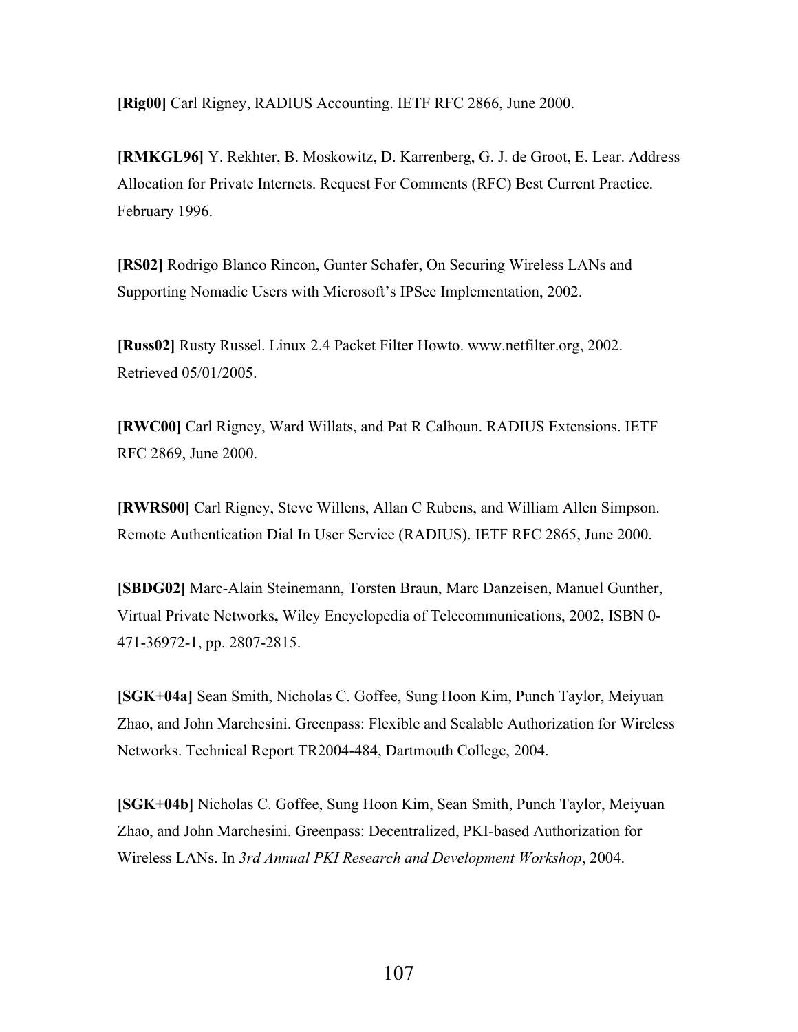**[Rig00]** Carl Rigney, RADIUS Accounting. IETF RFC 2866, June 2000.

**[RMKGL96]** Y. Rekhter, B. Moskowitz, D. Karrenberg, G. J. de Groot, E. Lear. Address Allocation for Private Internets. Request For Comments (RFC) Best Current Practice. February 1996.

**[RS02]** Rodrigo Blanco Rincon, Gunter Schafer, On Securing Wireless LANs and Supporting Nomadic Users with Microsoft's IPSec Implementation, 2002.

**[Russ02]** Rusty Russel. Linux 2.4 Packet Filter Howto. www.netfilter.org, 2002. Retrieved 05/01/2005.

**[RWC00]** Carl Rigney, Ward Willats, and Pat R Calhoun. RADIUS Extensions. IETF RFC 2869, June 2000.

**[RWRS00]** Carl Rigney, Steve Willens, Allan C Rubens, and William Allen Simpson. Remote Authentication Dial In User Service (RADIUS). IETF RFC 2865, June 2000.

**[SBDG02]** Marc-Alain Steinemann, Torsten Braun, Marc Danzeisen, Manuel Gunther, Virtual Private Networks**,** Wiley Encyclopedia of Telecommunications, 2002, ISBN 0-471-36972-1, pp. 2807-2815.

**[SGK+04a]** Sean Smith, Nicholas C. Goffee, Sung Hoon Kim, Punch Taylor, Meiyuan Zhao, and John Marchesini. Greenpass: Flexible and Scalable Authorization for Wireless Networks. Technical Report TR2004-484, Dartmouth College, 2004.

**[SGK+04b]** Nicholas C. Goffee, Sung Hoon Kim, Sean Smith, Punch Taylor, Meiyuan Zhao, and John Marchesini. Greenpass: Decentralized, PKI-based Authorization for Wireless LANs. In *3rd Annual PKI Research and Development Workshop*, 2004.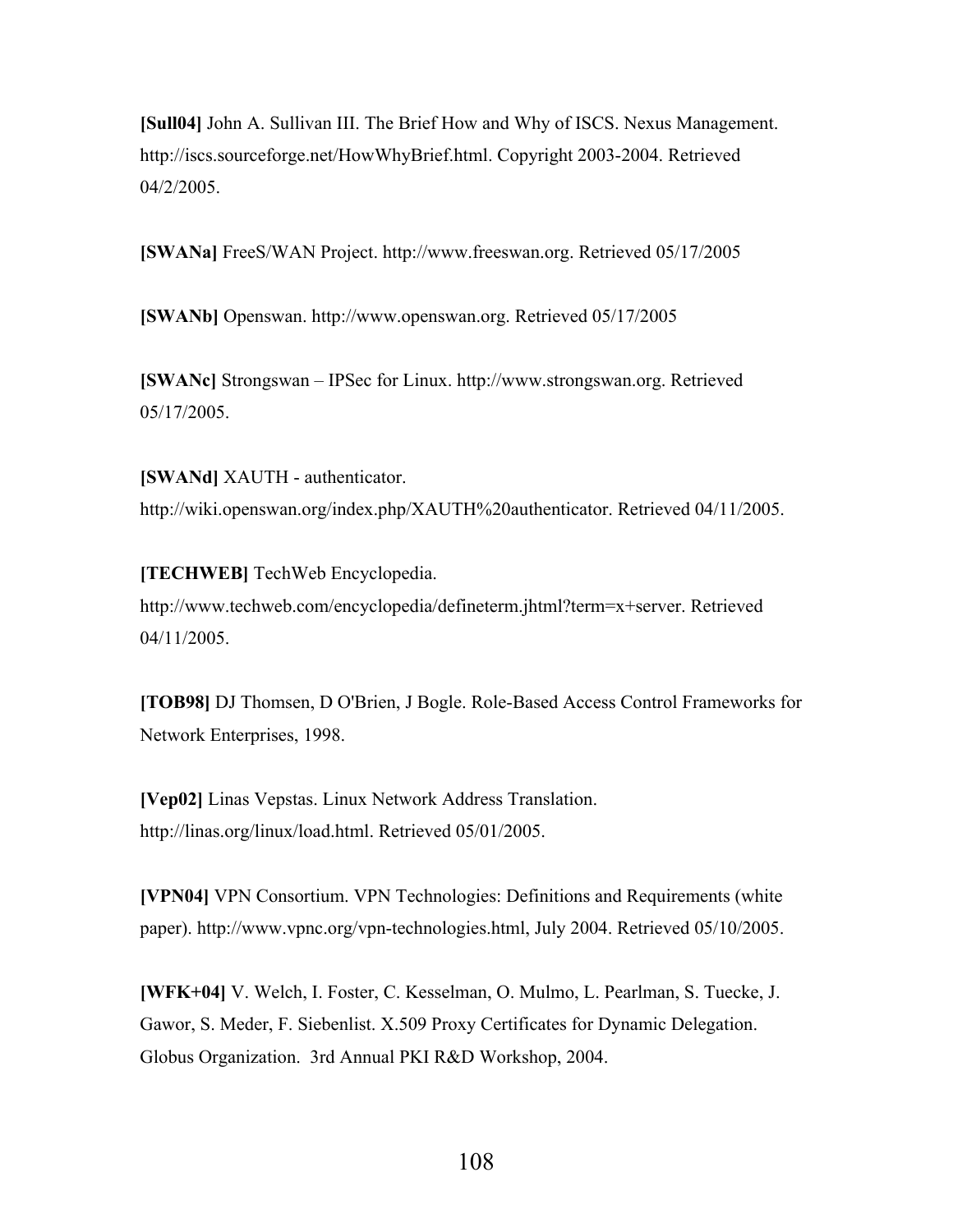**[Sull04]** John A. Sullivan III. The Brief How and Why of ISCS. Nexus Management. http://iscs.sourceforge.net/HowWhyBrief.html. Copyright 2003-2004. Retrieved 04/2/2005.

**[SWANa]** FreeS/WAN Project. http://www.freeswan.org. Retrieved 05/17/2005

**[SWANb]** Openswan. http://www.openswan.org. Retrieved 05/17/2005

**[SWANc]** Strongswan – IPSec for Linux. http://www.strongswan.org. Retrieved 05/17/2005.

**[SWANd]** XAUTH - authenticator. http://wiki.openswan.org/index.php/XAUTH%20authenticator. Retrieved 04/11/2005.

**[TECHWEB]** TechWeb Encyclopedia. http://www.techweb.com/encyclopedia/defineterm.jhtml?term=x+server. Retrieved 04/11/2005.

**[TOB98]** DJ Thomsen, D O'Brien, J Bogle. Role-Based Access Control Frameworks for Network Enterprises, 1998.

**[Vep02]** Linas Vepstas. Linux Network Address Translation. http://linas.org/linux/load.html. Retrieved 05/01/2005.

**[VPN04]** VPN Consortium. VPN Technologies: Definitions and Requirements (white paper). http://www.vpnc.org/vpn-technologies.html, July 2004. Retrieved 05/10/2005.

**[WFK+04]** V. Welch, I. Foster, C. Kesselman, O. Mulmo, L. Pearlman, S. Tuecke, J. Gawor, S. Meder, F. Siebenlist. X.509 Proxy Certificates for Dynamic Delegation. Globus Organization. 3rd Annual PKI R&D Workshop, 2004.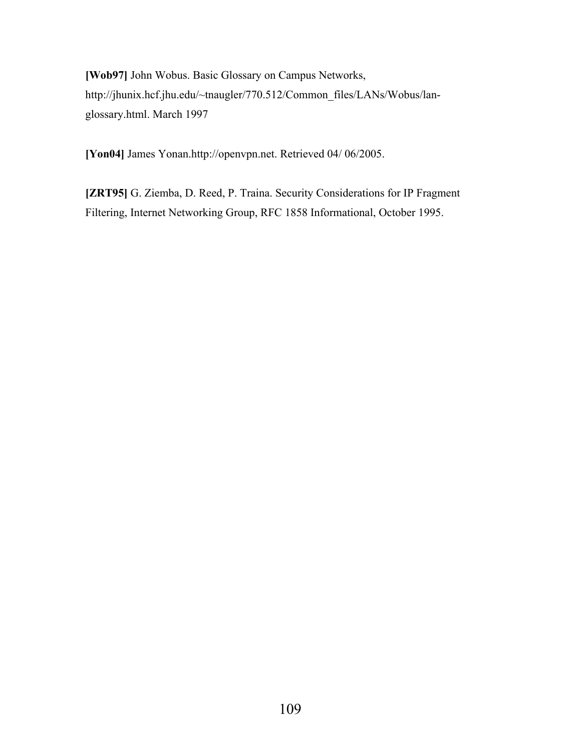**[Wob97]** John Wobus. Basic Glossary on Campus Networks, http://jhunix.hcf.jhu.edu/~tnaugler/770.512/Common_files/LANs/Wobus/lan-glossary.html. March 1997

**[Yon04]** James Yonan.http://openvpn.net. Retrieved 04/ 06/2005.

**[ZRT95]** G. Ziemba, D. Reed, P. Traina. Security Considerations for IP Fragment Filtering, Internet Networking Group, RFC 1858 Informational, October 1995.